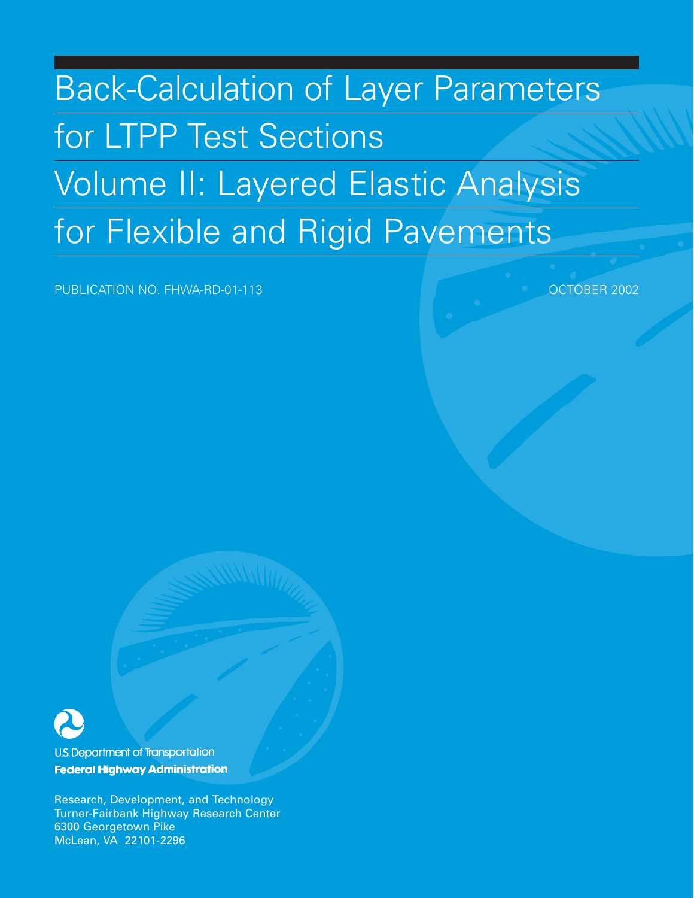# Back-Calculation of Layer Parameters for LTPP Test Sections

# Volume II: Layered Elastic Analysis for Flexible and Rigid Pavements

PUBLICATION NO. FHWA-RD-01-113

OCTOBER 2002

U.S. Department of Transportation

**Federal Highway Administration**

Research, Development, and Technology
Turner-Fairbank Highway Research Center
6300 Georgetown Pike
McLean, VA 22101-2296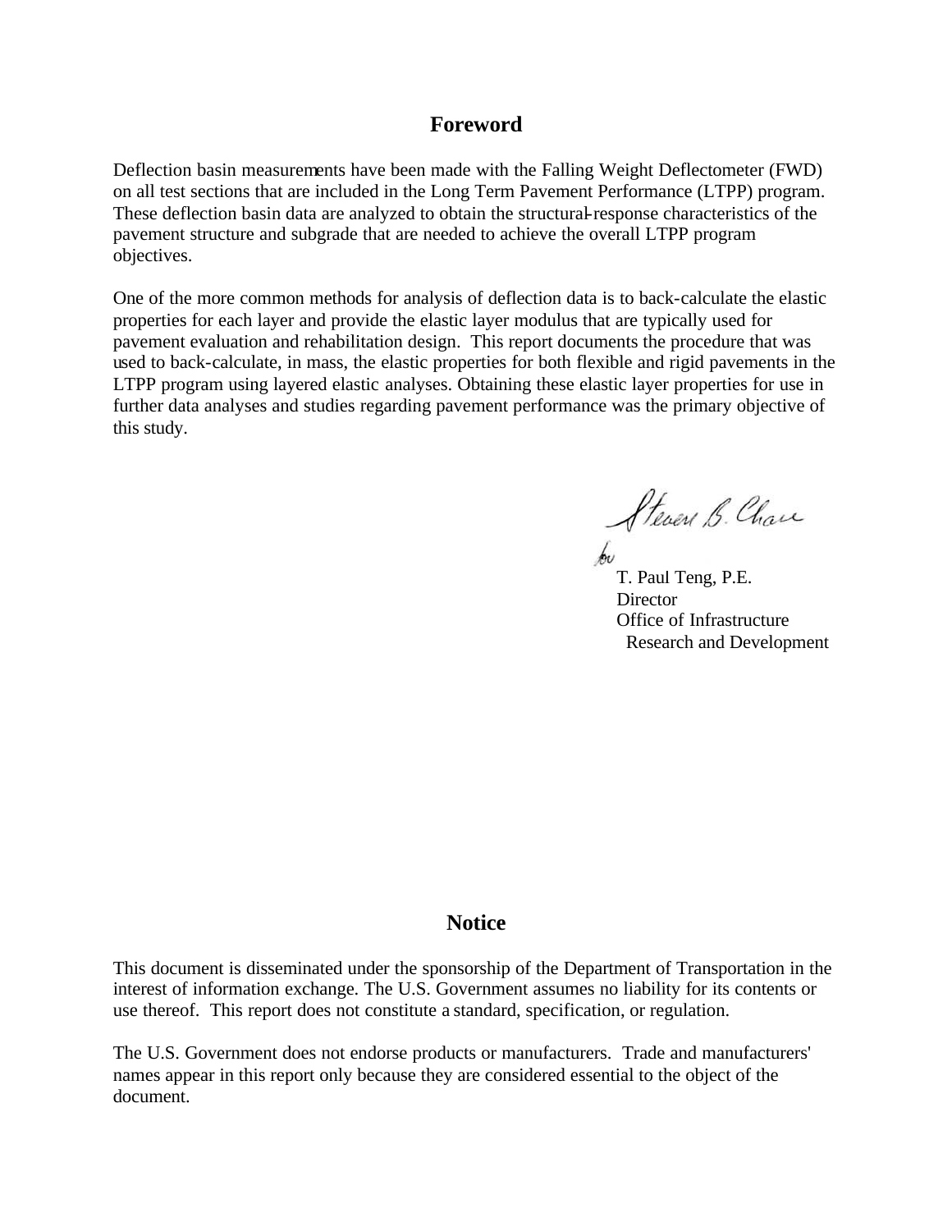# Foreword

Deflection basin measurements have been made with the Falling Weight Deflectometer (FWD) on all test sections that are included in the Long Term Pavement Performance (LTPP) program. These deflection basin data are analyzed to obtain the structural-response characteristics of the pavement structure and subgrade that are needed to achieve the overall LTPP program objectives.

One of the more common methods for analysis of deflection data is to back-calculate the elastic properties for each layer and provide the elastic layer modulus that are typically used for pavement evaluation and rehabilitation design. This report documents the procedure that was used to back-calculate, in mass, the elastic properties for both flexible and rigid pavements in the LTPP program using layered elastic analyses. Obtaining these elastic layer properties for use in further data analyses and studies regarding pavement performance was the primary objective of this study.

Steven B. Chase
for

T. Paul Teng, P.E.
Director
Office of Infrastructure
Research and Development

# Notice

This document is disseminated under the sponsorship of the Department of Transportation in the interest of information exchange. The U.S. Government assumes no liability for its contents or use thereof. This report does not constitute a standard, specification, or regulation.

The U.S. Government does not endorse products or manufacturers. Trade and manufacturers' names appear in this report only because they are considered essential to the object of the document.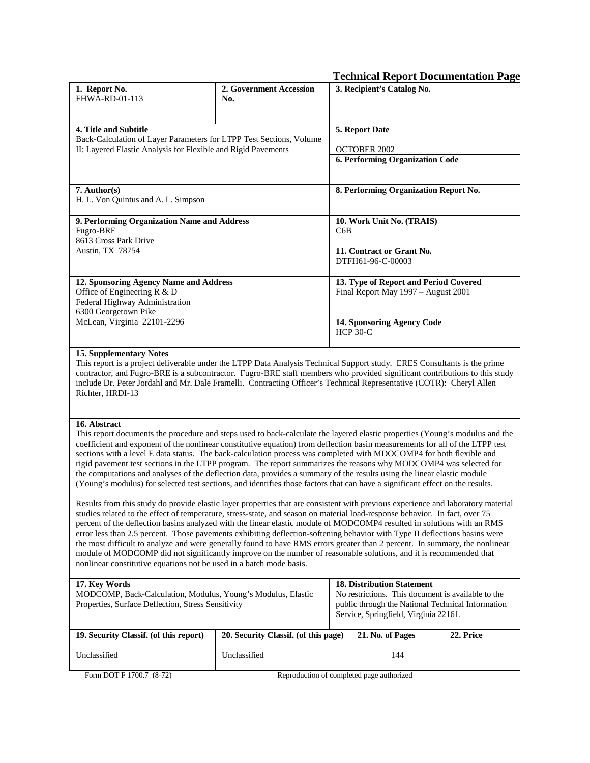# Technical Report Documentation Page

| 1. Report No. | 2. Government Accession No. | 3. Recipient's Catalog No. |
|---|---|---|
| FHWA-RD-01-113 | | |

| 4. Title and Subtitle | 5. Report Date |
|---|---|
| Back-Calculation of Layer Parameters for LTPP Test Sections, Volume II: Layered Elastic Analysis for Flexible and Rigid Pavements | OCTOBER 2002 |
| | **6. Performing Organization Code** |

| 7. Author(s) | 8. Performing Organization Report No. |
|---|---|
| H. L. Von Quintus and A. L. Simpson | |

| 9. Performing Organization Name and Address | 10. Work Unit No. (TRAIS) |
|---|---|
| Fugro-BRE<br>8613 Cross Park Drive<br>Austin, TX 78754 | C6B |
| | **11. Contract or Grant No.**<br>DTFH61-96-C-00003 |

| 12. Sponsoring Agency Name and Address | 13. Type of Report and Period Covered |
|---|---|
| Office of Engineering R & D<br>Federal Highway Administration<br>6300 Georgetown Pike<br>McLean, Virginia 22101-2296 | Final Report May 1997 – August 2001 |
| | **14. Sponsoring Agency Code**<br>HCP 30-C |

**15. Supplementary Notes**

This report is a project deliverable under the LTPP Data Analysis Technical Support study. ERES Consultants is the prime contractor, and Fugro-BRE is a subcontractor. Fugro-BRE staff members who provided significant contributions to this study include Dr. Peter Jordahl and Mr. Dale Framelli. Contracting Officer's Technical Representative (COTR): Cheryl Allen Richter, HRDI-13

**16. Abstract**

This report documents the procedure and steps used to back-calculate the layered elastic properties (Young's modulus and the coefficient and exponent of the nonlinear constitutive equation) from deflection basin measurements for all of the LTPP test sections with a level E data status. The back-calculation process was completed with MDOCOMP4 for both flexible and rigid pavement test sections in the LTPP program. The report summarizes the reasons why MODCOMP4 was selected for the computations and analyses of the deflection data, provides a summary of the results using the linear elastic module (Young's modulus) for selected test sections, and identifies those factors that can have a significant effect on the results.

Results from this study do provide elastic layer properties that are consistent with previous experience and laboratory material studies related to the effect of temperature, stress-state, and season on material load-response behavior. In fact, over 75 percent of the deflection basins analyzed with the linear elastic module of MODCOMP4 resulted in solutions with an RMS error less than 2.5 percent. Those pavements exhibiting deflection-softening behavior with Type II deflections basins were the most difficult to analyze and were generally found to have RMS errors greater than 2 percent. In summary, the nonlinear module of MODCOMP did not significantly improve on the number of reasonable solutions, and it is recommended that nonlinear constitutive equations not be used in a batch mode basis.

| 17. Key Words | 18. Distribution Statement |
|---|---|
| MODCOMP, Back-Calculation, Modulus, Young's Modulus, Elastic Properties, Surface Deflection, Stress Sensitivity | No restrictions. This document is available to the public through the National Technical Information Service, Springfield, Virginia 22161. |

| 19. Security Classif. (of this report) | 20. Security Classif. (of this page) | 21. No. of Pages | 22. Price |
|---|---|---|---|
| Unclassified | Unclassified | 144 | |

Form DOT F 1700.7 (8-72) Reproduction of completed page authorized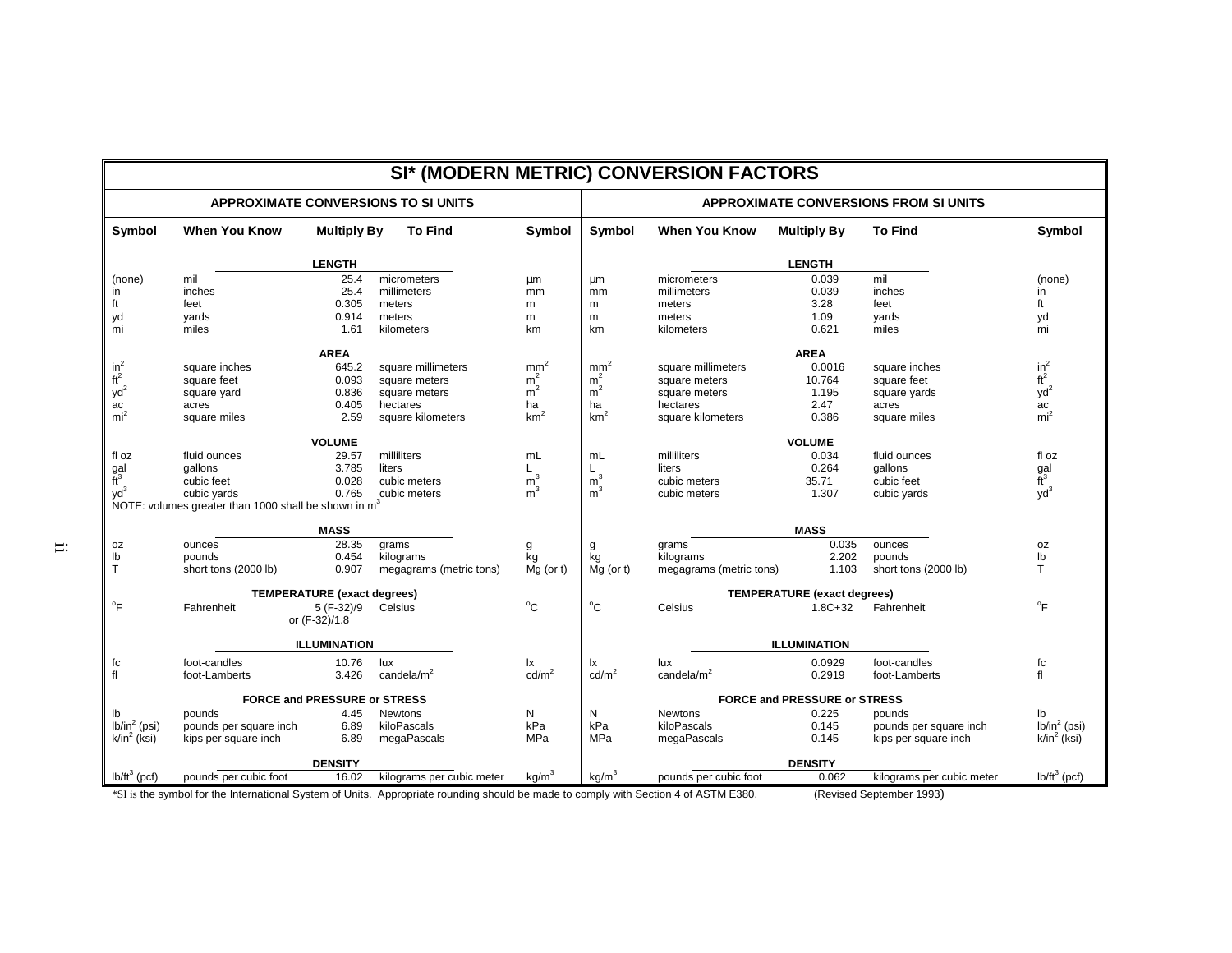# SI* (MODERN METRIC) CONVERSION FACTORS

## APPROXIMATE CONVERSIONS TO SI UNITS

| Symbol | When You Know | Multiply By | To Find | Symbol |
|---|---|---|---|---|
| | | **LENGTH** | | |
| (none) | mil | 25.4 | micrometers | μm |
| in | inches | 25.4 | millimeters | mm |
| ft | feet | 0.305 | meters | m |
| yd | yards | 0.914 | meters | m |
| mi | miles | 1.61 | kilometers | km |
| | | **AREA** | | |
| $in^2$ | square inches | 645.2 | square millimeters | $mm^2$ |
| $ft^2$ | square feet | 0.093 | square meters | $m^2$ |
| $yd^2$ | square yard | 0.836 | square meters | $m^2$ |
| ac | acres | 0.405 | hectares | ha |
| $mi^2$ | square miles | 2.59 | square kilometers | $km^2$ |
| | | **VOLUME** | | |
| fl oz | fluid ounces | 29.57 | milliliters | mL |
| gal | gallons | 3.785 | liters | L |
| $ft^3$ | cubic feet | 0.028 | cubic meters | $m^3$ |
| $yd^3$ | cubic yards | 0.765 | cubic meters | $m^3$ |
| NOTE: volumes greater than 1000 shall be shown in $m^3$ | | | | |
| | | **MASS** | | |
| oz | ounces | 28.35 | grams | g |
| lb | pounds | 0.454 | kilograms | kg |
| T | short tons (2000 lb) | 0.907 | megagrams (metric tons) | Mg (or t) |
| | | **TEMPERATURE (exact degrees)** | | |
| °F | Fahrenheit | 5 (F-32)/9 or (F-32)/1.8 | Celsius | °C |
| | | **ILLUMINATION** | | |
| fc | foot-candles | 10.76 | lux | lx |
| fl | foot-Lamberts | 3.426 | candela/$m^2$ | cd/$m^2$ |
| | | **FORCE and PRESSURE or STRESS** | | |
| lb | pounds | 4.45 | Newtons | N |
| lb/$in^2$ (psi) | pounds per square inch | 6.89 | kiloPascals | kPa |
| k/$in^2$ (ksi) | kips per square inch | 6.89 | megaPascals | MPa |
| | | **DENSITY** | | |
| lb/$ft^3$ (pcf) | pounds per cubic foot | 16.02 | kilograms per cubic meter | kg/$m^3$ |

## APPROXIMATE CONVERSIONS FROM SI UNITS

| Symbol | When You Know | Multiply By | To Find | Symbol |
|---|---|---|---|---|
| | | **LENGTH** | | |
| μm | micrometers | 0.039 | mil | (none) |
| mm | millimeters | 0.039 | inches | in |
| m | meters | 3.28 | feet | ft |
| m | meters | 1.09 | yards | yd |
| km | kilometers | 0.621 | miles | mi |
| | | **AREA** | | |
| $mm^2$ | square millimeters | 0.0016 | square inches | $in^2$ |
| $m^2$ | square meters | 10.764 | square feet | $ft^2$ |
| $m^2$ | square meters | 1.195 | square yards | $yd^2$ |
| ha | hectares | 2.47 | acres | ac |
| $km^2$ | square kilometers | 0.386 | square miles | $mi^2$ |
| | | **VOLUME** | | |
| mL | milliliters | 0.034 | fluid ounces | fl oz |
| L | liters | 0.264 | gallons | gal |
| $m^3$ | cubic meters | 35.71 | cubic feet | $ft^3$ |
| $m^3$ | cubic meters | 1.307 | cubic yards | $yd^3$ |
| | | **MASS** | | |
| g | grams | 0.035 | ounces | oz |
| kg | kilograms | 2.202 | pounds | lb |
| Mg (or t) | megagrams (metric tons) | 1.103 | short tons (2000 lb) | T |
| | | **TEMPERATURE (exact degrees)** | | |
| °C | Celsius | 1.8C+32 | Fahrenheit | °F |
| | | **ILLUMINATION** | | |
| lx | lux | 0.0929 | foot-candles | fc |
| cd/$m^2$ | candela/$m^2$ | 0.2919 | foot-Lamberts | fl |
| | | **FORCE and PRESSURE or STRESS** | | |
| N | Newtons | 0.225 | pounds | lb |
| kPa | kiloPascals | 0.145 | pounds per square inch | lb/$in^2$ (psi) |
| MPa | megaPascals | 0.145 | kips per square inch | k/$in^2$ (ksi) |
| | | **DENSITY** | | |
| kg/$m^3$ | pounds per cubic foot | 0.062 | kilograms per cubic meter | lb/$ft^3$ (pcf) |

*SI is the symbol for the International System of Units. Appropriate rounding should be made to comply with Section 4 of ASTM E380. (Revised September 1993)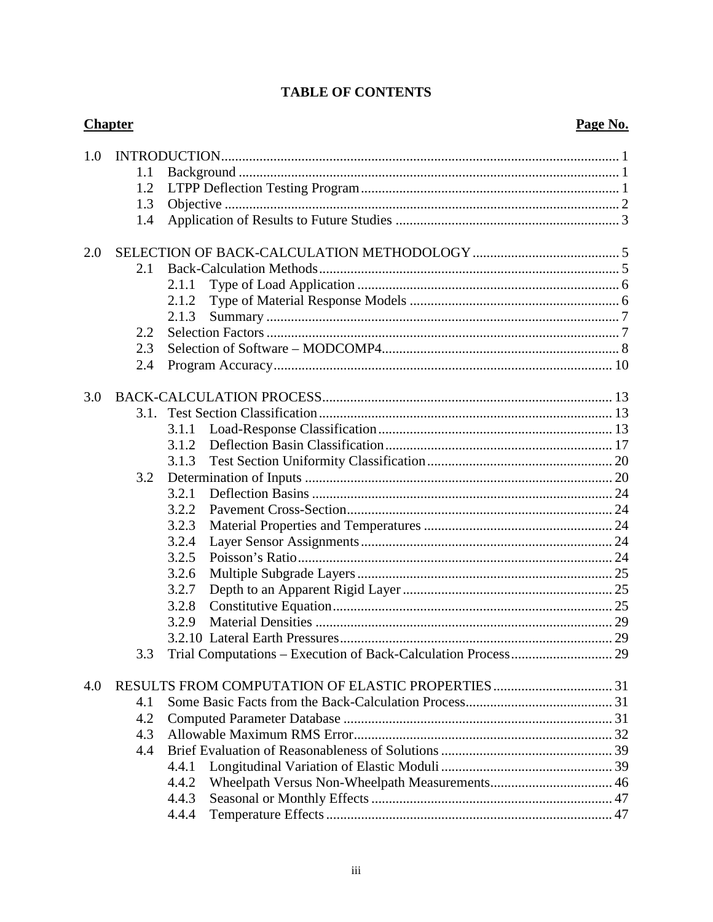# TABLE OF CONTENTS

| Chapter | | | Page No. |
|---|---|---|---|
| 1.0 | INTRODUCTION | | 1 |
| | 1.1 | Background | 1 |
| | 1.2 | LTPP Deflection Testing Program | 1 |
| | 1.3 | Objective | 2 |
| | 1.4 | Application of Results to Future Studies | 3 |
| 2.0 | SELECTION OF BACK-CALCULATION METHODOLOGY | | 5 |
| | 2.1 | Back-Calculation Methods | 5 |
| | | 2.1.1 Type of Load Application | 6 |
| | | 2.1.2 Type of Material Response Models | 6 |
| | | 2.1.3 Summary | 7 |
| | 2.2 | Selection Factors | 7 |
| | 2.3 | Selection of Software – MODCOMP4 | 8 |
| | 2.4 | Program Accuracy | 10 |
| 3.0 | BACK-CALCULATION PROCESS | | 13 |
| | 3.1. | Test Section Classification | 13 |
| | | 3.1.1 Load-Response Classification | 13 |
| | | 3.1.2 Deflection Basin Classification | 17 |
| | | 3.1.3 Test Section Uniformity Classification | 20 |
| | 3.2 | Determination of Inputs | 20 |
| | | 3.2.1 Deflection Basins | 24 |
| | | 3.2.2 Pavement Cross-Section | 24 |
| | | 3.2.3 Material Properties and Temperatures | 24 |
| | | 3.2.4 Layer Sensor Assignments | 24 |
| | | 3.2.5 Poisson's Ratio | 24 |
| | | 3.2.6 Multiple Subgrade Layers | 25 |
| | | 3.2.7 Depth to an Apparent Rigid Layer | 25 |
| | | 3.2.8 Constitutive Equation | 25 |
| | | 3.2.9 Material Densities | 29 |
| | | 3.2.10 Lateral Earth Pressures | 29 |
| | 3.3 | Trial Computations – Execution of Back-Calculation Process | 29 |
| 4.0 | RESULTS FROM COMPUTATION OF ELASTIC PROPERTIES | | 31 |
| | 4.1 | Some Basic Facts from the Back-Calculation Process | 31 |
| | 4.2 | Computed Parameter Database | 31 |
| | 4.3 | Allowable Maximum RMS Error | 32 |
| | 4.4 | Brief Evaluation of Reasonableness of Solutions | 39 |
| | | 4.4.1 Longitudinal Variation of Elastic Moduli | 39 |
| | | 4.4.2 Wheelpath Versus Non-Wheelpath Measurements | 46 |
| | | 4.4.3 Seasonal or Monthly Effects | 47 |
| | | 4.4.4 Temperature Effects | 47 |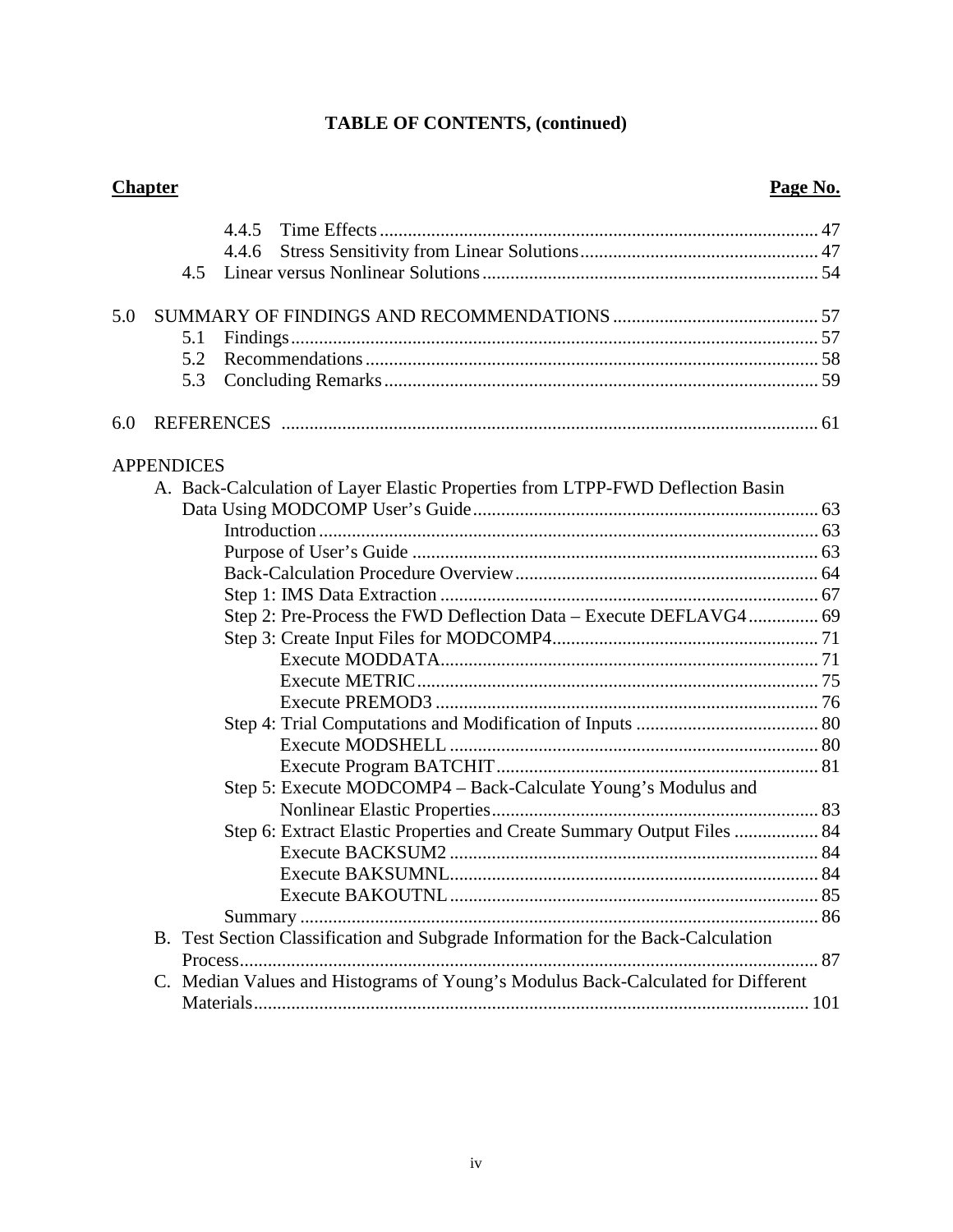**TABLE OF CONTENTS, (continued)**

| Chapter | Page No. |
|---|---|
| 4.4.5 Time Effects | 47 |
| 4.4.6 Stress Sensitivity from Linear Solutions | 47 |
| 4.5 Linear versus Nonlinear Solutions | 54 |
| 5.0 SUMMARY OF FINDINGS AND RECOMMENDATIONS | 57 |
| 5.1 Findings | 57 |
| 5.2 Recommendations | 58 |
| 5.3 Concluding Remarks | 59 |
| 6.0 REFERENCES | 61 |
| APPENDICES | |
| A. Back-Calculation of Layer Elastic Properties from LTPP-FWD Deflection Basin Data Using MODCOMP User's Guide | 63 |
| Introduction | 63 |
| Purpose of User's Guide | 63 |
| Back-Calculation Procedure Overview | 64 |
| Step 1: IMS Data Extraction | 67 |
| Step 2: Pre-Process the FWD Deflection Data – Execute DEFLAVG4 | 69 |
| Step 3: Create Input Files for MODCOMP4 | 71 |
| Execute MODDATA | 71 |
| Execute METRIC | 75 |
| Execute PREMOD3 | 76 |
| Step 4: Trial Computations and Modification of Inputs | 80 |
| Execute MODSHELL | 80 |
| Execute Program BATCHIT | 81 |
| Step 5: Execute MODCOMP4 – Back-Calculate Young's Modulus and Nonlinear Elastic Properties | 83 |
| Step 6: Extract Elastic Properties and Create Summary Output Files | 84 |
| Execute BACKSUM2 | 84 |
| Execute BAKSUMNL | 84 |
| Execute BAKOUTNL | 85 |
| Summary | 86 |
| B. Test Section Classification and Subgrade Information for the Back-Calculation Process | 87 |
| C. Median Values and Histograms of Young's Modulus Back-Calculated for Different Materials | 101 |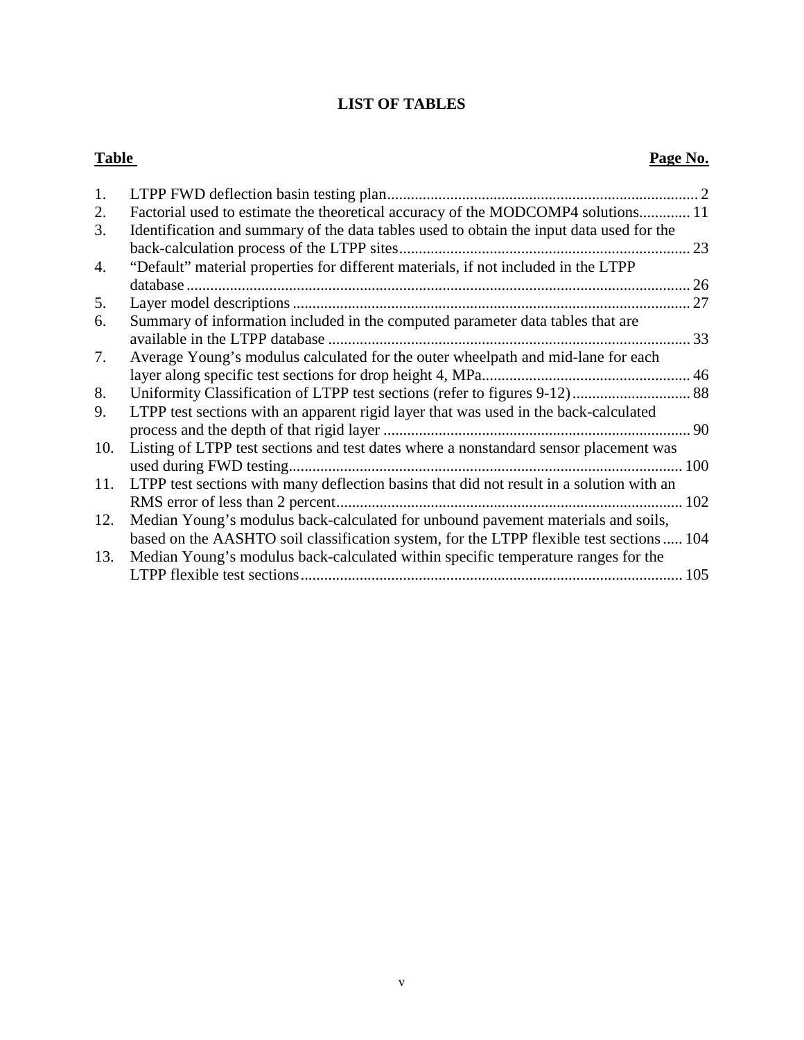# LIST OF TABLES

| Table | | Page No. |
|---|---|---|
| 1. | LTPP FWD deflection basin testing plan | 2 |
| 2. | Factorial used to estimate the theoretical accuracy of the MODCOMP4 solutions | 11 |
| 3. | Identification and summary of the data tables used to obtain the input data used for the back-calculation process of the LTPP sites | 23 |
| 4. | “Default” material properties for different materials, if not included in the LTPP database | 26 |
| 5. | Layer model descriptions | 27 |
| 6. | Summary of information included in the computed parameter data tables that are available in the LTPP database | 33 |
| 7. | Average Young’s modulus calculated for the outer wheelpath and mid-lane for each layer along specific test sections for drop height 4, MPa | 46 |
| 8. | Uniformity Classification of LTPP test sections (refer to figures 9-12) | 88 |
| 9. | LTPP test sections with an apparent rigid layer that was used in the back-calculated process and the depth of that rigid layer | 90 |
| 10. | Listing of LTPP test sections and test dates where a nonstandard sensor placement was used during FWD testing | 100 |
| 11. | LTPP test sections with many deflection basins that did not result in a solution with an RMS error of less than 2 percent | 102 |
| 12. | Median Young’s modulus back-calculated for unbound pavement materials and soils, based on the AASHTO soil classification system, for the LTPP flexible test sections | 104 |
| 13. | Median Young’s modulus back-calculated within specific temperature ranges for the LTPP flexible test sections | 105 |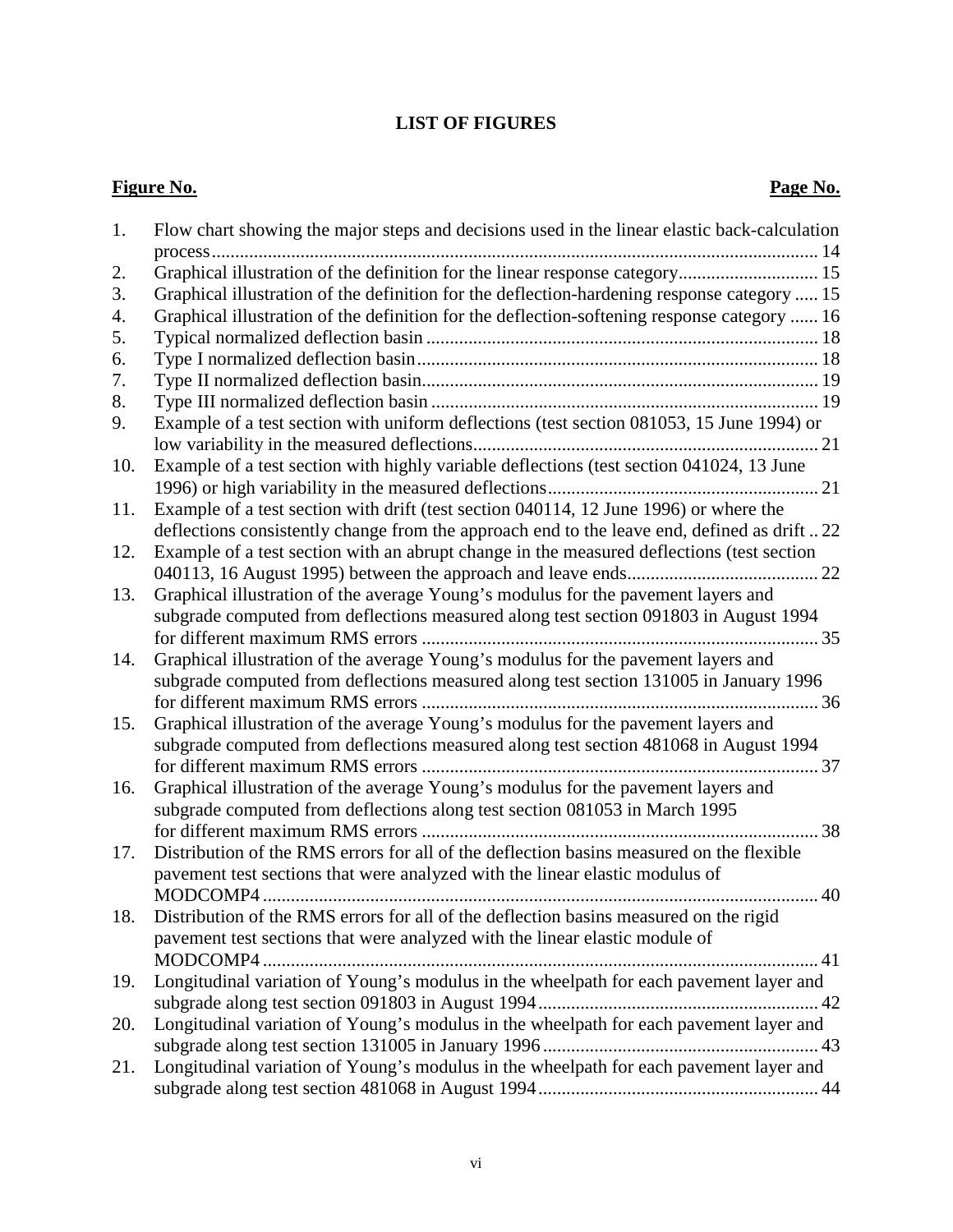# LIST OF FIGURES

| Figure No. | | Page No. |
|---|---|---|
| 1. | Flow chart showing the major steps and decisions used in the linear elastic back-calculation process | 14 |
| 2. | Graphical illustration of the definition for the linear response category | 15 |
| 3. | Graphical illustration of the definition for the deflection-hardening response category | 15 |
| 4. | Graphical illustration of the definition for the deflection-softening response category | 16 |
| 5. | Typical normalized deflection basin | 18 |
| 6. | Type I normalized deflection basin | 18 |
| 7. | Type II normalized deflection basin | 19 |
| 8. | Type III normalized deflection basin | 19 |
| 9. | Example of a test section with uniform deflections (test section 081053, 15 June 1994) or low variability in the measured deflections | 21 |
| 10. | Example of a test section with highly variable deflections (test section 041024, 13 June 1996) or high variability in the measured deflections | 21 |
| 11. | Example of a test section with drift (test section 040114, 12 June 1996) or where the deflections consistently change from the approach end to the leave end, defined as drift | 22 |
| 12. | Example of a test section with an abrupt change in the measured deflections (test section 040113, 16 August 1995) between the approach and leave ends | 22 |
| 13. | Graphical illustration of the average Young's modulus for the pavement layers and subgrade computed from deflections measured along test section 091803 in August 1994 for different maximum RMS errors | 35 |
| 14. | Graphical illustration of the average Young's modulus for the pavement layers and subgrade computed from deflections measured along test section 131005 in January 1996 for different maximum RMS errors | 36 |
| 15. | Graphical illustration of the average Young's modulus for the pavement layers and subgrade computed from deflections measured along test section 481068 in August 1994 for different maximum RMS errors | 37 |
| 16. | Graphical illustration of the average Young's modulus for the pavement layers and subgrade computed from deflections along test section 081053 in March 1995 for different maximum RMS errors | 38 |
| 17. | Distribution of the RMS errors for all of the deflection basins measured on the flexible pavement test sections that were analyzed with the linear elastic modulus of MODCOMP4 | 40 |
| 18. | Distribution of the RMS errors for all of the deflection basins measured on the rigid pavement test sections that were analyzed with the linear elastic module of MODCOMP4 | 41 |
| 19. | Longitudinal variation of Young's modulus in the wheelpath for each pavement layer and subgrade along test section 091803 in August 1994 | 42 |
| 20. | Longitudinal variation of Young's modulus in the wheelpath for each pavement layer and subgrade along test section 131005 in January 1996 | 43 |
| 21. | Longitudinal variation of Young's modulus in the wheelpath for each pavement layer and subgrade along test section 481068 in August 1994 | 44 |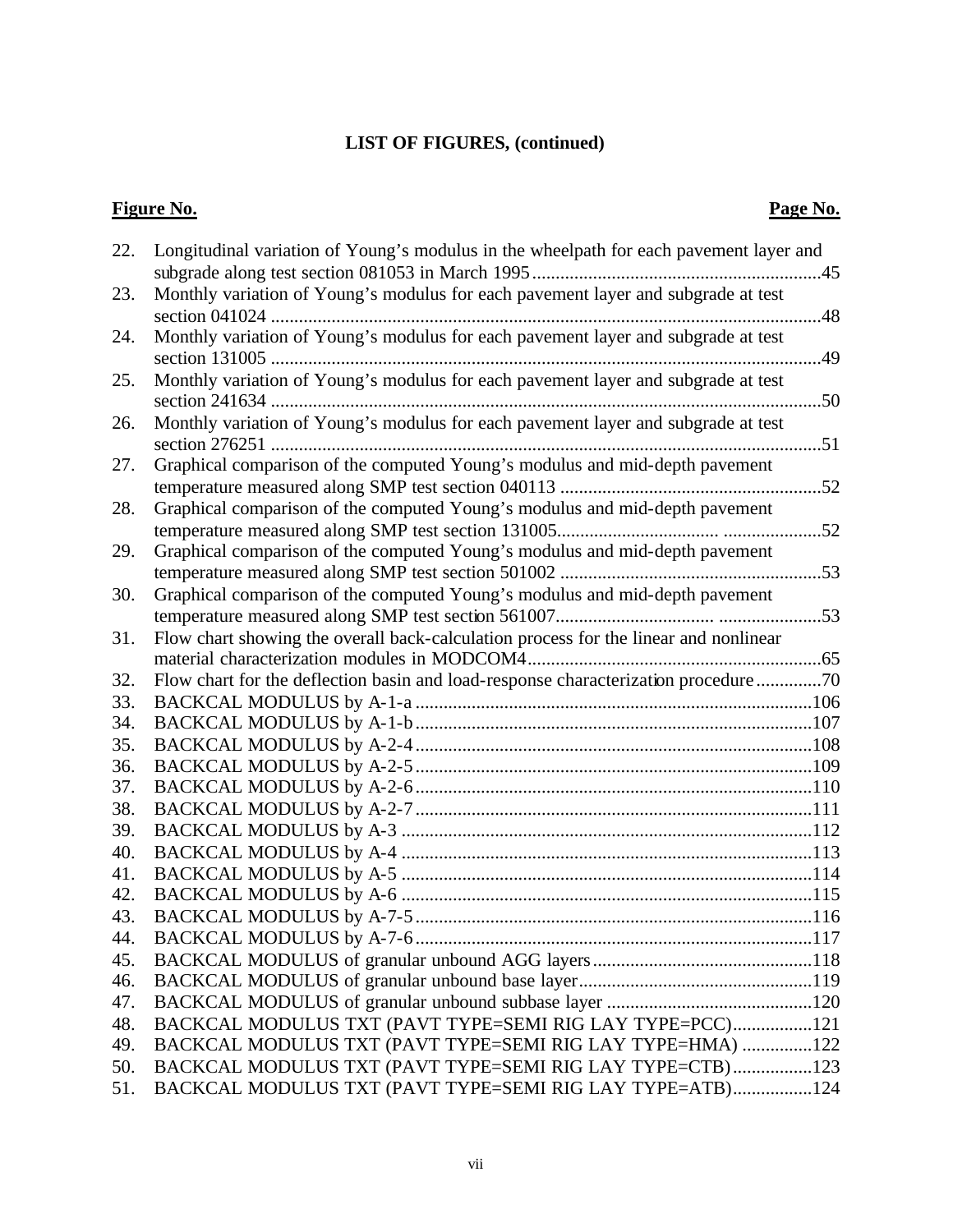## LIST OF FIGURES, (continued)

| Figure No. | | Page No. |
|---|---|---|
| 22. | Longitudinal variation of Young's modulus in the wheelpath for each pavement layer and subgrade along test section 081053 in March 1995 | 45 |
| 23. | Monthly variation of Young's modulus for each pavement layer and subgrade at test section 041024 | 48 |
| 24. | Monthly variation of Young's modulus for each pavement layer and subgrade at test section 131005 | 49 |
| 25. | Monthly variation of Young's modulus for each pavement layer and subgrade at test section 241634 | 50 |
| 26. | Monthly variation of Young's modulus for each pavement layer and subgrade at test section 276251 | 51 |
| 27. | Graphical comparison of the computed Young's modulus and mid-depth pavement temperature measured along SMP test section 040113 | 52 |
| 28. | Graphical comparison of the computed Young's modulus and mid-depth pavement temperature measured along SMP test section 131005 | 52 |
| 29. | Graphical comparison of the computed Young's modulus and mid-depth pavement temperature measured along SMP test section 501002 | 53 |
| 30. | Graphical comparison of the computed Young's modulus and mid-depth pavement temperature measured along SMP test section 561007 | 53 |
| 31. | Flow chart showing the overall back-calculation process for the linear and nonlinear material characterization modules in MODCOM4 | 65 |
| 32. | Flow chart for the deflection basin and load-response characterization procedure | 70 |
| 33. | BACKCAL MODULUS by A-1-a | 106 |
| 34. | BACKCAL MODULUS by A-1-b | 107 |
| 35. | BACKCAL MODULUS by A-2-4 | 108 |
| 36. | BACKCAL MODULUS by A-2-5 | 109 |
| 37. | BACKCAL MODULUS by A-2-6 | 110 |
| 38. | BACKCAL MODULUS by A-2-7 | 111 |
| 39. | BACKCAL MODULUS by A-3 | 112 |
| 40. | BACKCAL MODULUS by A-4 | 113 |
| 41. | BACKCAL MODULUS by A-5 | 114 |
| 42. | BACKCAL MODULUS by A-6 | 115 |
| 43. | BACKCAL MODULUS by A-7-5 | 116 |
| 44. | BACKCAL MODULUS by A-7-6 | 117 |
| 45. | BACKCAL MODULUS of granular unbound AGG layers | 118 |
| 46. | BACKCAL MODULUS of granular unbound base layer | 119 |
| 47. | BACKCAL MODULUS of granular unbound subbase layer | 120 |
| 48. | BACKCAL MODULUS TXT (PAVT TYPE=SEMI RIG LAY TYPE=PCC) | 121 |
| 49. | BACKCAL MODULUS TXT (PAVT TYPE=SEMI RIG LAY TYPE=HMA) | 122 |
| 50. | BACKCAL MODULUS TXT (PAVT TYPE=SEMI RIG LAY TYPE=CTB) | 123 |
| 51. | BACKCAL MODULUS TXT (PAVT TYPE=SEMI RIG LAY TYPE=ATB) | 124 |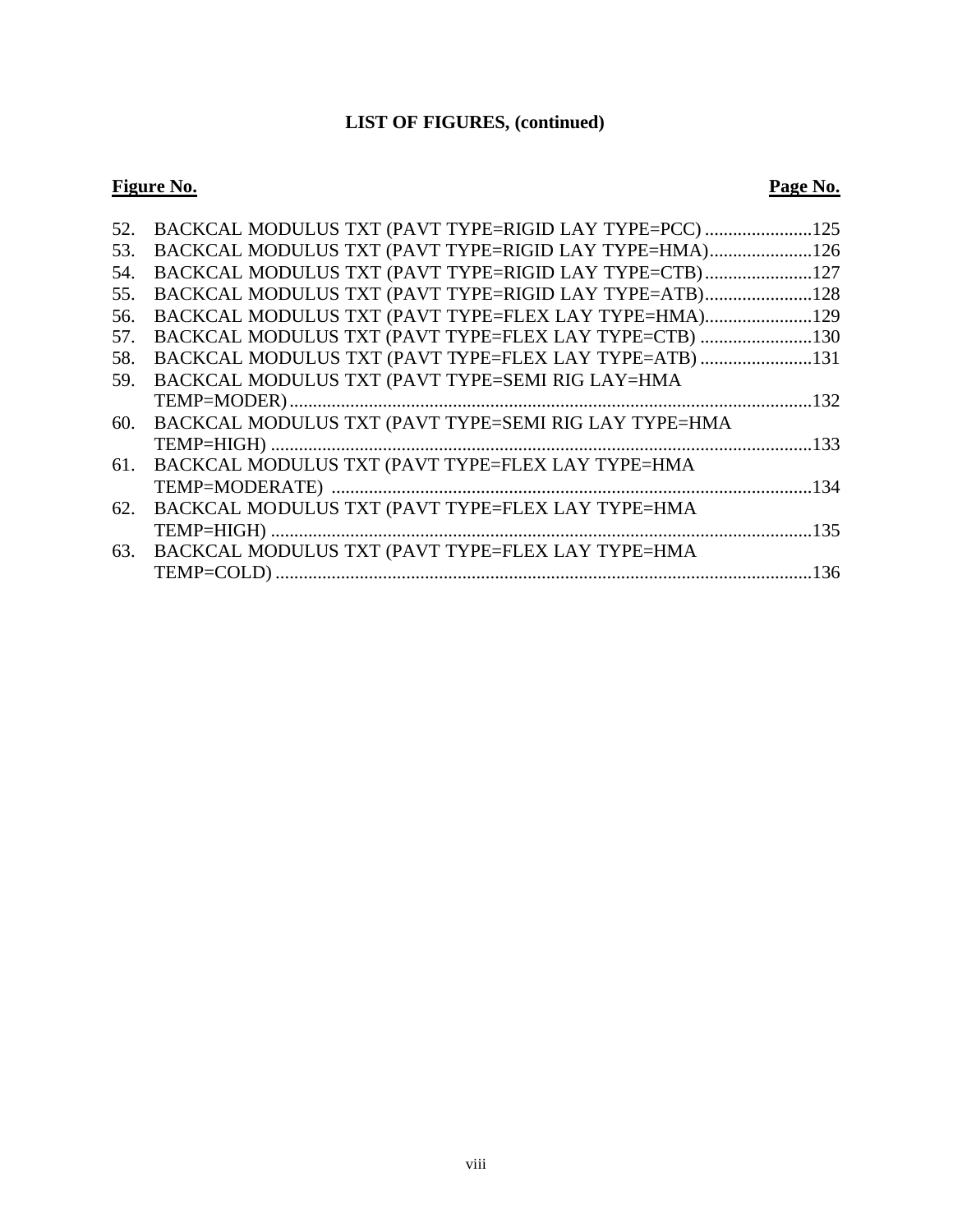**LIST OF FIGURES, (continued)**

| Figure No. | | Page No. |
|---|---|---|
| 52. | BACKCAL MODULUS TXT (PAVT TYPE=RIGID LAY TYPE=PCC) | 125 |
| 53. | BACKCAL MODULUS TXT (PAVT TYPE=RIGID LAY TYPE=HMA) | 126 |
| 54. | BACKCAL MODULUS TXT (PAVT TYPE=RIGID LAY TYPE=CTB) | 127 |
| 55. | BACKCAL MODULUS TXT (PAVT TYPE=RIGID LAY TYPE=ATB) | 128 |
| 56. | BACKCAL MODULUS TXT (PAVT TYPE=FLEX LAY TYPE=HMA) | 129 |
| 57. | BACKCAL MODULUS TXT (PAVT TYPE=FLEX LAY TYPE=CTB) | 130 |
| 58. | BACKCAL MODULUS TXT (PAVT TYPE=FLEX LAY TYPE=ATB) | 131 |
| 59. | BACKCAL MODULUS TXT (PAVT TYPE=SEMI RIG LAY=HMA TEMP=MODER) | 132 |
| 60. | BACKCAL MODULUS TXT (PAVT TYPE=SEMI RIG LAY TYPE=HMA TEMP=HIGH) | 133 |
| 61. | BACKCAL MODULUS TXT (PAVT TYPE=FLEX LAY TYPE=HMA TEMP=MODERATE) | 134 |
| 62. | BACKCAL MODULUS TXT (PAVT TYPE=FLEX LAY TYPE=HMA TEMP=HIGH) | 135 |
| 63. | BACKCAL MODULUS TXT (PAVT TYPE=FLEX LAY TYPE=HMA TEMP=COLD) | 136 |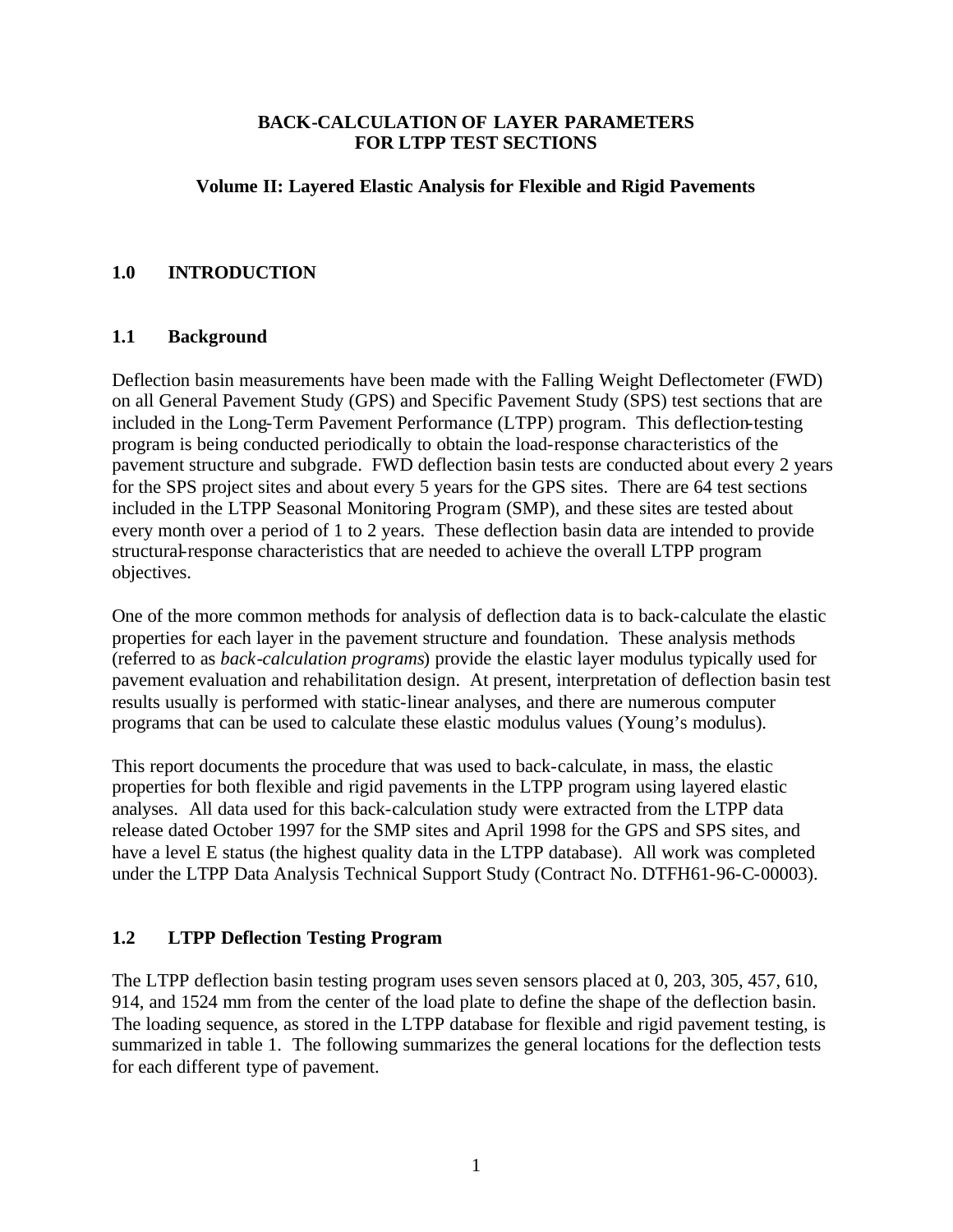# BACK-CALCULATION OF LAYER PARAMETERS FOR LTPP TEST SECTIONS

## Volume II: Layered Elastic Analysis for Flexible and Rigid Pavements

## 1.0 INTRODUCTION

### 1.1 Background

Deflection basin measurements have been made with the Falling Weight Deflectometer (FWD) on all General Pavement Study (GPS) and Specific Pavement Study (SPS) test sections that are included in the Long-Term Pavement Performance (LTPP) program. This deflection-testing program is being conducted periodically to obtain the load-response characteristics of the pavement structure and subgrade. FWD deflection basin tests are conducted about every 2 years for the SPS project sites and about every 5 years for the GPS sites. There are 64 test sections included in the LTPP Seasonal Monitoring Program (SMP), and these sites are tested about every month over a period of 1 to 2 years. These deflection basin data are intended to provide structural-response characteristics that are needed to achieve the overall LTPP program objectives.

One of the more common methods for analysis of deflection data is to back-calculate the elastic properties for each layer in the pavement structure and foundation. These analysis methods (referred to as *back-calculation programs*) provide the elastic layer modulus typically used for pavement evaluation and rehabilitation design. At present, interpretation of deflection basin test results usually is performed with static-linear analyses, and there are numerous computer programs that can be used to calculate these elastic modulus values (Young's modulus).

This report documents the procedure that was used to back-calculate, in mass, the elastic properties for both flexible and rigid pavements in the LTPP program using layered elastic analyses. All data used for this back-calculation study were extracted from the LTPP data release dated October 1997 for the SMP sites and April 1998 for the GPS and SPS sites, and have a level E status (the highest quality data in the LTPP database). All work was completed under the LTPP Data Analysis Technical Support Study (Contract No. DTFH61-96-C-00003).

### 1.2 LTPP Deflection Testing Program

The LTPP deflection basin testing program uses seven sensors placed at 0, 203, 305, 457, 610, 914, and 1524 mm from the center of the load plate to define the shape of the deflection basin. The loading sequence, as stored in the LTPP database for flexible and rigid pavement testing, is summarized in table 1. The following summarizes the general locations for the deflection tests for each different type of pavement.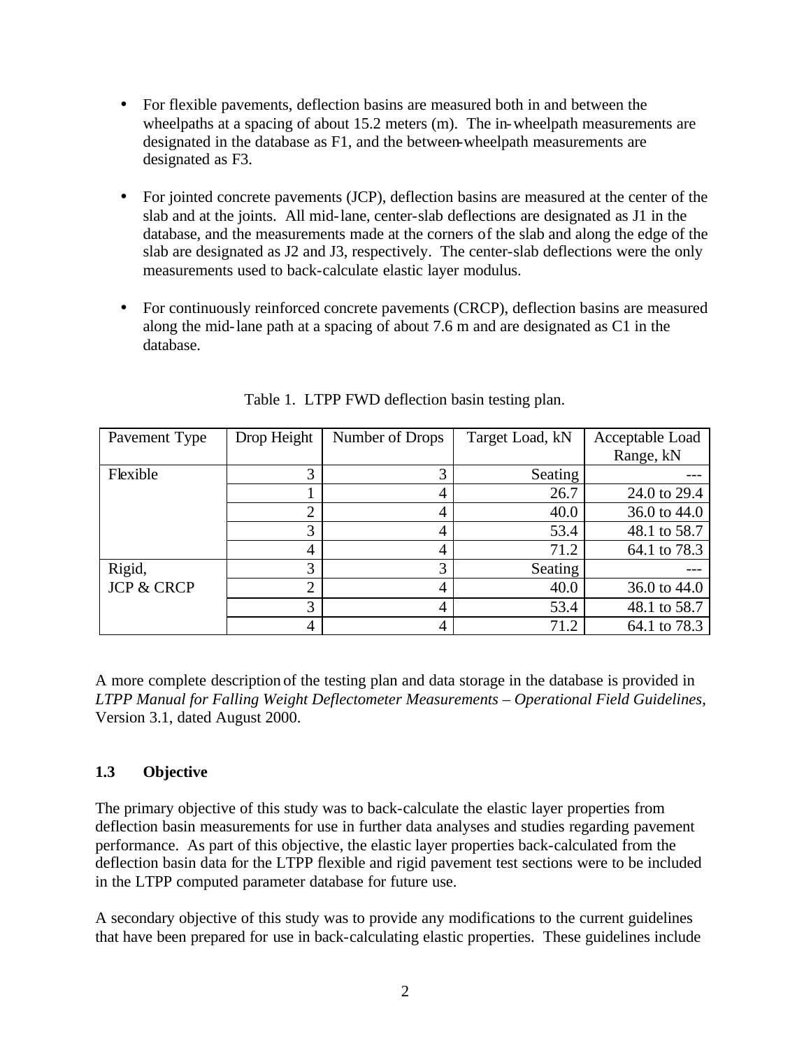- For flexible pavements, deflection basins are measured both in and between the wheelpaths at a spacing of about 15.2 meters (m). The in-wheelpath measurements are designated in the database as F1, and the between-wheelpath measurements are designated as F3.

- For jointed concrete pavements (JCP), deflection basins are measured at the center of the slab and at the joints. All mid-lane, center-slab deflections are designated as J1 in the database, and the measurements made at the corners of the slab and along the edge of the slab are designated as J2 and J3, respectively. The center-slab deflections were the only measurements used to back-calculate elastic layer modulus.

- For continuously reinforced concrete pavements (CRCP), deflection basins are measured along the mid-lane path at a spacing of about 7.6 m and are designated as C1 in the database.

Table 1. LTPP FWD deflection basin testing plan.

| Pavement Type | Drop Height | Number of Drops | Target Load, kN | Acceptable Load Range, kN |
|---|---|---|---|---|
| Flexible | 3 | 3 | Seating | --- |
| | 1 | 4 | 26.7 | 24.0 to 29.4 |
| | 2 | 4 | 40.0 | 36.0 to 44.0 |
| | 3 | 4 | 53.4 | 48.1 to 58.7 |
| | 4 | 4 | 71.2 | 64.1 to 78.3 |
| Rigid, JCP & CRCP | 3 | 3 | Seating | --- |
| | 2 | 4 | 40.0 | 36.0 to 44.0 |
| | 3 | 4 | 53.4 | 48.1 to 58.7 |
| | 4 | 4 | 71.2 | 64.1 to 78.3 |

A more complete description of the testing plan and data storage in the database is provided in *LTPP Manual for Falling Weight Deflectometer Measurements – Operational Field Guidelines*, Version 3.1, dated August 2000.

### 1.3 Objective

The primary objective of this study was to back-calculate the elastic layer properties from deflection basin measurements for use in further data analyses and studies regarding pavement performance. As part of this objective, the elastic layer properties back-calculated from the deflection basin data for the LTPP flexible and rigid pavement test sections were to be included in the LTPP computed parameter database for future use.

A secondary objective of this study was to provide any modifications to the current guidelines that have been prepared for use in back-calculating elastic properties. These guidelines include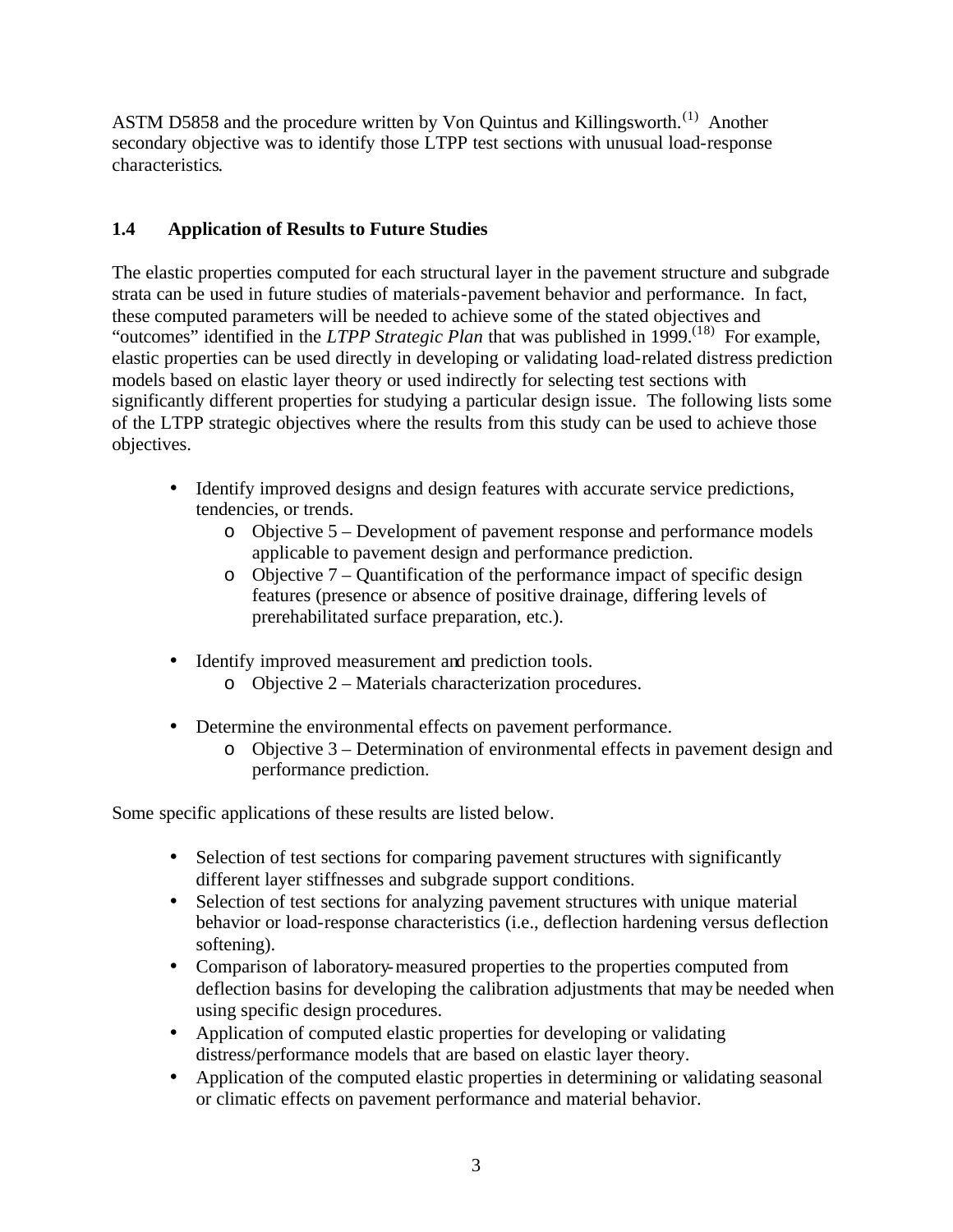ASTM D5858 and the procedure written by Von Quintus and Killingsworth.[1] Another secondary objective was to identify those LTPP test sections with unusual load-response characteristics.

### 1.4 Application of Results to Future Studies

The elastic properties computed for each structural layer in the pavement structure and subgrade strata can be used in future studies of materials-pavement behavior and performance. In fact, these computed parameters will be needed to achieve some of the stated objectives and "outcomes" identified in the *LTPP Strategic Plan* that was published in 1999.[18] For example, elastic properties can be used directly in developing or validating load-related distress prediction models based on elastic layer theory or used indirectly for selecting test sections with significantly different properties for studying a particular design issue. The following lists some of the LTPP strategic objectives where the results from this study can be used to achieve those objectives.

- Identify improved designs and design features with accurate service predictions, tendencies, or trends.
  - Objective 5 – Development of pavement response and performance models applicable to pavement design and performance prediction.
  - Objective 7 – Quantification of the performance impact of specific design features (presence or absence of positive drainage, differing levels of prerehabilitated surface preparation, etc.).
- Identify improved measurement and prediction tools.
  - Objective 2 – Materials characterization procedures.
- Determine the environmental effects on pavement performance.
  - Objective 3 – Determination of environmental effects in pavement design and performance prediction.

Some specific applications of these results are listed below.

- Selection of test sections for comparing pavement structures with significantly different layer stiffnesses and subgrade support conditions.
- Selection of test sections for analyzing pavement structures with unique material behavior or load-response characteristics (i.e., deflection hardening versus deflection softening).
- Comparison of laboratory-measured properties to the properties computed from deflection basins for developing the calibration adjustments that may be needed when using specific design procedures.
- Application of computed elastic properties for developing or validating distress/performance models that are based on elastic layer theory.
- Application of the computed elastic properties in determining or validating seasonal or climatic effects on pavement performance and material behavior.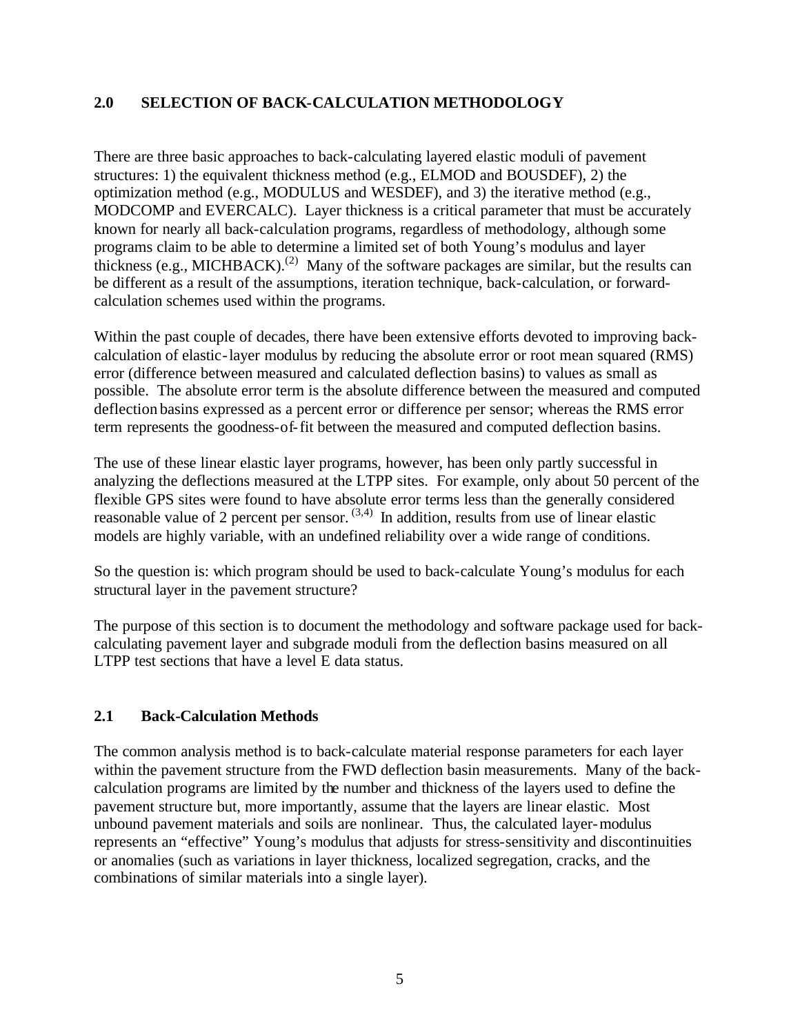## 2.0 SELECTION OF BACK-CALCULATION METHODOLOGY

There are three basic approaches to back-calculating layered elastic moduli of pavement structures: 1) the equivalent thickness method (e.g., ELMOD and BOUSDEF), 2) the optimization method (e.g., MODULUS and WESDEF), and 3) the iterative method (e.g., MODCOMP and EVERCALC). Layer thickness is a critical parameter that must be accurately known for nearly all back-calculation programs, regardless of methodology, although some programs claim to be able to determine a limited set of both Young's modulus and layer thickness (e.g., MICHBACK).[2] Many of the software packages are similar, but the results can be different as a result of the assumptions, iteration technique, back-calculation, or forward-calculation schemes used within the programs.

Within the past couple of decades, there have been extensive efforts devoted to improving back-calculation of elastic-layer modulus by reducing the absolute error or root mean squared (RMS) error (difference between measured and calculated deflection basins) to values as small as possible. The absolute error term is the absolute difference between the measured and computed deflection basins expressed as a percent error or difference per sensor; whereas the RMS error term represents the goodness-of-fit between the measured and computed deflection basins.

The use of these linear elastic layer programs, however, has been only partly successful in analyzing the deflections measured at the LTPP sites. For example, only about 50 percent of the flexible GPS sites were found to have absolute error terms less than the generally considered reasonable value of 2 percent per sensor.[3,4] In addition, results from use of linear elastic models are highly variable, with an undefined reliability over a wide range of conditions.

So the question is: which program should be used to back-calculate Young's modulus for each structural layer in the pavement structure?

The purpose of this section is to document the methodology and software package used for back-calculating pavement layer and subgrade moduli from the deflection basins measured on all LTPP test sections that have a level E data status.

### 2.1 Back-Calculation Methods

The common analysis method is to back-calculate material response parameters for each layer within the pavement structure from the FWD deflection basin measurements. Many of the back-calculation programs are limited by the number and thickness of the layers used to define the pavement structure but, more importantly, assume that the layers are linear elastic. Most unbound pavement materials and soils are nonlinear. Thus, the calculated layer-modulus represents an "effective" Young's modulus that adjusts for stress-sensitivity and discontinuities or anomalies (such as variations in layer thickness, localized segregation, cracks, and the combinations of similar materials into a single layer).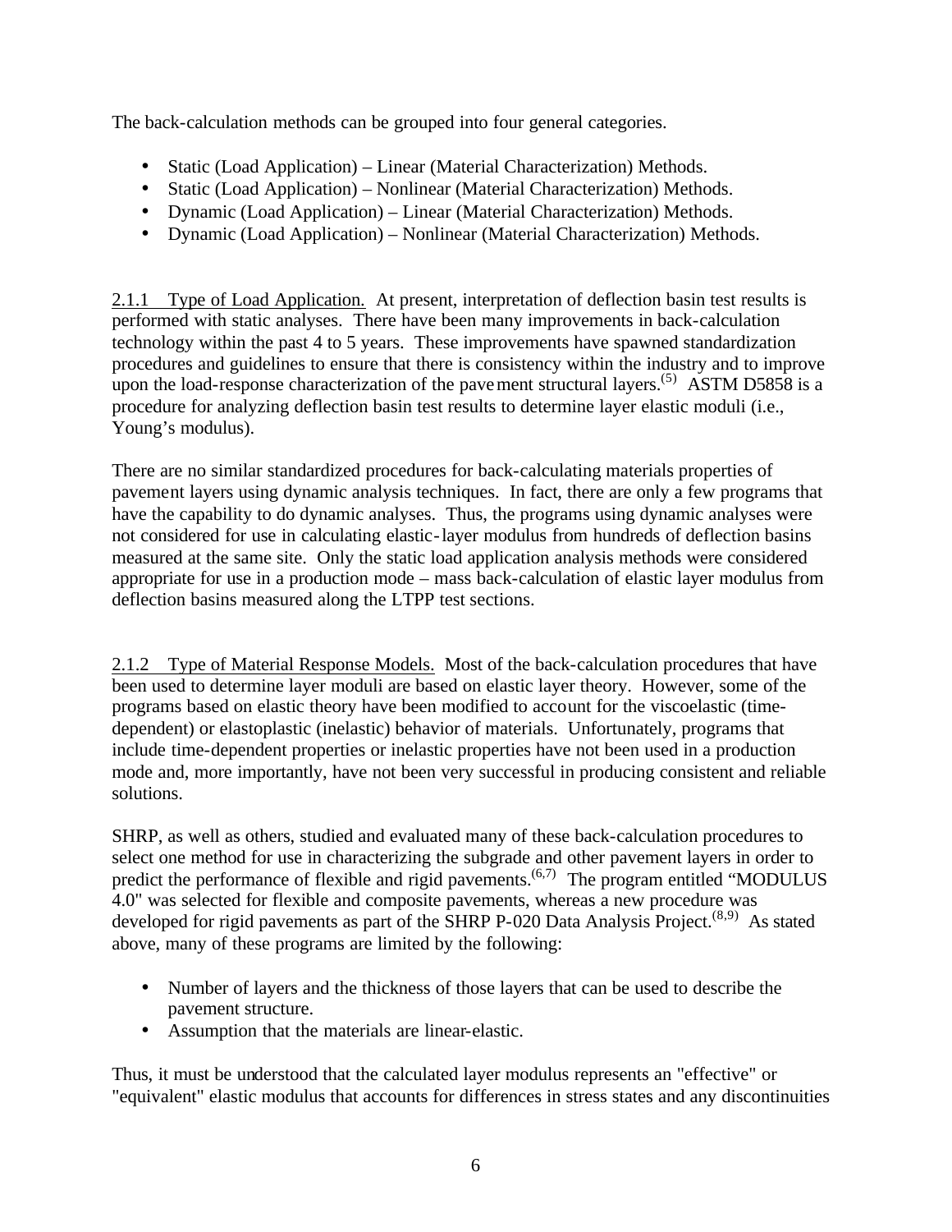The back-calculation methods can be grouped into four general categories.

- Static (Load Application) – Linear (Material Characterization) Methods.
- Static (Load Application) – Nonlinear (Material Characterization) Methods.
- Dynamic (Load Application) – Linear (Material Characterization) Methods.
- Dynamic (Load Application) – Nonlinear (Material Characterization) Methods.

2.1.1 Type of Load Application. At present, interpretation of deflection basin test results is performed with static analyses. There have been many improvements in back-calculation technology within the past 4 to 5 years. These improvements have spawned standardization procedures and guidelines to ensure that there is consistency within the industry and to improve upon the load-response characterization of the pavement structural layers.(5) ASTM D5858 is a procedure for analyzing deflection basin test results to determine layer elastic moduli (i.e., Young's modulus).

There are no similar standardized procedures for back-calculating materials properties of pavement layers using dynamic analysis techniques. In fact, there are only a few programs that have the capability to do dynamic analyses. Thus, the programs using dynamic analyses were not considered for use in calculating elastic-layer modulus from hundreds of deflection basins measured at the same site. Only the static load application analysis methods were considered appropriate for use in a production mode – mass back-calculation of elastic layer modulus from deflection basins measured along the LTPP test sections.

2.1.2 Type of Material Response Models. Most of the back-calculation procedures that have been used to determine layer moduli are based on elastic layer theory. However, some of the programs based on elastic theory have been modified to account for the viscoelastic (time-dependent) or elastoplastic (inelastic) behavior of materials. Unfortunately, programs that include time-dependent properties or inelastic properties have not been used in a production mode and, more importantly, have not been very successful in producing consistent and reliable solutions.

SHRP, as well as others, studied and evaluated many of these back-calculation procedures to select one method for use in characterizing the subgrade and other pavement layers in order to predict the performance of flexible and rigid pavements.(6,7) The program entitled "MODULUS 4.0" was selected for flexible and composite pavements, whereas a new procedure was developed for rigid pavements as part of the SHRP P-020 Data Analysis Project.(8,9) As stated above, many of these programs are limited by the following:

- Number of layers and the thickness of those layers that can be used to describe the pavement structure.
- Assumption that the materials are linear-elastic.

Thus, it must be understood that the calculated layer modulus represents an "effective" or "equivalent" elastic modulus that accounts for differences in stress states and any discontinuities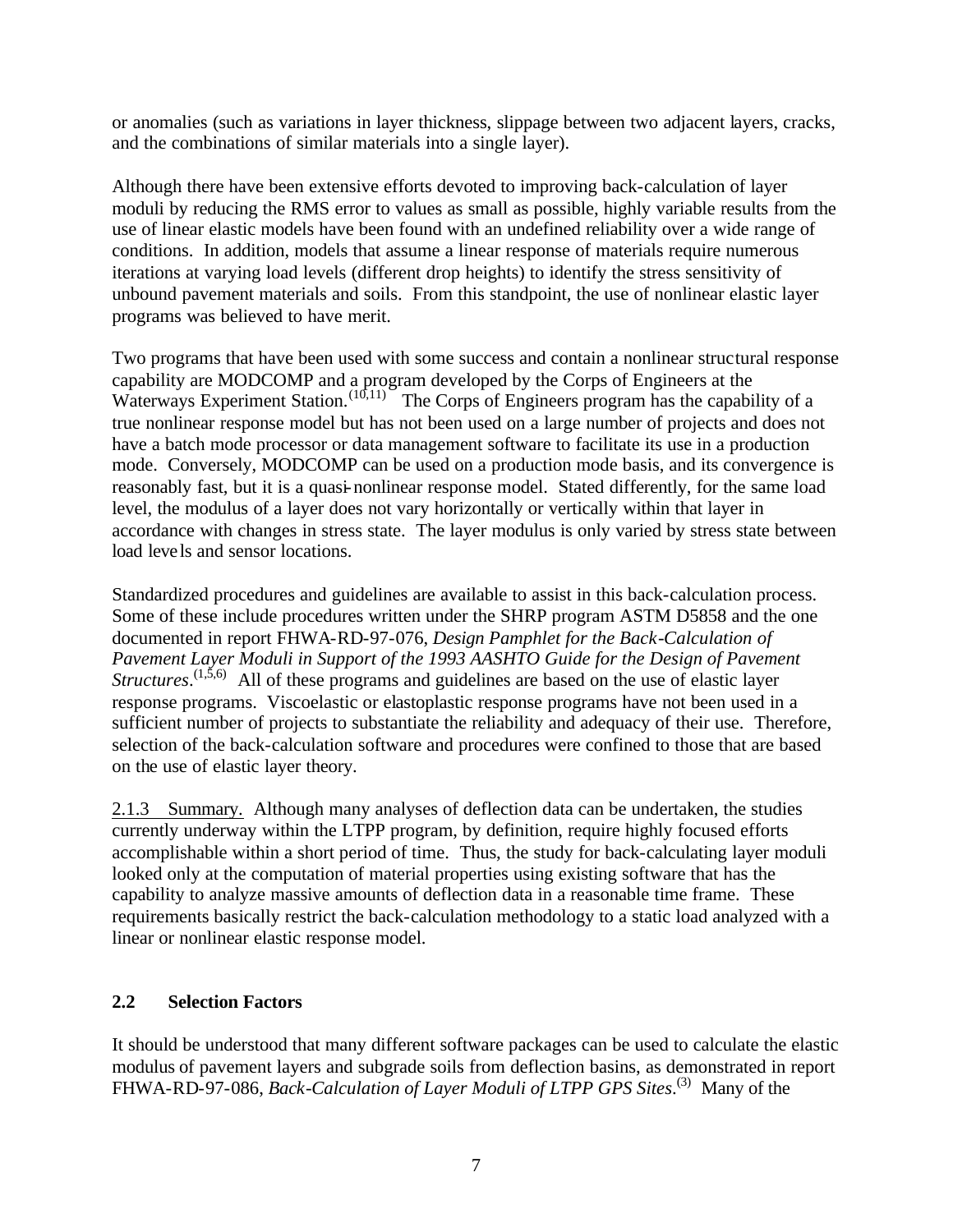or anomalies (such as variations in layer thickness, slippage between two adjacent layers, cracks, and the combinations of similar materials into a single layer).

Although there have been extensive efforts devoted to improving back-calculation of layer moduli by reducing the RMS error to values as small as possible, highly variable results from the use of linear elastic models have been found with an undefined reliability over a wide range of conditions. In addition, models that assume a linear response of materials require numerous iterations at varying load levels (different drop heights) to identify the stress sensitivity of unbound pavement materials and soils. From this standpoint, the use of nonlinear elastic layer programs was believed to have merit.

Two programs that have been used with some success and contain a nonlinear structural response capability are MODCOMP and a program developed by the Corps of Engineers at the Waterways Experiment Station.[10,11] The Corps of Engineers program has the capability of a true nonlinear response model but has not been used on a large number of projects and does not have a batch mode processor or data management software to facilitate its use in a production mode. Conversely, MODCOMP can be used on a production mode basis, and its convergence is reasonably fast, but it is a quasi-nonlinear response model. Stated differently, for the same load level, the modulus of a layer does not vary horizontally or vertically within that layer in accordance with changes in stress state. The layer modulus is only varied by stress state between load levels and sensor locations.

Standardized procedures and guidelines are available to assist in this back-calculation process. Some of these include procedures written under the SHRP program ASTM D5858 and the one documented in report FHWA-RD-97-076, *Design Pamphlet for the Back-Calculation of Pavement Layer Moduli in Support of the 1993 AASHTO Guide for the Design of Pavement Structures*.[1,5,6] All of these programs and guidelines are based on the use of elastic layer response programs. Viscoelastic or elastoplastic response programs have not been used in a sufficient number of projects to substantiate the reliability and adequacy of their use. Therefore, selection of the back-calculation software and procedures were confined to those that are based on the use of elastic layer theory.

2.1.3 Summary. Although many analyses of deflection data can be undertaken, the studies currently underway within the LTPP program, by definition, require highly focused efforts accomplishable within a short period of time. Thus, the study for back-calculating layer moduli looked only at the computation of material properties using existing software that has the capability to analyze massive amounts of deflection data in a reasonable time frame. These requirements basically restrict the back-calculation methodology to a static load analyzed with a linear or nonlinear elastic response model.

### 2.2 Selection Factors

It should be understood that many different software packages can be used to calculate the elastic modulus of pavement layers and subgrade soils from deflection basins, as demonstrated in report FHWA-RD-97-086, *Back-Calculation of Layer Moduli of LTPP GPS Sites*.[3] Many of the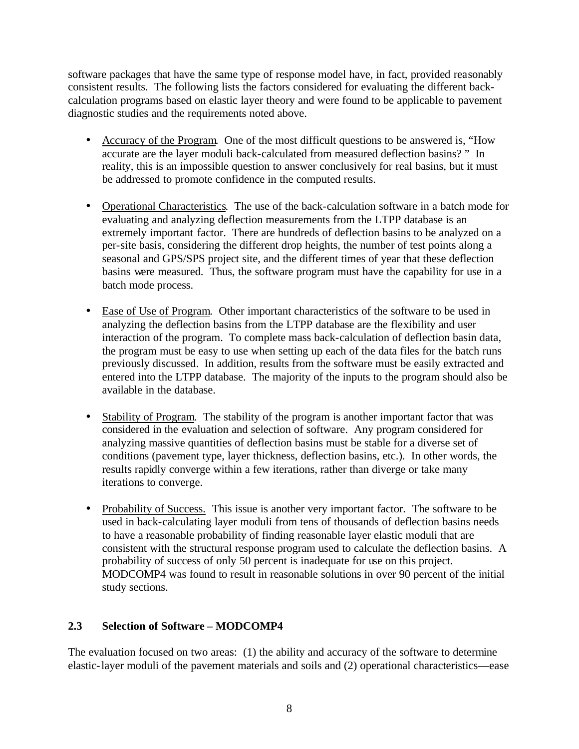software packages that have the same type of response model have, in fact, provided reasonably consistent results. The following lists the factors considered for evaluating the different back-calculation programs based on elastic layer theory and were found to be applicable to pavement diagnostic studies and the requirements noted above.

- Accuracy of the Program. One of the most difficult questions to be answered is, "How accurate are the layer moduli back-calculated from measured deflection basins? " In reality, this is an impossible question to answer conclusively for real basins, but it must be addressed to promote confidence in the computed results.

- Operational Characteristics. The use of the back-calculation software in a batch mode for evaluating and analyzing deflection measurements from the LTPP database is an extremely important factor. There are hundreds of deflection basins to be analyzed on a per-site basis, considering the different drop heights, the number of test points along a seasonal and GPS/SPS project site, and the different times of year that these deflection basins were measured. Thus, the software program must have the capability for use in a batch mode process.

- Ease of Use of Program. Other important characteristics of the software to be used in analyzing the deflection basins from the LTPP database are the flexibility and user interaction of the program. To complete mass back-calculation of deflection basin data, the program must be easy to use when setting up each of the data files for the batch runs previously discussed. In addition, results from the software must be easily extracted and entered into the LTPP database. The majority of the inputs to the program should also be available in the database.

- Stability of Program. The stability of the program is another important factor that was considered in the evaluation and selection of software. Any program considered for analyzing massive quantities of deflection basins must be stable for a diverse set of conditions (pavement type, layer thickness, deflection basins, etc.). In other words, the results rapidly converge within a few iterations, rather than diverge or take many iterations to converge.

- Probability of Success. This issue is another very important factor. The software to be used in back-calculating layer moduli from tens of thousands of deflection basins needs to have a reasonable probability of finding reasonable layer elastic moduli that are consistent with the structural response program used to calculate the deflection basins. A probability of success of only 50 percent is inadequate for use on this project. MODCOMP4 was found to result in reasonable solutions in over 90 percent of the initial study sections.

### 2.3 Selection of Software – MODCOMP4

The evaluation focused on two areas: (1) the ability and accuracy of the software to determine elastic-layer moduli of the pavement materials and soils and (2) operational characteristics—ease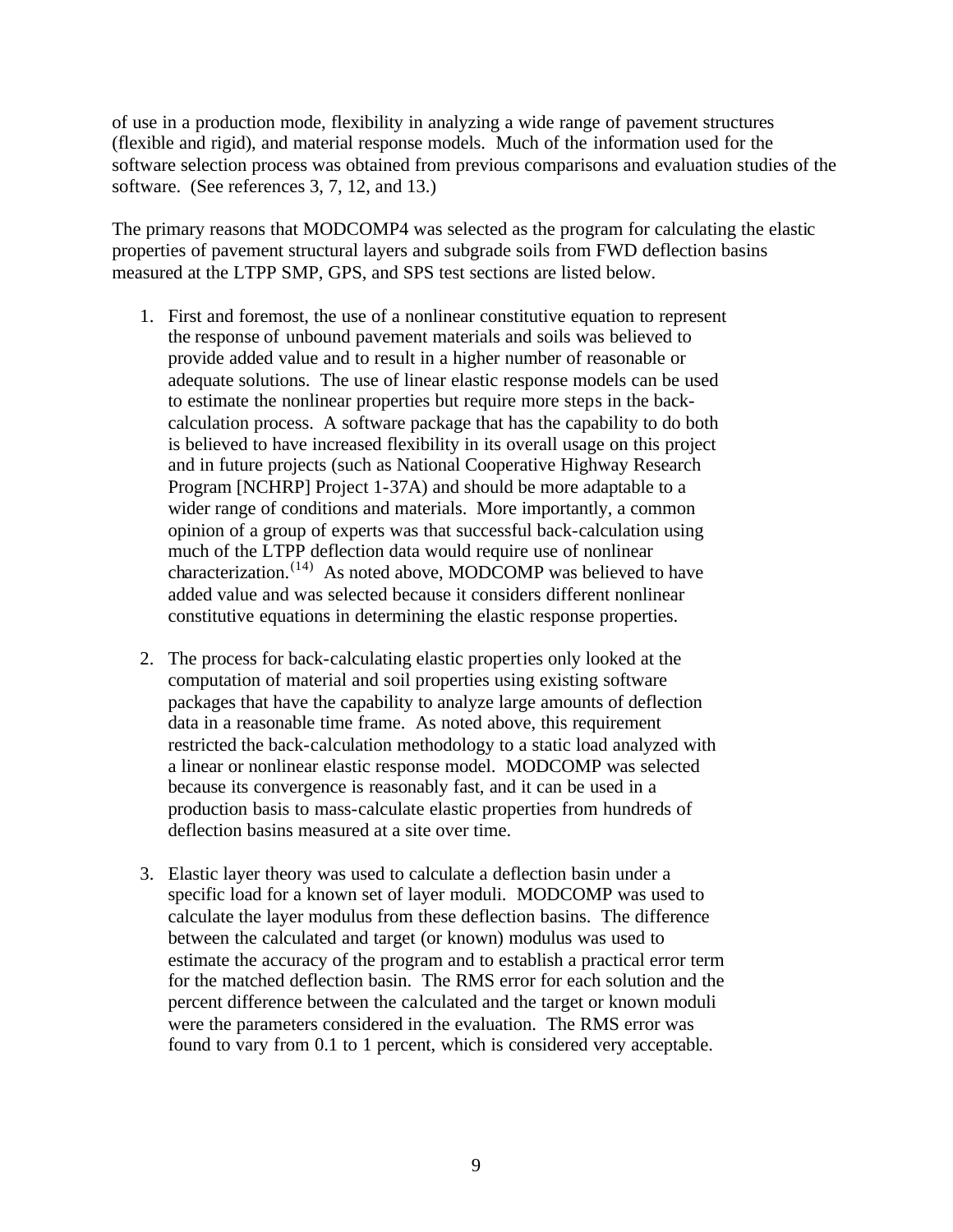of use in a production mode, flexibility in analyzing a wide range of pavement structures (flexible and rigid), and material response models. Much of the information used for the software selection process was obtained from previous comparisons and evaluation studies of the software. (See references 3, 7, 12, and 13.)

The primary reasons that MODCOMP4 was selected as the program for calculating the elastic properties of pavement structural layers and subgrade soils from FWD deflection basins measured at the LTPP SMP, GPS, and SPS test sections are listed below.

1. First and foremost, the use of a nonlinear constitutive equation to represent the response of unbound pavement materials and soils was believed to provide added value and to result in a higher number of reasonable or adequate solutions. The use of linear elastic response models can be used to estimate the nonlinear properties but require more steps in the back-calculation process. A software package that has the capability to do both is believed to have increased flexibility in its overall usage on this project and in future projects (such as National Cooperative Highway Research Program [NCHRP] Project 1-37A) and should be more adaptable to a wider range of conditions and materials. More importantly, a common opinion of a group of experts was that successful back-calculation using much of the LTPP deflection data would require use of nonlinear characterization.[(14)] As noted above, MODCOMP was believed to have added value and was selected because it considers different nonlinear constitutive equations in determining the elastic response properties.

2. The process for back-calculating elastic properties only looked at the computation of material and soil properties using existing software packages that have the capability to analyze large amounts of deflection data in a reasonable time frame. As noted above, this requirement restricted the back-calculation methodology to a static load analyzed with a linear or nonlinear elastic response model. MODCOMP was selected because its convergence is reasonably fast, and it can be used in a production basis to mass-calculate elastic properties from hundreds of deflection basins measured at a site over time.

3. Elastic layer theory was used to calculate a deflection basin under a specific load for a known set of layer moduli. MODCOMP was used to calculate the layer modulus from these deflection basins. The difference between the calculated and target (or known) modulus was used to estimate the accuracy of the program and to establish a practical error term for the matched deflection basin. The RMS error for each solution and the percent difference between the calculated and the target or known moduli were the parameters considered in the evaluation. The RMS error was found to vary from 0.1 to 1 percent, which is considered very acceptable.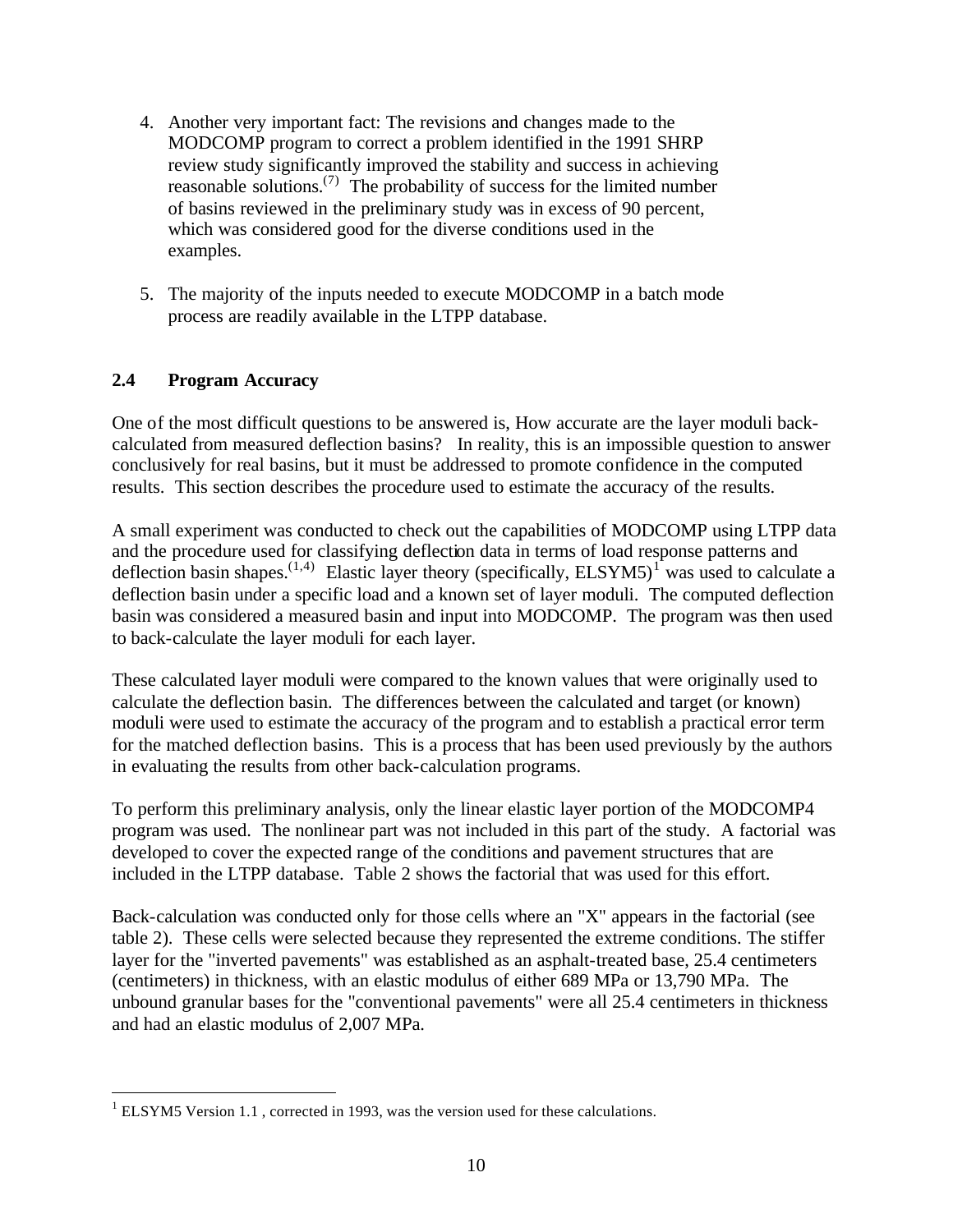4. Another very important fact: The revisions and changes made to the MODCOMP program to correct a problem identified in the 1991 SHRP review study significantly improved the stability and success in achieving reasonable solutions.[7] The probability of success for the limited number of basins reviewed in the preliminary study was in excess of 90 percent, which was considered good for the diverse conditions used in the examples.

5. The majority of the inputs needed to execute MODCOMP in a batch mode process are readily available in the LTPP database.

## 2.4 Program Accuracy

One of the most difficult questions to be answered is, How accurate are the layer moduli back-calculated from measured deflection basins? In reality, this is an impossible question to answer conclusively for real basins, but it must be addressed to promote confidence in the computed results. This section describes the procedure used to estimate the accuracy of the results.

A small experiment was conducted to check out the capabilities of MODCOMP using LTPP data and the procedure used for classifying deflection data in terms of load response patterns and deflection basin shapes.[1,4] Elastic layer theory (specifically, ELSYM5)[1] was used to calculate a deflection basin under a specific load and a known set of layer moduli. The computed deflection basin was considered a measured basin and input into MODCOMP. The program was then used to back-calculate the layer moduli for each layer.

These calculated layer moduli were compared to the known values that were originally used to calculate the deflection basin. The differences between the calculated and target (or known) moduli were used to estimate the accuracy of the program and to establish a practical error term for the matched deflection basins. This is a process that has been used previously by the authors in evaluating the results from other back-calculation programs.

To perform this preliminary analysis, only the linear elastic layer portion of the MODCOMP4 program was used. The nonlinear part was not included in this part of the study. A factorial was developed to cover the expected range of the conditions and pavement structures that are included in the LTPP database. Table 2 shows the factorial that was used for this effort.

Back-calculation was conducted only for those cells where an "X" appears in the factorial (see table 2). These cells were selected because they represented the extreme conditions. The stiffer layer for the "inverted pavements" was established as an asphalt-treated base, 25.4 centimeters (centimeters) in thickness, with an elastic modulus of either 689 MPa or 13,790 MPa. The unbound granular bases for the "conventional pavements" were all 25.4 centimeters in thickness and had an elastic modulus of 2,007 MPa.

[1] ELSYM5 Version 1.1 , corrected in 1993, was the version used for these calculations.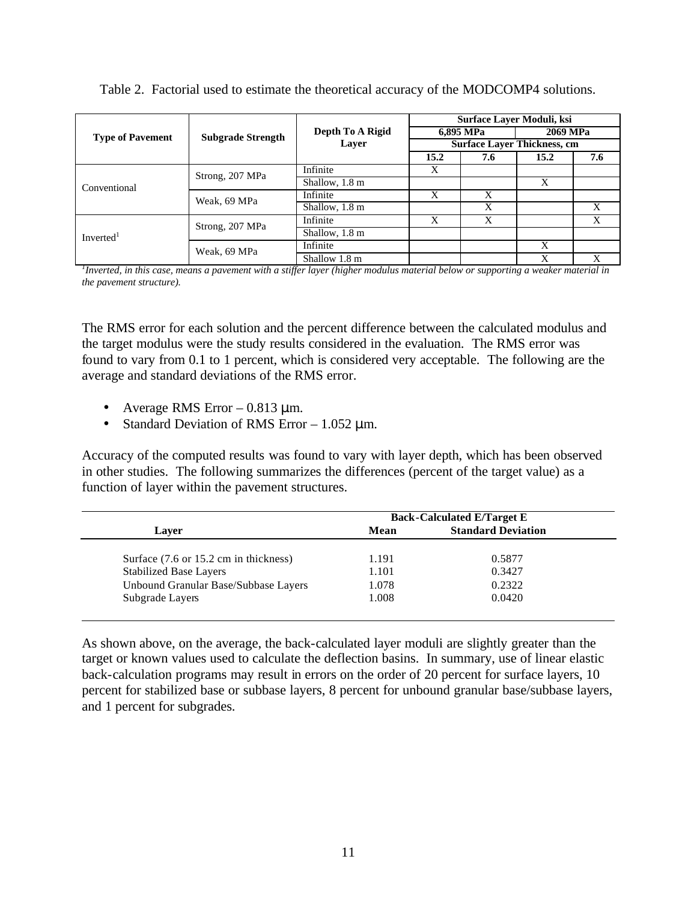Table 2. Factorial used to estimate the theoretical accuracy of the MODCOMP4 solutions.

| Type of Pavement | Subgrade Strength | Depth To A Rigid Layer | Surface Layer Moduli, ksi | | | |
|---|---|---|---|---|---|---|
| | | | 6,895 MPa | | 2069 MPa | |
| | | | Surface Layer Thickness, cm | | | |
| | | | 15.2 | 7.6 | 15.2 | 7.6 |
| Conventional | Strong, 207 MPa | Infinite | X | | | |
| | | Shallow, 1.8 m | | | X | |
| | Weak, 69 MPa | Infinite | X | X | | |
| | | Shallow, 1.8 m | | X | | X |
| Inverted[1] | Strong, 207 MPa | Infinite | X | X | | X |
| | | Shallow, 1.8 m | | | | |
| | Weak, 69 MPa | Infinite | | | X | |
| | | Shallow 1.8 m | | | X | X |

*[1]Inverted, in this case, means a pavement with a stiffer layer (higher modulus material below or supporting a weaker material in the pavement structure).*

The RMS error for each solution and the percent difference between the calculated modulus and the target modulus were the study results considered in the evaluation. The RMS error was found to vary from 0.1 to 1 percent, which is considered very acceptable. The following are the average and standard deviations of the RMS error.

- Average RMS Error – 0.813 μm.
- Standard Deviation of RMS Error – 1.052 μm.

Accuracy of the computed results was found to vary with layer depth, which has been observed in other studies. The following summarizes the differences (percent of the target value) as a function of layer within the pavement structures.

| Layer | Back-Calculated E/Target E | |
|---|---|---|
| | Mean | Standard Deviation |
| Surface (7.6 or 15.2 cm in thickness) | 1.191 | 0.5877 |
| Stabilized Base Layers | 1.101 | 0.3427 |
| Unbound Granular Base/Subbase Layers | 1.078 | 0.2322 |
| Subgrade Layers | 1.008 | 0.0420 |

As shown above, on the average, the back-calculated layer moduli are slightly greater than the target or known values used to calculate the deflection basins. In summary, use of linear elastic back-calculation programs may result in errors on the order of 20 percent for surface layers, 10 percent for stabilized base or subbase layers, 8 percent for unbound granular base/subbase layers, and 1 percent for subgrades.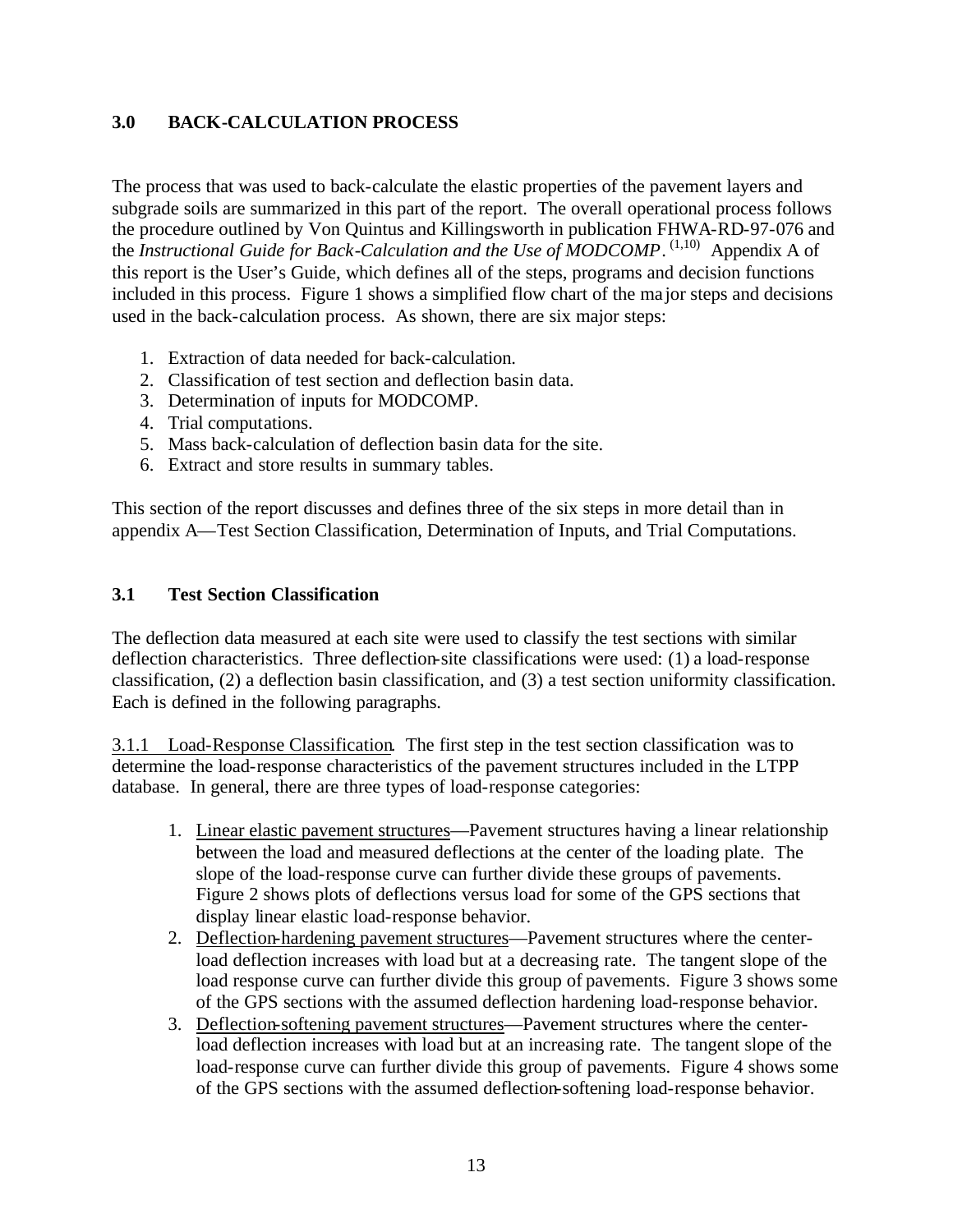## 3.0 BACK-CALCULATION PROCESS

The process that was used to back-calculate the elastic properties of the pavement layers and subgrade soils are summarized in this part of the report. The overall operational process follows the procedure outlined by Von Quintus and Killingsworth in publication FHWA-RD-97-076 and the *Instructional Guide for Back-Calculation and the Use of MODCOMP*.[1,10] Appendix A of this report is the User's Guide, which defines all of the steps, programs and decision functions included in this process. Figure 1 shows a simplified flow chart of the major steps and decisions used in the back-calculation process. As shown, there are six major steps:

1. Extraction of data needed for back-calculation.
2. Classification of test section and deflection basin data.
3. Determination of inputs for MODCOMP.
4. Trial computations.
5. Mass back-calculation of deflection basin data for the site.
6. Extract and store results in summary tables.

This section of the report discusses and defines three of the six steps in more detail than in appendix A—Test Section Classification, Determination of Inputs, and Trial Computations.

### 3.1 Test Section Classification

The deflection data measured at each site were used to classify the test sections with similar deflection characteristics. Three deflection-site classifications were used: (1) a load-response classification, (2) a deflection basin classification, and (3) a test section uniformity classification. Each is defined in the following paragraphs.

3.1.1 Load-Response Classification. The first step in the test section classification was to determine the load-response characteristics of the pavement structures included in the LTPP database. In general, there are three types of load-response categories:

1. Linear elastic pavement structures—Pavement structures having a linear relationship between the load and measured deflections at the center of the loading plate. The slope of the load-response curve can further divide these groups of pavements. Figure 2 shows plots of deflections versus load for some of the GPS sections that display linear elastic load-response behavior.
2. Deflection-hardening pavement structures—Pavement structures where the center-load deflection increases with load but at a decreasing rate. The tangent slope of the load response curve can further divide this group of pavements. Figure 3 shows some of the GPS sections with the assumed deflection hardening load-response behavior.
3. Deflection-softening pavement structures—Pavement structures where the center-load deflection increases with load but at an increasing rate. The tangent slope of the load-response curve can further divide this group of pavements. Figure 4 shows some of the GPS sections with the assumed deflection-softening load-response behavior.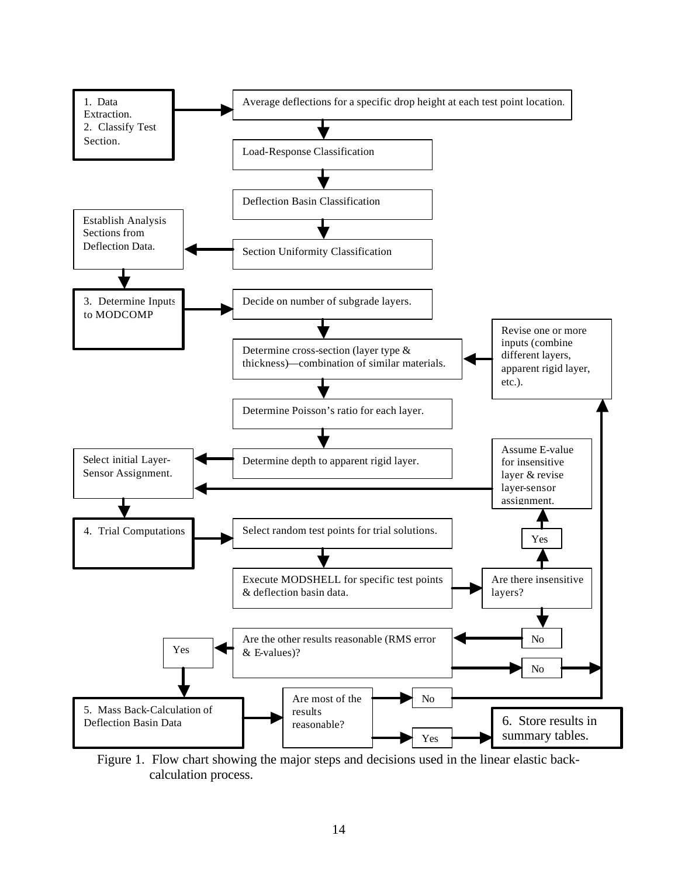1. Data Extraction.
2. Classify Test Section.

Average deflections for a specific drop height at each test point location.

Load-Response Classification

Deflection Basin Classification

Section Uniformity Classification

Establish Analysis Sections from Deflection Data.

3. Determine Inputs to MODCOMP

Decide on number of subgrade layers.

Determine cross-section (layer type & thickness)—combination of similar materials.

Revise one or more inputs (combine different layers, apparent rigid layer, etc.).

Determine Poisson's ratio for each layer.

Determine depth to apparent rigid layer.

Select initial Layer-Sensor Assignment.

Assume E-value for insensitive layer & revise layer-sensor assignment.

4. Trial Computations

Select random test points for trial solutions.

Yes

Execute MODSHELL for specific test points & deflection basin data.

Are there insensitive layers?

No

Are the other results reasonable (RMS error & E-values)?

Yes

No

5. Mass Back-Calculation of Deflection Basin Data

Are most of the results reasonable?

No

Yes

6. Store results in summary tables.

Figure 1. Flow chart showing the major steps and decisions used in the linear elastic back-calculation process.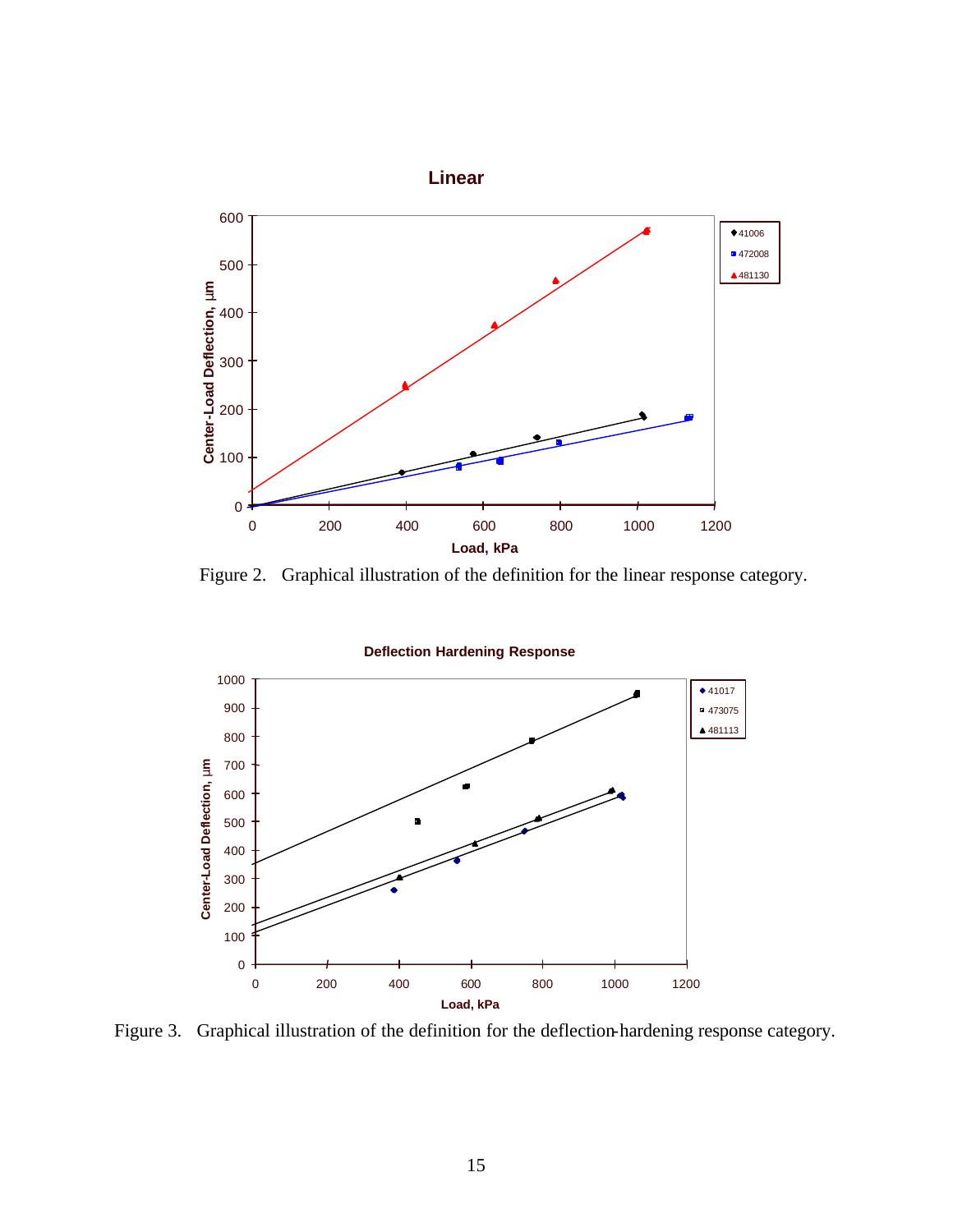Figure 2. Graphical illustration of the definition for the linear response category.

Figure 3. Graphical illustration of the definition for the deflection-hardening response category.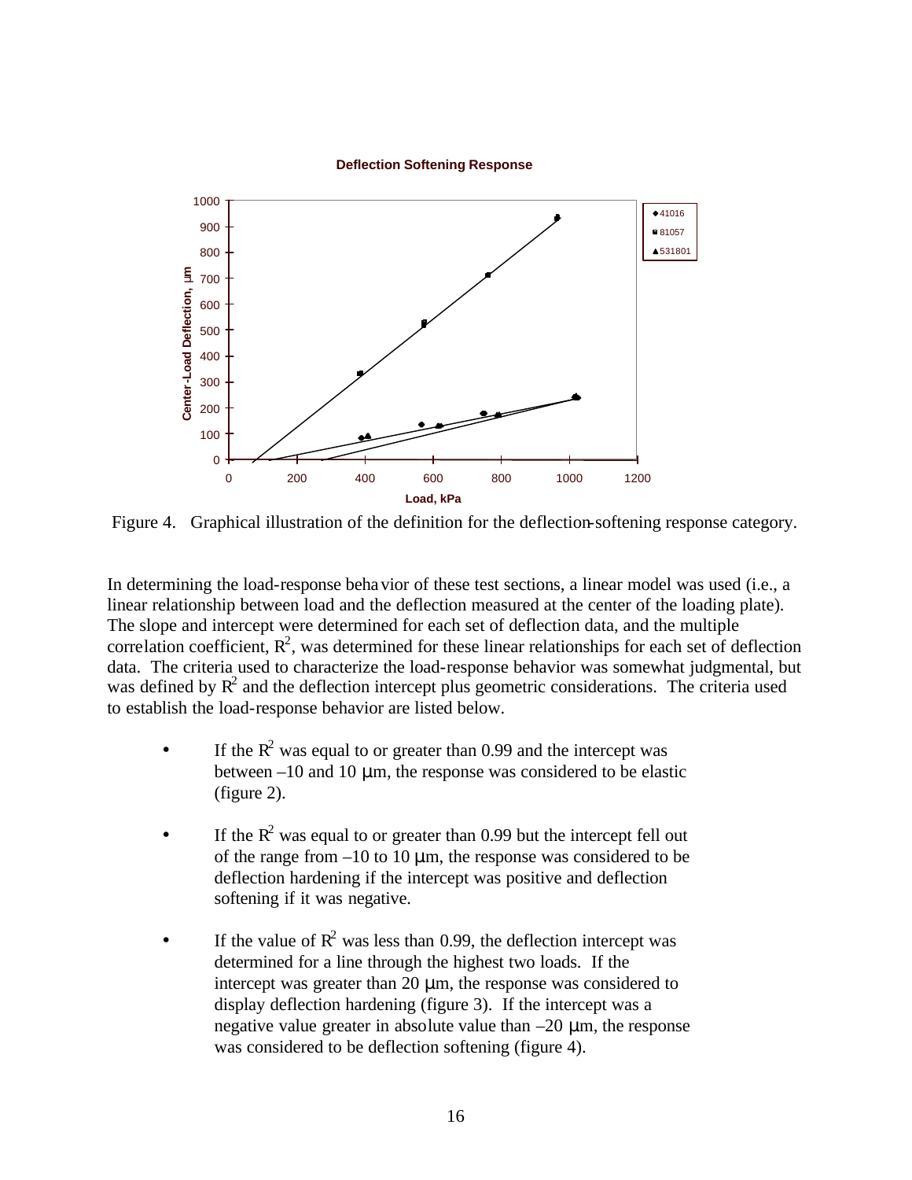Figure 4. Graphical illustration of the definition for the deflection-softening response category.

In determining the load-response behavior of these test sections, a linear model was used (i.e., a linear relationship between load and the deflection measured at the center of the loading plate). The slope and intercept were determined for each set of deflection data, and the multiple correlation coefficient, $R^2$, was determined for these linear relationships for each set of deflection data. The criteria used to characterize the load-response behavior was somewhat judgmental, but was defined by $R^2$ and the deflection intercept plus geometric considerations. The criteria used to establish the load-response behavior are listed below.

- If the $R^2$ was equal to or greater than 0.99 and the intercept was between –10 and 10 μm, the response was considered to be elastic (figure 2).

- If the $R^2$ was equal to or greater than 0.99 but the intercept fell out of the range from –10 to 10 μm, the response was considered to be deflection hardening if the intercept was positive and deflection softening if it was negative.

- If the value of $R^2$ was less than 0.99, the deflection intercept was determined for a line through the highest two loads. If the intercept was greater than 20 μm, the response was considered to display deflection hardening (figure 3). If the intercept was a negative value greater in absolute value than –20 μm, the response was considered to be deflection softening (figure 4).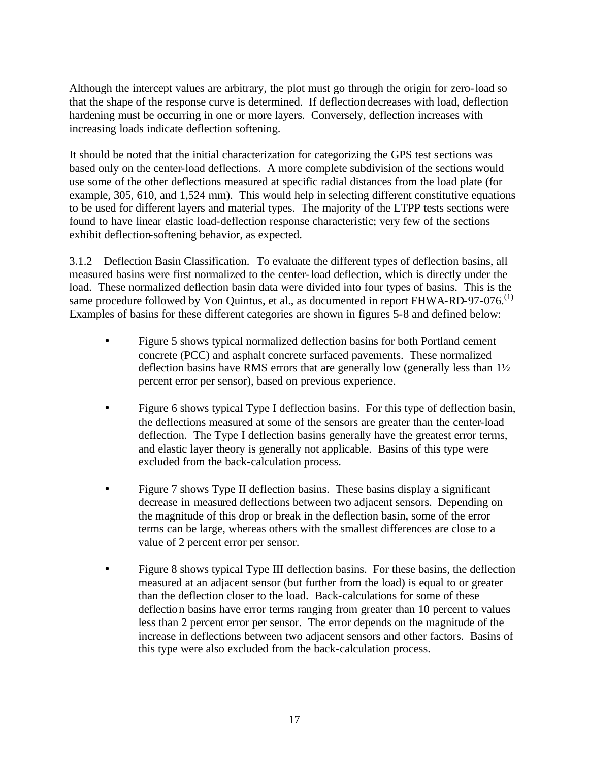Although the intercept values are arbitrary, the plot must go through the origin for zero-load so that the shape of the response curve is determined. If deflection decreases with load, deflection hardening must be occurring in one or more layers. Conversely, deflection increases with increasing loads indicate deflection softening.

It should be noted that the initial characterization for categorizing the GPS test sections was based only on the center-load deflections. A more complete subdivision of the sections would use some of the other deflections measured at specific radial distances from the load plate (for example, 305, 610, and 1,524 mm). This would help in selecting different constitutive equations to be used for different layers and material types. The majority of the LTPP tests sections were found to have linear elastic load-deflection response characteristic; very few of the sections exhibit deflection-softening behavior, as expected.

<u>3.1.2 Deflection Basin Classification.</u> To evaluate the different types of deflection basins, all measured basins were first normalized to the center-load deflection, which is directly under the load. These normalized deflection basin data were divided into four types of basins. This is the same procedure followed by Von Quintus, et al., as documented in report FHWA-RD-97-076.[1] Examples of basins for these different categories are shown in figures 5-8 and defined below:

- Figure 5 shows typical normalized deflection basins for both Portland cement concrete (PCC) and asphalt concrete surfaced pavements. These normalized deflection basins have RMS errors that are generally low (generally less than 1½ percent error per sensor), based on previous experience.

- Figure 6 shows typical Type I deflection basins. For this type of deflection basin, the deflections measured at some of the sensors are greater than the center-load deflection. The Type I deflection basins generally have the greatest error terms, and elastic layer theory is generally not applicable. Basins of this type were excluded from the back-calculation process.

- Figure 7 shows Type II deflection basins. These basins display a significant decrease in measured deflections between two adjacent sensors. Depending on the magnitude of this drop or break in the deflection basin, some of the error terms can be large, whereas others with the smallest differences are close to a value of 2 percent error per sensor.

- Figure 8 shows typical Type III deflection basins. For these basins, the deflection measured at an adjacent sensor (but further from the load) is equal to or greater than the deflection closer to the load. Back-calculations for some of these deflection basins have error terms ranging from greater than 10 percent to values less than 2 percent error per sensor. The error depends on the magnitude of the increase in deflections between two adjacent sensors and other factors. Basins of this type were also excluded from the back-calculation process.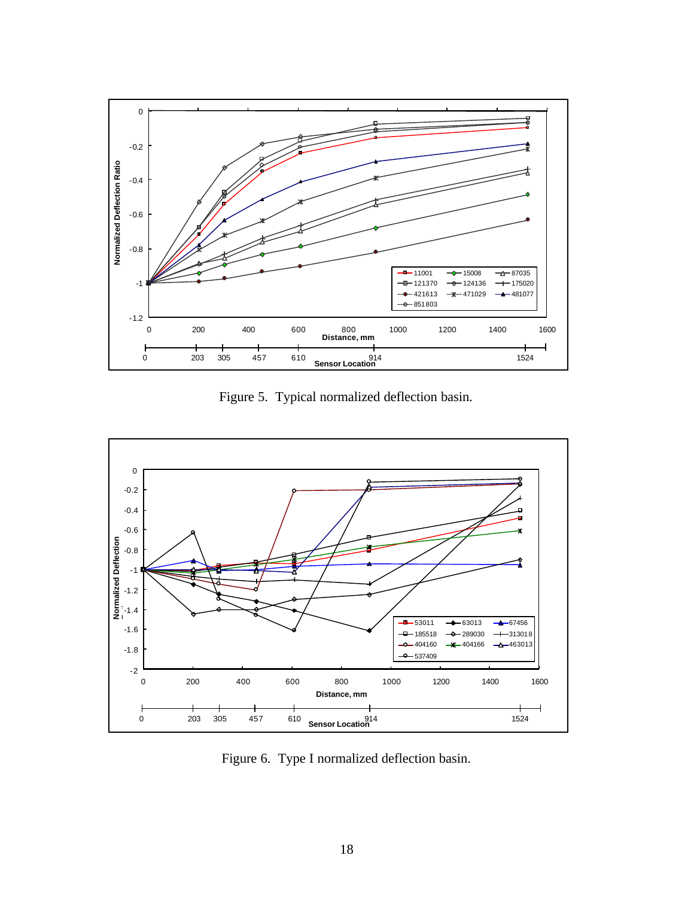Figure 5. Typical normalized deflection basin.

Figure 6. Type I normalized deflection basin.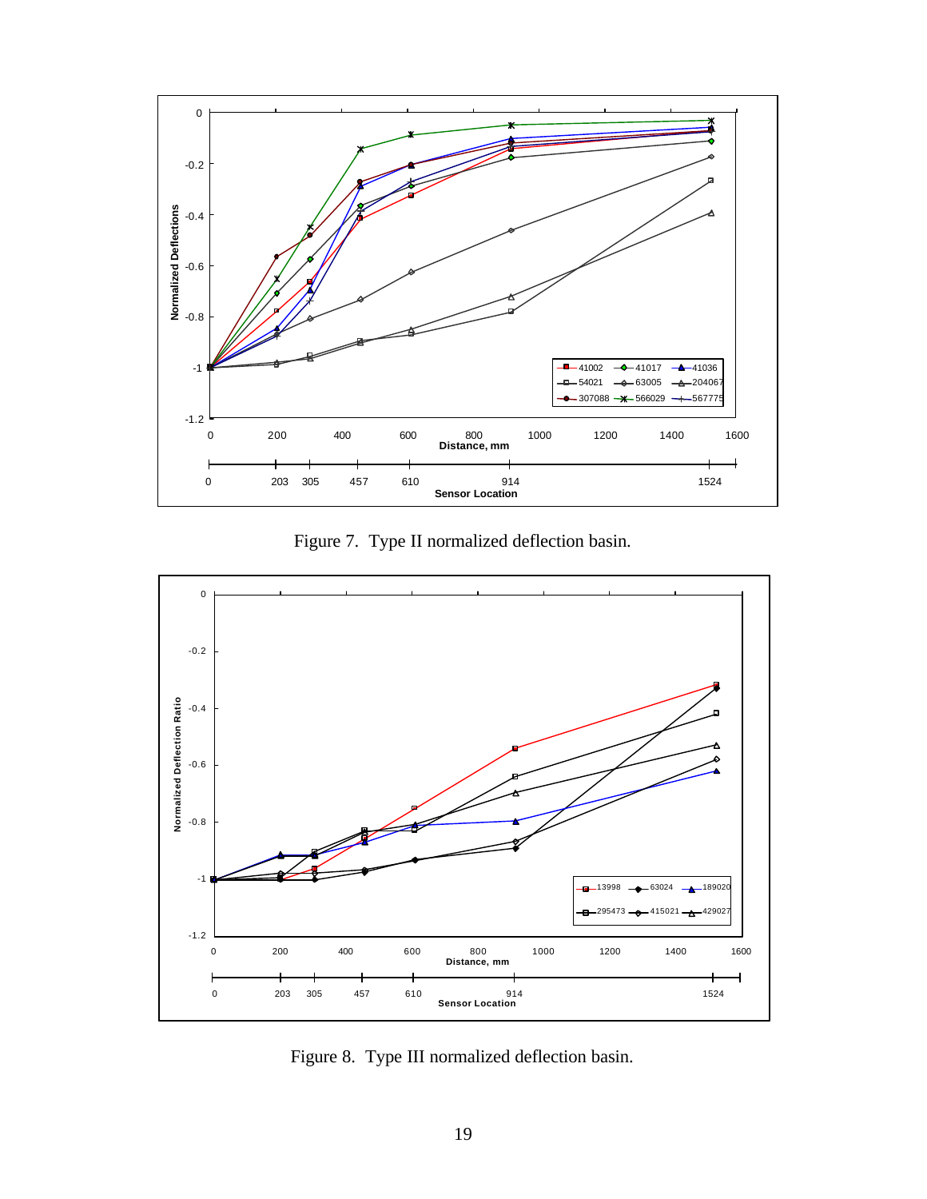Figure 7. Type II normalized deflection basin.

Figure 8. Type III normalized deflection basin.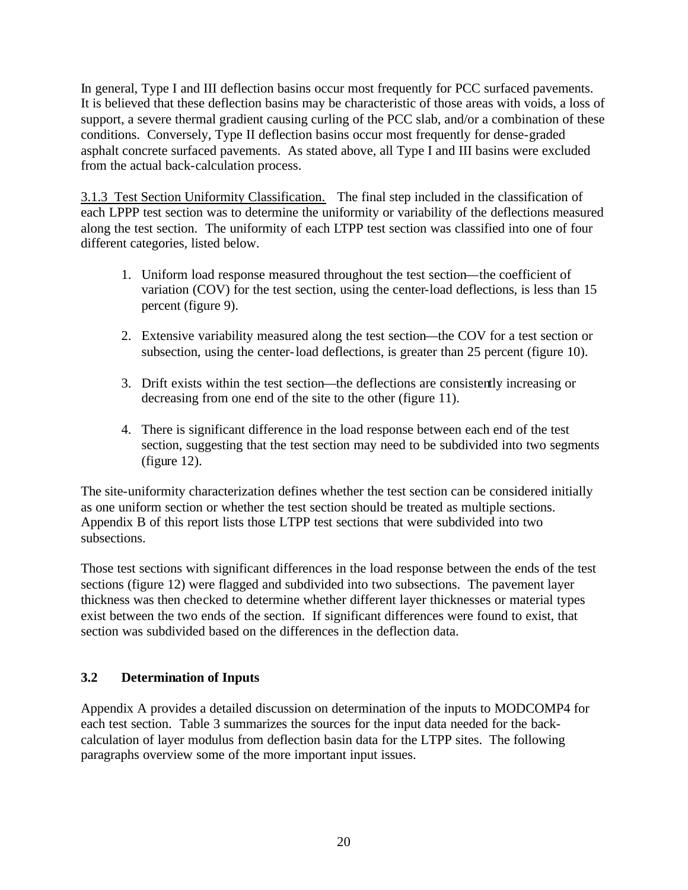In general, Type I and III deflection basins occur most frequently for PCC surfaced pavements. It is believed that these deflection basins may be characteristic of those areas with voids, a loss of support, a severe thermal gradient causing curling of the PCC slab, and/or a combination of these conditions. Conversely, Type II deflection basins occur most frequently for dense-graded asphalt concrete surfaced pavements. As stated above, all Type I and III basins were excluded from the actual back-calculation process.

3.1.3 Test Section Uniformity Classification. The final step included in the classification of each LPPP test section was to determine the uniformity or variability of the deflections measured along the test section. The uniformity of each LTPP test section was classified into one of four different categories, listed below.

1. Uniform load response measured throughout the test section—the coefficient of variation (COV) for the test section, using the center-load deflections, is less than 15 percent (figure 9).

2. Extensive variability measured along the test section—the COV for a test section or subsection, using the center-load deflections, is greater than 25 percent (figure 10).

3. Drift exists within the test section—the deflections are consistently increasing or decreasing from one end of the site to the other (figure 11).

4. There is significant difference in the load response between each end of the test section, suggesting that the test section may need to be subdivided into two segments (figure 12).

The site-uniformity characterization defines whether the test section can be considered initially as one uniform section or whether the test section should be treated as multiple sections. Appendix B of this report lists those LTPP test sections that were subdivided into two subsections.

Those test sections with significant differences in the load response between the ends of the test sections (figure 12) were flagged and subdivided into two subsections. The pavement layer thickness was then checked to determine whether different layer thicknesses or material types exist between the two ends of the section. If significant differences were found to exist, that section was subdivided based on the differences in the deflection data.

### 3.2 Determination of Inputs

Appendix A provides a detailed discussion on determination of the inputs to MODCOMP4 for each test section. Table 3 summarizes the sources for the input data needed for the back-calculation of layer modulus from deflection basin data for the LTPP sites. The following paragraphs overview some of the more important input issues.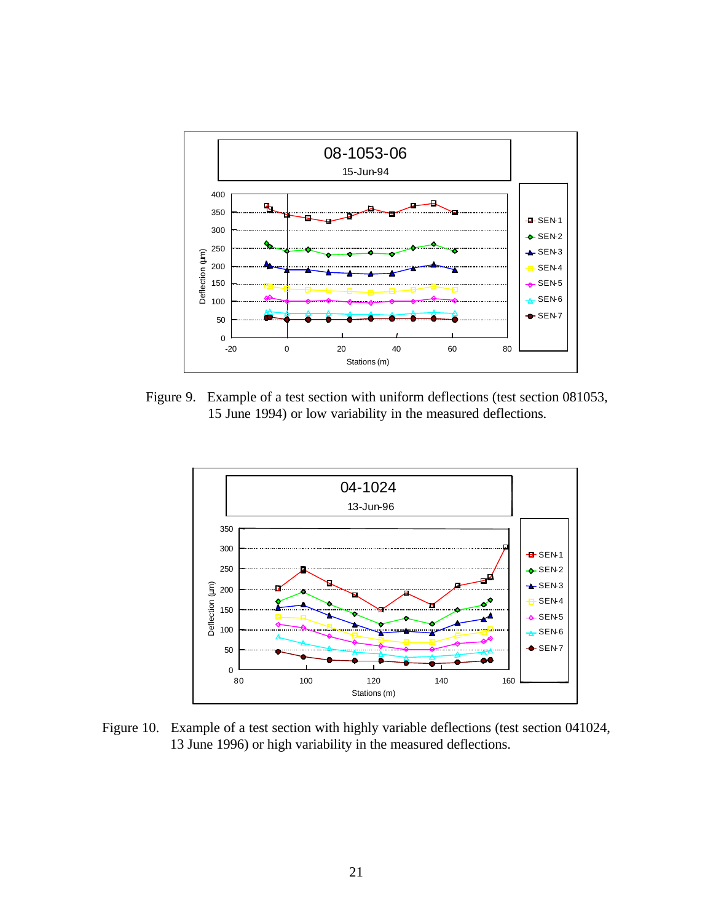Figure 9. Example of a test section with uniform deflections (test section 081053, 15 June 1994) or low variability in the measured deflections.

Figure 10. Example of a test section with highly variable deflections (test section 041024, 13 June 1996) or high variability in the measured deflections.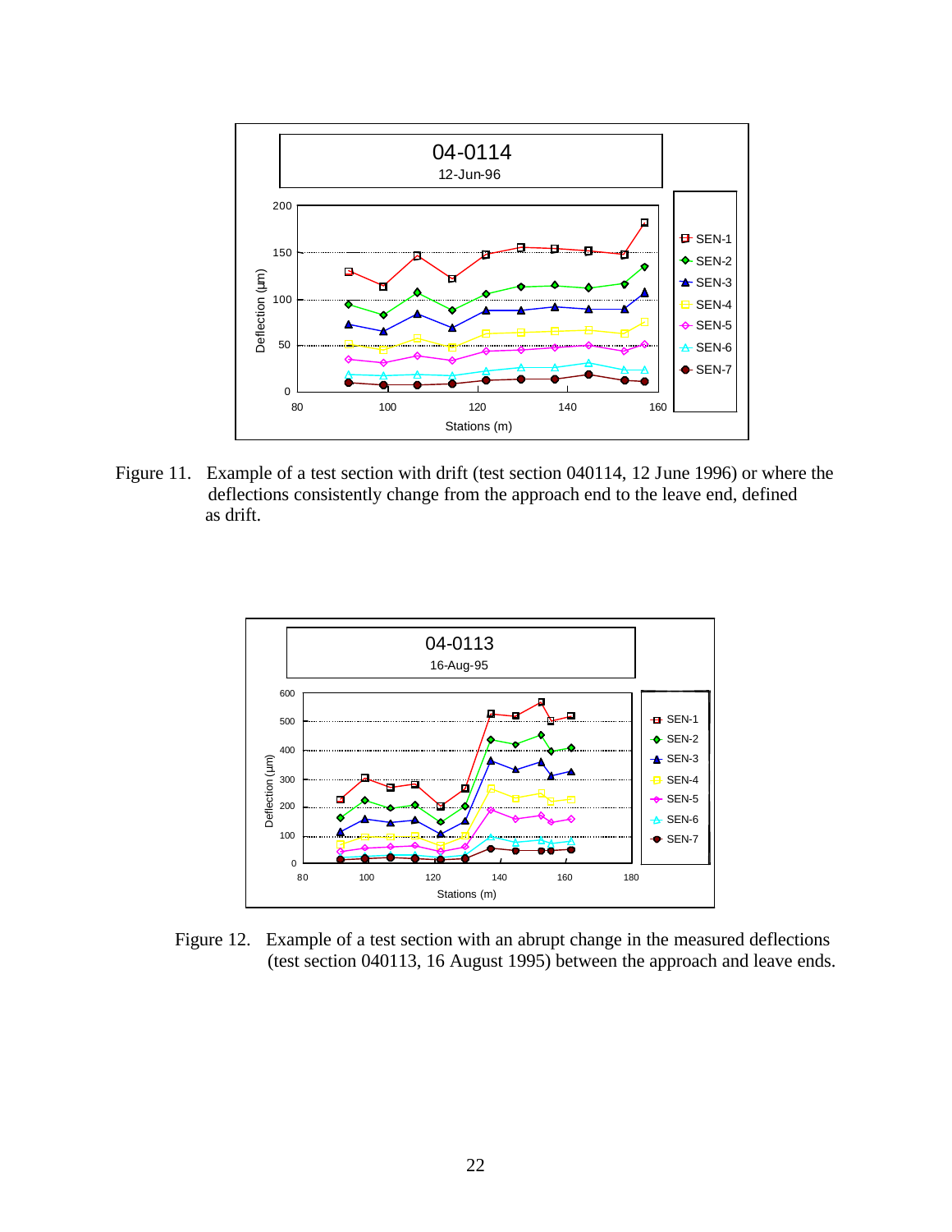Figure 11. Example of a test section with drift (test section 040114, 12 June 1996) or where the deflections consistently change from the approach end to the leave end, defined as drift.

Figure 12. Example of a test section with an abrupt change in the measured deflections (test section 040113, 16 August 1995) between the approach and leave ends.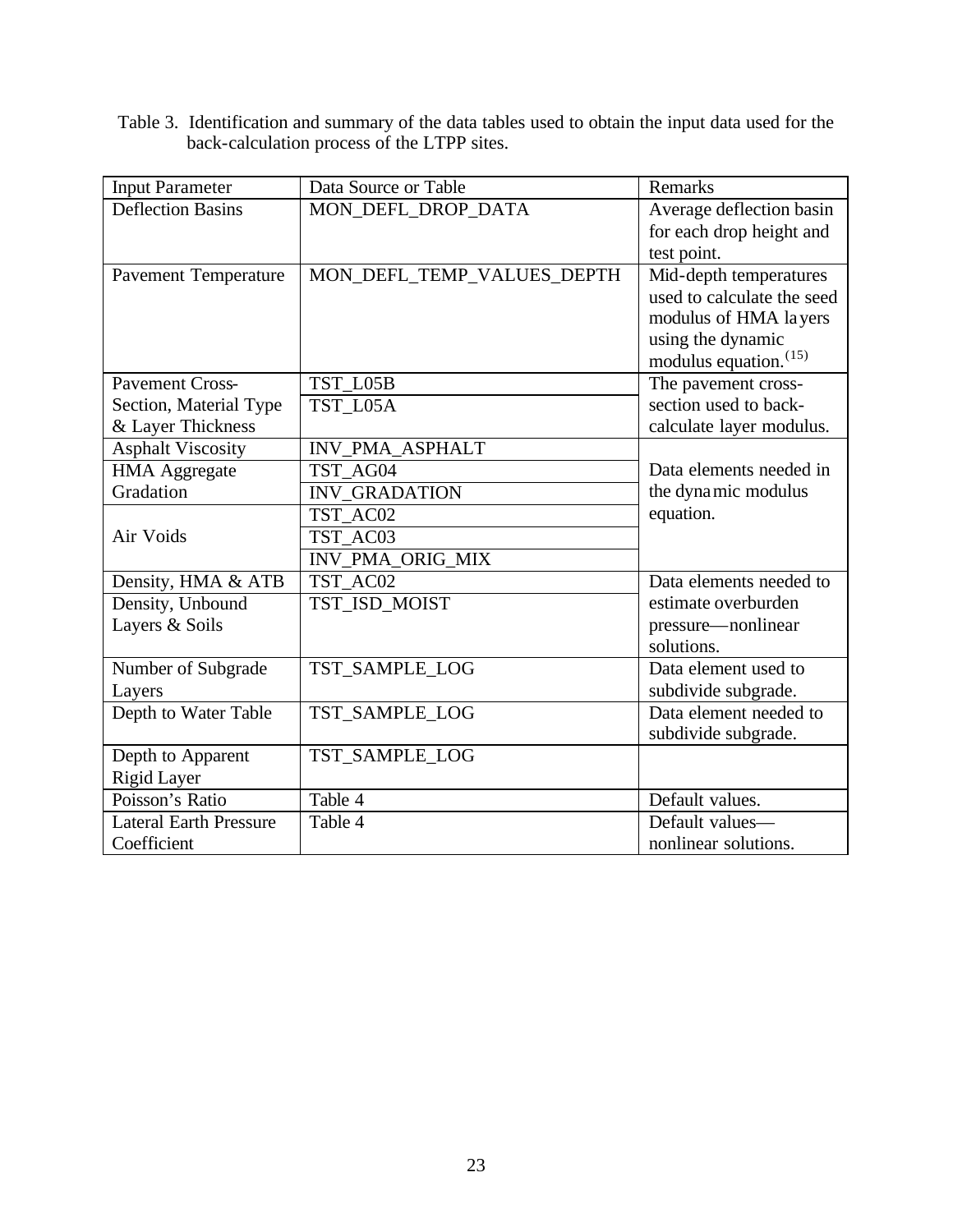Table 3. Identification and summary of the data tables used to obtain the input data used for the back-calculation process of the LTPP sites.

| Input Parameter | Data Source or Table | Remarks |
| --- | --- | --- |
| Deflection Basins | MON_DEFL_DROP_DATA | Average deflection basin for each drop height and test point. |
| Pavement Temperature | MON_DEFL_TEMP_VALUES_DEPTH | Mid-depth temperatures used to calculate the seed modulus of HMA layers using the dynamic modulus equation.[15] |
| Pavement Cross-Section, Material Type & Layer Thickness | TST_L05B | The pavement cross-section used to back-calculate layer modulus. |
| | TST_L05A | |
| Asphalt Viscosity | INV_PMA_ASPHALT | Data elements needed in the dynamic modulus equation. |
| HMA Aggregate Gradation | TST_AG04 | |
| | INV_GRADATION | |
| Air Voids | TST_AC02 | |
| | TST_AC03 | |
| | INV_PMA_ORIG_MIX | |
| Density, HMA & ATB | TST_AC02 | Data elements needed to estimate overburden pressure—nonlinear solutions. |
| Density, Unbound Layers & Soils | TST_ISD_MOIST | |
| Number of Subgrade Layers | TST_SAMPLE_LOG | Data element used to subdivide subgrade. |
| Depth to Water Table | TST_SAMPLE_LOG | Data element needed to subdivide subgrade. |
| Depth to Apparent Rigid Layer | TST_SAMPLE_LOG | |
| Poisson's Ratio | Table 4 | Default values. |
| Lateral Earth Pressure Coefficient | Table 4 | Default values—nonlinear solutions. |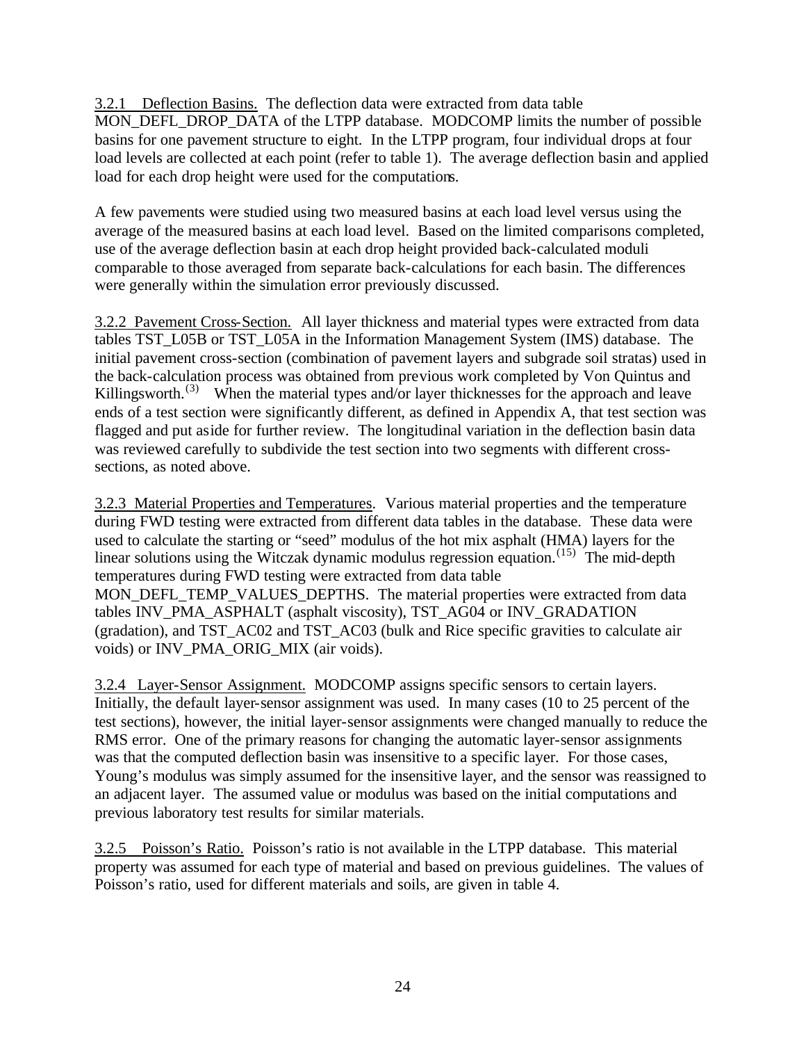3.2.1 Deflection Basins. The deflection data were extracted from data table MON_DEFL_DROP_DATA of the LTPP database. MODCOMP limits the number of possible basins for one pavement structure to eight. In the LTPP program, four individual drops at four load levels are collected at each point (refer to table 1). The average deflection basin and applied load for each drop height were used for the computations.

A few pavements were studied using two measured basins at each load level versus using the average of the measured basins at each load level. Based on the limited comparisons completed, use of the average deflection basin at each drop height provided back-calculated moduli comparable to those averaged from separate back-calculations for each basin. The differences were generally within the simulation error previously discussed.

3.2.2 Pavement Cross-Section. All layer thickness and material types were extracted from data tables TST_L05B or TST_L05A in the Information Management System (IMS) database. The initial pavement cross-section (combination of pavement layers and subgrade soil stratas) used in the back-calculation process was obtained from previous work completed by Von Quintus and Killingsworth.[3] When the material types and/or layer thicknesses for the approach and leave ends of a test section were significantly different, as defined in Appendix A, that test section was flagged and put aside for further review. The longitudinal variation in the deflection basin data was reviewed carefully to subdivide the test section into two segments with different cross-sections, as noted above.

3.2.3 Material Properties and Temperatures. Various material properties and the temperature during FWD testing were extracted from different data tables in the database. These data were used to calculate the starting or "seed" modulus of the hot mix asphalt (HMA) layers for the linear solutions using the Witczak dynamic modulus regression equation.[15] The mid-depth temperatures during FWD testing were extracted from data table MON_DEFL_TEMP_VALUES_DEPTHS. The material properties were extracted from data tables INV_PMA_ASPHALT (asphalt viscosity), TST_AG04 or INV_GRADATION (gradation), and TST_AC02 and TST_AC03 (bulk and Rice specific gravities to calculate air voids) or INV_PMA_ORIG_MIX (air voids).

3.2.4 Layer-Sensor Assignment. MODCOMP assigns specific sensors to certain layers. Initially, the default layer-sensor assignment was used. In many cases (10 to 25 percent of the test sections), however, the initial layer-sensor assignments were changed manually to reduce the RMS error. One of the primary reasons for changing the automatic layer-sensor assignments was that the computed deflection basin was insensitive to a specific layer. For those cases, Young's modulus was simply assumed for the insensitive layer, and the sensor was reassigned to an adjacent layer. The assumed value or modulus was based on the initial computations and previous laboratory test results for similar materials.

3.2.5 Poisson's Ratio. Poisson's ratio is not available in the LTPP database. This material property was assumed for each type of material and based on previous guidelines. The values of Poisson's ratio, used for different materials and soils, are given in table 4.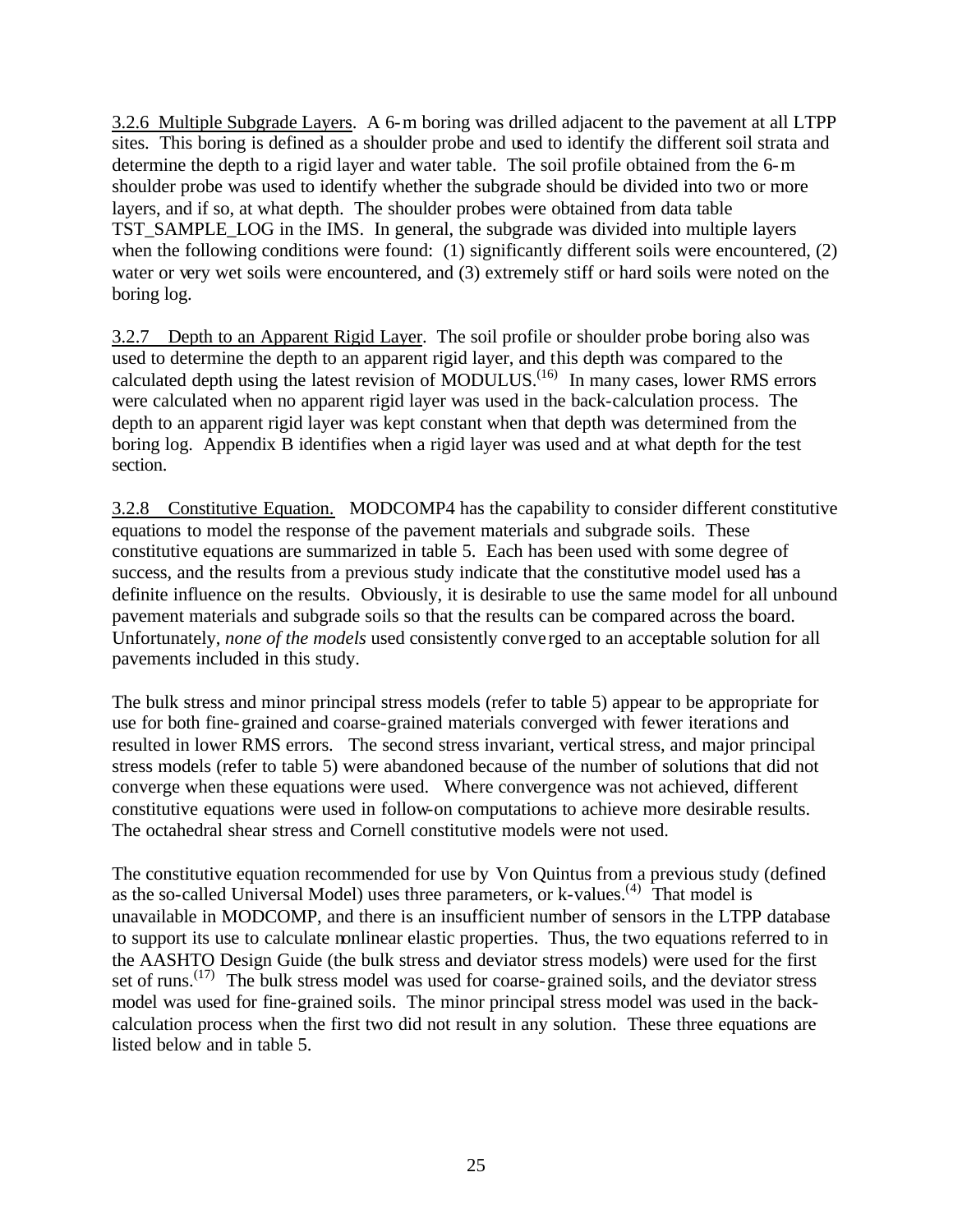3.2.6 Multiple Subgrade Layers. A 6-m boring was drilled adjacent to the pavement at all LTPP sites. This boring is defined as a shoulder probe and used to identify the different soil strata and determine the depth to a rigid layer and water table. The soil profile obtained from the 6-m shoulder probe was used to identify whether the subgrade should be divided into two or more layers, and if so, at what depth. The shoulder probes were obtained from data table TST_SAMPLE_LOG in the IMS. In general, the subgrade was divided into multiple layers when the following conditions were found: (1) significantly different soils were encountered, (2) water or very wet soils were encountered, and (3) extremely stiff or hard soils were noted on the boring log.

3.2.7 Depth to an Apparent Rigid Layer. The soil profile or shoulder probe boring also was used to determine the depth to an apparent rigid layer, and this depth was compared to the calculated depth using the latest revision of MODULUS.(16) In many cases, lower RMS errors were calculated when no apparent rigid layer was used in the back-calculation process. The depth to an apparent rigid layer was kept constant when that depth was determined from the boring log. Appendix B identifies when a rigid layer was used and at what depth for the test section.

3.2.8 Constitutive Equation. MODCOMP4 has the capability to consider different constitutive equations to model the response of the pavement materials and subgrade soils. These constitutive equations are summarized in table 5. Each has been used with some degree of success, and the results from a previous study indicate that the constitutive model used has a definite influence on the results. Obviously, it is desirable to use the same model for all unbound pavement materials and subgrade soils so that the results can be compared across the board. Unfortunately, *none of the models* used consistently converged to an acceptable solution for all pavements included in this study.

The bulk stress and minor principal stress models (refer to table 5) appear to be appropriate for use for both fine-grained and coarse-grained materials converged with fewer iterations and resulted in lower RMS errors. The second stress invariant, vertical stress, and major principal stress models (refer to table 5) were abandoned because of the number of solutions that did not converge when these equations were used. Where convergence was not achieved, different constitutive equations were used in follow-on computations to achieve more desirable results. The octahedral shear stress and Cornell constitutive models were not used.

The constitutive equation recommended for use by Von Quintus from a previous study (defined as the so-called Universal Model) uses three parameters, or k-values.(4) That model is unavailable in MODCOMP, and there is an insufficient number of sensors in the LTPP database to support its use to calculate nonlinear elastic properties. Thus, the two equations referred to in the AASHTO Design Guide (the bulk stress and deviator stress models) were used for the first set of runs.(17) The bulk stress model was used for coarse-grained soils, and the deviator stress model was used for fine-grained soils. The minor principal stress model was used in the back-calculation process when the first two did not result in any solution. These three equations are listed below and in table 5.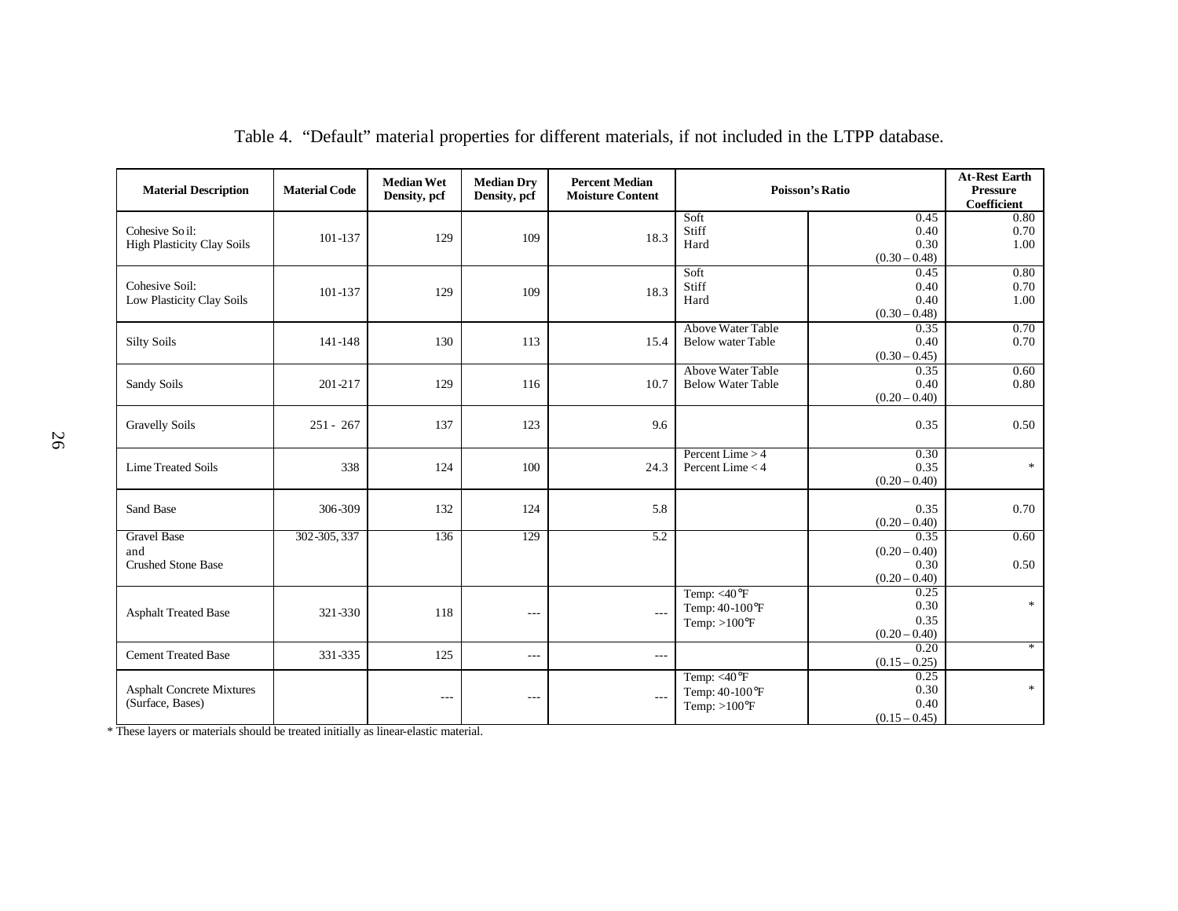Table 4. "Default" material properties for different materials, if not included in the LTPP database.

| Material Description | Material Code | Median Wet Density, pcf | Median Dry Density, pcf | Percent Median Moisture Content | Poisson's Ratio | | At-Rest Earth Pressure Coefficient |
|---|---|---|---|---|---|---|---|
| Cohesive Soil: High Plasticity Clay Soils | 101-137 | 129 | 109 | 18.3 | Soft<br>Stiff<br>Hard | 0.45<br>0.40<br>0.30<br>(0.30 – 0.48) | 0.80<br>0.70<br>1.00 |
| Cohesive Soil: Low Plasticity Clay Soils | 101-137 | 129 | 109 | 18.3 | Soft<br>Stiff<br>Hard | 0.45<br>0.40<br>0.40<br>(0.30 – 0.48) | 0.80<br>0.70<br>1.00 |
| Silty Soils | 141-148 | 130 | 113 | 15.4 | Above Water Table<br>Below water Table | 0.35<br>0.40<br>(0.30 – 0.45) | 0.70<br>0.70 |
| Sandy Soils | 201-217 | 129 | 116 | 10.7 | Above Water Table<br>Below Water Table | 0.35<br>0.40<br>(0.20 – 0.40) | 0.60<br>0.80 |
| Gravelly Soils | 251 - 267 | 137 | 123 | 9.6 | | 0.35 | 0.50 |
| Lime Treated Soils | 338 | 124 | 100 | 24.3 | Percent Lime > 4<br>Percent Lime < 4 | 0.30<br>0.35<br>(0.20 – 0.40) | * |
| Sand Base | 306-309 | 132 | 124 | 5.8 | | 0.35<br>(0.20 – 0.40) | 0.70 |
| Gravel Base<br>and<br>Crushed Stone Base | 302-305, 337 | 136 | 129 | 5.2 | | 0.35<br>(0.20 – 0.40)<br>0.30<br>(0.20 – 0.40) | 0.60<br><br>0.50 |
| Asphalt Treated Base | 321-330 | 118 | --- | --- | Temp: <40°F<br>Temp: 40-100°F<br>Temp: >100°F | 0.25<br>0.30<br>0.35<br>(0.20 – 0.40) | * |
| Cement Treated Base | 331-335 | 125 | --- | --- | | 0.20<br>(0.15 – 0.25) | * |
| Asphalt Concrete Mixtures (Surface, Bases) | | --- | --- | --- | Temp: <40°F<br>Temp: 40-100°F<br>Temp: >100°F | 0.25<br>0.30<br>0.40<br>(0.15 – 0.45) | * |

* These layers or materials should be treated initially as linear-elastic material.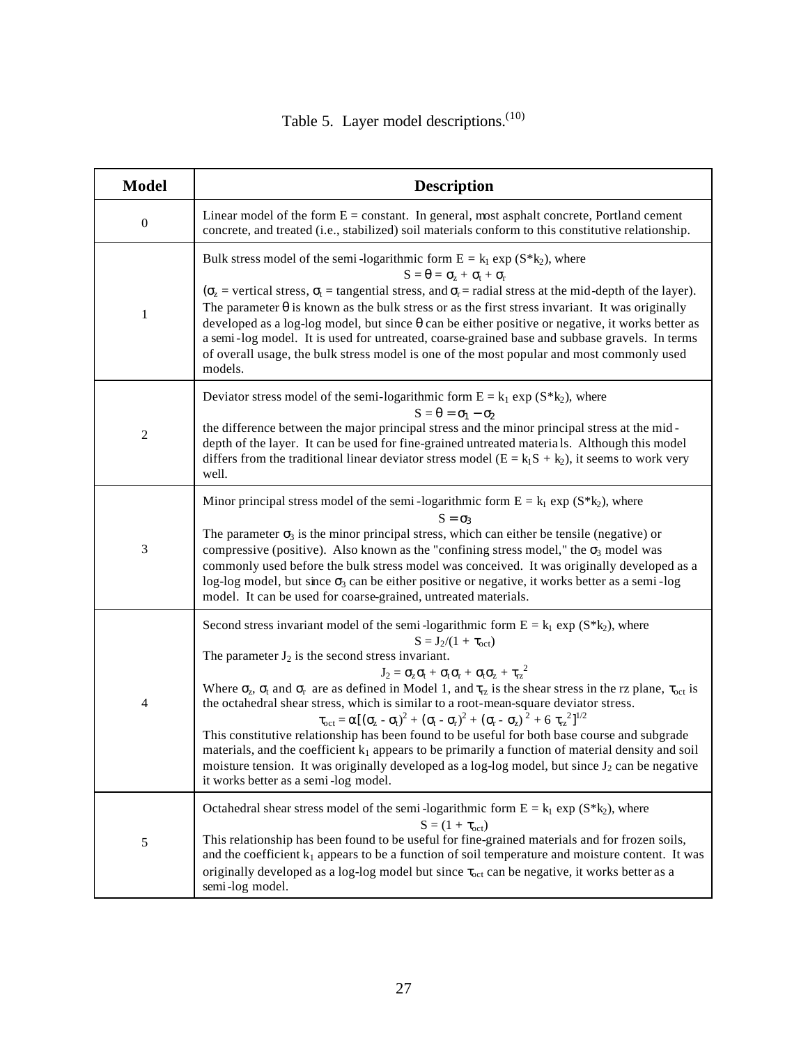Table 5. Layer model descriptions.[10]

| Model | Description |
| --- | --- |
| 0 | Linear model of the form E = constant. In general, most asphalt concrete, Portland cement concrete, and treated (i.e., stabilized) soil materials conform to this constitutive relationship. |
| 1 | Bulk stress model of the semi-logarithmic form $E = k_1 \exp(S*k_2)$, where $$S = \theta = \sigma_z + \sigma_t + \sigma_r$$ ($\sigma_z$ = vertical stress, $\sigma_t$ = tangential stress, and $\sigma_r$ = radial stress at the mid-depth of the layer). The parameter $\theta$ is known as the bulk stress or as the first stress invariant. It was originally developed as a log-log model, but since $\theta$ can be either positive or negative, it works better as a semi-log model. It is used for untreated, coarse-grained base and subbase gravels. In terms of overall usage, the bulk stress model is one of the most popular and most commonly used models. |
| 2 | Deviator stress model of the semi-logarithmic form $E = k_1 \exp(S*k_2)$, where $$S = \theta = \sigma_1 - \sigma_2$$ the difference between the major principal stress and the minor principal stress at the mid-depth of the layer. It can be used for fine-grained untreated materials. Although this model differs from the traditional linear deviator stress model ($E = k_1 S + k_2$), it seems to work very well. |
| 3 | Minor principal stress model of the semi-logarithmic form $E = k_1 \exp(S*k_2)$, where $$S = \sigma_3$$ The parameter $\sigma_3$ is the minor principal stress, which can either be tensile (negative) or compressive (positive). Also known as the "confining stress model," the $\sigma_3$ model was commonly used before the bulk stress model was conceived. It was originally developed as a log-log model, but since $\sigma_3$ can be either positive or negative, it works better as a semi-log model. It can be used for coarse-grained, untreated materials. |
| 4 | Second stress invariant model of the semi-logarithmic form $E = k_1 \exp(S*k_2)$, where $$S = J_2/(1 + \tau_{oct})$$ The parameter $J_2$ is the second stress invariant. $$J_2 = \sigma_z\sigma_t + \sigma_t\sigma_r + \sigma_t\sigma_z + \tau_{rz}^2$$ Where $\sigma_z$, $\sigma_t$ and $\sigma_r$ are as defined in Model 1, and $\tau_{rz}$ is the shear stress in the rz plane, $\tau_{oct}$ is the octahedral shear stress, which is similar to a root-mean-square deviator stress. $$\tau_{oct} = \alpha[(\sigma_z - \sigma_t)^2 + (\sigma_t - \sigma_r)^2 + (\sigma_r - \sigma_z)^2 + 6\,\tau_{rz}^2]^{1/2}$$ This constitutive relationship has been found to be useful for both base course and subgrade materials, and the coefficient $k_1$ appears to be primarily a function of material density and soil moisture tension. It was originally developed as a log-log model, but since $J_2$ can be negative it works better as a semi-log model. |
| 5 | Octahedral shear stress model of the semi-logarithmic form $E = k_1 \exp(S*k_2)$, where $$S = (1 + \tau_{oct})$$ This relationship has been found to be useful for fine-grained materials and for frozen soils, and the coefficient $k_1$ appears to be a function of soil temperature and moisture content. It was originally developed as a log-log model but since $\tau_{oct}$ can be negative, it works better as a semi-log model. |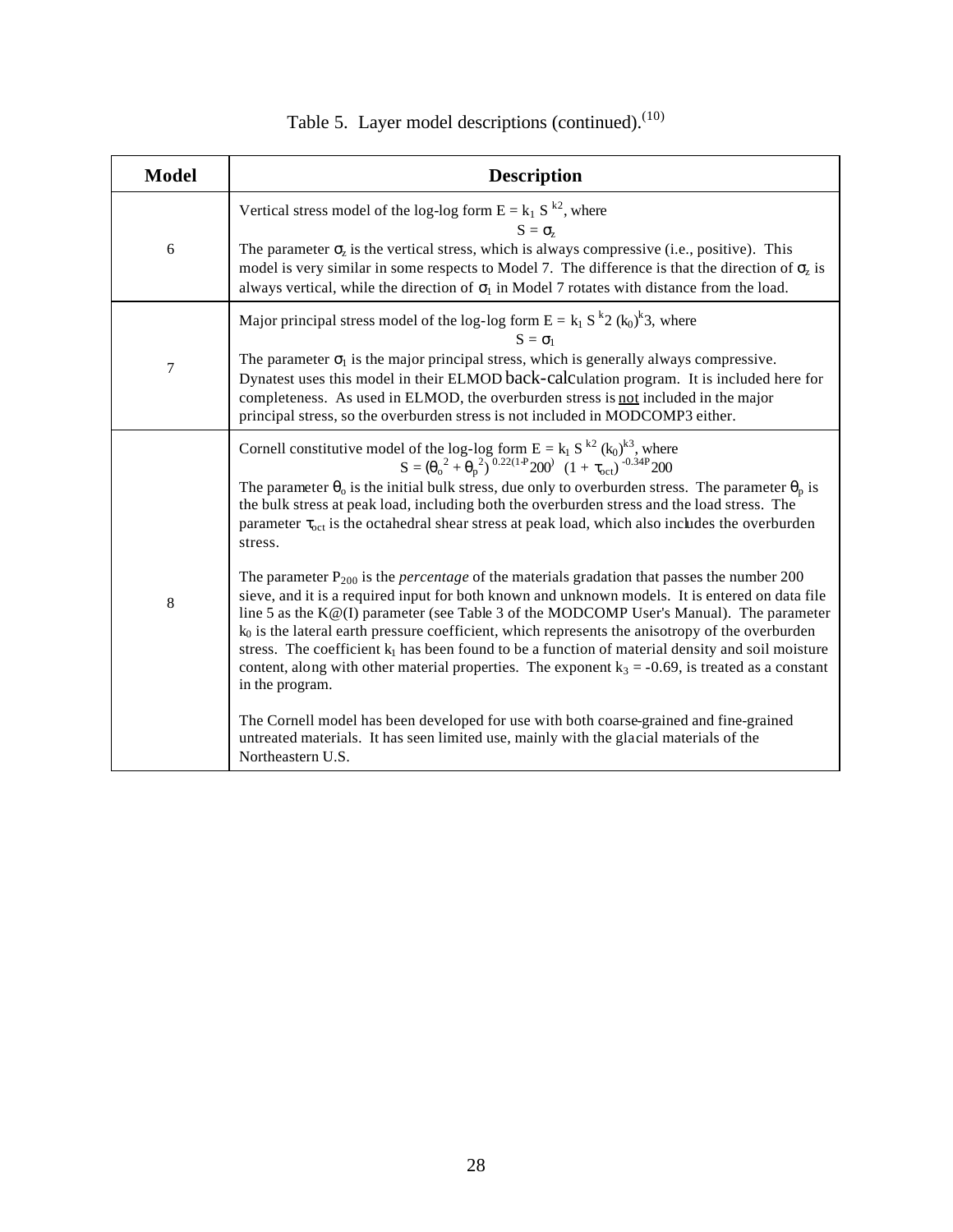Table 5. Layer model descriptions (continued).[10]

| Model | Description |
|---|---|
| 6 | Vertical stress model of the log-log form $E = k_1 S^{k2}$, where<br>$S = \sigma_z$<br>The parameter $\sigma_z$ is the vertical stress, which is always compressive (i.e., positive). This model is very similar in some respects to Model 7. The difference is that the direction of $\sigma_z$ is always vertical, while the direction of $\sigma_1$ in Model 7 rotates with distance from the load. |
| 7 | Major principal stress model of the log-log form $E = k_1 S^{k2} (k_0)^{k3}$, where<br>$S = \sigma_1$<br>The parameter $\sigma_1$ is the major principal stress, which is generally always compressive. Dynatest uses this model in their ELMOD back-calculation program. It is included here for completeness. As used in ELMOD, the overburden stress is <u>not</u> included in the major principal stress, so the overburden stress is not included in MODCOMP3 either. |
| 8 | Cornell constitutive model of the log-log form $E = k_1 S^{k2} (k_0)^{k3}$, where<br>$S = (\theta_o^2 + \theta_p^2)^{0.22(1-P200)} (1 + \tau_{oct})^{-0.34P200}$<br>The parameter $\theta_o$ is the initial bulk stress, due only to overburden stress. The parameter $\theta_p$ is the bulk stress at peak load, including both the overburden stress and the load stress. The parameter $\tau_{oct}$ is the octahedral shear stress at peak load, which also includes the overburden stress.<br><br>The parameter $P_{200}$ is the *percentage* of the materials gradation that passes the number 200 sieve, and it is a required input for both known and unknown models. It is entered on data file line 5 as the K@(I) parameter (see Table 3 of the MODCOMP User's Manual). The parameter $k_0$ is the lateral earth pressure coefficient, which represents the anisotropy of the overburden stress. The coefficient $k_1$ has been found to be a function of material density and soil moisture content, along with other material properties. The exponent $k_3$ = -0.69, is treated as a constant in the program.<br><br>The Cornell model has been developed for use with both coarse-grained and fine-grained untreated materials. It has seen limited use, mainly with the glacial materials of the Northeastern U.S. |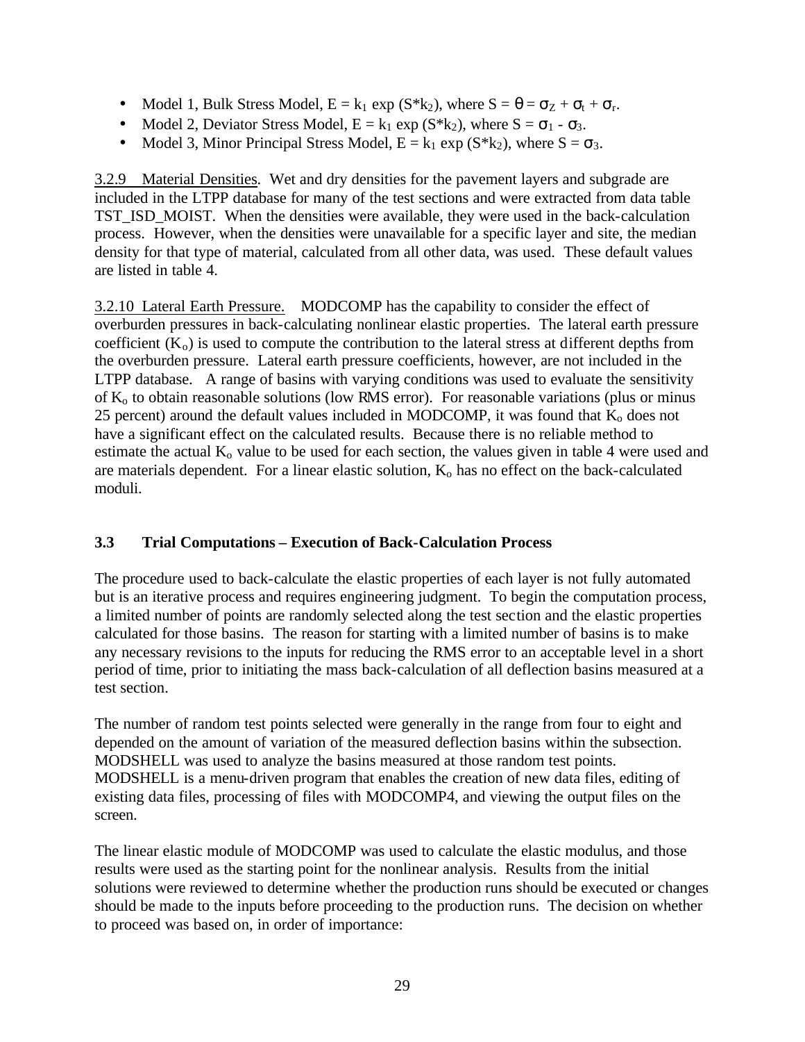- Model 1, Bulk Stress Model, $E = k_1 \exp(S^*k_2)$, where $S = \theta = \sigma_Z + \sigma_t + \sigma_r$.
- Model 2, Deviator Stress Model, $E = k_1 \exp(S^*k_2)$, where $S = \sigma_1 - \sigma_3$.
- Model 3, Minor Principal Stress Model, $E = k_1 \exp(S^*k_2)$, where $S = \sigma_3$.

3.2.9 Material Densities. Wet and dry densities for the pavement layers and subgrade are included in the LTPP database for many of the test sections and were extracted from data table TST_ISD_MOIST. When the densities were available, they were used in the back-calculation process. However, when the densities were unavailable for a specific layer and site, the median density for that type of material, calculated from all other data, was used. These default values are listed in table 4.

3.2.10 Lateral Earth Pressure. MODCOMP has the capability to consider the effect of overburden pressures in back-calculating nonlinear elastic properties. The lateral earth pressure coefficient ($K_o$) is used to compute the contribution to the lateral stress at different depths from the overburden pressure. Lateral earth pressure coefficients, however, are not included in the LTPP database. A range of basins with varying conditions was used to evaluate the sensitivity of $K_o$ to obtain reasonable solutions (low RMS error). For reasonable variations (plus or minus 25 percent) around the default values included in MODCOMP, it was found that $K_o$ does not have a significant effect on the calculated results. Because there is no reliable method to estimate the actual $K_o$ value to be used for each section, the values given in table 4 were used and are materials dependent. For a linear elastic solution, $K_o$ has no effect on the back-calculated moduli.

### 3.3 Trial Computations – Execution of Back-Calculation Process

The procedure used to back-calculate the elastic properties of each layer is not fully automated but is an iterative process and requires engineering judgment. To begin the computation process, a limited number of points are randomly selected along the test section and the elastic properties calculated for those basins. The reason for starting with a limited number of basins is to make any necessary revisions to the inputs for reducing the RMS error to an acceptable level in a short period of time, prior to initiating the mass back-calculation of all deflection basins measured at a test section.

The number of random test points selected were generally in the range from four to eight and depended on the amount of variation of the measured deflection basins within the subsection. MODSHELL was used to analyze the basins measured at those random test points. MODSHELL is a menu-driven program that enables the creation of new data files, editing of existing data files, processing of files with MODCOMP4, and viewing the output files on the screen.

The linear elastic module of MODCOMP was used to calculate the elastic modulus, and those results were used as the starting point for the nonlinear analysis. Results from the initial solutions were reviewed to determine whether the production runs should be executed or changes should be made to the inputs before proceeding to the production runs. The decision on whether to proceed was based on, in order of importance: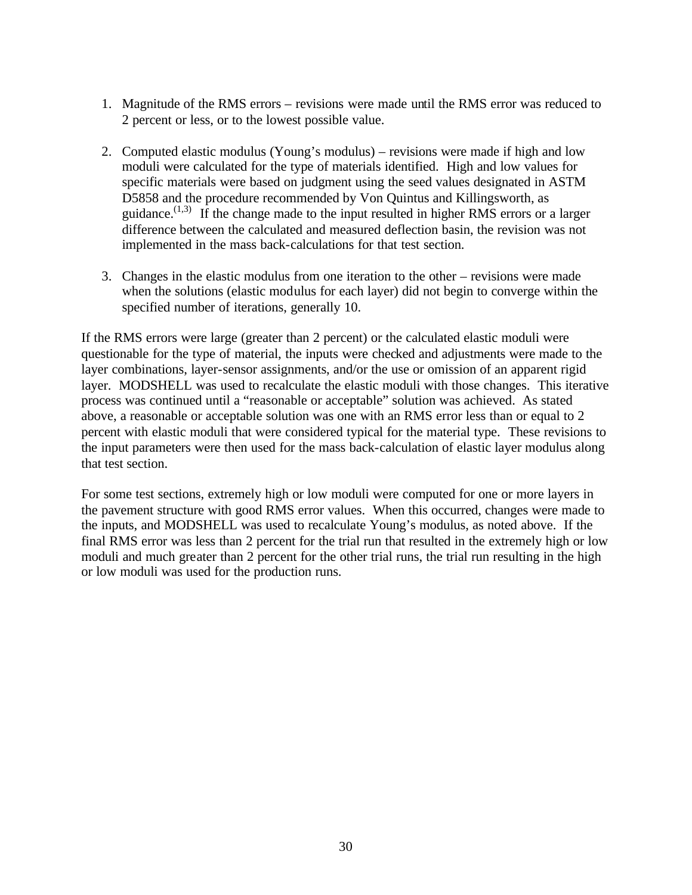1. Magnitude of the RMS errors – revisions were made until the RMS error was reduced to 2 percent or less, or to the lowest possible value.

2. Computed elastic modulus (Young's modulus) – revisions were made if high and low moduli were calculated for the type of materials identified. High and low values for specific materials were based on judgment using the seed values designated in ASTM D5858 and the procedure recommended by Von Quintus and Killingsworth, as guidance.[1,3] If the change made to the input resulted in higher RMS errors or a larger difference between the calculated and measured deflection basin, the revision was not implemented in the mass back-calculations for that test section.

3. Changes in the elastic modulus from one iteration to the other – revisions were made when the solutions (elastic modulus for each layer) did not begin to converge within the specified number of iterations, generally 10.

If the RMS errors were large (greater than 2 percent) or the calculated elastic moduli were questionable for the type of material, the inputs were checked and adjustments were made to the layer combinations, layer-sensor assignments, and/or the use or omission of an apparent rigid layer. MODSHELL was used to recalculate the elastic moduli with those changes. This iterative process was continued until a "reasonable or acceptable" solution was achieved. As stated above, a reasonable or acceptable solution was one with an RMS error less than or equal to 2 percent with elastic moduli that were considered typical for the material type. These revisions to the input parameters were then used for the mass back-calculation of elastic layer modulus along that test section.

For some test sections, extremely high or low moduli were computed for one or more layers in the pavement structure with good RMS error values. When this occurred, changes were made to the inputs, and MODSHELL was used to recalculate Young's modulus, as noted above. If the final RMS error was less than 2 percent for the trial run that resulted in the extremely high or low moduli and much greater than 2 percent for the other trial runs, the trial run resulting in the high or low moduli was used for the production runs.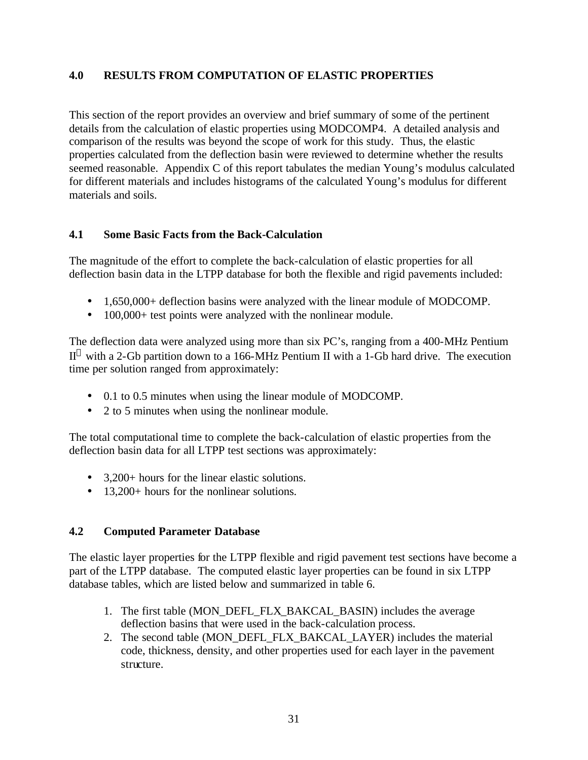## 4.0 RESULTS FROM COMPUTATION OF ELASTIC PROPERTIES

This section of the report provides an overview and brief summary of some of the pertinent details from the calculation of elastic properties using MODCOMP4. A detailed analysis and comparison of the results was beyond the scope of work for this study. Thus, the elastic properties calculated from the deflection basin were reviewed to determine whether the results seemed reasonable. Appendix C of this report tabulates the median Young's modulus calculated for different materials and includes histograms of the calculated Young's modulus for different materials and soils.

### 4.1 Some Basic Facts from the Back-Calculation

The magnitude of the effort to complete the back-calculation of elastic properties for all deflection basin data in the LTPP database for both the flexible and rigid pavements included:

- 1,650,000+ deflection basins were analyzed with the linear module of MODCOMP.
- 100,000+ test points were analyzed with the nonlinear module.

The deflection data were analyzed using more than six PC's, ranging from a 400-MHz Pentium II® with a 2-Gb partition down to a 166-MHz Pentium II with a 1-Gb hard drive. The execution time per solution ranged from approximately:

- 0.1 to 0.5 minutes when using the linear module of MODCOMP.
- 2 to 5 minutes when using the nonlinear module.

The total computational time to complete the back-calculation of elastic properties from the deflection basin data for all LTPP test sections was approximately:

- 3,200+ hours for the linear elastic solutions.
- 13,200+ hours for the nonlinear solutions.

### 4.2 Computed Parameter Database

The elastic layer properties for the LTPP flexible and rigid pavement test sections have become a part of the LTPP database. The computed elastic layer properties can be found in six LTPP database tables, which are listed below and summarized in table 6.

1. The first table (MON_DEFL_FLX_BAKCAL_BASIN) includes the average deflection basins that were used in the back-calculation process.
2. The second table (MON_DEFL_FLX_BAKCAL_LAYER) includes the material code, thickness, density, and other properties used for each layer in the pavement structure.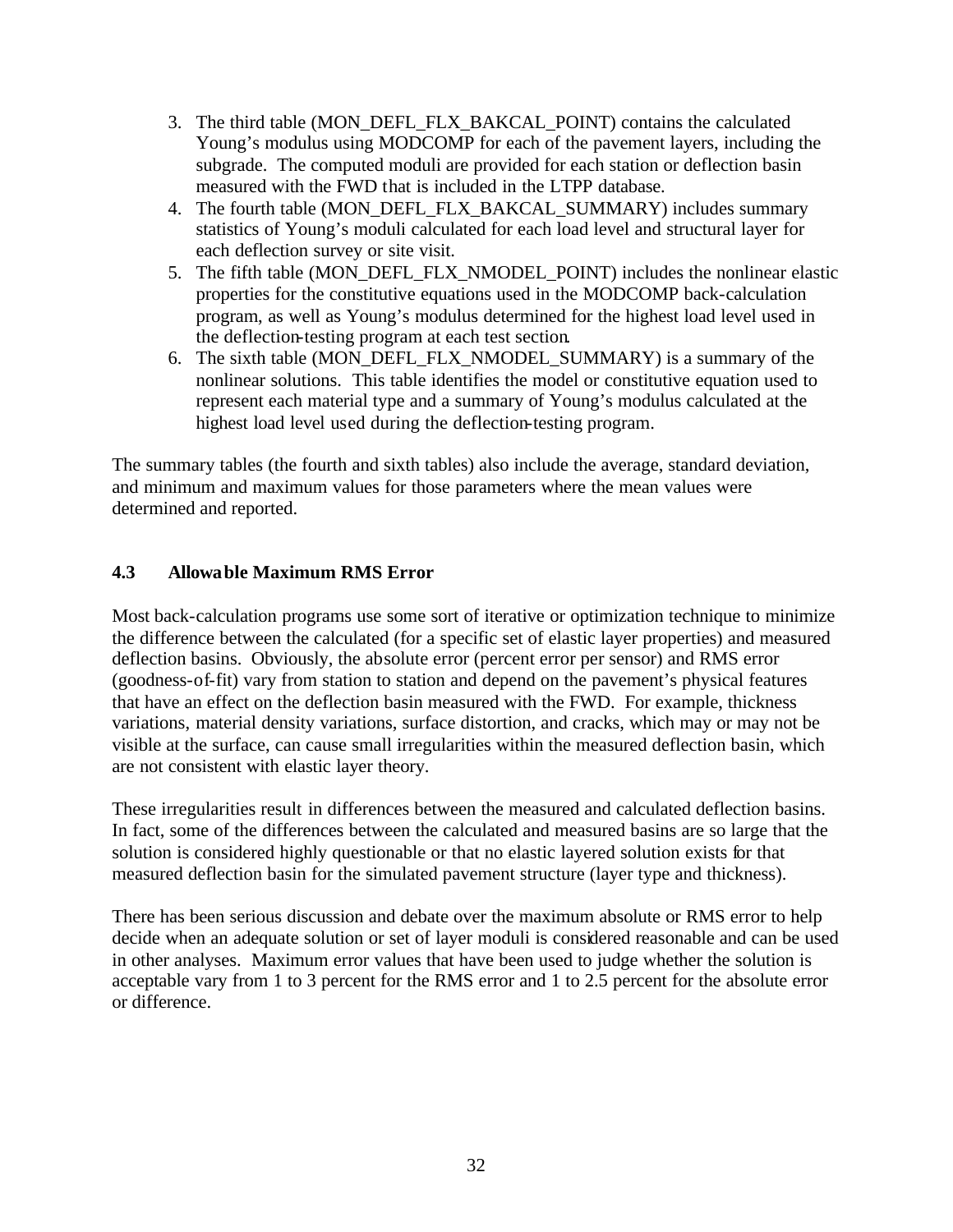3. The third table (MON_DEFL_FLX_BAKCAL_POINT) contains the calculated Young's modulus using MODCOMP for each of the pavement layers, including the subgrade. The computed moduli are provided for each station or deflection basin measured with the FWD that is included in the LTPP database.
4. The fourth table (MON_DEFL_FLX_BAKCAL_SUMMARY) includes summary statistics of Young's moduli calculated for each load level and structural layer for each deflection survey or site visit.
5. The fifth table (MON_DEFL_FLX_NMODEL_POINT) includes the nonlinear elastic properties for the constitutive equations used in the MODCOMP back-calculation program, as well as Young's modulus determined for the highest load level used in the deflection-testing program at each test section.
6. The sixth table (MON_DEFL_FLX_NMODEL_SUMMARY) is a summary of the nonlinear solutions. This table identifies the model or constitutive equation used to represent each material type and a summary of Young's modulus calculated at the highest load level used during the deflection-testing program.

The summary tables (the fourth and sixth tables) also include the average, standard deviation, and minimum and maximum values for those parameters where the mean values were determined and reported.

### 4.3 Allowable Maximum RMS Error

Most back-calculation programs use some sort of iterative or optimization technique to minimize the difference between the calculated (for a specific set of elastic layer properties) and measured deflection basins. Obviously, the absolute error (percent error per sensor) and RMS error (goodness-of-fit) vary from station to station and depend on the pavement's physical features that have an effect on the deflection basin measured with the FWD. For example, thickness variations, material density variations, surface distortion, and cracks, which may or may not be visible at the surface, can cause small irregularities within the measured deflection basin, which are not consistent with elastic layer theory.

These irregularities result in differences between the measured and calculated deflection basins. In fact, some of the differences between the calculated and measured basins are so large that the solution is considered highly questionable or that no elastic layered solution exists for that measured deflection basin for the simulated pavement structure (layer type and thickness).

There has been serious discussion and debate over the maximum absolute or RMS error to help decide when an adequate solution or set of layer moduli is considered reasonable and can be used in other analyses. Maximum error values that have been used to judge whether the solution is acceptable vary from 1 to 3 percent for the RMS error and 1 to 2.5 percent for the absolute error or difference.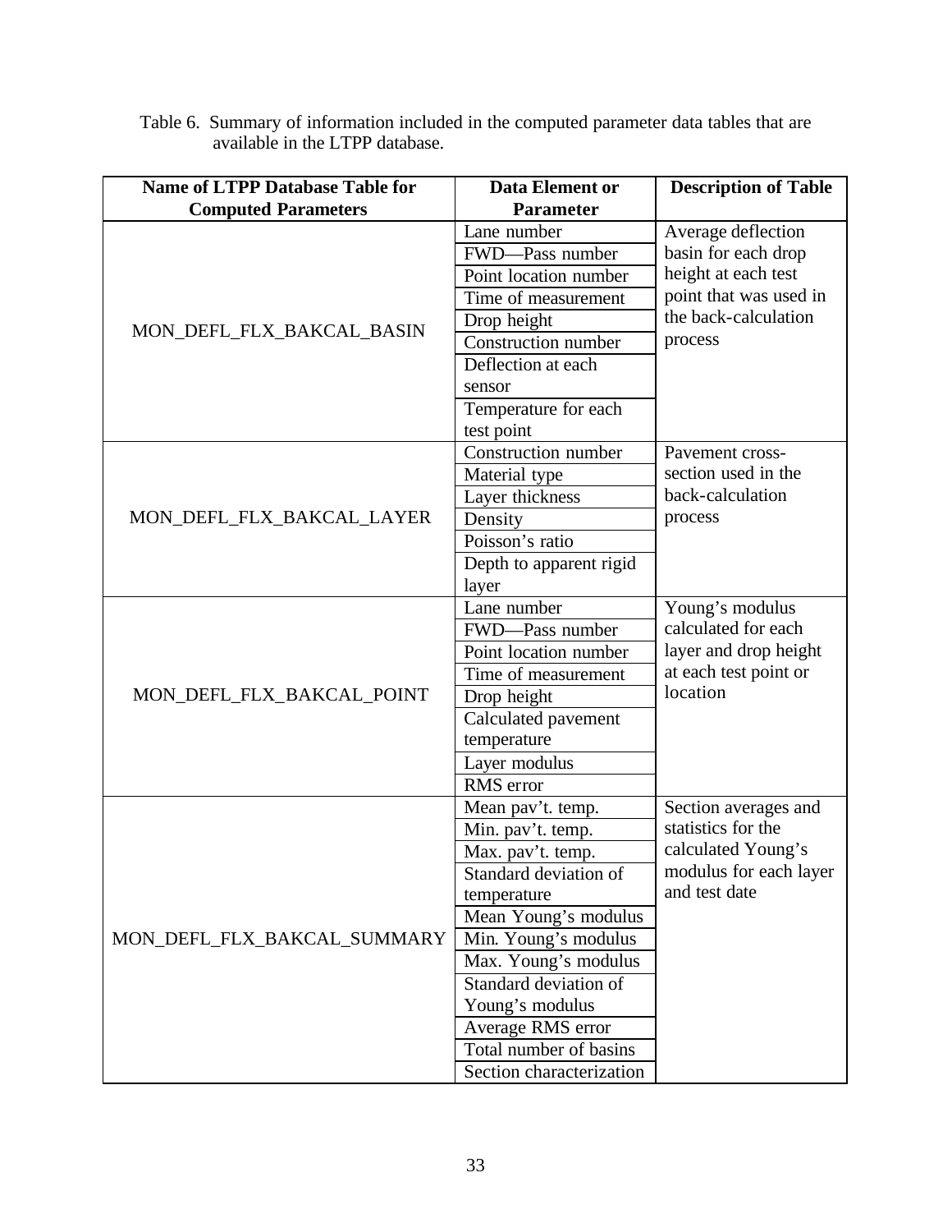Table 6. Summary of information included in the computed parameter data tables that are available in the LTPP database.

| Name of LTPP Database Table for Computed Parameters | Data Element or Parameter | Description of Table |
|---|---|---|
| MON_DEFL_FLX_BAKCAL_BASIN | Lane number | Average deflection basin for each drop height at each test point that was used in the back-calculation process |
| | FWD—Pass number | |
| | Point location number | |
| | Time of measurement | |
| | Drop height | |
| | Construction number | |
| | Deflection at each sensor | |
| | Temperature for each test point | |
| MON_DEFL_FLX_BAKCAL_LAYER | Construction number | Pavement cross-section used in the back-calculation process |
| | Material type | |
| | Layer thickness | |
| | Density | |
| | Poisson's ratio | |
| | Depth to apparent rigid layer | |
| MON_DEFL_FLX_BAKCAL_POINT | Lane number | Young's modulus calculated for each layer and drop height at each test point or location |
| | FWD—Pass number | |
| | Point location number | |
| | Time of measurement | |
| | Drop height | |
| | Calculated pavement temperature | |
| | Layer modulus | |
| | RMS error | |
| MON_DEFL_FLX_BAKCAL_SUMMARY | Mean pav't. temp. | Section averages and statistics for the calculated Young's modulus for each layer and test date |
| | Min. pav't. temp. | |
| | Max. pav't. temp. | |
| | Standard deviation of temperature | |
| | Mean Young's modulus | |
| | Min. Young's modulus | |
| | Max. Young's modulus | |
| | Standard deviation of Young's modulus | |
| | Average RMS error | |
| | Total number of basins | |
| | Section characterization | |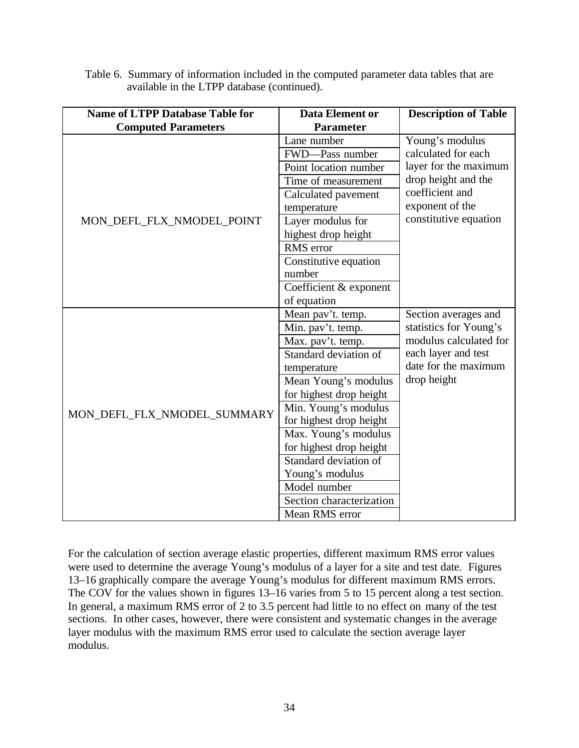Table 6. Summary of information included in the computed parameter data tables that are available in the LTPP database (continued).

| Name of LTPP Database Table for Computed Parameters | Data Element or Parameter | Description of Table |
|---|---|---|
| MON_DEFL_FLX_NMODEL_POINT | Lane number | Young's modulus calculated for each layer for the maximum drop height and the coefficient and exponent of the constitutive equation |
| | FWD—Pass number | |
| | Point location number | |
| | Time of measurement | |
| | Calculated pavement temperature | |
| | Layer modulus for highest drop height | |
| | RMS error | |
| | Constitutive equation number | |
| | Coefficient & exponent of equation | |
| MON_DEFL_FLX_NMODEL_SUMMARY | Mean pav't. temp. | Section averages and statistics for Young's modulus calculated for each layer and test date for the maximum drop height |
| | Min. pav't. temp. | |
| | Max. pav't. temp. | |
| | Standard deviation of temperature | |
| | Mean Young's modulus for highest drop height | |
| | Min. Young's modulus for highest drop height | |
| | Max. Young's modulus for highest drop height | |
| | Standard deviation of Young's modulus | |
| | Model number | |
| | Section characterization | |
| | Mean RMS error | |

For the calculation of section average elastic properties, different maximum RMS error values were used to determine the average Young's modulus of a layer for a site and test date. Figures 13–16 graphically compare the average Young's modulus for different maximum RMS errors. The COV for the values shown in figures 13–16 varies from 5 to 15 percent along a test section. In general, a maximum RMS error of 2 to 3.5 percent had little to no effect on many of the test sections. In other cases, however, there were consistent and systematic changes in the average layer modulus with the maximum RMS error used to calculate the section average layer modulus.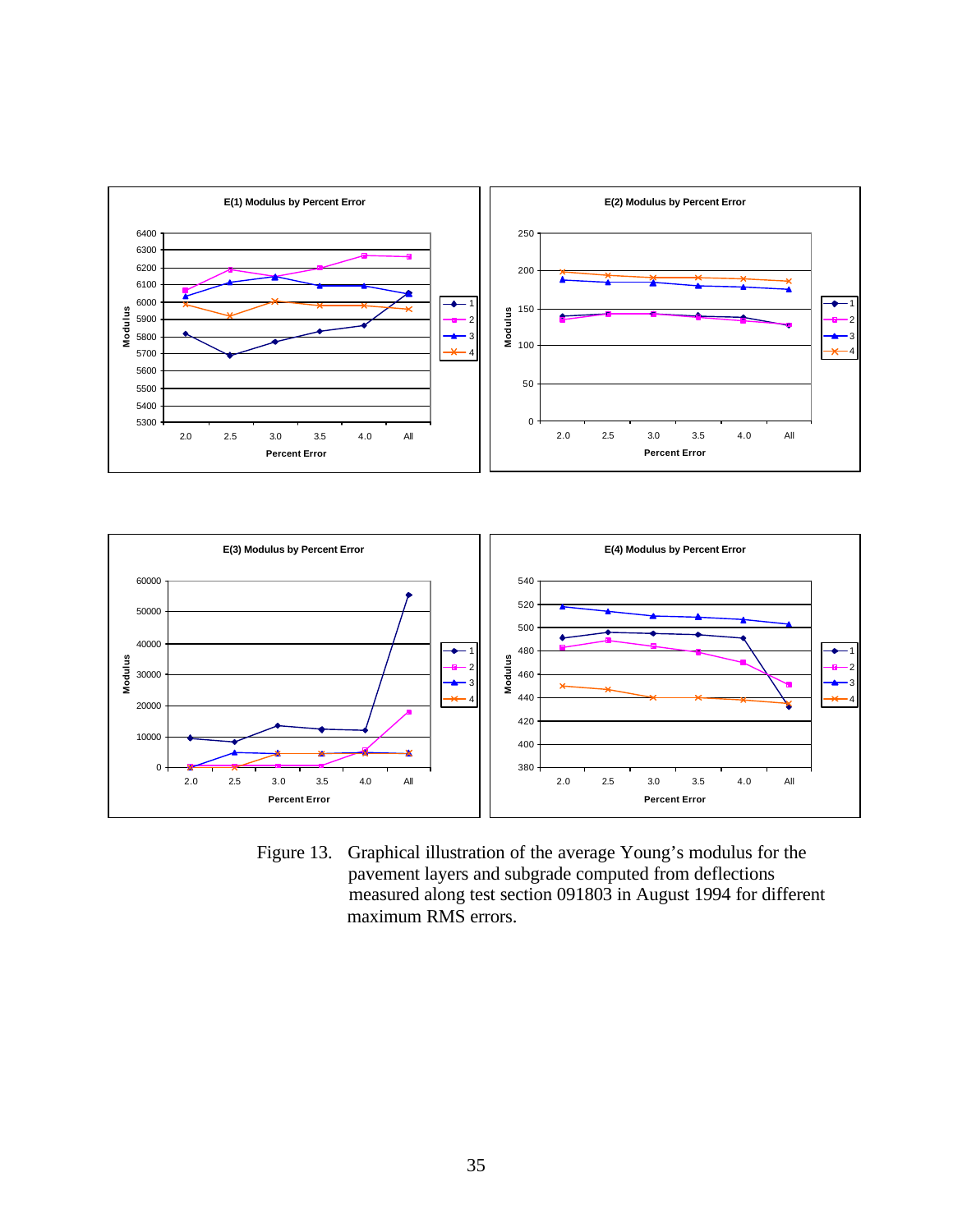Figure 13. Graphical illustration of the average Young's modulus for the pavement layers and subgrade computed from deflections measured along test section 091803 in August 1994 for different maximum RMS errors.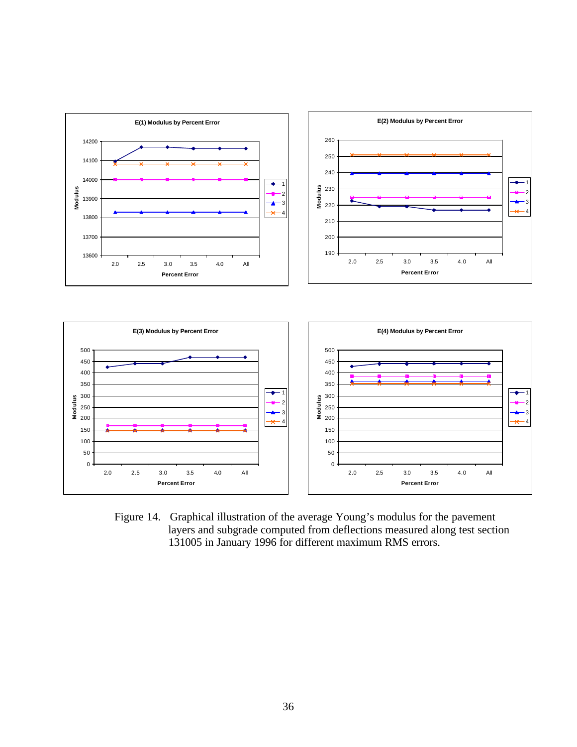Figure 14. Graphical illustration of the average Young's modulus for the pavement layers and subgrade computed from deflections measured along test section 131005 in January 1996 for different maximum RMS errors.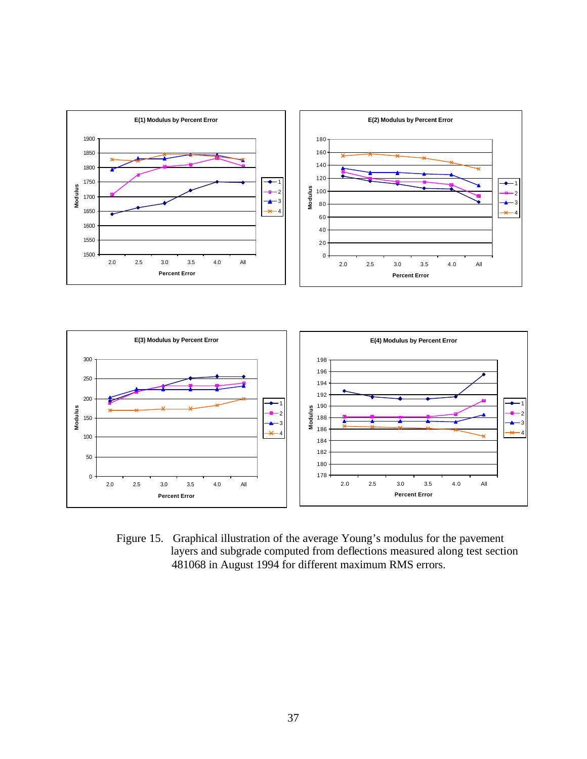Figure 15. Graphical illustration of the average Young's modulus for the pavement layers and subgrade computed from deflections measured along test section 481068 in August 1994 for different maximum RMS errors.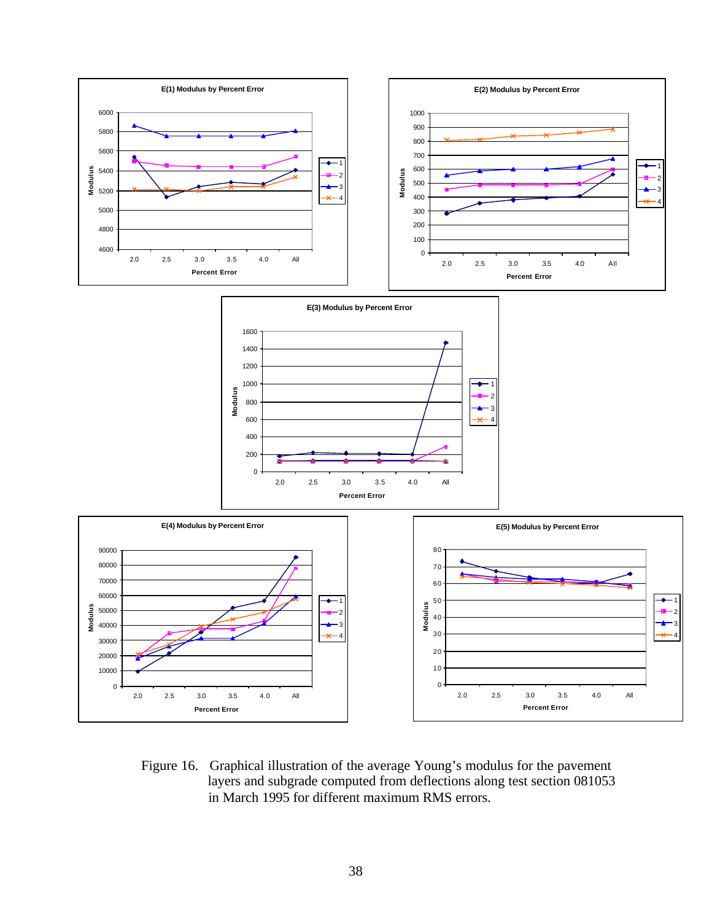Figure 16. Graphical illustration of the average Young's modulus for the pavement layers and subgrade computed from deflections along test section 081053 in March 1995 for different maximum RMS errors.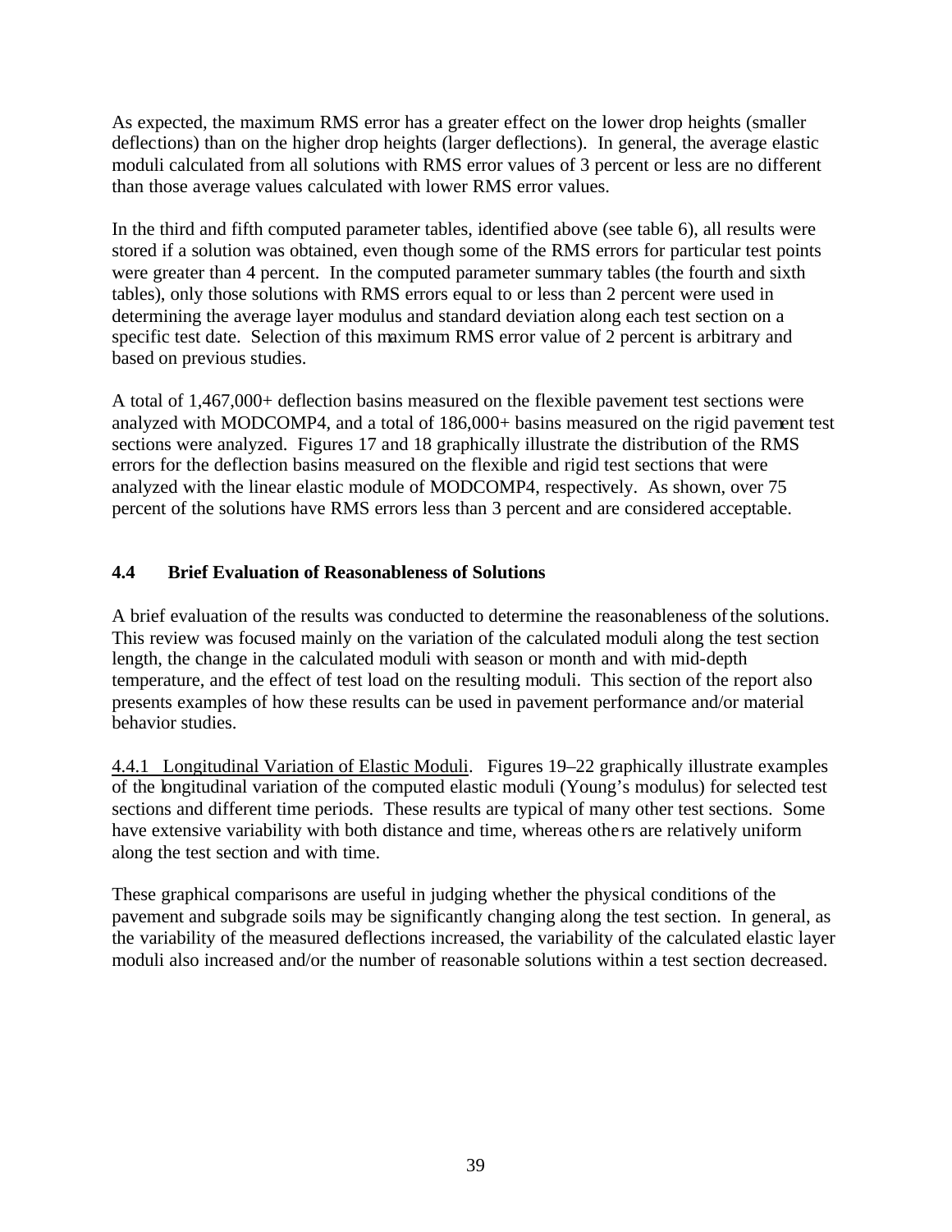As expected, the maximum RMS error has a greater effect on the lower drop heights (smaller deflections) than on the higher drop heights (larger deflections). In general, the average elastic moduli calculated from all solutions with RMS error values of 3 percent or less are no different than those average values calculated with lower RMS error values.

In the third and fifth computed parameter tables, identified above (see table 6), all results were stored if a solution was obtained, even though some of the RMS errors for particular test points were greater than 4 percent. In the computed parameter summary tables (the fourth and sixth tables), only those solutions with RMS errors equal to or less than 2 percent were used in determining the average layer modulus and standard deviation along each test section on a specific test date. Selection of this maximum RMS error value of 2 percent is arbitrary and based on previous studies.

A total of 1,467,000+ deflection basins measured on the flexible pavement test sections were analyzed with MODCOMP4, and a total of 186,000+ basins measured on the rigid pavement test sections were analyzed. Figures 17 and 18 graphically illustrate the distribution of the RMS errors for the deflection basins measured on the flexible and rigid test sections that were analyzed with the linear elastic module of MODCOMP4, respectively. As shown, over 75 percent of the solutions have RMS errors less than 3 percent and are considered acceptable.

## 4.4 Brief Evaluation of Reasonableness of Solutions

A brief evaluation of the results was conducted to determine the reasonableness of the solutions. This review was focused mainly on the variation of the calculated moduli along the test section length, the change in the calculated moduli with season or month and with mid-depth temperature, and the effect of test load on the resulting moduli. This section of the report also presents examples of how these results can be used in pavement performance and/or material behavior studies.

4.4.1 Longitudinal Variation of Elastic Moduli. Figures 19–22 graphically illustrate examples of the longitudinal variation of the computed elastic moduli (Young's modulus) for selected test sections and different time periods. These results are typical of many other test sections. Some have extensive variability with both distance and time, whereas others are relatively uniform along the test section and with time.

These graphical comparisons are useful in judging whether the physical conditions of the pavement and subgrade soils may be significantly changing along the test section. In general, as the variability of the measured deflections increased, the variability of the calculated elastic layer moduli also increased and/or the number of reasonable solutions within a test section decreased.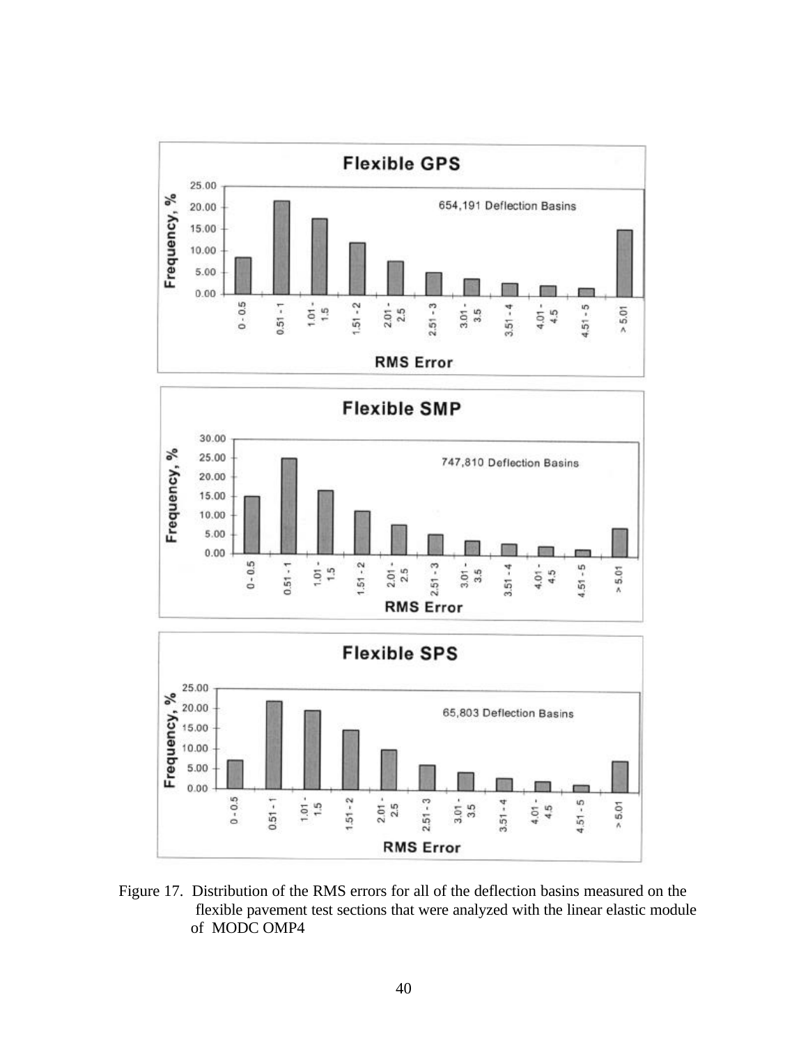Figure 17. Distribution of the RMS errors for all of the deflection basins measured on the flexible pavement test sections that were analyzed with the linear elastic module of MODC OMP4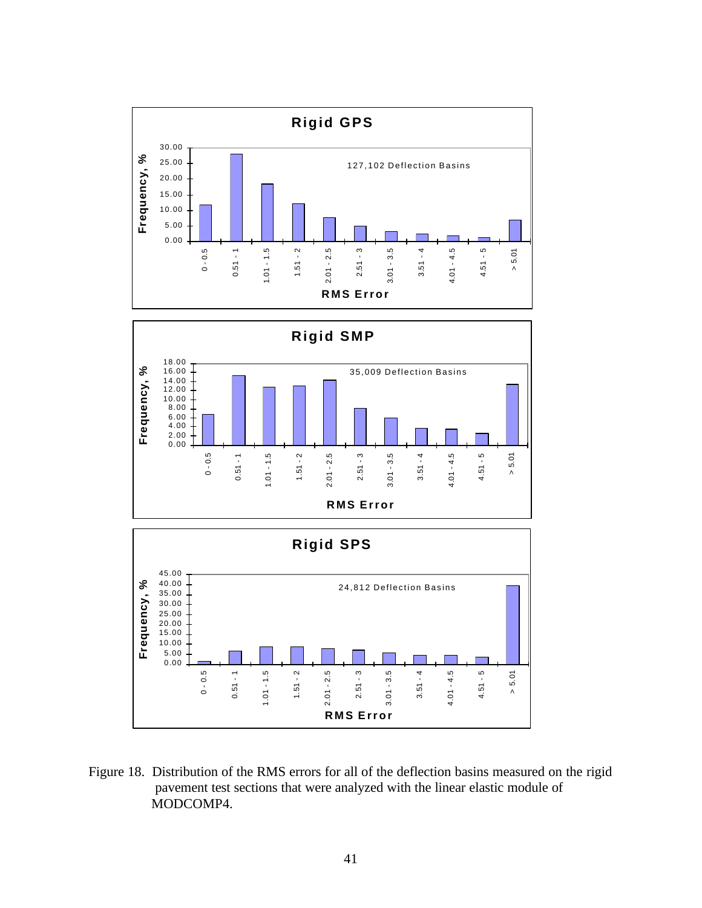**Rigid GPS**

127,102 Deflection Basins

Frequency, % vs. RMS Error (0 - 0.5, 0.51 - 1, 1.01 - 1.5, 1.51 - 2, 2.01 - 2.5, 2.51 - 3, 3.01 - 3.5, 3.51 - 4, 4.01 - 4.5, 4.51 - 5, > 5.01)

**Rigid SMP**

35,009 Deflection Basins

Frequency, % vs. RMS Error (0 - 0.5, 0.51 - 1, 1.01 - 1.5, 1.51 - 2, 2.01 - 2.5, 2.51 - 3, 3.01 - 3.5, 3.51 - 4, 4.01 - 4.5, 4.51 - 5, > 5.01)

**Rigid SPS**

24,812 Deflection Basins

Frequency, % vs. RMS Error (0 - 0.5, 0.51 - 1, 1.01 - 1.5, 1.51 - 2, 2.01 - 2.5, 2.51 - 3, 3.01 - 3.5, 3.51 - 4, 4.01 - 4.5, 4.51 - 5, > 5.01)

Figure 18. Distribution of the RMS errors for all of the deflection basins measured on the rigid pavement test sections that were analyzed with the linear elastic module of MODCOMP4.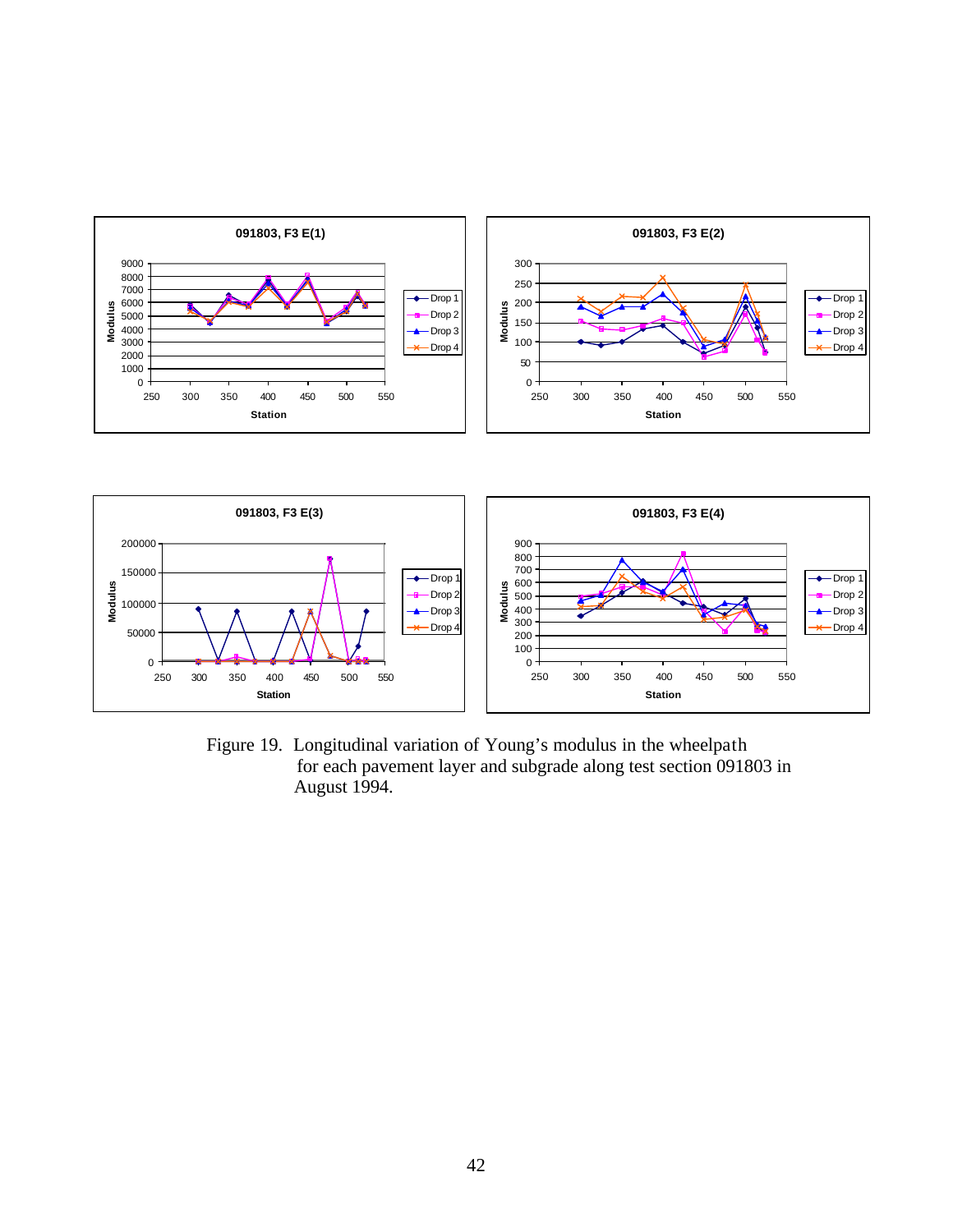Figure 19. Longitudinal variation of Young's modulus in the wheelpath for each pavement layer and subgrade along test section 091803 in August 1994.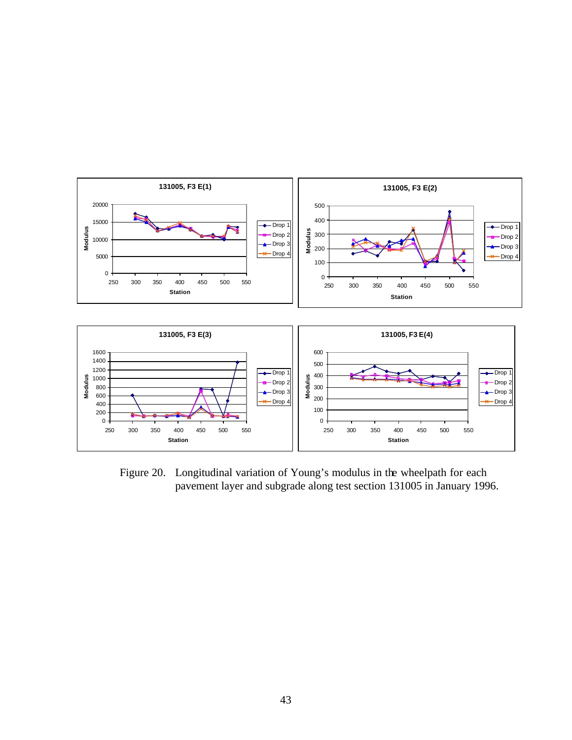Figure 20. Longitudinal variation of Young's modulus in the wheelpath for each pavement layer and subgrade along test section 131005 in January 1996.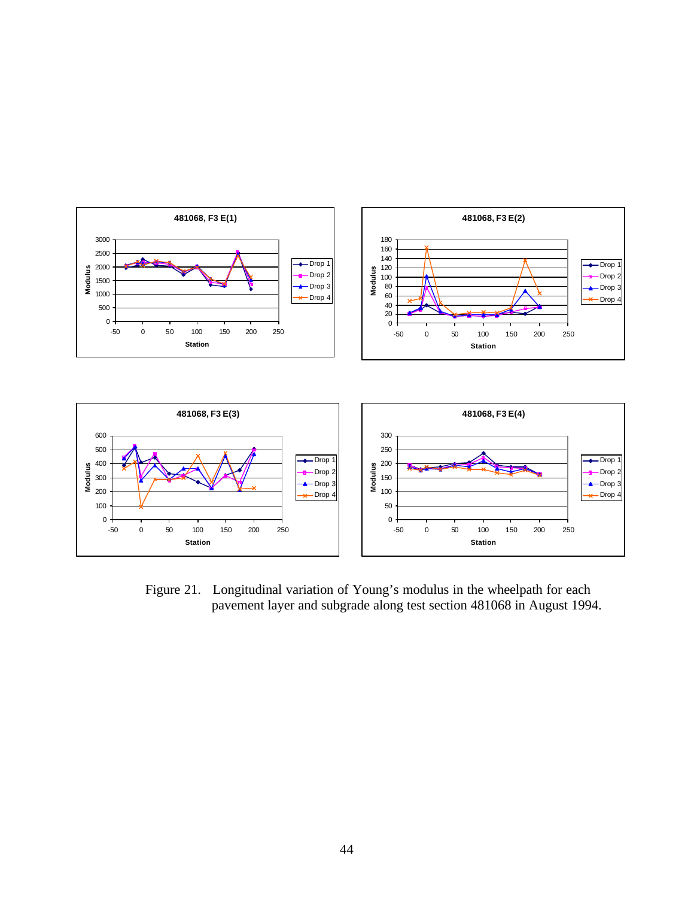Figure 21. Longitudinal variation of Young's modulus in the wheelpath for each pavement layer and subgrade along test section 481068 in August 1994.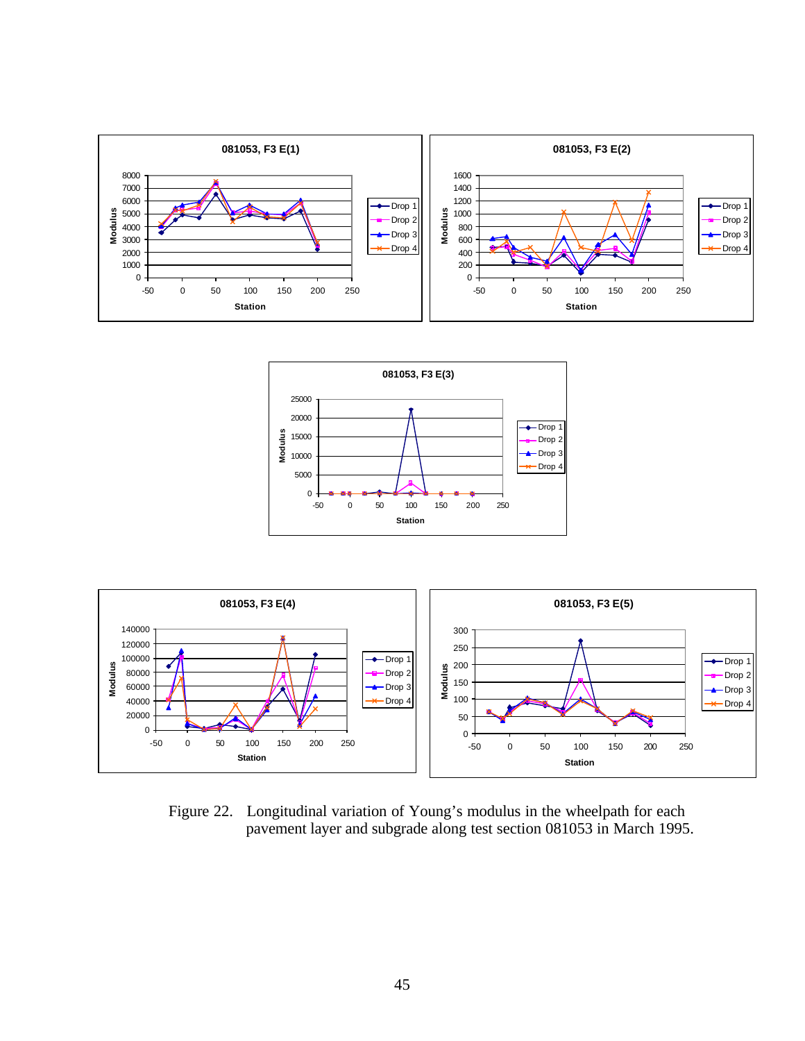Figure 22. Longitudinal variation of Young's modulus in the wheelpath for each pavement layer and subgrade along test section 081053 in March 1995.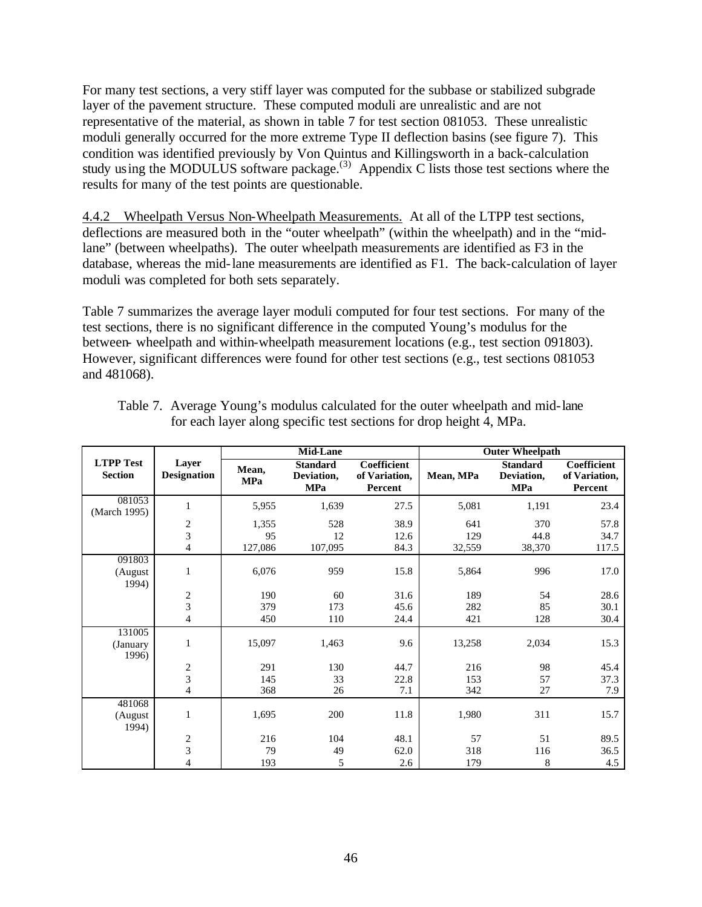For many test sections, a very stiff layer was computed for the subbase or stabilized subgrade layer of the pavement structure. These computed moduli are unrealistic and are not representative of the material, as shown in table 7 for test section 081053. These unrealistic moduli generally occurred for the more extreme Type II deflection basins (see figure 7). This condition was identified previously by Von Quintus and Killingsworth in a back-calculation study using the MODULUS software package.[3] Appendix C lists those test sections where the results for many of the test points are questionable.

4.4.2 Wheelpath Versus Non-Wheelpath Measurements. At all of the LTPP test sections, deflections are measured both in the "outer wheelpath" (within the wheelpath) and in the "mid-lane" (between wheelpaths). The outer wheelpath measurements are identified as F3 in the database, whereas the mid-lane measurements are identified as F1. The back-calculation of layer moduli was completed for both sets separately.

Table 7 summarizes the average layer moduli computed for four test sections. For many of the test sections, there is no significant difference in the computed Young's modulus for the between- wheelpath and within-wheelpath measurement locations (e.g., test section 091803). However, significant differences were found for other test sections (e.g., test sections 081053 and 481068).

Table 7. Average Young's modulus calculated for the outer wheelpath and mid-lane for each layer along specific test sections for drop height 4, MPa.

| LTPP Test Section | Layer Designation | Mid-Lane | | | Outer Wheelpath | | |
|---|---|---|---|---|---|---|---|
| | | Mean, MPa | Standard Deviation, MPa | Coefficient of Variation, Percent | Mean, MPa | Standard Deviation, MPa | Coefficient of Variation, Percent |
| 081053 (March 1995) | 1 | 5,955 | 1,639 | 27.5 | 5,081 | 1,191 | 23.4 |
| | 2 | 1,355 | 528 | 38.9 | 641 | 370 | 57.8 |
| | 3 | 95 | 12 | 12.6 | 129 | 44.8 | 34.7 |
| | 4 | 127,086 | 107,095 | 84.3 | 32,559 | 38,370 | 117.5 |
| 091803 (August 1994) | 1 | 6,076 | 959 | 15.8 | 5,864 | 996 | 17.0 |
| | 2 | 190 | 60 | 31.6 | 189 | 54 | 28.6 |
| | 3 | 379 | 173 | 45.6 | 282 | 85 | 30.1 |
| | 4 | 450 | 110 | 24.4 | 421 | 128 | 30.4 |
| 131005 (January 1996) | 1 | 15,097 | 1,463 | 9.6 | 13,258 | 2,034 | 15.3 |
| | 2 | 291 | 130 | 44.7 | 216 | 98 | 45.4 |
| | 3 | 145 | 33 | 22.8 | 153 | 57 | 37.3 |
| | 4 | 368 | 26 | 7.1 | 342 | 27 | 7.9 |
| 481068 (August 1994) | 1 | 1,695 | 200 | 11.8 | 1,980 | 311 | 15.7 |
| | 2 | 216 | 104 | 48.1 | 57 | 51 | 89.5 |
| | 3 | 79 | 49 | 62.0 | 318 | 116 | 36.5 |
| | 4 | 193 | 5 | 2.6 | 179 | 8 | 4.5 |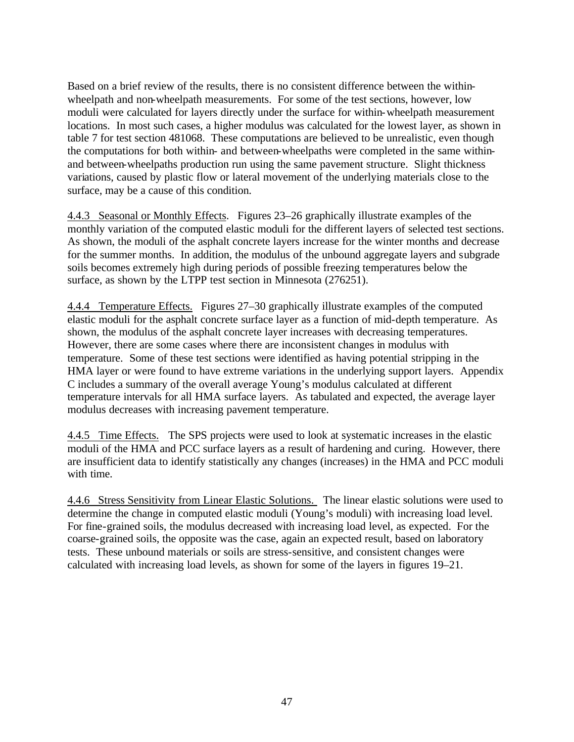Based on a brief review of the results, there is no consistent difference between the within-wheelpath and non-wheelpath measurements. For some of the test sections, however, low moduli were calculated for layers directly under the surface for within-wheelpath measurement locations. In most such cases, a higher modulus was calculated for the lowest layer, as shown in table 7 for test section 481068. These computations are believed to be unrealistic, even though the computations for both within- and between-wheelpaths were completed in the same within- and between-wheelpaths production run using the same pavement structure. Slight thickness variations, caused by plastic flow or lateral movement of the underlying materials close to the surface, may be a cause of this condition.

4.4.3 Seasonal or Monthly Effects. Figures 23–26 graphically illustrate examples of the monthly variation of the computed elastic moduli for the different layers of selected test sections. As shown, the moduli of the asphalt concrete layers increase for the winter months and decrease for the summer months. In addition, the modulus of the unbound aggregate layers and subgrade soils becomes extremely high during periods of possible freezing temperatures below the surface, as shown by the LTPP test section in Minnesota (276251).

4.4.4 Temperature Effects. Figures 27–30 graphically illustrate examples of the computed elastic moduli for the asphalt concrete surface layer as a function of mid-depth temperature. As shown, the modulus of the asphalt concrete layer increases with decreasing temperatures. However, there are some cases where there are inconsistent changes in modulus with temperature. Some of these test sections were identified as having potential stripping in the HMA layer or were found to have extreme variations in the underlying support layers. Appendix C includes a summary of the overall average Young's modulus calculated at different temperature intervals for all HMA surface layers. As tabulated and expected, the average layer modulus decreases with increasing pavement temperature.

4.4.5 Time Effects. The SPS projects were used to look at systematic increases in the elastic moduli of the HMA and PCC surface layers as a result of hardening and curing. However, there are insufficient data to identify statistically any changes (increases) in the HMA and PCC moduli with time.

4.4.6 Stress Sensitivity from Linear Elastic Solutions. The linear elastic solutions were used to determine the change in computed elastic moduli (Young's moduli) with increasing load level. For fine-grained soils, the modulus decreased with increasing load level, as expected. For the coarse-grained soils, the opposite was the case, again an expected result, based on laboratory tests. These unbound materials or soils are stress-sensitive, and consistent changes were calculated with increasing load levels, as shown for some of the layers in figures 19–21.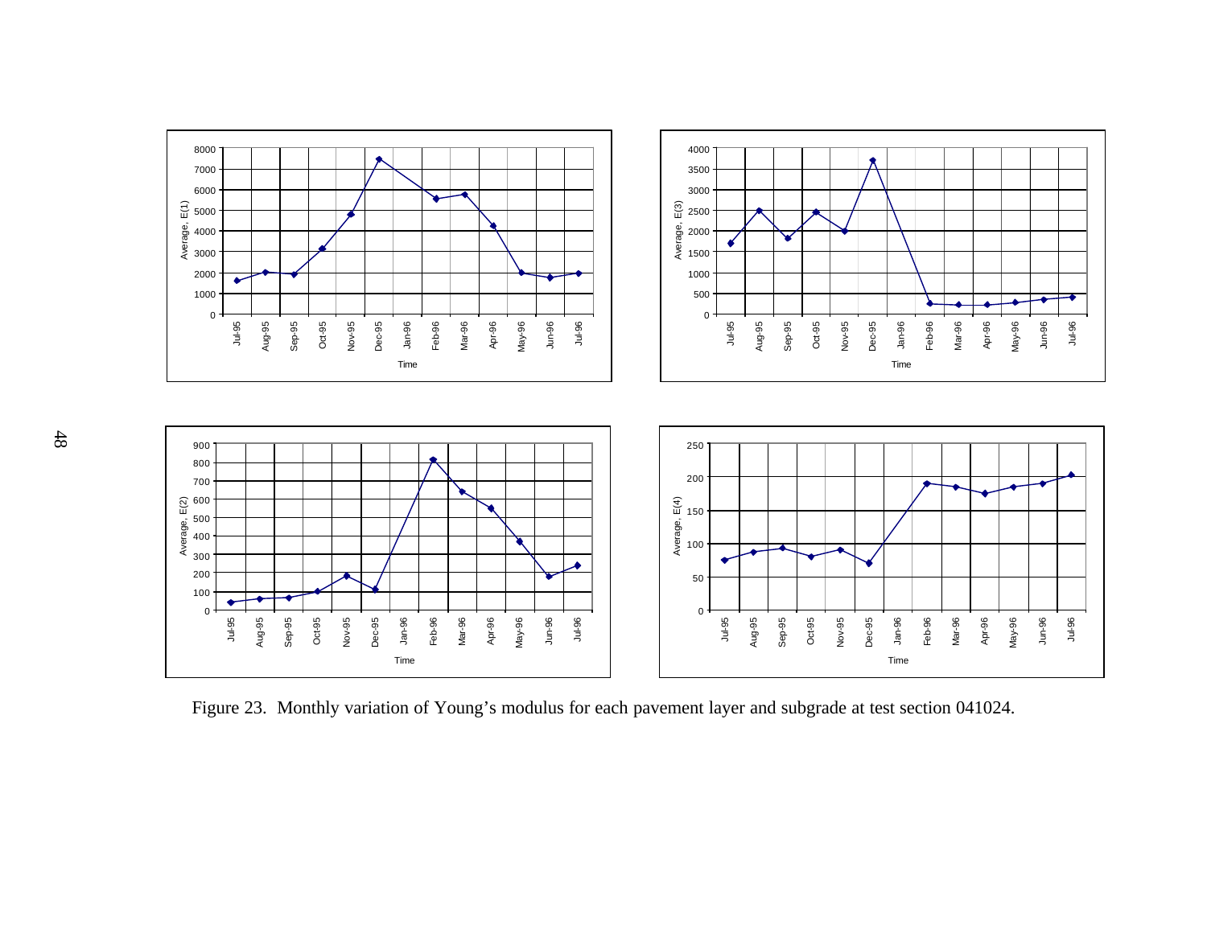Figure 23. Monthly variation of Young's modulus for each pavement layer and subgrade at test section 041024.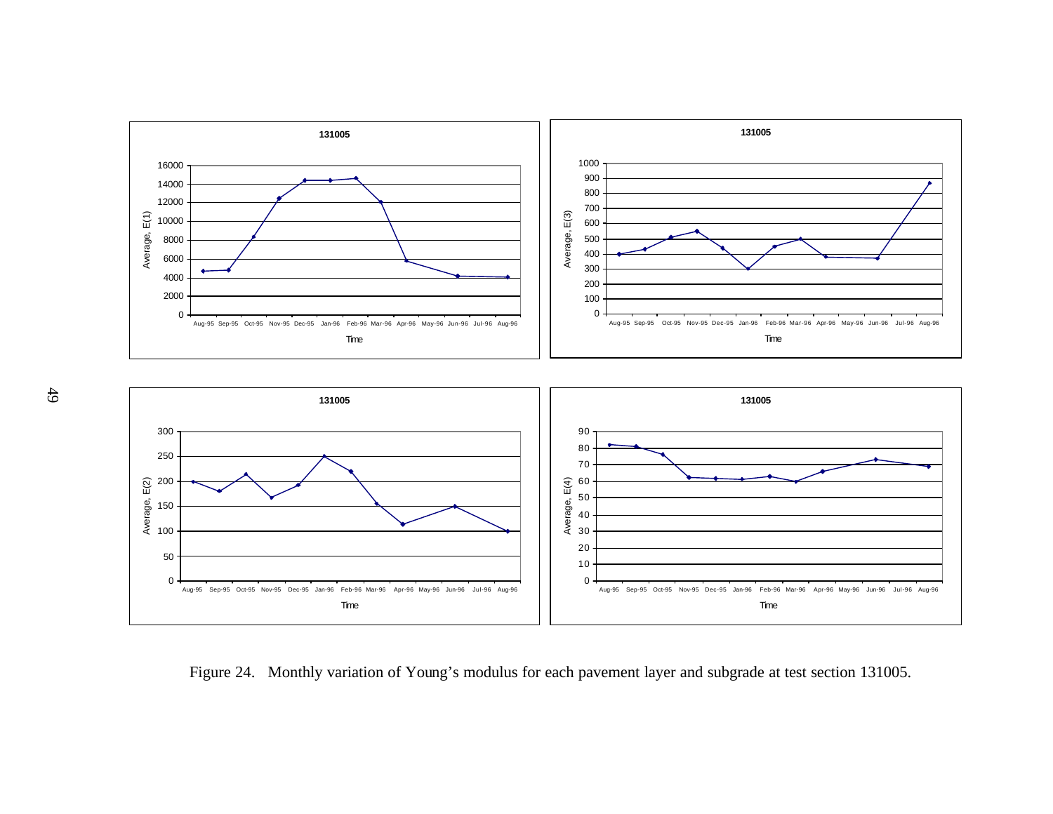Figure 24. Monthly variation of Young's modulus for each pavement layer and subgrade at test section 131005.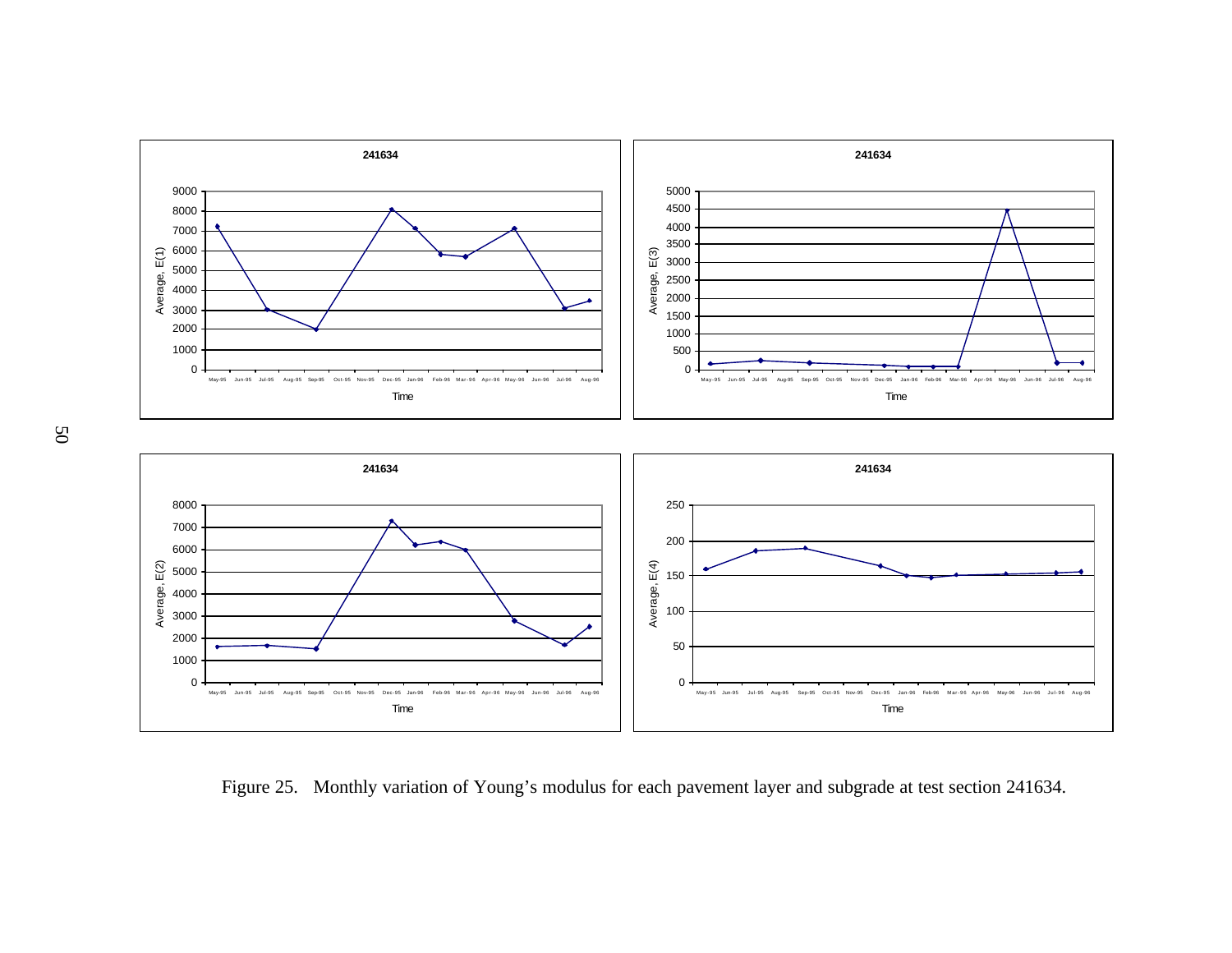Figure 25. Monthly variation of Young's modulus for each pavement layer and subgrade at test section 241634.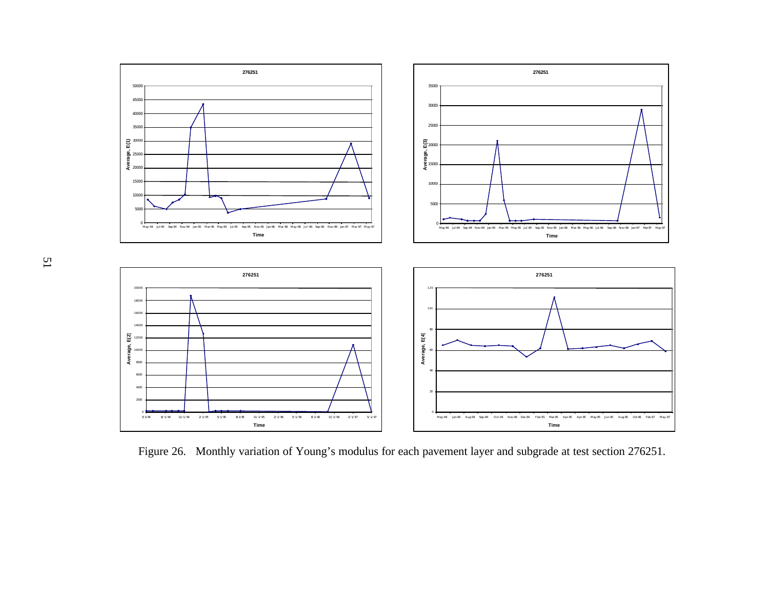Figure 26. Monthly variation of Young's modulus for each pavement layer and subgrade at test section 276251.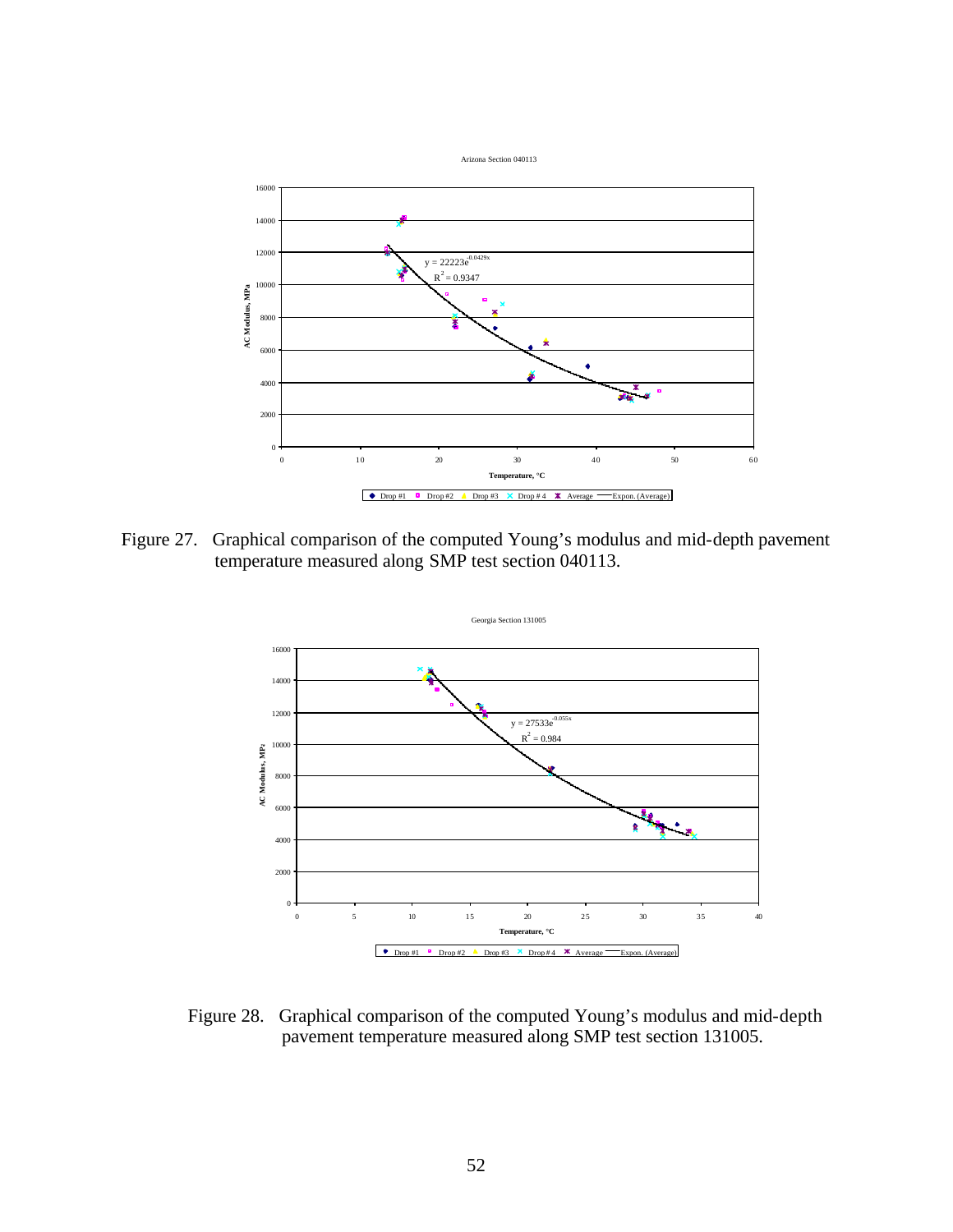Arizona Section 040113

$y = 22223e^{-0.0429x}$
$R^2 = 0.9347$

AC Modulus, MPa

Temperature, °C

Drop #1, Drop #2, Drop #3, Drop # 4, Average, Expon. (Average)

Figure 27. Graphical comparison of the computed Young's modulus and mid-depth pavement temperature measured along SMP test section 040113.

Georgia Section 131005

$y = 27533e^{-0.055x}$
$R^2 = 0.984$

AC Modulus, MPa

Temperature, °C

Drop #1, Drop #2, Drop #3, Drop # 4, Average, Expon. (Average)

Figure 28. Graphical comparison of the computed Young's modulus and mid-depth pavement temperature measured along SMP test section 131005.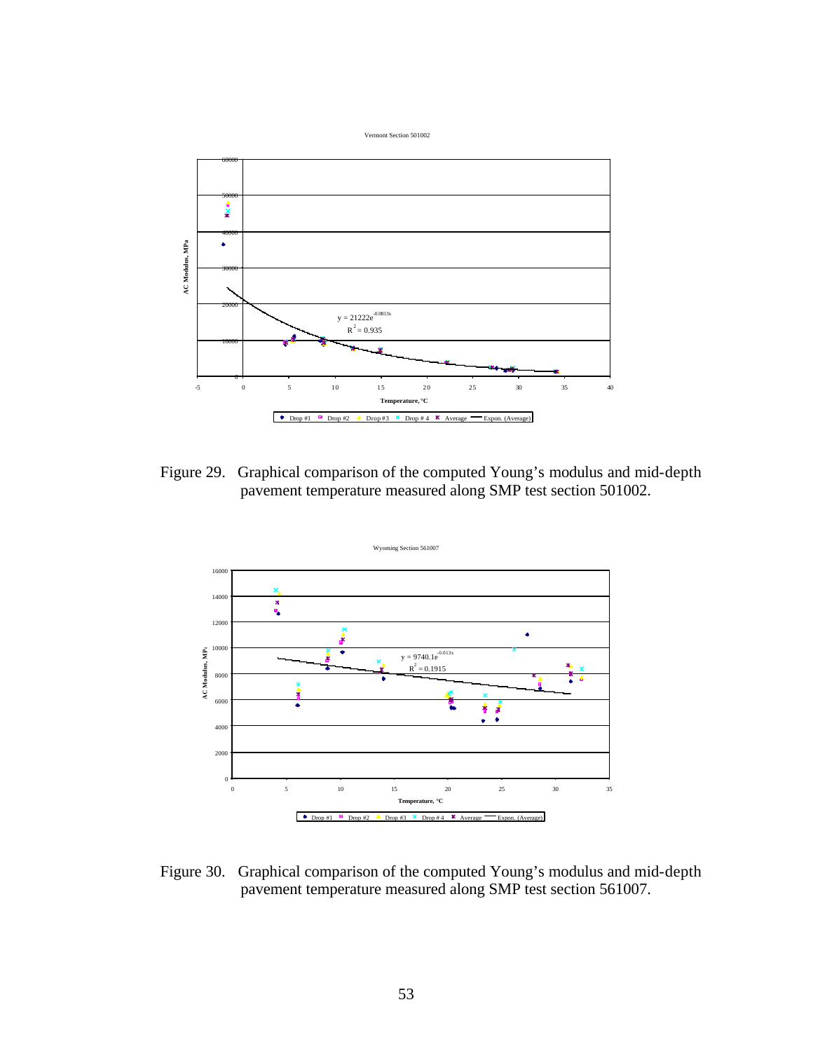Vermont Section 501002

$y = 21222e^{-0.0813x}$

$R^2 = 0.935$

AC Modulus, MPa

Temperature, °C

Drop #1 · Drop #2 · Drop #3 · Drop # 4 · Average · Expon. (Average)

Figure 29. Graphical comparison of the computed Young's modulus and mid-depth pavement temperature measured along SMP test section 501002.

Wyoming Section 561007

$y = 9740.1e^{-0.013x}$

$R^2 = 0.1915$

AC Modulus, MPa

Temperature, °C

Drop #1 · Drop #2 · Drop #3 · Drop # 4 · Average · Expon. (Average)

Figure 30. Graphical comparison of the computed Young's modulus and mid-depth pavement temperature measured along SMP test section 561007.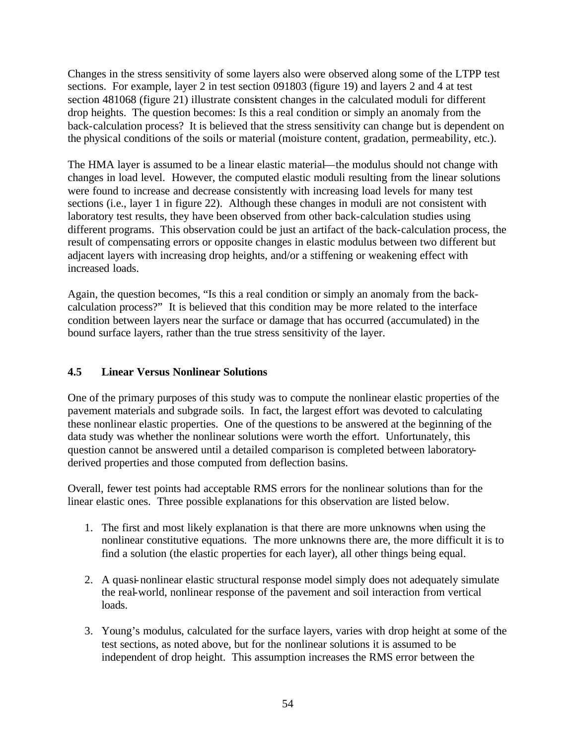Changes in the stress sensitivity of some layers also were observed along some of the LTPP test sections. For example, layer 2 in test section 091803 (figure 19) and layers 2 and 4 at test section 481068 (figure 21) illustrate consistent changes in the calculated moduli for different drop heights. The question becomes: Is this a real condition or simply an anomaly from the back-calculation process? It is believed that the stress sensitivity can change but is dependent on the physical conditions of the soils or material (moisture content, gradation, permeability, etc.).

The HMA layer is assumed to be a linear elastic material—the modulus should not change with changes in load level. However, the computed elastic moduli resulting from the linear solutions were found to increase and decrease consistently with increasing load levels for many test sections (i.e., layer 1 in figure 22). Although these changes in moduli are not consistent with laboratory test results, they have been observed from other back-calculation studies using different programs. This observation could be just an artifact of the back-calculation process, the result of compensating errors or opposite changes in elastic modulus between two different but adjacent layers with increasing drop heights, and/or a stiffening or weakening effect with increased loads.

Again, the question becomes, "Is this a real condition or simply an anomaly from the back-calculation process?" It is believed that this condition may be more related to the interface condition between layers near the surface or damage that has occurred (accumulated) in the bound surface layers, rather than the true stress sensitivity of the layer.

### 4.5 Linear Versus Nonlinear Solutions

One of the primary purposes of this study was to compute the nonlinear elastic properties of the pavement materials and subgrade soils. In fact, the largest effort was devoted to calculating these nonlinear elastic properties. One of the questions to be answered at the beginning of the data study was whether the nonlinear solutions were worth the effort. Unfortunately, this question cannot be answered until a detailed comparison is completed between laboratory-derived properties and those computed from deflection basins.

Overall, fewer test points had acceptable RMS errors for the nonlinear solutions than for the linear elastic ones. Three possible explanations for this observation are listed below.

1. The first and most likely explanation is that there are more unknowns when using the nonlinear constitutive equations. The more unknowns there are, the more difficult it is to find a solution (the elastic properties for each layer), all other things being equal.

2. A quasi-nonlinear elastic structural response model simply does not adequately simulate the real-world, nonlinear response of the pavement and soil interaction from vertical loads.

3. Young's modulus, calculated for the surface layers, varies with drop height at some of the test sections, as noted above, but for the nonlinear solutions it is assumed to be independent of drop height. This assumption increases the RMS error between the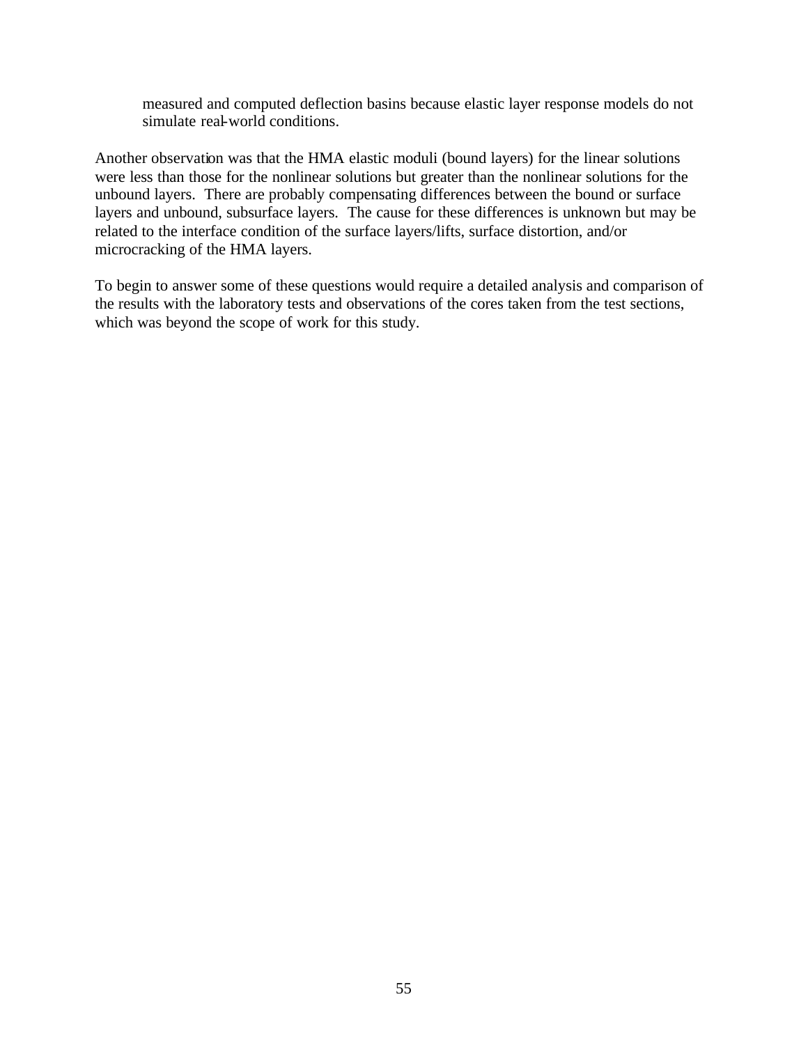measured and computed deflection basins because elastic layer response models do not simulate real-world conditions.

Another observation was that the HMA elastic moduli (bound layers) for the linear solutions were less than those for the nonlinear solutions but greater than the nonlinear solutions for the unbound layers. There are probably compensating differences between the bound or surface layers and unbound, subsurface layers. The cause for these differences is unknown but may be related to the interface condition of the surface layers/lifts, surface distortion, and/or microcracking of the HMA layers.

To begin to answer some of these questions would require a detailed analysis and comparison of the results with the laboratory tests and observations of the cores taken from the test sections, which was beyond the scope of work for this study.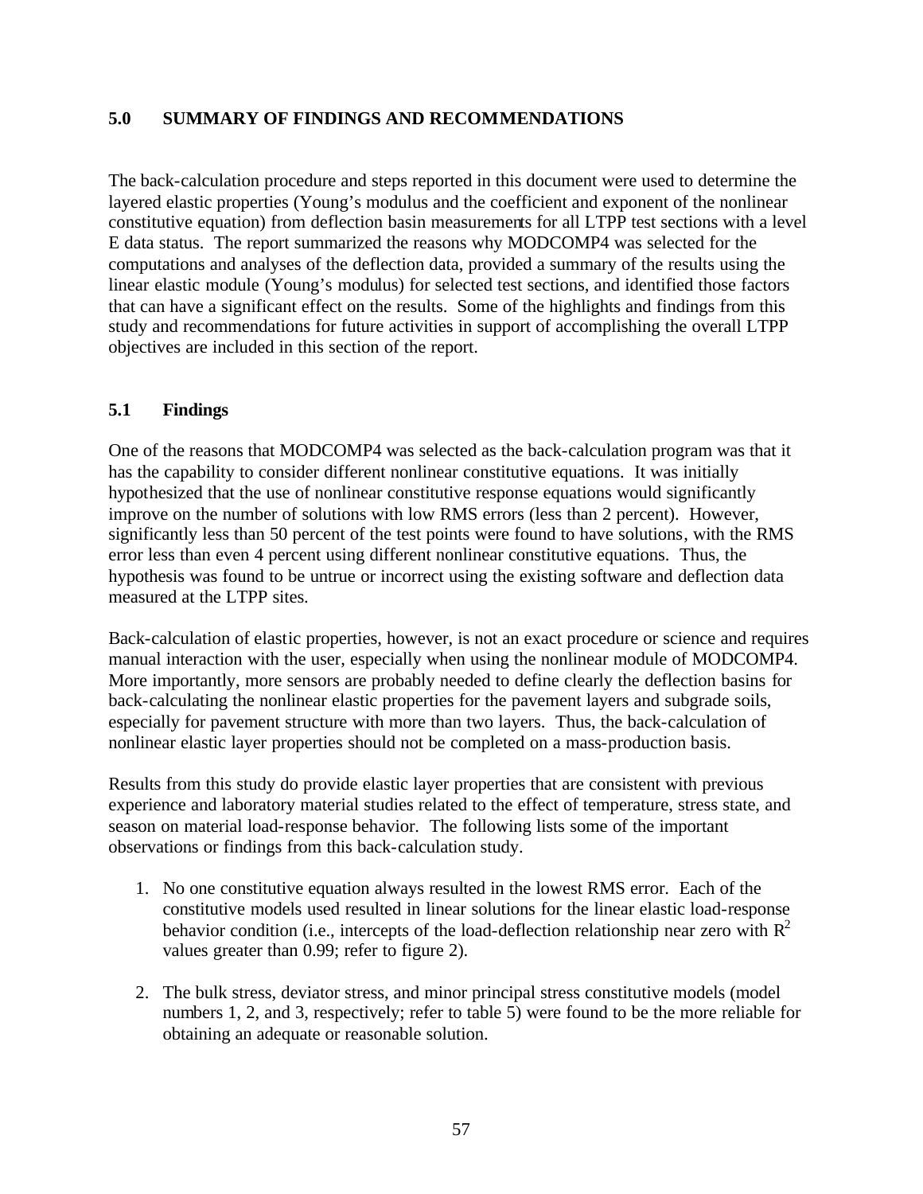## 5.0 SUMMARY OF FINDINGS AND RECOMMENDATIONS

The back-calculation procedure and steps reported in this document were used to determine the layered elastic properties (Young's modulus and the coefficient and exponent of the nonlinear constitutive equation) from deflection basin measurements for all LTPP test sections with a level E data status. The report summarized the reasons why MODCOMP4 was selected for the computations and analyses of the deflection data, provided a summary of the results using the linear elastic module (Young's modulus) for selected test sections, and identified those factors that can have a significant effect on the results. Some of the highlights and findings from this study and recommendations for future activities in support of accomplishing the overall LTPP objectives are included in this section of the report.

### 5.1 Findings

One of the reasons that MODCOMP4 was selected as the back-calculation program was that it has the capability to consider different nonlinear constitutive equations. It was initially hypothesized that the use of nonlinear constitutive response equations would significantly improve on the number of solutions with low RMS errors (less than 2 percent). However, significantly less than 50 percent of the test points were found to have solutions, with the RMS error less than even 4 percent using different nonlinear constitutive equations. Thus, the hypothesis was found to be untrue or incorrect using the existing software and deflection data measured at the LTPP sites.

Back-calculation of elastic properties, however, is not an exact procedure or science and requires manual interaction with the user, especially when using the nonlinear module of MODCOMP4. More importantly, more sensors are probably needed to define clearly the deflection basins for back-calculating the nonlinear elastic properties for the pavement layers and subgrade soils, especially for pavement structure with more than two layers. Thus, the back-calculation of nonlinear elastic layer properties should not be completed on a mass-production basis.

Results from this study do provide elastic layer properties that are consistent with previous experience and laboratory material studies related to the effect of temperature, stress state, and season on material load-response behavior. The following lists some of the important observations or findings from this back-calculation study.

1. No one constitutive equation always resulted in the lowest RMS error. Each of the constitutive models used resulted in linear solutions for the linear elastic load-response behavior condition (i.e., intercepts of the load-deflection relationship near zero with $R^2$ values greater than 0.99; refer to figure 2).

2. The bulk stress, deviator stress, and minor principal stress constitutive models (model numbers 1, 2, and 3, respectively; refer to table 5) were found to be the more reliable for obtaining an adequate or reasonable solution.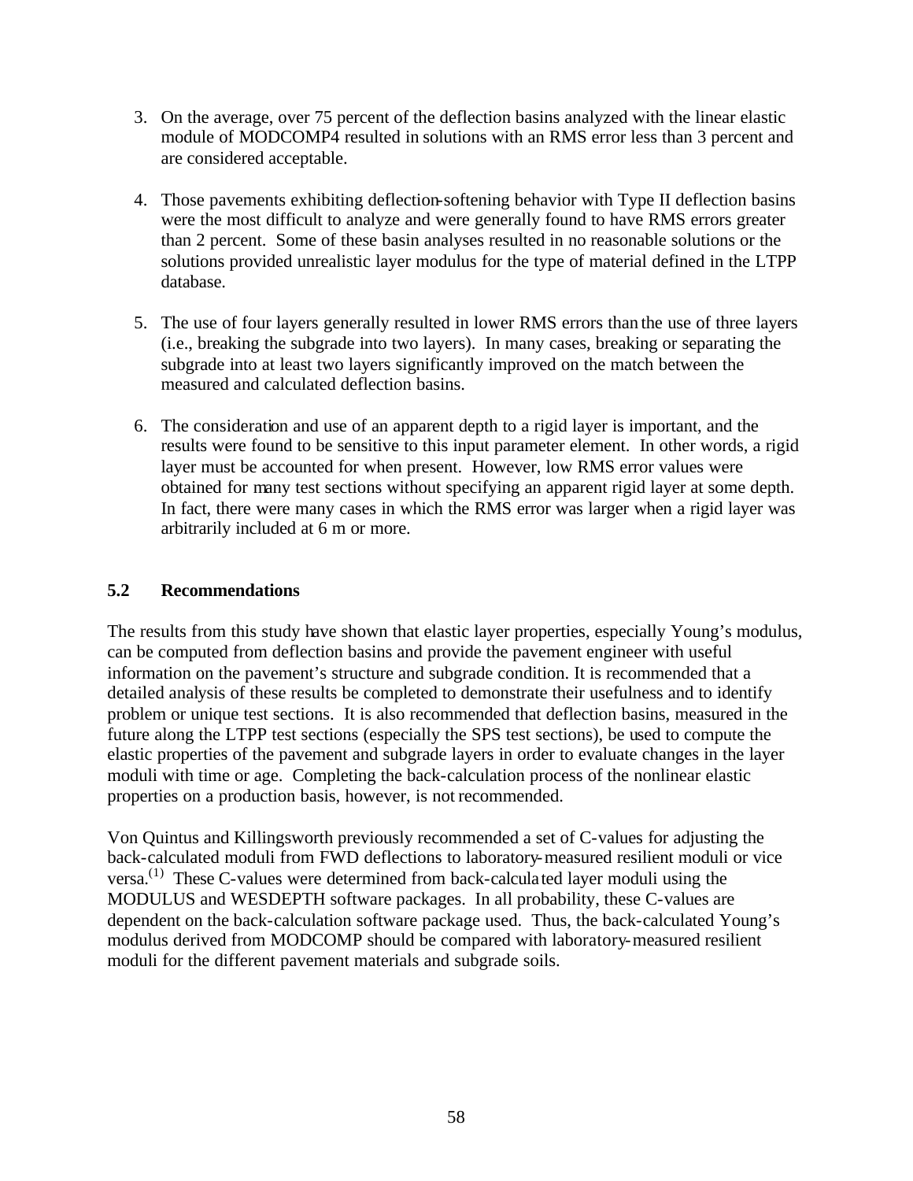3. On the average, over 75 percent of the deflection basins analyzed with the linear elastic module of MODCOMP4 resulted in solutions with an RMS error less than 3 percent and are considered acceptable.

4. Those pavements exhibiting deflection-softening behavior with Type II deflection basins were the most difficult to analyze and were generally found to have RMS errors greater than 2 percent. Some of these basin analyses resulted in no reasonable solutions or the solutions provided unrealistic layer modulus for the type of material defined in the LTPP database.

5. The use of four layers generally resulted in lower RMS errors than the use of three layers (i.e., breaking the subgrade into two layers). In many cases, breaking or separating the subgrade into at least two layers significantly improved on the match between the measured and calculated deflection basins.

6. The consideration and use of an apparent depth to a rigid layer is important, and the results were found to be sensitive to this input parameter element. In other words, a rigid layer must be accounted for when present. However, low RMS error values were obtained for many test sections without specifying an apparent rigid layer at some depth. In fact, there were many cases in which the RMS error was larger when a rigid layer was arbitrarily included at 6 m or more.

## 5.2 Recommendations

The results from this study have shown that elastic layer properties, especially Young's modulus, can be computed from deflection basins and provide the pavement engineer with useful information on the pavement's structure and subgrade condition. It is recommended that a detailed analysis of these results be completed to demonstrate their usefulness and to identify problem or unique test sections. It is also recommended that deflection basins, measured in the future along the LTPP test sections (especially the SPS test sections), be used to compute the elastic properties of the pavement and subgrade layers in order to evaluate changes in the layer moduli with time or age. Completing the back-calculation process of the nonlinear elastic properties on a production basis, however, is not recommended.

Von Quintus and Killingsworth previously recommended a set of C-values for adjusting the back-calculated moduli from FWD deflections to laboratory-measured resilient moduli or vice versa.(1) These C-values were determined from back-calculated layer moduli using the MODULUS and WESDEPTH software packages. In all probability, these C-values are dependent on the back-calculation software package used. Thus, the back-calculated Young's modulus derived from MODCOMP should be compared with laboratory-measured resilient moduli for the different pavement materials and subgrade soils.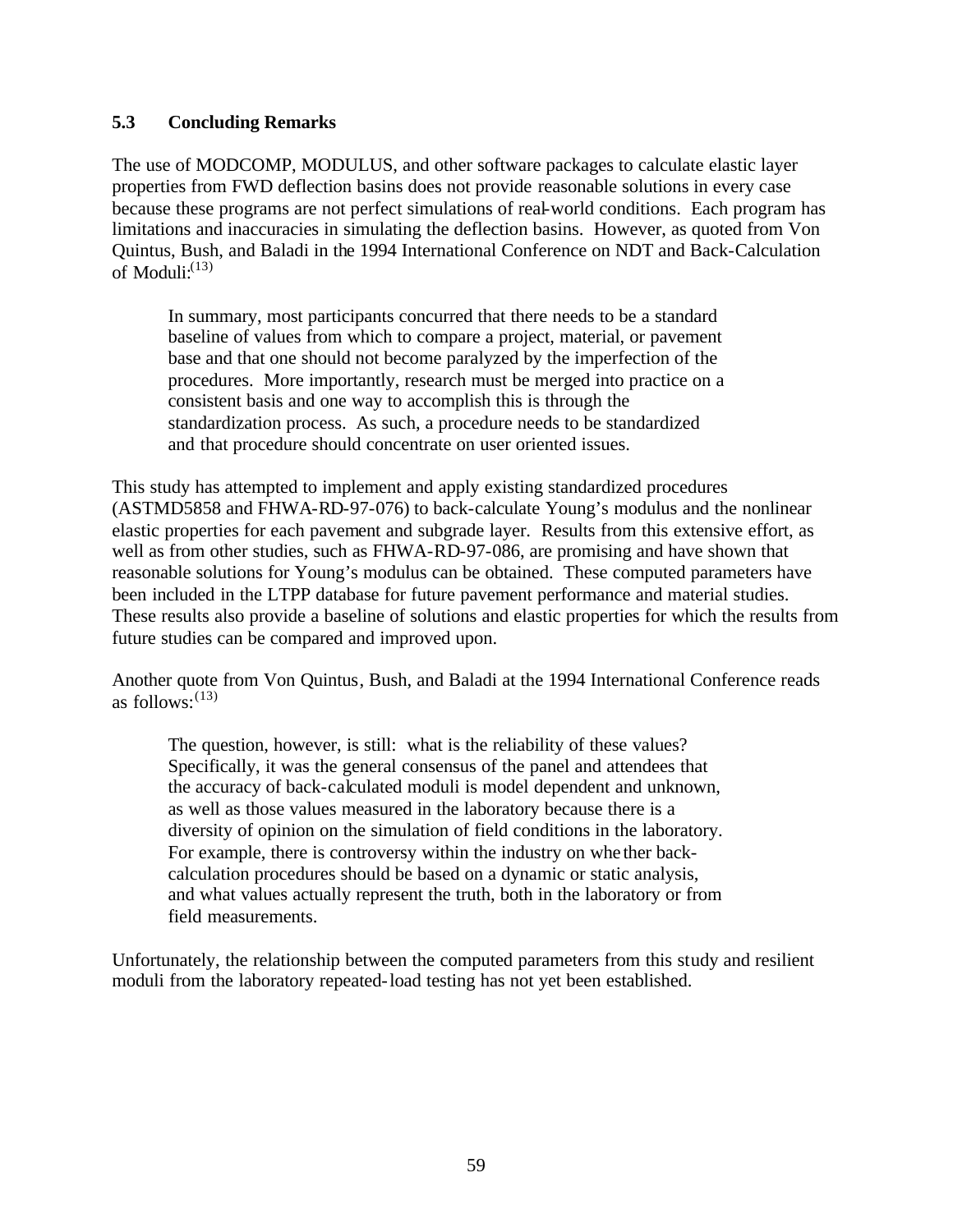## 5.3 Concluding Remarks

The use of MODCOMP, MODULUS, and other software packages to calculate elastic layer properties from FWD deflection basins does not provide reasonable solutions in every case because these programs are not perfect simulations of real-world conditions. Each program has limitations and inaccuracies in simulating the deflection basins. However, as quoted from Von Quintus, Bush, and Baladi in the 1994 International Conference on NDT and Back-Calculation of Moduli:[13]

> In summary, most participants concurred that there needs to be a standard baseline of values from which to compare a project, material, or pavement base and that one should not become paralyzed by the imperfection of the procedures. More importantly, research must be merged into practice on a consistent basis and one way to accomplish this is through the standardization process. As such, a procedure needs to be standardized and that procedure should concentrate on user oriented issues.

This study has attempted to implement and apply existing standardized procedures (ASTMD5858 and FHWA-RD-97-076) to back-calculate Young's modulus and the nonlinear elastic properties for each pavement and subgrade layer. Results from this extensive effort, as well as from other studies, such as FHWA-RD-97-086, are promising and have shown that reasonable solutions for Young's modulus can be obtained. These computed parameters have been included in the LTPP database for future pavement performance and material studies. These results also provide a baseline of solutions and elastic properties for which the results from future studies can be compared and improved upon.

Another quote from Von Quintus, Bush, and Baladi at the 1994 International Conference reads as follows:[13]

> The question, however, is still: what is the reliability of these values? Specifically, it was the general consensus of the panel and attendees that the accuracy of back-calculated moduli is model dependent and unknown, as well as those values measured in the laboratory because there is a diversity of opinion on the simulation of field conditions in the laboratory. For example, there is controversy within the industry on whether back-calculation procedures should be based on a dynamic or static analysis, and what values actually represent the truth, both in the laboratory or from field measurements.

Unfortunately, the relationship between the computed parameters from this study and resilient moduli from the laboratory repeated-load testing has not yet been established.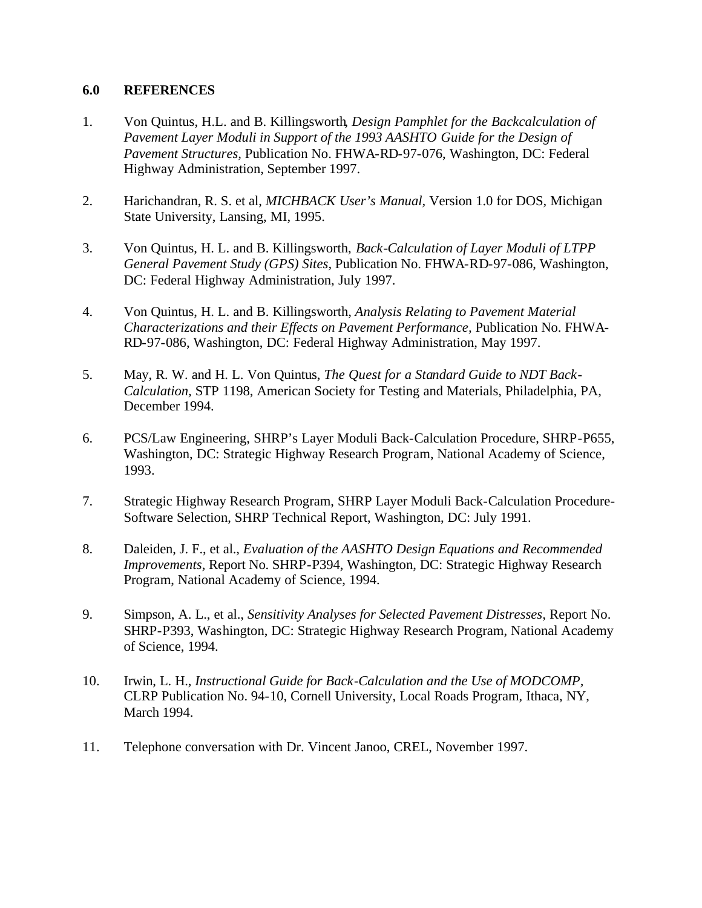## 6.0 REFERENCES

1. Von Quintus, H.L. and B. Killingsworth, *Design Pamphlet for the Backcalculation of Pavement Layer Moduli in Support of the 1993 AASHTO Guide for the Design of Pavement Structures*, Publication No. FHWA-RD-97-076, Washington, DC: Federal Highway Administration, September 1997.

2. Harichandran, R. S. et al, *MICHBACK User's Manual*, Version 1.0 for DOS, Michigan State University, Lansing, MI, 1995.

3. Von Quintus, H. L. and B. Killingsworth, *Back-Calculation of Layer Moduli of LTPP General Pavement Study (GPS) Sites*, Publication No. FHWA-RD-97-086, Washington, DC: Federal Highway Administration, July 1997.

4. Von Quintus, H. L. and B. Killingsworth, *Analysis Relating to Pavement Material Characterizations and their Effects on Pavement Performance*, Publication No. FHWA-RD-97-086, Washington, DC: Federal Highway Administration, May 1997.

5. May, R. W. and H. L. Von Quintus, *The Quest for a Standard Guide to NDT Back-Calculation*, STP 1198, American Society for Testing and Materials, Philadelphia, PA, December 1994.

6. PCS/Law Engineering, SHRP's Layer Moduli Back-Calculation Procedure, SHRP-P655, Washington, DC: Strategic Highway Research Program, National Academy of Science, 1993.

7. Strategic Highway Research Program, SHRP Layer Moduli Back-Calculation Procedure-Software Selection, SHRP Technical Report, Washington, DC: July 1991.

8. Daleiden, J. F., et al., *Evaluation of the AASHTO Design Equations and Recommended Improvements*, Report No. SHRP-P394, Washington, DC: Strategic Highway Research Program, National Academy of Science, 1994.

9. Simpson, A. L., et al., *Sensitivity Analyses for Selected Pavement Distresses*, Report No. SHRP-P393, Washington, DC: Strategic Highway Research Program, National Academy of Science, 1994.

10. Irwin, L. H., *Instructional Guide for Back-Calculation and the Use of MODCOMP*, CLRP Publication No. 94-10, Cornell University, Local Roads Program, Ithaca, NY, March 1994.

11. Telephone conversation with Dr. Vincent Janoo, CREL, November 1997.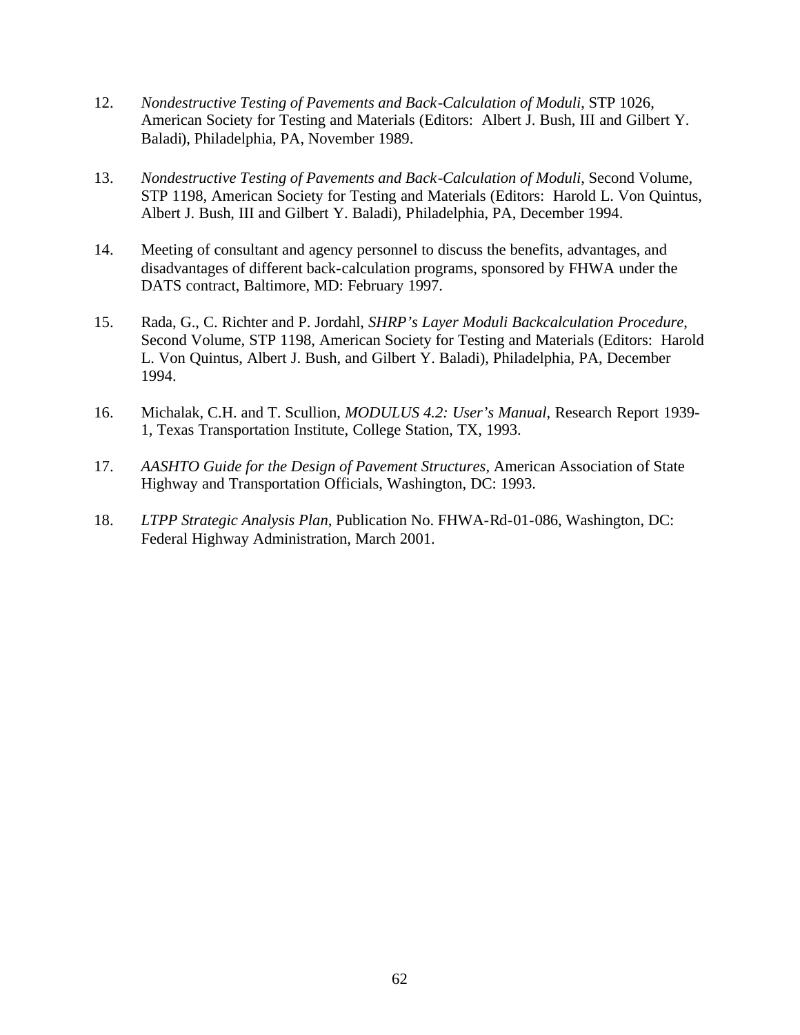12. *Nondestructive Testing of Pavements and Back-Calculation of Moduli*, STP 1026, American Society for Testing and Materials (Editors: Albert J. Bush, III and Gilbert Y. Baladi), Philadelphia, PA, November 1989.

13. *Nondestructive Testing of Pavements and Back-Calculation of Moduli*, Second Volume, STP 1198, American Society for Testing and Materials (Editors: Harold L. Von Quintus, Albert J. Bush, III and Gilbert Y. Baladi), Philadelphia, PA, December 1994.

14. Meeting of consultant and agency personnel to discuss the benefits, advantages, and disadvantages of different back-calculation programs, sponsored by FHWA under the DATS contract, Baltimore, MD: February 1997.

15. Rada, G., C. Richter and P. Jordahl, *SHRP's Layer Moduli Backcalculation Procedure*, Second Volume, STP 1198, American Society for Testing and Materials (Editors: Harold L. Von Quintus, Albert J. Bush, and Gilbert Y. Baladi), Philadelphia, PA, December 1994.

16. Michalak, C.H. and T. Scullion, *MODULUS 4.2: User's Manual*, Research Report 1939-1, Texas Transportation Institute, College Station, TX, 1993.

17. *AASHTO Guide for the Design of Pavement Structures*, American Association of State Highway and Transportation Officials, Washington, DC: 1993.

18. *LTPP Strategic Analysis Plan*, Publication No. FHWA-Rd-01-086, Washington, DC: Federal Highway Administration, March 2001.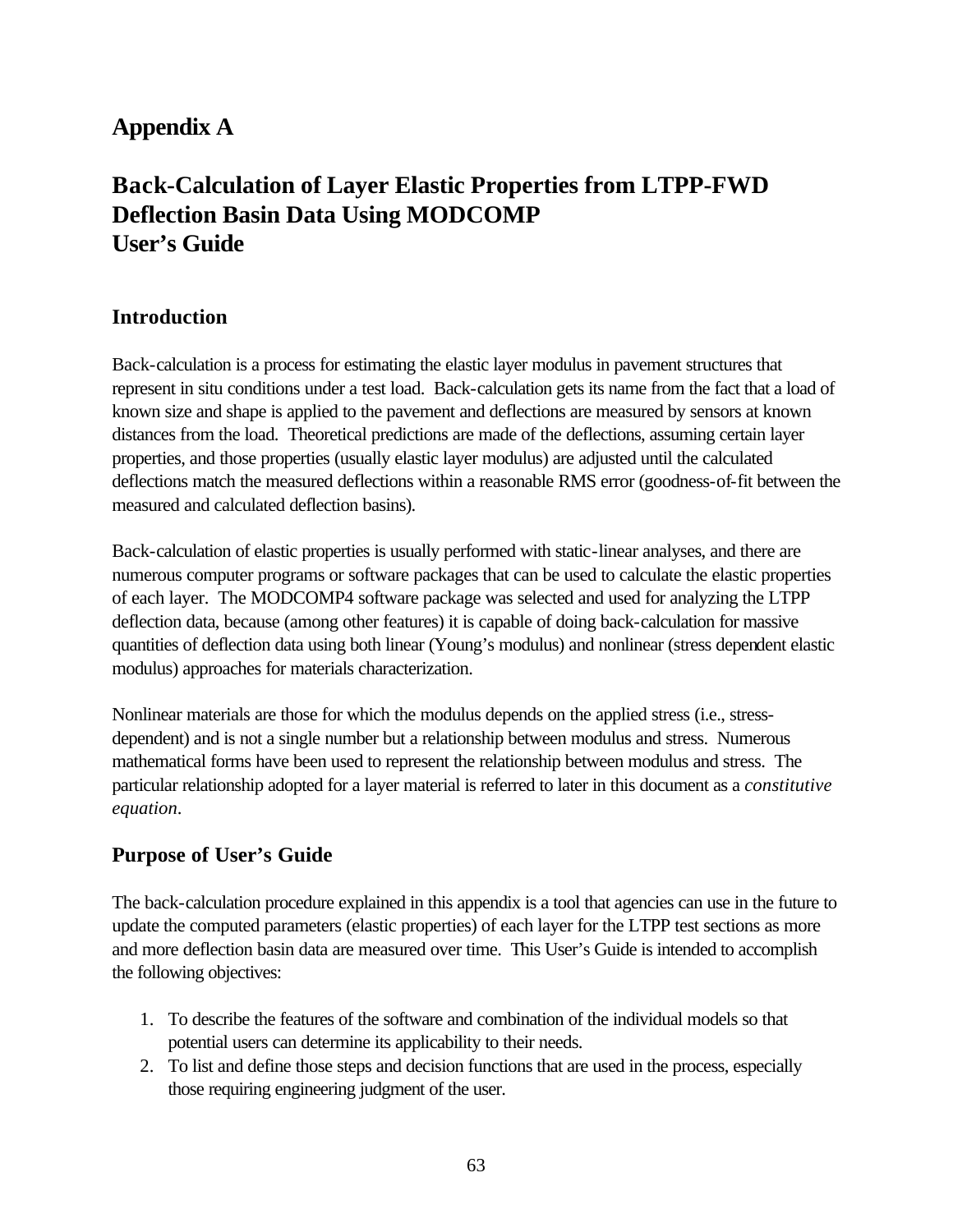# Appendix A

# Back-Calculation of Layer Elastic Properties from LTPP-FWD Deflection Basin Data Using MODCOMP User's Guide

## Introduction

Back-calculation is a process for estimating the elastic layer modulus in pavement structures that represent in situ conditions under a test load. Back-calculation gets its name from the fact that a load of known size and shape is applied to the pavement and deflections are measured by sensors at known distances from the load. Theoretical predictions are made of the deflections, assuming certain layer properties, and those properties (usually elastic layer modulus) are adjusted until the calculated deflections match the measured deflections within a reasonable RMS error (goodness-of-fit between the measured and calculated deflection basins).

Back-calculation of elastic properties is usually performed with static-linear analyses, and there are numerous computer programs or software packages that can be used to calculate the elastic properties of each layer. The MODCOMP4 software package was selected and used for analyzing the LTPP deflection data, because (among other features) it is capable of doing back-calculation for massive quantities of deflection data using both linear (Young's modulus) and nonlinear (stress dependent elastic modulus) approaches for materials characterization.

Nonlinear materials are those for which the modulus depends on the applied stress (i.e., stress-dependent) and is not a single number but a relationship between modulus and stress. Numerous mathematical forms have been used to represent the relationship between modulus and stress. The particular relationship adopted for a layer material is referred to later in this document as a *constitutive equation*.

## Purpose of User's Guide

The back-calculation procedure explained in this appendix is a tool that agencies can use in the future to update the computed parameters (elastic properties) of each layer for the LTPP test sections as more and more deflection basin data are measured over time. This User's Guide is intended to accomplish the following objectives:

1. To describe the features of the software and combination of the individual models so that potential users can determine its applicability to their needs.
2. To list and define those steps and decision functions that are used in the process, especially those requiring engineering judgment of the user.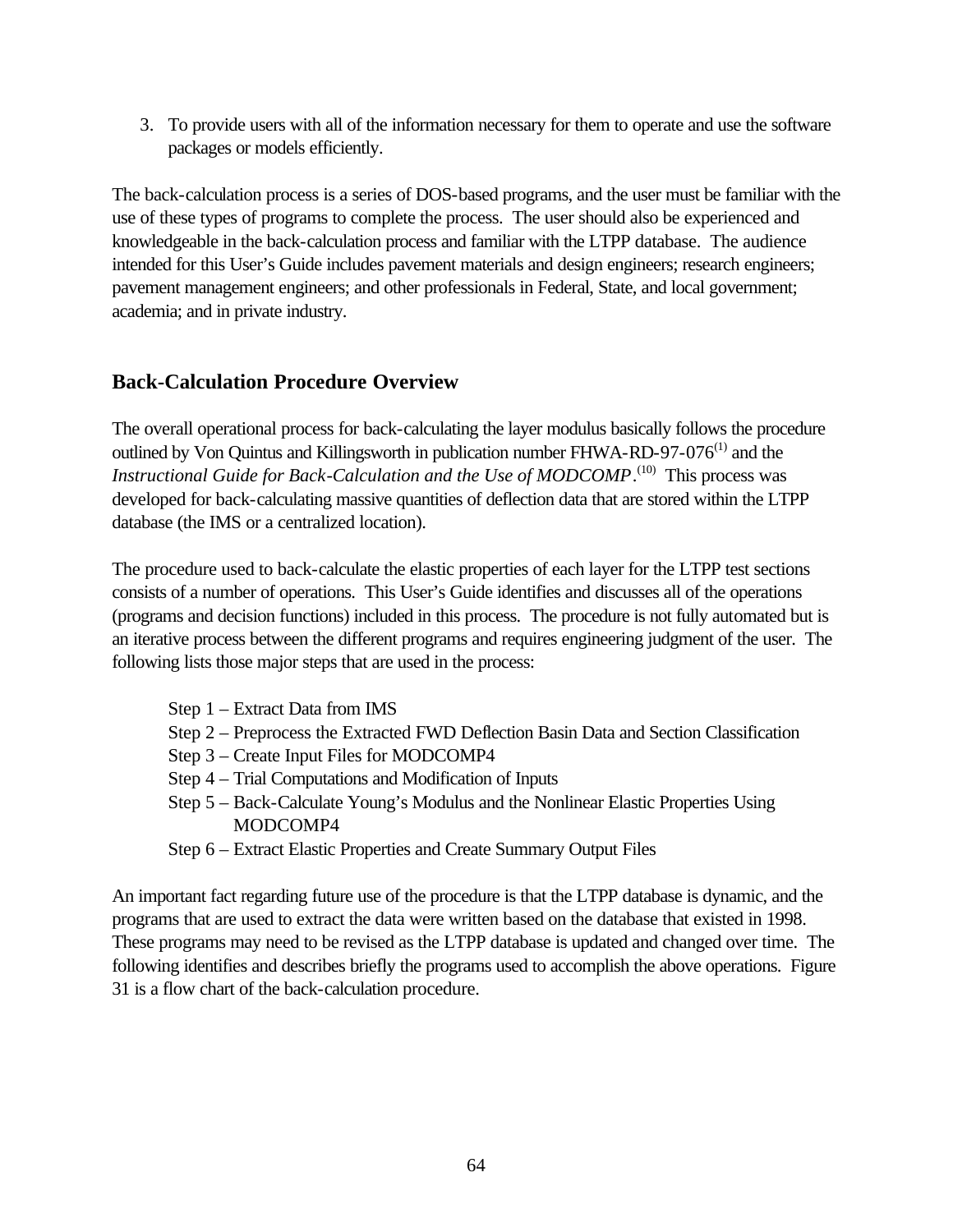3. To provide users with all of the information necessary for them to operate and use the software packages or models efficiently.

The back-calculation process is a series of DOS-based programs, and the user must be familiar with the use of these types of programs to complete the process. The user should also be experienced and knowledgeable in the back-calculation process and familiar with the LTPP database. The audience intended for this User's Guide includes pavement materials and design engineers; research engineers; pavement management engineers; and other professionals in Federal, State, and local government; academia; and in private industry.

## Back-Calculation Procedure Overview

The overall operational process for back-calculating the layer modulus basically follows the procedure outlined by Von Quintus and Killingsworth in publication number FHWA-RD-97-076[1] and the *Instructional Guide for Back-Calculation and the Use of MODCOMP*.[10] This process was developed for back-calculating massive quantities of deflection data that are stored within the LTPP database (the IMS or a centralized location).

The procedure used to back-calculate the elastic properties of each layer for the LTPP test sections consists of a number of operations. This User's Guide identifies and discusses all of the operations (programs and decision functions) included in this process. The procedure is not fully automated but is an iterative process between the different programs and requires engineering judgment of the user. The following lists those major steps that are used in the process:

- Step 1 – Extract Data from IMS
- Step 2 – Preprocess the Extracted FWD Deflection Basin Data and Section Classification
- Step 3 – Create Input Files for MODCOMP4
- Step 4 – Trial Computations and Modification of Inputs
- Step 5 – Back-Calculate Young's Modulus and the Nonlinear Elastic Properties Using MODCOMP4
- Step 6 – Extract Elastic Properties and Create Summary Output Files

An important fact regarding future use of the procedure is that the LTPP database is dynamic, and the programs that are used to extract the data were written based on the database that existed in 1998. These programs may need to be revised as the LTPP database is updated and changed over time. The following identifies and describes briefly the programs used to accomplish the above operations. Figure 31 is a flow chart of the back-calculation procedure.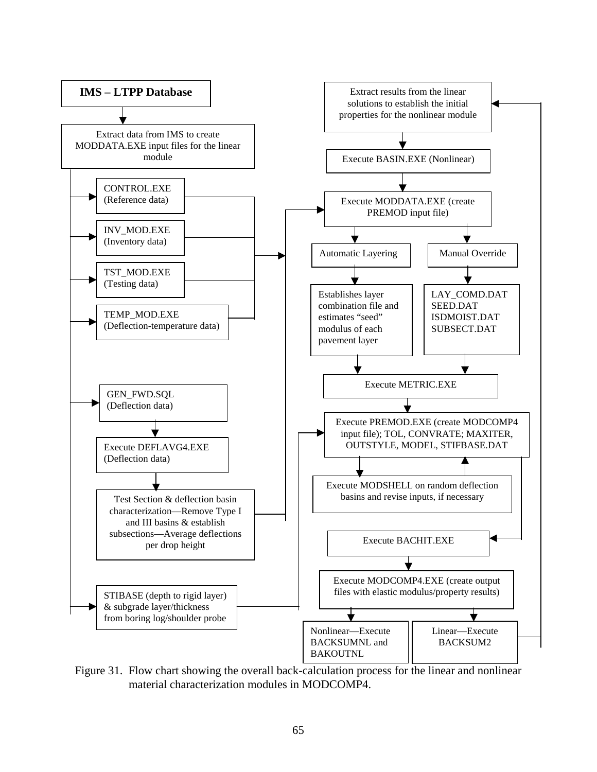IMS – LTPP Database

Extract data from IMS to create MODDATA.EXE input files for the linear module

CONTROL.EXE (Reference data)

INV_MOD.EXE (Inventory data)

TST_MOD.EXE (Testing data)

TEMP_MOD.EXE (Deflection-temperature data)

GEN_FWD.SQL (Deflection data)

Execute DEFLAVG4.EXE (Deflection data)

Test Section & deflection basin characterization—Remove Type I and III basins & establish subsections—Average deflections per drop height

STIBASE (depth to rigid layer) & subgrade layer/thickness from boring log/shoulder probe

Extract results from the linear solutions to establish the initial properties for the nonlinear module

Execute BASIN.EXE (Nonlinear)

Execute MODDATA.EXE (create PREMOD input file)

Automatic Layering

Manual Override

Establishes layer combination file and estimates "seed" modulus of each pavement layer

LAY_COMD.DAT
SEED.DAT
ISDMOIST.DAT
SUBSECT.DAT

Execute METRIC.EXE

Execute PREMOD.EXE (create MODCOMP4 input file); TOL, CONVRATE; MAXITER, OUTSTYLE, MODEL, STIFBASE.DAT

Execute MODSHELL on random deflection basins and revise inputs, if necessary

Execute BACHIT.EXE

Execute MODCOMP4.EXE (create output files with elastic modulus/property results)

Nonlinear—Execute BACKSUMNL and BAKOUTNL

Linear—Execute BACKSUM2

Figure 31. Flow chart showing the overall back-calculation process for the linear and nonlinear material characterization modules in MODCOMP4.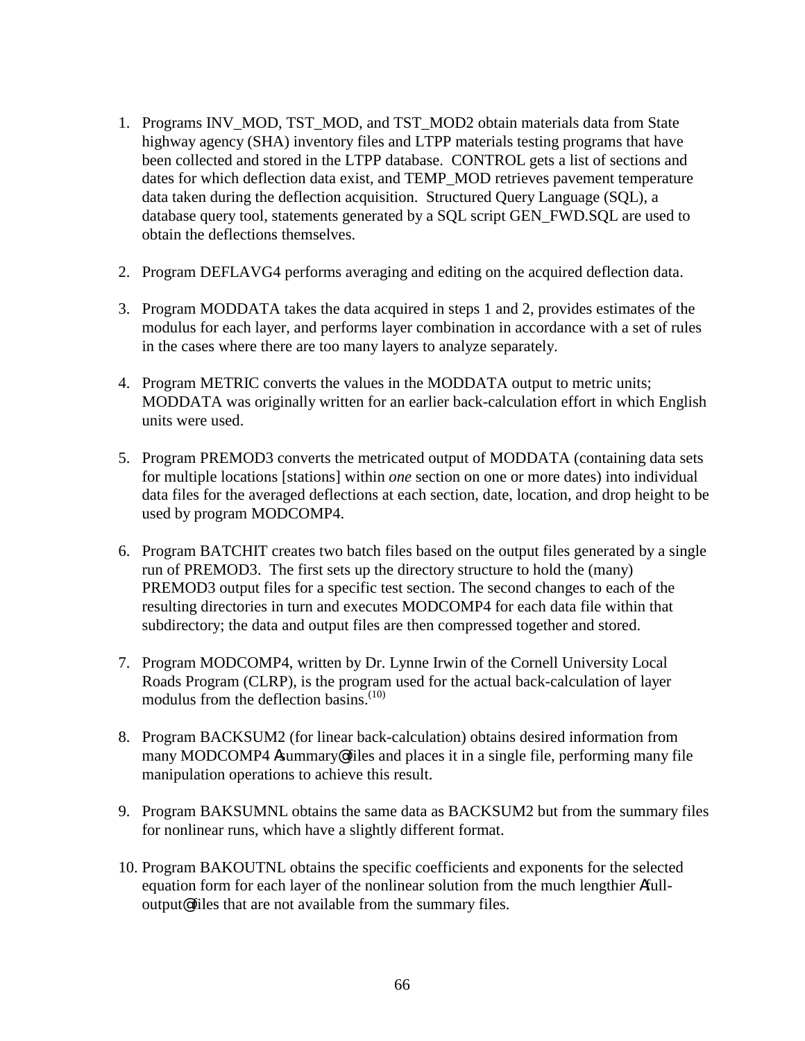1. Programs INV_MOD, TST_MOD, and TST_MOD2 obtain materials data from State highway agency (SHA) inventory files and LTPP materials testing programs that have been collected and stored in the LTPP database. CONTROL gets a list of sections and dates for which deflection data exist, and TEMP_MOD retrieves pavement temperature data taken during the deflection acquisition. Structured Query Language (SQL), a database query tool, statements generated by a SQL script GEN_FWD.SQL are used to obtain the deflections themselves.

2. Program DEFLAVG4 performs averaging and editing on the acquired deflection data.

3. Program MODDATA takes the data acquired in steps 1 and 2, provides estimates of the modulus for each layer, and performs layer combination in accordance with a set of rules in the cases where there are too many layers to analyze separately.

4. Program METRIC converts the values in the MODDATA output to metric units; MODDATA was originally written for an earlier back-calculation effort in which English units were used.

5. Program PREMOD3 converts the metricated output of MODDATA (containing data sets for multiple locations [stations] within *one* section on one or more dates) into individual data files for the averaged deflections at each section, date, location, and drop height to be used by program MODCOMP4.

6. Program BATCHIT creates two batch files based on the output files generated by a single run of PREMOD3. The first sets up the directory structure to hold the (many) PREMOD3 output files for a specific test section. The second changes to each of the resulting directories in turn and executes MODCOMP4 for each data file within that subdirectory; the data and output files are then compressed together and stored.

7. Program MODCOMP4, written by Dr. Lynne Irwin of the Cornell University Local Roads Program (CLRP), is the program used for the actual back-calculation of layer modulus from the deflection basins.[10]

8. Program BACKSUM2 (for linear back-calculation) obtains desired information from many MODCOMP4 "summary" files and places it in a single file, performing many file manipulation operations to achieve this result.

9. Program BAKSUMNL obtains the same data as BACKSUM2 but from the summary files for nonlinear runs, which have a slightly different format.

10. Program BAKOUTNL obtains the specific coefficients and exponents for the selected equation form for each layer of the nonlinear solution from the much lengthier "full-output" files that are not available from the summary files.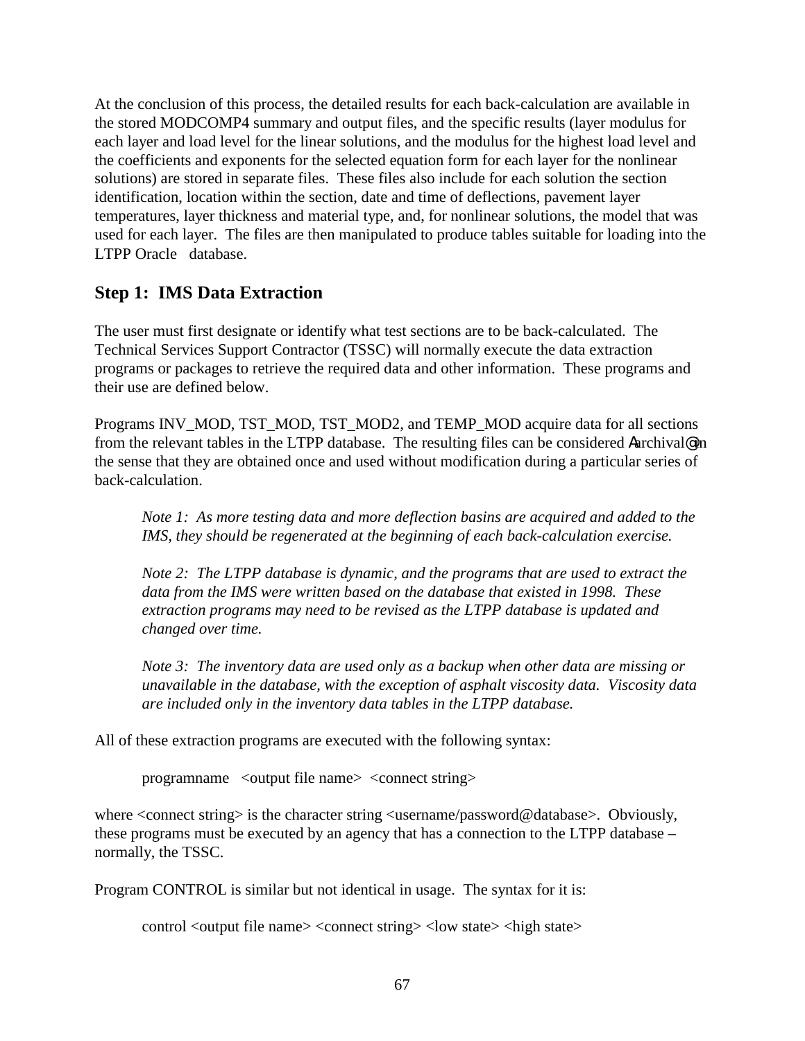At the conclusion of this process, the detailed results for each back-calculation are available in the stored MODCOMP4 summary and output files, and the specific results (layer modulus for each layer and load level for the linear solutions, and the modulus for the highest load level and the coefficients and exponents for the selected equation form for each layer for the nonlinear solutions) are stored in separate files. These files also include for each solution the section identification, location within the section, date and time of deflections, pavement layer temperatures, layer thickness and material type, and, for nonlinear solutions, the model that was used for each layer. The files are then manipulated to produce tables suitable for loading into the LTPP Oracle database.

## Step 1: IMS Data Extraction

The user must first designate or identify what test sections are to be back-calculated. The Technical Services Support Contractor (TSSC) will normally execute the data extraction programs or packages to retrieve the required data and other information. These programs and their use are defined below.

Programs INV_MOD, TST_MOD, TST_MOD2, and TEMP_MOD acquire data for all sections from the relevant tables in the LTPP database. The resulting files can be considered Aarchival@ in the sense that they are obtained once and used without modification during a particular series of back-calculation.

> *Note 1: As more testing data and more deflection basins are acquired and added to the IMS, they should be regenerated at the beginning of each back-calculation exercise.*
>
> *Note 2: The LTPP database is dynamic, and the programs that are used to extract the data from the IMS were written based on the database that existed in 1998. These extraction programs may need to be revised as the LTPP database is updated and changed over time.*
>
> *Note 3: The inventory data are used only as a backup when other data are missing or unavailable in the database, with the exception of asphalt viscosity data. Viscosity data are included only in the inventory data tables in the LTPP database.*

All of these extraction programs are executed with the following syntax:

```
programname   <output file name>  <connect string>
```

where <connect string> is the character string <username/password@database>. Obviously, these programs must be executed by an agency that has a connection to the LTPP database – normally, the TSSC.

Program CONTROL is similar but not identical in usage. The syntax for it is:

```
control <output file name> <connect string> <low state> <high state>
```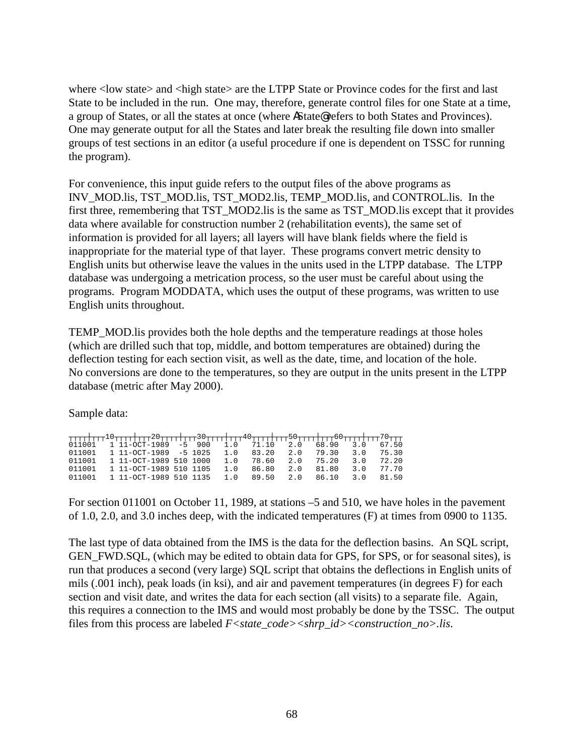where <low state> and <high state> are the LTPP State or Province codes for the first and last State to be included in the run. One may, therefore, generate control files for one State at a time, a group of States, or all the states at once (where "State" refers to both States and Provinces). One may generate output for all the States and later break the resulting file down into smaller groups of test sections in an editor (a useful procedure if one is dependent on TSSC for running the program).

For convenience, this input guide refers to the output files of the above programs as INV_MOD.lis, TST_MOD.lis, TST_MOD2.lis, TEMP_MOD.lis, and CONTROL.lis. In the first three, remembering that TST_MOD2.lis is the same as TST_MOD.lis except that it provides data where available for construction number 2 (rehabilitation events), the same set of information is provided for all layers; all layers will have blank fields where the field is inappropriate for the material type of that layer. These programs convert metric density to English units but otherwise leave the values in the units used in the LTPP database. The LTPP database was undergoing a metrication process, so the user must be careful about using the programs. Program MODDATA, which uses the output of these programs, was written to use English units throughout.

TEMP_MOD.lis provides both the hole depths and the temperature readings at those holes (which are drilled such that top, middle, and bottom temperatures are obtained) during the deflection testing for each section visit, as well as the date, time, and location of the hole. No conversions are done to the temperatures, so they are output in the units present in the LTPP database (metric after May 2000).

Sample data:

```
┬┬┬┬┼┬┬┬┬10┬┬┬┬┼┬┬┬┬20┬┬┬┬┼┬┬┬┬30┬┬┬┬┼┬┬┬┬40┬┬┬┬┼┬┬┬┬50┬┬┬┬┼┬┬┬┬60┬┬┬┬┼┬┬┬┬70┬┬┬
011001   1 11-OCT-1989  -5  900   1.0   71.10   2.0   68.90   3.0   67.50
011001   1 11-OCT-1989  -5 1025   1.0   83.20   2.0   79.30   3.0   75.30
011001   1 11-OCT-1989 510 1000   1.0   78.60   2.0   75.20   3.0   72.20
011001   1 11-OCT-1989 510 1105   1.0   86.80   2.0   81.80   3.0   77.70
011001   1 11-OCT-1989 510 1135   1.0   89.50   2.0   86.10   3.0   81.50
```

For section 011001 on October 11, 1989, at stations –5 and 510, we have holes in the pavement of 1.0, 2.0, and 3.0 inches deep, with the indicated temperatures (F) at times from 0900 to 1135.

The last type of data obtained from the IMS is the data for the deflection basins. An SQL script, GEN_FWD.SQL, (which may be edited to obtain data for GPS, for SPS, or for seasonal sites), is run that produces a second (very large) SQL script that obtains the deflections in English units of mils (.001 inch), peak loads (in ksi), and air and pavement temperatures (in degrees F) for each section and visit date, and writes the data for each section (all visits) to a separate file. Again, this requires a connection to the IMS and would most probably be done by the TSSC. The output files from this process are labeled *F<state_code><shrp_id><construction_no>.lis*.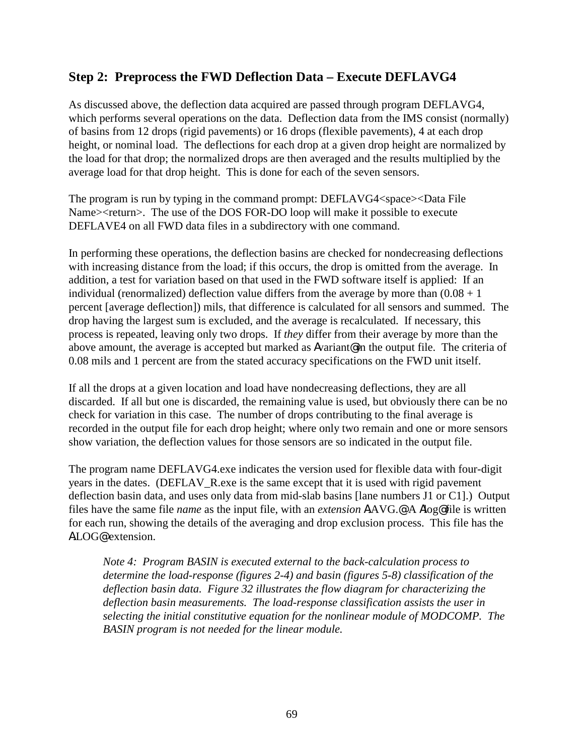## Step 2: Preprocess the FWD Deflection Data – Execute DEFLAVG4

As discussed above, the deflection data acquired are passed through program DEFLAVG4, which performs several operations on the data. Deflection data from the IMS consist (normally) of basins from 12 drops (rigid pavements) or 16 drops (flexible pavements), 4 at each drop height, or nominal load. The deflections for each drop at a given drop height are normalized by the load for that drop; the normalized drops are then averaged and the results multiplied by the average load for that drop height. This is done for each of the seven sensors.

The program is run by typing in the command prompt: DEFLAVG4<space><Data File Name><return>. The use of the DOS FOR-DO loop will make it possible to execute DEFLAVE4 on all FWD data files in a subdirectory with one command.

In performing these operations, the deflection basins are checked for nondecreasing deflections with increasing distance from the load; if this occurs, the drop is omitted from the average. In addition, a test for variation based on that used in the FWD software itself is applied: If an individual (renormalized) deflection value differs from the average by more than (0.08 + 1 percent [average deflection]) mils, that difference is calculated for all sensors and summed. The drop having the largest sum is excluded, and the average is recalculated. If necessary, this process is repeated, leaving only two drops. If *they* differ from their average by more than the above amount, the average is accepted but marked as Αvariant@ in the output file. The criteria of 0.08 mils and 1 percent are from the stated accuracy specifications on the FWD unit itself.

If all the drops at a given location and load have nondecreasing deflections, they are all discarded. If all but one is discarded, the remaining value is used, but obviously there can be no check for variation in this case. The number of drops contributing to the final average is recorded in the output file for each drop height; where only two remain and one or more sensors show variation, the deflection values for those sensors are so indicated in the output file.

The program name DEFLAVG4.exe indicates the version used for flexible data with four-digit years in the dates. (DEFLAV_R.exe is the same except that it is used with rigid pavement deflection basin data, and uses only data from mid-slab basins [lane numbers J1 or C1].) Output files have the same file *name* as the input file, with an *extension* ΑAVG.@ A Αlog@ file is written for each run, showing the details of the averaging and drop exclusion process. This file has the ΑLOG@ extension.

> *Note 4: Program BASIN is executed external to the back-calculation process to determine the load-response (figures 2-4) and basin (figures 5-8) classification of the deflection basin data. Figure 32 illustrates the flow diagram for characterizing the deflection basin measurements. The load-response classification assists the user in selecting the initial constitutive equation for the nonlinear module of MODCOMP. The BASIN program is not needed for the linear module.*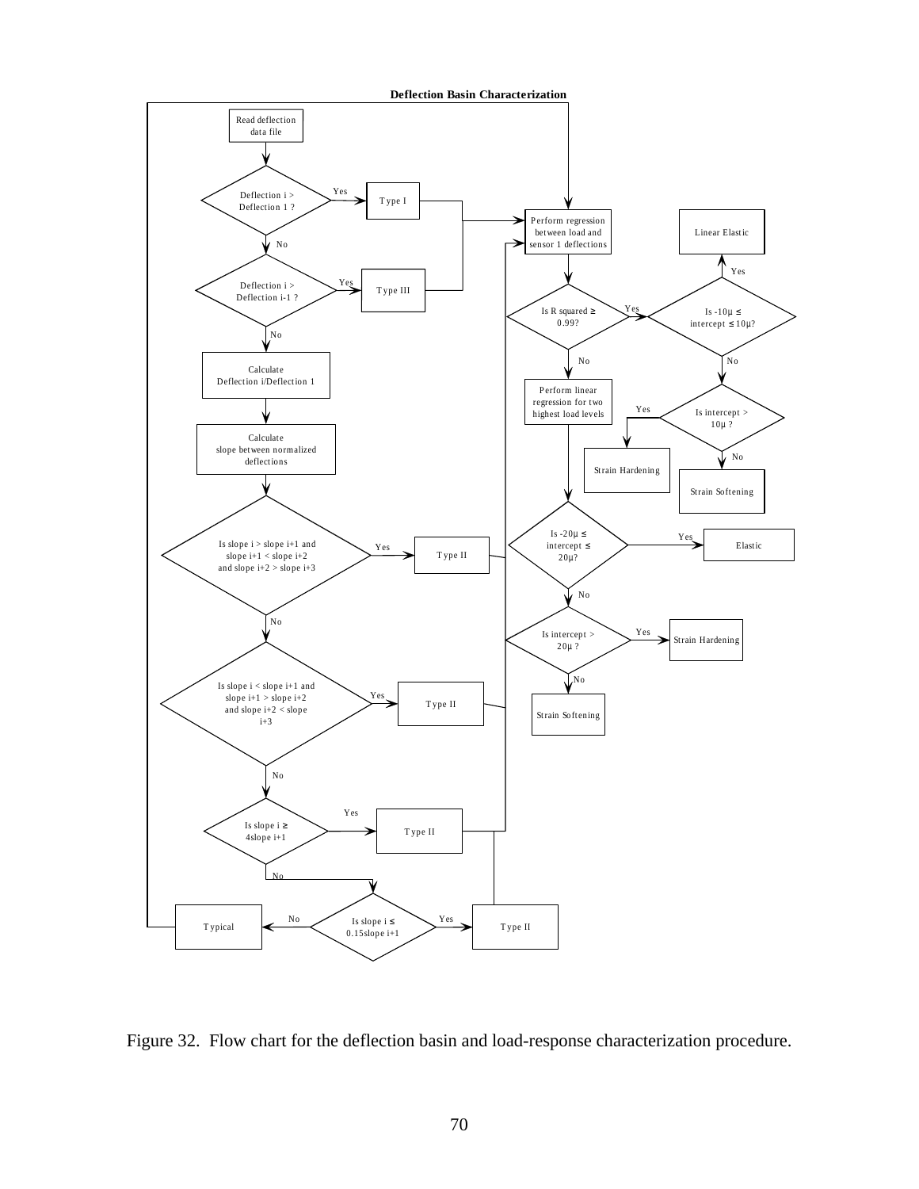**Deflection Basin Characterization**

Figure 32. Flow chart for the deflection basin and load-response characterization procedure.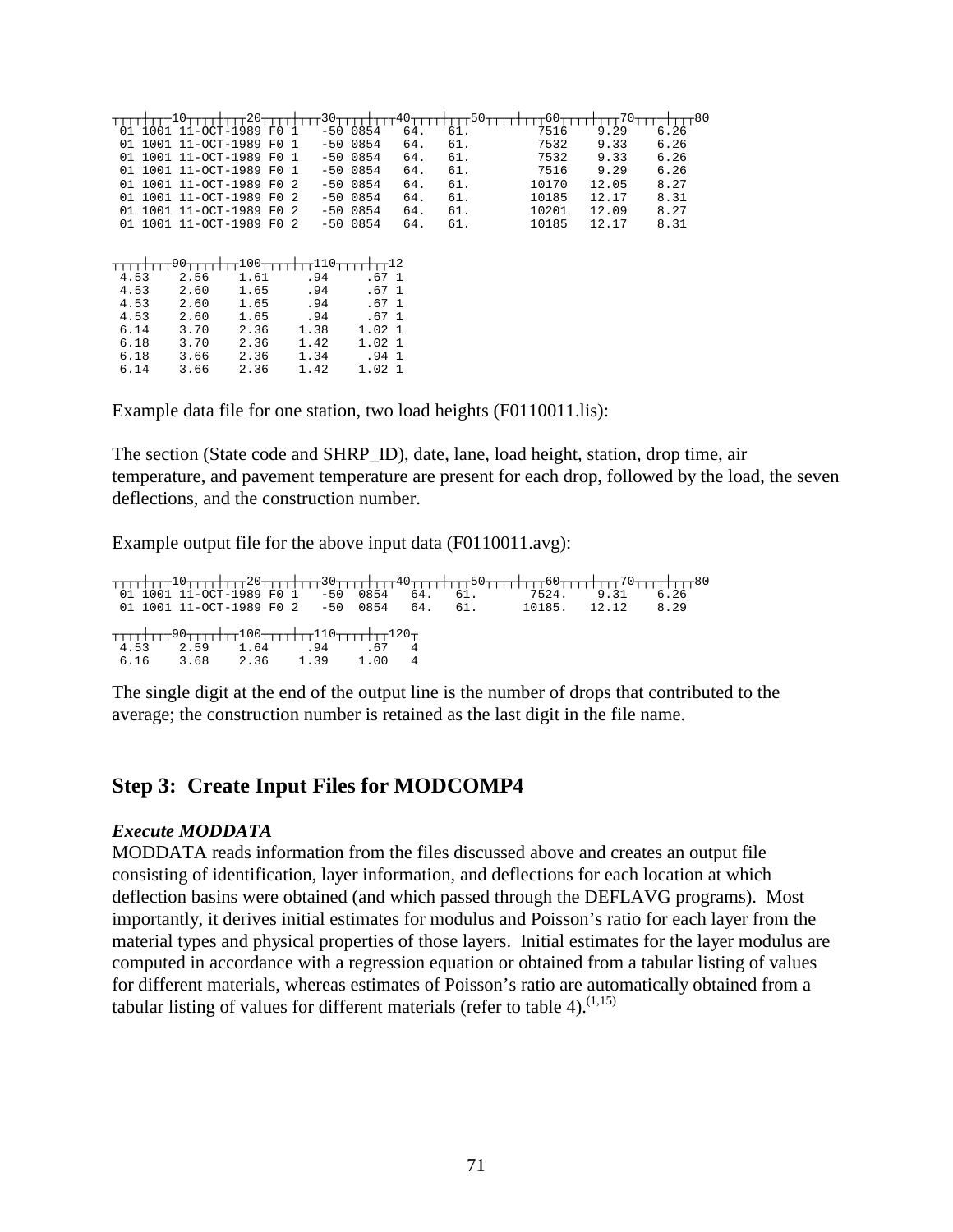```
┬┬┬┬┼┬┬┬┬10┬┬┬┬┼┬┬┬┬20┬┬┬┬┼┬┬┬┬30┬┬┬┬┼┬┬┬┬40┬┬┬┬┼┬┬┬┬50┬┬┬┬┼┬┬┬┬60┬┬┬┬┼┬┬┬┬70┬┬┬┬┼┬┬┬┬80
 01 1001 11-OCT-1989 F0 1   -50 0854   64.   61.         7516    9.29     6.26
 01 1001 11-OCT-1989 F0 1   -50 0854   64.   61.         7532    9.33     6.26
 01 1001 11-OCT-1989 F0 1   -50 0854   64.   61.         7532    9.33     6.26
 01 1001 11-OCT-1989 F0 1   -50 0854   64.   61.         7516    9.29     6.26
 01 1001 11-OCT-1989 F0 2   -50 0854   64.   61.        10170   12.05     8.27
 01 1001 11-OCT-1989 F0 2   -50 0854   64.   61.        10185   12.17     8.31
 01 1001 11-OCT-1989 F0 2   -50 0854   64.   61.        10201   12.09     8.27
 01 1001 11-OCT-1989 F0 2   -50 0854   64.   61.        10185   12.17     8.31
```

```
┬┬┬┬┼┬┬┬┬90┬┬┬┬┼┬┬┬100┬┬┬┬┼┬┬┬110┬┬┬┬┼┬┬┬12
 4.53     2.56    1.61     .94      .67 1
 4.53     2.60    1.65     .94      .67 1
 4.53     2.60    1.65     .94      .67 1
 4.53     2.60    1.65     .94      .67 1
 6.14     3.70    2.36    1.38     1.02 1
 6.18     3.70    2.36    1.42     1.02 1
 6.18     3.66    2.36    1.34      .94 1
 6.14     3.66    2.36    1.42     1.02 1
```

Example data file for one station, two load heights (F0110011.lis):

The section (State code and SHRP_ID), date, lane, load height, station, drop time, air temperature, and pavement temperature are present for each drop, followed by the load, the seven deflections, and the construction number.

Example output file for the above input data (F0110011.avg):

```
┬┬┬┬┼┬┬┬┬10┬┬┬┬┼┬┬┬┬20┬┬┬┬┼┬┬┬┬30┬┬┬┬┼┬┬┬┬40┬┬┬┬┼┬┬┬┬50┬┬┬┬┼┬┬┬┬60┬┬┬┬┼┬┬┬┬70┬┬┬┬┼┬┬┬┬80
 01 1001 11-OCT-1989 F0 1   -50  0854   64.   61.       7524.    9.31     6.26
 01 1001 11-OCT-1989 F0 2   -50  0854   64.   61.      10185.   12.12     8.29
```

```
┬┬┬┬┼┬┬┬┬90┬┬┬┬┼┬┬┬100┬┬┬┬┼┬┬┬110┬┬┬┬┼┬┬┬120┬
 4.53     2.59    1.64     .94      .67   4
 6.16     3.68    2.36    1.39     1.00   4
```

The single digit at the end of the output line is the number of drops that contributed to the average; the construction number is retained as the last digit in the file name.

## Step 3: Create Input Files for MODCOMP4

***Execute MODDATA***

MODDATA reads information from the files discussed above and creates an output file consisting of identification, layer information, and deflections for each location at which deflection basins were obtained (and which passed through the DEFLAVG programs). Most importantly, it derives initial estimates for modulus and Poisson's ratio for each layer from the material types and physical properties of those layers. Initial estimates for the layer modulus are computed in accordance with a regression equation or obtained from a tabular listing of values for different materials, whereas estimates of Poisson's ratio are automatically obtained from a tabular listing of values for different materials (refer to table 4).[1,15]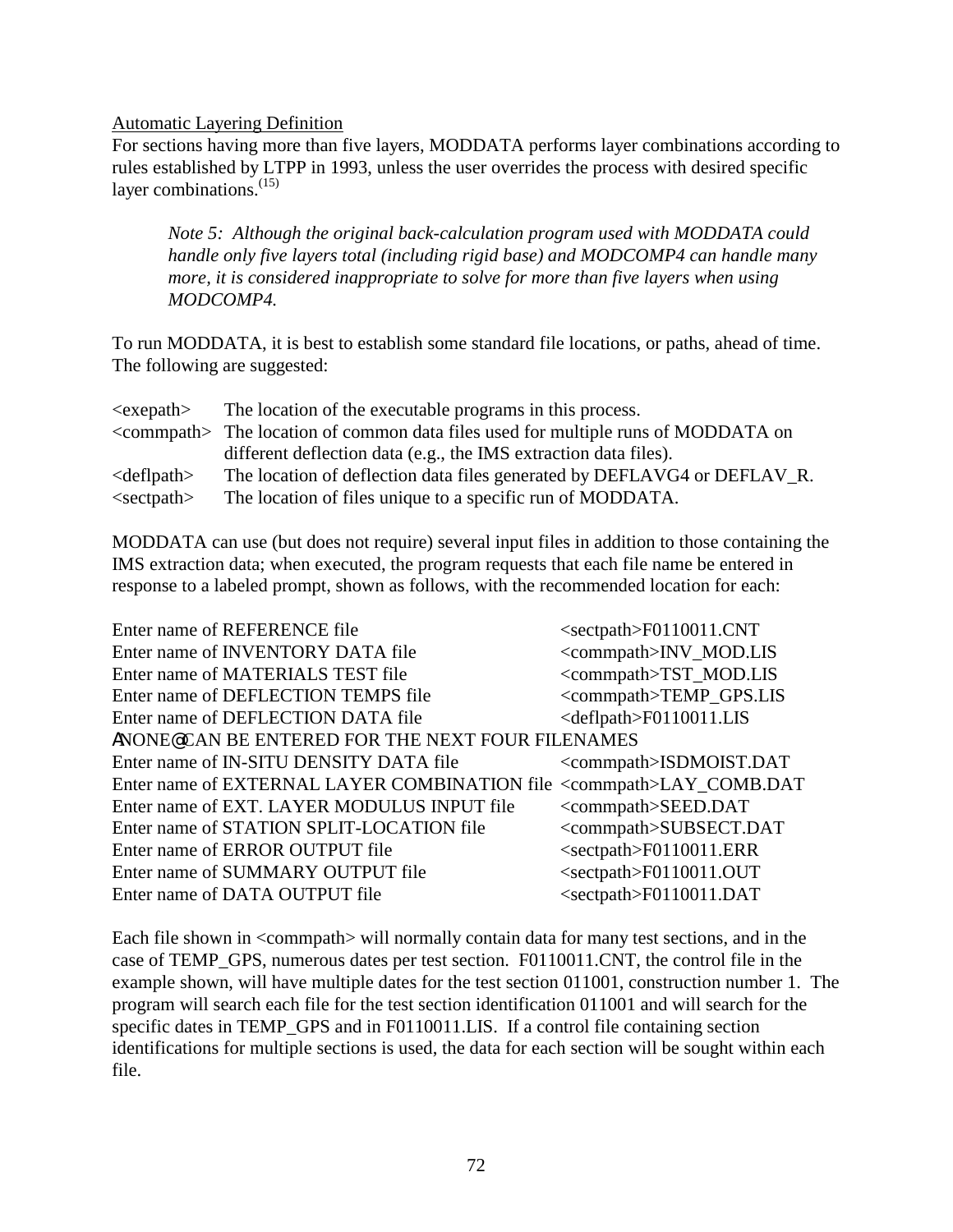Automatic Layering Definition

For sections having more than five layers, MODDATA performs layer combinations according to rules established by LTPP in 1993, unless the user overrides the process with desired specific layer combinations.[15]

> *Note 5: Although the original back-calculation program used with MODDATA could handle only five layers total (including rigid base) and MODCOMP4 can handle many more, it is considered inappropriate to solve for more than five layers when using MODCOMP4.*

To run MODDATA, it is best to establish some standard file locations, or paths, ahead of time. The following are suggested:

| | |
|---|---|
| <exepath> | The location of the executable programs in this process. |
| <commpath> | The location of common data files used for multiple runs of MODDATA on different deflection data (e.g., the IMS extraction data files). |
| <deflpath> | The location of deflection data files generated by DEFLAVG4 or DEFLAV_R. |
| <sectpath> | The location of files unique to a specific run of MODDATA. |

MODDATA can use (but does not require) several input files in addition to those containing the IMS extraction data; when executed, the program requests that each file name be entered in response to a labeled prompt, shown as follows, with the recommended location for each:

| | |
|---|---|
| Enter name of REFERENCE file | <sectpath>F0110011.CNT |
| Enter name of INVENTORY DATA file | <commpath>INV_MOD.LIS |
| Enter name of MATERIALS TEST file | <commpath>TST_MOD.LIS |
| Enter name of DEFLECTION TEMPS file | <commpath>TEMP_GPS.LIS |
| Enter name of DEFLECTION DATA file | <deflpath>F0110011.LIS |
| ANONE@ CAN BE ENTERED FOR THE NEXT FOUR FILENAMES | |
| Enter name of IN-SITU DENSITY DATA file | <commpath>ISDMOIST.DAT |
| Enter name of EXTERNAL LAYER COMBINATION file | <commpath>LAY_COMB.DAT |
| Enter name of EXT. LAYER MODULUS INPUT file | <commpath>SEED.DAT |
| Enter name of STATION SPLIT-LOCATION file | <commpath>SUBSECT.DAT |
| Enter name of ERROR OUTPUT file | <sectpath>F0110011.ERR |
| Enter name of SUMMARY OUTPUT file | <sectpath>F0110011.OUT |
| Enter name of DATA OUTPUT file | <sectpath>F0110011.DAT |

Each file shown in <commpath> will normally contain data for many test sections, and in the case of TEMP_GPS, numerous dates per test section. F0110011.CNT, the control file in the example shown, will have multiple dates for the test section 011001, construction number 1. The program will search each file for the test section identification 011001 and will search for the specific dates in TEMP_GPS and in F0110011.LIS. If a control file containing section identifications for multiple sections is used, the data for each section will be sought within each file.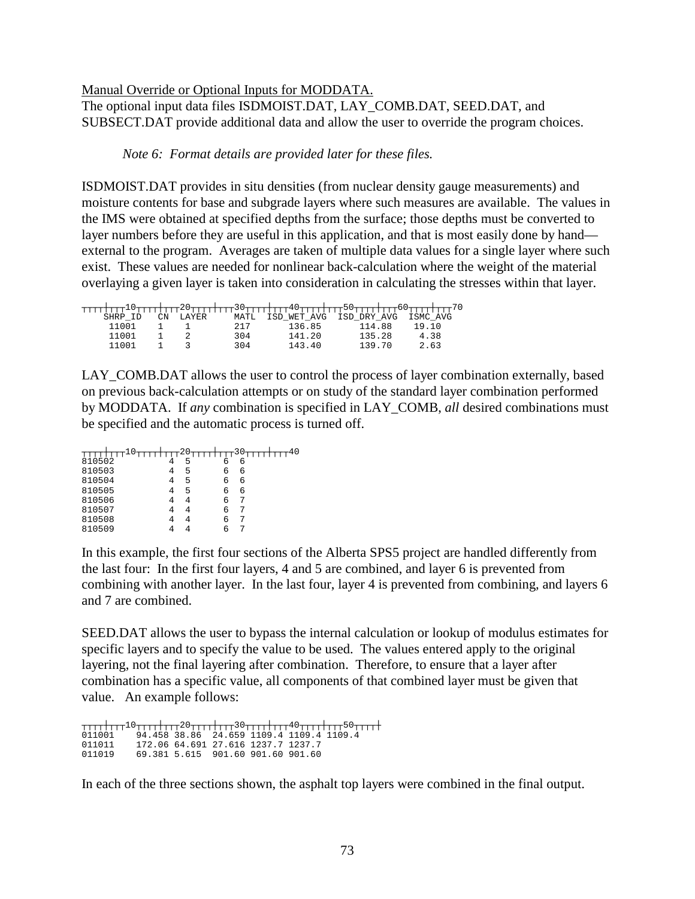Manual Override or Optional Inputs for MODDATA.

The optional input data files ISDMOIST.DAT, LAY_COMB.DAT, SEED.DAT, and SUBSECT.DAT provide additional data and allow the user to override the program choices.

*Note 6: Format details are provided later for these files.*

ISDMOIST.DAT provides in situ densities (from nuclear density gauge measurements) and moisture contents for base and subgrade layers where such measures are available. The values in the IMS were obtained at specified depths from the surface; those depths must be converted to layer numbers before they are useful in this application, and that is most easily done by hand—external to the program. Averages are taken of multiple data values for a single layer where such exist. These values are needed for nonlinear back-calculation where the weight of the material overlaying a given layer is taken into consideration in calculating the stresses within that layer.

```
┬┬┬┬┼┬┬┬┬10┬┬┬┬┼┬┬┬┬20┬┬┬┬┼┬┬┬┬30┬┬┬┬┼┬┬┬┬40┬┬┬┬┼┬┬┬┬50┬┬┬┬┼┬┬┬┬60┬┬┬┬┼┬┬┬┬70
    SHRP_ID   CN  LAYER     MATL  ISD_WET_AVG  ISD_DRY_AVG  ISMC_AVG
     11001    1    1         217      136.85       114.88    19.10
     11001    1    2         304      141.20       135.28     4.38
     11001    1    3         304      143.40       139.70     2.63
```

LAY_COMB.DAT allows the user to control the process of layer combination externally, based on previous back-calculation attempts or on study of the standard layer combination performed by MODDATA. If *any* combination is specified in LAY_COMB, *all* desired combinations must be specified and the automatic process is turned off.

```
┬┬┬┬┼┬┬┬┬10┬┬┬┬┼┬┬┬┬20┬┬┬┬┼┬┬┬┬30┬┬┬┬┼┬┬┬┬40
810502          4  5       6  6
810503          4  5       6  6
810504          4  5       6  6
810505          4  5       6  6
810506          4  4       6  7
810507          4  4       6  7
810508          4  4       6  7
810509          4  4       6  7
```

In this example, the first four sections of the Alberta SPS5 project are handled differently from the last four: In the first four layers, 4 and 5 are combined, and layer 6 is prevented from combining with another layer. In the last four, layer 4 is prevented from combining, and layers 6 and 7 are combined.

SEED.DAT allows the user to bypass the internal calculation or lookup of modulus estimates for specific layers and to specify the value to be used. The values entered apply to the original layering, not the final layering after combination. Therefore, to ensure that a layer after combination has a specific value, all components of that combined layer must be given that value. An example follows:

```
┬┬┬┬┼┬┬┬┬10┬┬┬┬┼┬┬┬┬20┬┬┬┬┼┬┬┬┬30┬┬┬┬┼┬┬┬┬40┬┬┬┬┼┬┬┬┬50┬┬┬┬┼
011001    94.458 38.86  24.659 1109.4 1109.4 1109.4
011011    172.06 64.691 27.616 1237.7 1237.7
011019    69.381 5.615  901.60 901.60 901.60
```

In each of the three sections shown, the asphalt top layers were combined in the final output.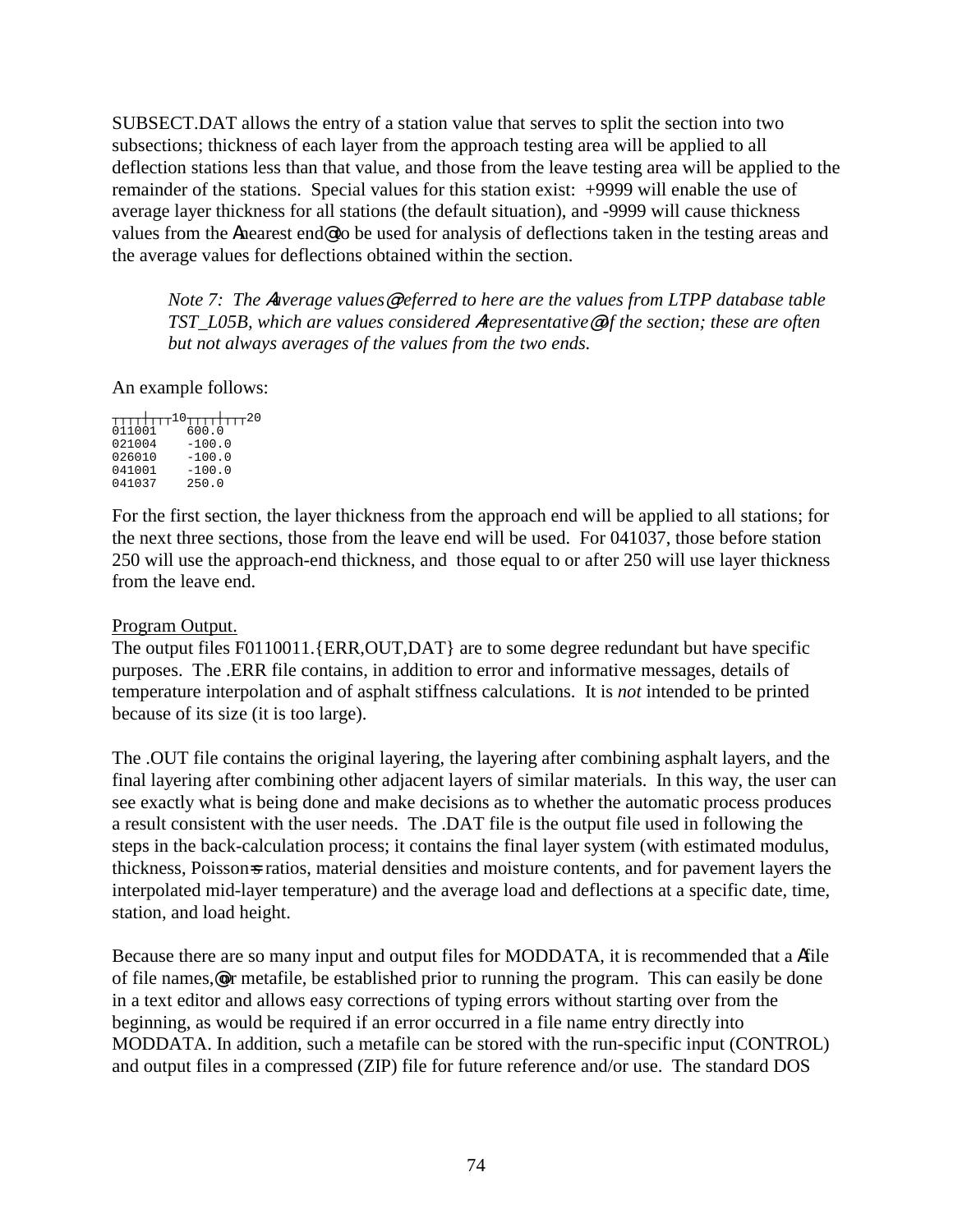SUBSECT.DAT allows the entry of a station value that serves to split the section into two subsections; thickness of each layer from the approach testing area will be applied to all deflection stations less than that value, and those from the leave testing area will be applied to the remainder of the stations. Special values for this station exist: +9999 will enable the use of average layer thickness for all stations (the default situation), and -9999 will cause thickness values from the Anearest end@ to be used for analysis of deflections taken in the testing areas and the average values for deflections obtained within the section.

> *Note 7: The Aaverage values@ referred to here are the values from LTPP database table TST_L05B, which are values considered Arepresentative@ of the section; these are often but not always averages of the values from the two ends.*

An example follows:

```
┬┬┬┬┼┬┬┬┬10┬┬┬┬┼┬┬┬┬20
011001    600.0
021004    -100.0
026010    -100.0
041001    -100.0
041037    250.0
```

For the first section, the layer thickness from the approach end will be applied to all stations; for the next three sections, those from the leave end will be used. For 041037, those before station 250 will use the approach-end thickness, and those equal to or after 250 will use layer thickness from the leave end.

Program Output.

The output files F0110011.{ERR,OUT,DAT} are to some degree redundant but have specific purposes. The .ERR file contains, in addition to error and informative messages, details of temperature interpolation and of asphalt stiffness calculations. It is *not* intended to be printed because of its size (it is too large).

The .OUT file contains the original layering, the layering after combining asphalt layers, and the final layering after combining other adjacent layers of similar materials. In this way, the user can see exactly what is being done and make decisions as to whether the automatic process produces a result consistent with the user needs. The .DAT file is the output file used in following the steps in the back-calculation process; it contains the final layer system (with estimated modulus, thickness, Poisson=s ratios, material densities and moisture contents, and for pavement layers the interpolated mid-layer temperature) and the average load and deflections at a specific date, time, station, and load height.

Because there are so many input and output files for MODDATA, it is recommended that a Afile of file names,@ or metafile, be established prior to running the program. This can easily be done in a text editor and allows easy corrections of typing errors without starting over from the beginning, as would be required if an error occurred in a file name entry directly into MODDATA. In addition, such a metafile can be stored with the run-specific input (CONTROL) and output files in a compressed (ZIP) file for future reference and/or use. The standard DOS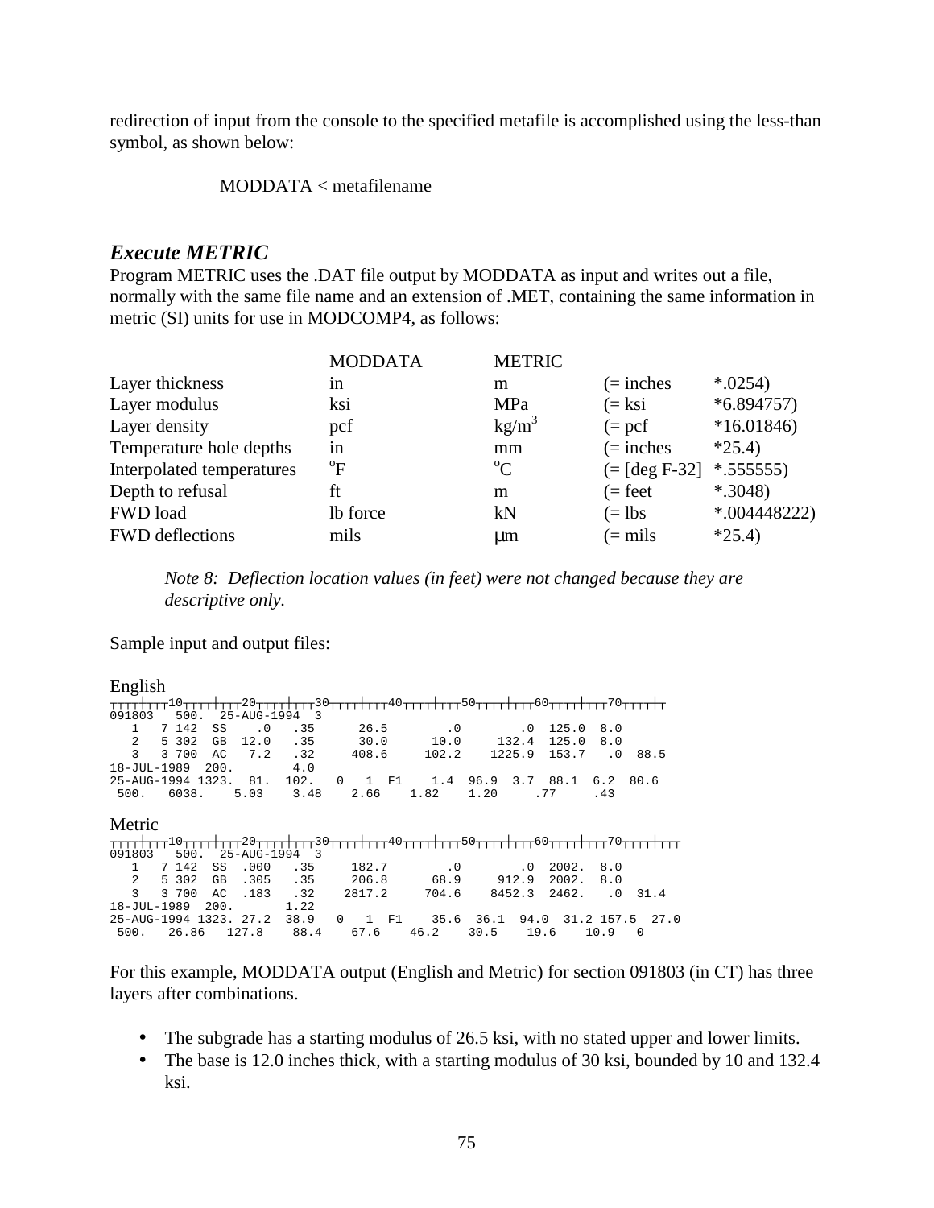redirection of input from the console to the specified metafile is accomplished using the less-than symbol, as shown below:

MODDATA < metafilename

## *Execute METRIC*

Program METRIC uses the .DAT file output by MODDATA as input and writes out a file, normally with the same file name and an extension of .MET, containing the same information in metric (SI) units for use in MODCOMP4, as follows:

| | MODDATA | METRIC | | |
|---|---|---|---|---|
| Layer thickness | in | m | (= inches | *.0254) |
| Layer modulus | ksi | MPa | (= ksi | *6.894757) |
| Layer density | pcf | kg/m$^3$ | (= pcf | *16.01846) |
| Temperature hole depths | in | mm | (= inches | *25.4) |
| Interpolated temperatures | $^o$F | $^o$C | (= [deg F-32] | *.555555) |
| Depth to refusal | ft | m | (= feet | *.3048) |
| FWD load | lb force | kN | (= lbs | *.004448222) |
| FWD deflections | mils | μm | (= mils | *25.4) |

*Note 8: Deflection location values (in feet) were not changed because they are descriptive only.*

Sample input and output files:

English

```
┬┬┬┬┼┬┬┬┬10┬┬┬┬┼┬┬┬┬20┬┬┬┬┼┬┬┬┬30┬┬┬┬┼┬┬┬┬40┬┬┬┬┼┬┬┬┬50┬┬┬┬┼┬┬┬┬60┬┬┬┬┼┬┬┬┬70┬┬┬┬┼┬
091803   500.  25-AUG-1994  3
   1   7 142  SS    .0   .35      26.5        .0        .0  125.0  8.0
   2   5 302  GB  12.0   .35      30.0      10.0     132.4  125.0  8.0
   3   3 700  AC   7.2   .32     408.6     102.2    1225.9  153.7   .0  88.5
18-JUL-1989  200.        4.0
25-AUG-1994 1323.  81.  102.   0   1  F1    1.4  96.9  3.7  88.1  6.2  80.6
 500.   6038.    5.03    3.48    2.66    1.82    1.20     .77     .43
```

Metric

```
┬┬┬┬┼┬┬┬┬10┬┬┬┬┼┬┬┬┬20┬┬┬┬┼┬┬┬┬30┬┬┬┬┼┬┬┬┬40┬┬┬┬┼┬┬┬┬50┬┬┬┬┼┬┬┬┬60┬┬┬┬┼┬┬┬┬70┬┬┬┬┼┬┬┬
091803   500.  25-AUG-1994  3
   1   7 142  SS  .000   .35     182.7        .0        .0  2002.  8.0
   2   5 302  GB  .305   .35     206.8      68.9     912.9  2002.  8.0
   3   3 700  AC  .183   .32    2817.2     704.6    8452.3  2462.   .0  31.4
18-JUL-1989  200.       1.22
25-AUG-1994 1323. 27.2  38.9   0   1  F1    35.6  36.1  94.0  31.2 157.5  27.0
 500.   26.86   127.8    88.4    67.6    46.2    30.5    19.6    10.9   0
```

For this example, MODDATA output (English and Metric) for section 091803 (in CT) has three layers after combinations.

- The subgrade has a starting modulus of 26.5 ksi, with no stated upper and lower limits.
- The base is 12.0 inches thick, with a starting modulus of 30 ksi, bounded by 10 and 132.4 ksi.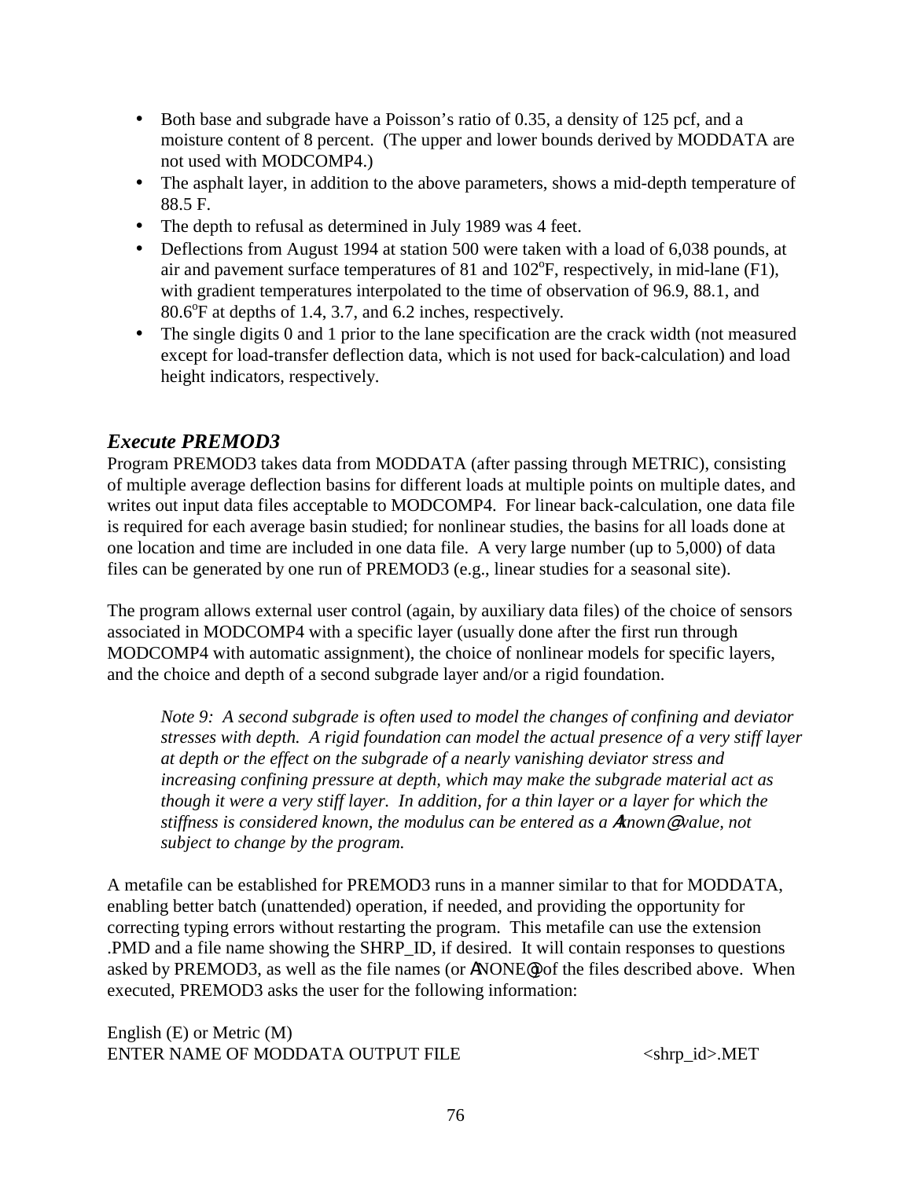- Both base and subgrade have a Poisson's ratio of 0.35, a density of 125 pcf, and a moisture content of 8 percent. (The upper and lower bounds derived by MODDATA are not used with MODCOMP4.)
- The asphalt layer, in addition to the above parameters, shows a mid-depth temperature of 88.5 F.
- The depth to refusal as determined in July 1989 was 4 feet.
- Deflections from August 1994 at station 500 were taken with a load of 6,038 pounds, at air and pavement surface temperatures of 81 and 102$^o$F, respectively, in mid-lane (F1), with gradient temperatures interpolated to the time of observation of 96.9, 88.1, and 80.6$^o$F at depths of 1.4, 3.7, and 6.2 inches, respectively.
- The single digits 0 and 1 prior to the lane specification are the crack width (not measured except for load-transfer deflection data, which is not used for back-calculation) and load height indicators, respectively.

### *Execute PREMOD3*

Program PREMOD3 takes data from MODDATA (after passing through METRIC), consisting of multiple average deflection basins for different loads at multiple points on multiple dates, and writes out input data files acceptable to MODCOMP4. For linear back-calculation, one data file is required for each average basin studied; for nonlinear studies, the basins for all loads done at one location and time are included in one data file. A very large number (up to 5,000) of data files can be generated by one run of PREMOD3 (e.g., linear studies for a seasonal site).

The program allows external user control (again, by auxiliary data files) of the choice of sensors associated in MODCOMP4 with a specific layer (usually done after the first run through MODCOMP4 with automatic assignment), the choice of nonlinear models for specific layers, and the choice and depth of a second subgrade layer and/or a rigid foundation.

> *Note 9: A second subgrade is often used to model the changes of confining and deviator stresses with depth. A rigid foundation can model the actual presence of a very stiff layer at depth or the effect on the subgrade of a nearly vanishing deviator stress and increasing confining pressure at depth, which may make the subgrade material act as though it were a very stiff layer. In addition, for a thin layer or a layer for which the stiffness is considered known, the modulus can be entered as a "known" value, not subject to change by the program.*

A metafile can be established for PREMOD3 runs in a manner similar to that for MODDATA, enabling better batch (unattended) operation, if needed, and providing the opportunity for correcting typing errors without restarting the program. This metafile can use the extension .PMD and a file name showing the SHRP_ID, if desired. It will contain responses to questions asked by PREMOD3, as well as the file names (or "NONE") of the files described above. When executed, PREMOD3 asks the user for the following information:

English (E) or Metric (M)
ENTER NAME OF MODDATA OUTPUT FILE &nbsp;&nbsp;&nbsp;&nbsp;&nbsp;&nbsp;&nbsp;&nbsp; <shrp_id>.MET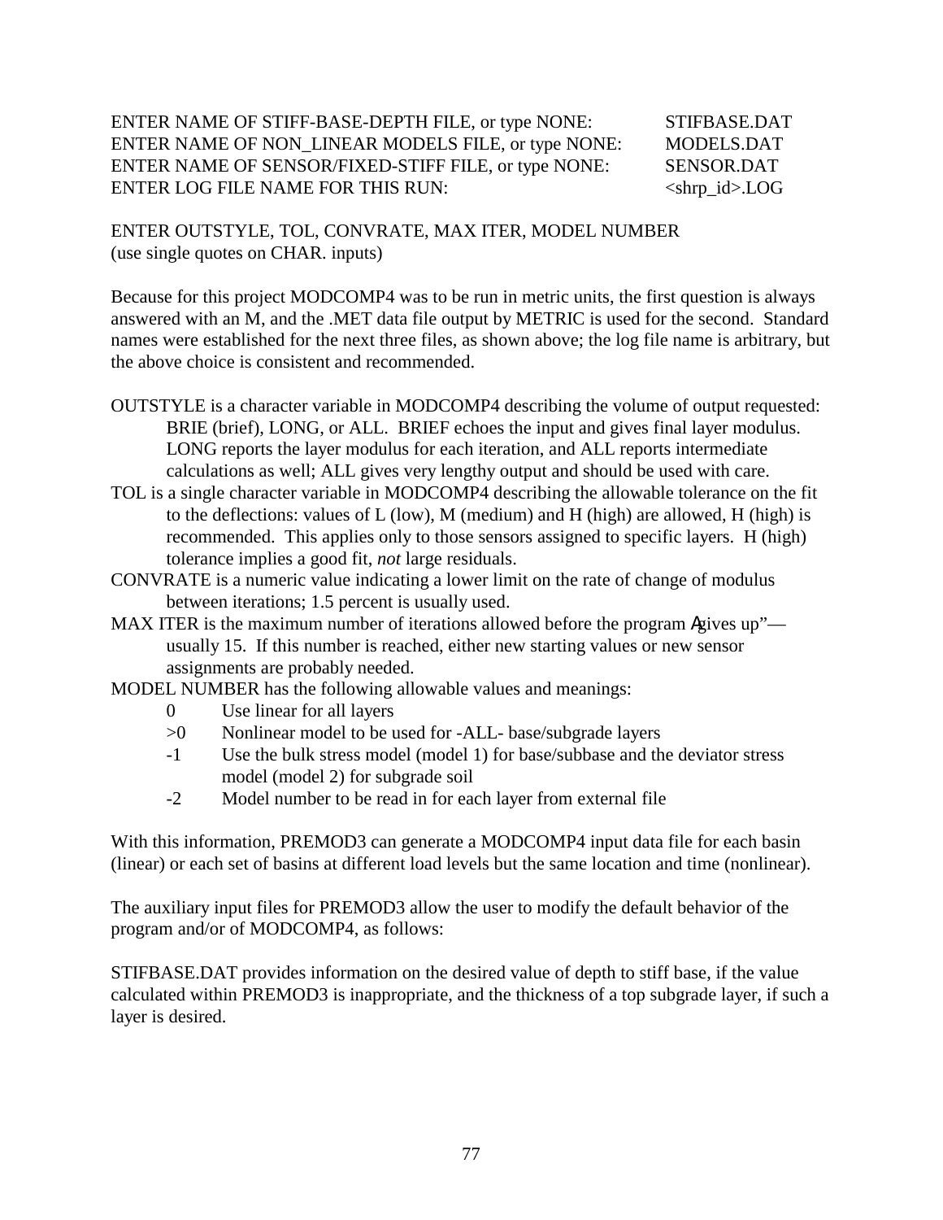ENTER NAME OF STIFF-BASE-DEPTH FILE, or type NONE: STIFBASE.DAT
ENTER NAME OF NON_LINEAR MODELS FILE, or type NONE: MODELS.DAT
ENTER NAME OF SENSOR/FIXED-STIFF FILE, or type NONE: SENSOR.DAT
ENTER LOG FILE NAME FOR THIS RUN: <shrp_id>.LOG

ENTER OUTSTYLE, TOL, CONVRATE, MAX ITER, MODEL NUMBER
(use single quotes on CHAR. inputs)

Because for this project MODCOMP4 was to be run in metric units, the first question is always answered with an M, and the .MET data file output by METRIC is used for the second. Standard names were established for the next three files, as shown above; the log file name is arbitrary, but the above choice is consistent and recommended.

OUTSTYLE is a character variable in MODCOMP4 describing the volume of output requested: BRIE (brief), LONG, or ALL. BRIEF echoes the input and gives final layer modulus. LONG reports the layer modulus for each iteration, and ALL reports intermediate calculations as well; ALL gives very lengthy output and should be used with care.

TOL is a single character variable in MODCOMP4 describing the allowable tolerance on the fit to the deflections: values of L (low), M (medium) and H (high) are allowed, H (high) is recommended. This applies only to those sensors assigned to specific layers. H (high) tolerance implies a good fit, *not* large residuals.

CONVRATE is a numeric value indicating a lower limit on the rate of change of modulus between iterations; 1.5 percent is usually used.

MAX ITER is the maximum number of iterations allowed before the program "gives up"—usually 15. If this number is reached, either new starting values or new sensor assignments are probably needed.

MODEL NUMBER has the following allowable values and meanings:

- 0 Use linear for all layers
- >0 Nonlinear model to be used for -ALL- base/subgrade layers
- -1 Use the bulk stress model (model 1) for base/subbase and the deviator stress model (model 2) for subgrade soil
- -2 Model number to be read in for each layer from external file

With this information, PREMOD3 can generate a MODCOMP4 input data file for each basin (linear) or each set of basins at different load levels but the same location and time (nonlinear).

The auxiliary input files for PREMOD3 allow the user to modify the default behavior of the program and/or of MODCOMP4, as follows:

STIFBASE.DAT provides information on the desired value of depth to stiff base, if the value calculated within PREMOD3 is inappropriate, and the thickness of a top subgrade layer, if such a layer is desired.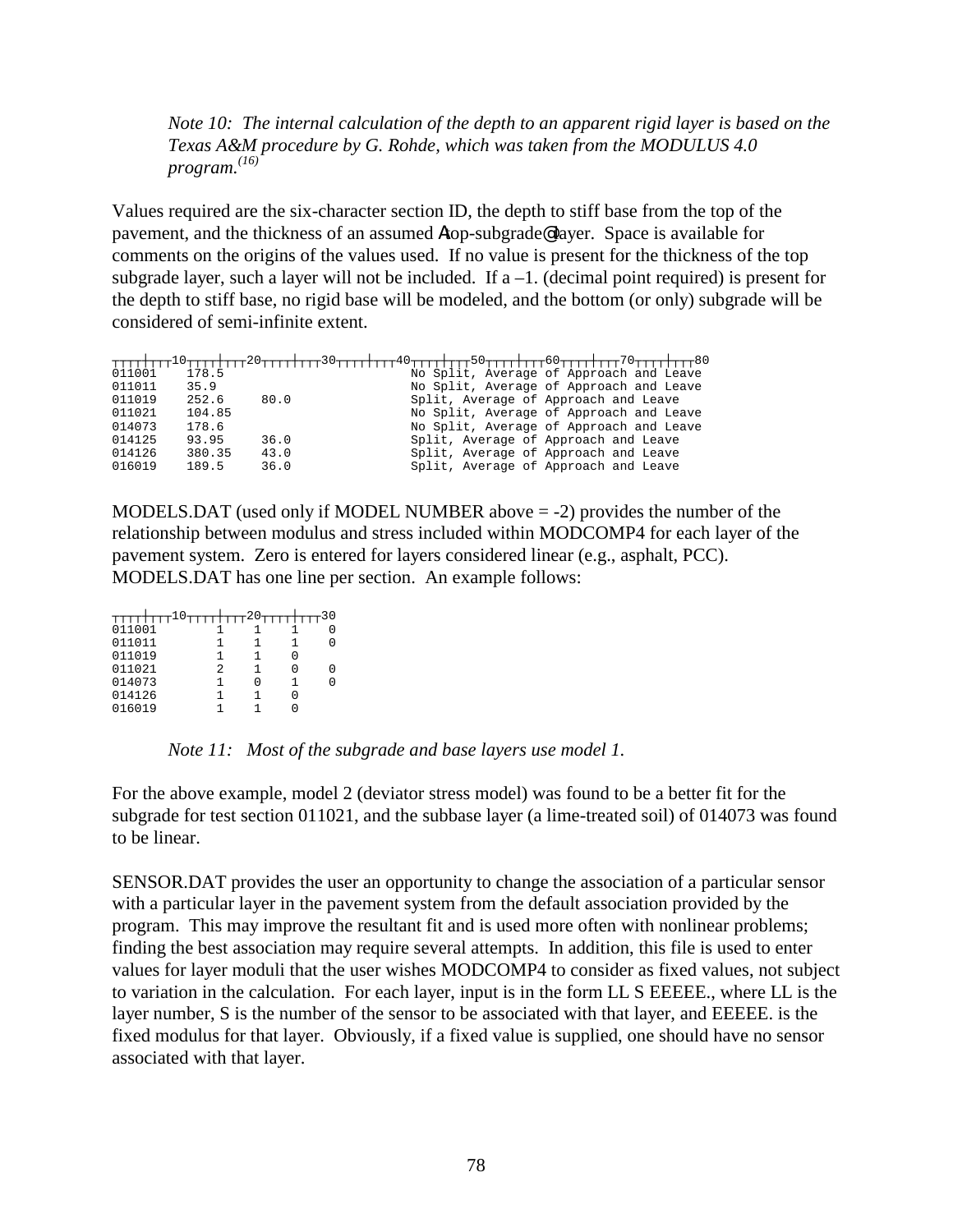*Note 10: The internal calculation of the depth to an apparent rigid layer is based on the Texas A&M procedure by G. Rohde, which was taken from the MODULUS 4.0 program.[(16)]*

Values required are the six-character section ID, the depth to stiff base from the top of the pavement, and the thickness of an assumed Atop-subgrade@ layer. Space is available for comments on the origins of the values used. If no value is present for the thickness of the top subgrade layer, such a layer will not be included. If a –1. (decimal point required) is present for the depth to stiff base, no rigid base will be modeled, and the bottom (or only) subgrade will be considered of semi-infinite extent.

```
┬┬┬┬┼┬┬┬┬10┬┬┬┬┼┬┬┬┬20┬┬┬┬┼┬┬┬┬30┬┬┬┬┼┬┬┬┬40┬┬┬┬┼┬┬┬┬50┬┬┬┬┼┬┬┬┬60┬┬┬┬┼┬┬┬┬70┬┬┬┬┼┬┬┬┬80
011001    178.5                               No Split, Average of Approach and Leave
011011    35.9                                No Split, Average of Approach and Leave
011019    252.6     80.0                      Split, Average of Approach and Leave
011021    104.85                              No Split, Average of Approach and Leave
014073    178.6                               No Split, Average of Approach and Leave
014125    93.95     36.0                      Split, Average of Approach and Leave
014126    380.35    43.0                      Split, Average of Approach and Leave
016019    189.5     36.0                      Split, Average of Approach and Leave
```

MODELS.DAT (used only if MODEL NUMBER above = -2) provides the number of the relationship between modulus and stress included within MODCOMP4 for each layer of the pavement system. Zero is entered for layers considered linear (e.g., asphalt, PCC). MODELS.DAT has one line per section. An example follows:

```
┬┬┬┬┼┬┬┬┬10┬┬┬┬┼┬┬┬┬20┬┬┬┬┼┬┬┬┬30
011001        1    1    1    0
011011        1    1    1    0
011019        1    1    0
011021        2    1    0    0
014073        1    0    1    0
014126        1    1    0
016019        1    1    0
```

*Note 11: Most of the subgrade and base layers use model 1.*

For the above example, model 2 (deviator stress model) was found to be a better fit for the subgrade for test section 011021, and the subbase layer (a lime-treated soil) of 014073 was found to be linear.

SENSOR.DAT provides the user an opportunity to change the association of a particular sensor with a particular layer in the pavement system from the default association provided by the program. This may improve the resultant fit and is used more often with nonlinear problems; finding the best association may require several attempts. In addition, this file is used to enter values for layer moduli that the user wishes MODCOMP4 to consider as fixed values, not subject to variation in the calculation. For each layer, input is in the form LL S EEEEE., where LL is the layer number, S is the number of the sensor to be associated with that layer, and EEEEE. is the fixed modulus for that layer. Obviously, if a fixed value is supplied, one should have no sensor associated with that layer.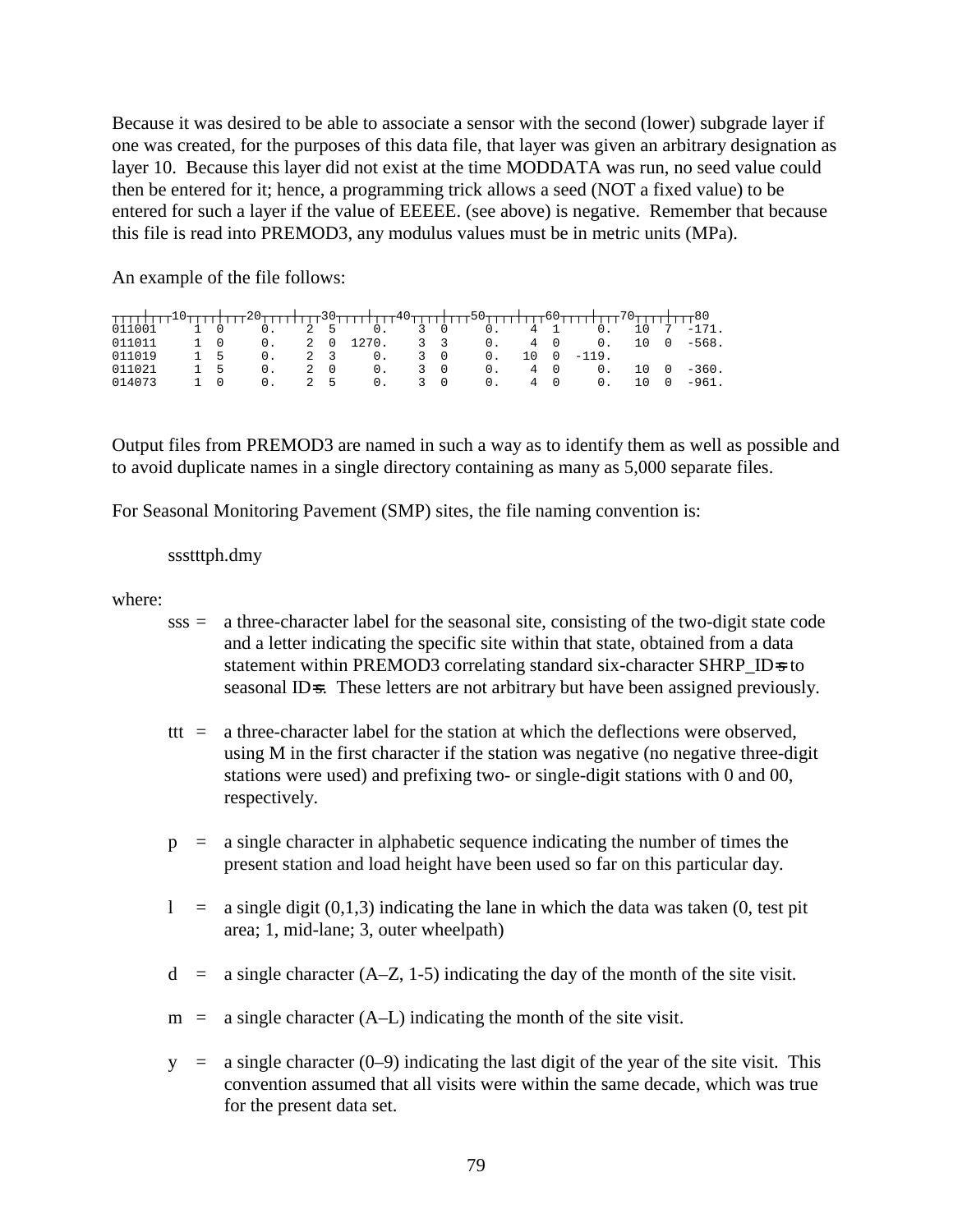Because it was desired to be able to associate a sensor with the second (lower) subgrade layer if one was created, for the purposes of this data file, that layer was given an arbitrary designation as layer 10. Because this layer did not exist at the time MODDATA was run, no seed value could then be entered for it; hence, a programming trick allows a seed (NOT a fixed value) to be entered for such a layer if the value of EEEEE. (see above) is negative. Remember that because this file is read into PREMOD3, any modulus values must be in metric units (MPa).

An example of the file follows:

```
┬┬┬┬┼┬┬┬┬10┬┬┬┬┼┬┬┬┬20┬┬┬┬┼┬┬┬┬30┬┬┬┬┼┬┬┬┬40┬┬┬┬┼┬┬┬┬50┬┬┬┬┼┬┬┬┬60┬┬┬┬┼┬┬┬┬70┬┬┬┬┼┬┬┬┬80
011001     1  0     0.    2  5     0.    3  0     0.    4  1     0.   10  7  -171.
011011     1  0     0.    2  0  1270.    3  3     0.    4  0     0.   10  0  -568.
011019     1  5     0.    2  3     0.    3  0     0.   10  0  -119.
011021     1  5     0.    2  0     0.    3  0     0.    4  0     0.   10  0  -360.
014073     1  0     0.    2  5     0.    3  0     0.    4  0     0.   10  0  -961.
```

Output files from PREMOD3 are named in such a way as to identify them as well as possible and to avoid duplicate names in a single directory containing as many as 5,000 separate files.

For Seasonal Monitoring Pavement (SMP) sites, the file naming convention is:

sssttph.dmy

where:

- sss = a three-character label for the seasonal site, consisting of the two-digit state code and a letter indicating the specific site within that state, obtained from a data statement within PREMOD3 correlating standard six-character SHRP_ID's to seasonal ID's. These letters are not arbitrary but have been assigned previously.

- ttt = a three-character label for the station at which the deflections were observed, using M in the first character if the station was negative (no negative three-digit stations were used) and prefixing two- or single-digit stations with 0 and 00, respectively.

- p = a single character in alphabetic sequence indicating the number of times the present station and load height have been used so far on this particular day.

- l = a single digit (0,1,3) indicating the lane in which the data was taken (0, test pit area; 1, mid-lane; 3, outer wheelpath)

- d = a single character (A–Z, 1-5) indicating the day of the month of the site visit.

- m = a single character (A–L) indicating the month of the site visit.

- y = a single character (0–9) indicating the last digit of the year of the site visit. This convention assumed that all visits were within the same decade, which was true for the present data set.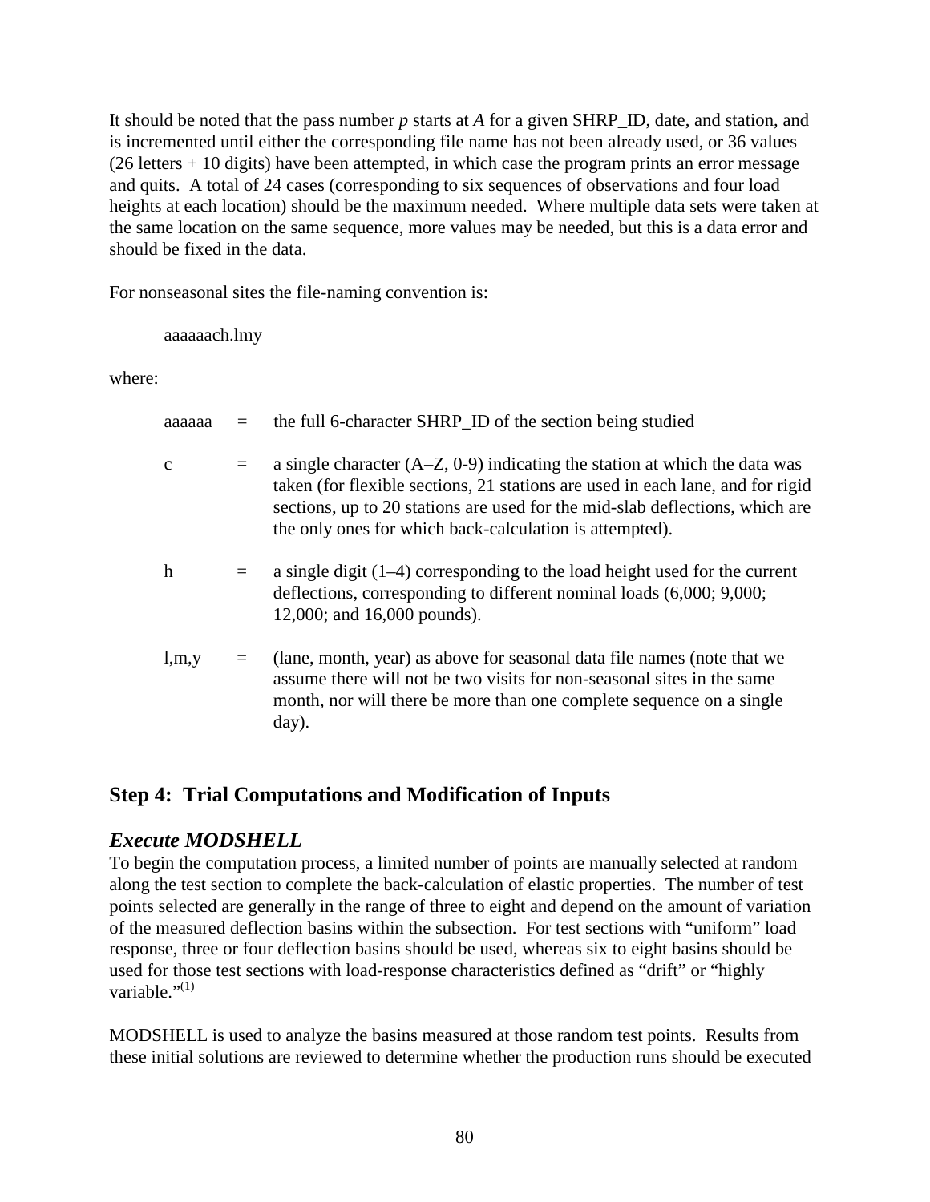It should be noted that the pass number *p* starts at *A* for a given SHRP_ID, date, and station, and is incremented until either the corresponding file name has not been already used, or 36 values (26 letters + 10 digits) have been attempted, in which case the program prints an error message and quits. A total of 24 cases (corresponding to six sequences of observations and four load heights at each location) should be the maximum needed. Where multiple data sets were taken at the same location on the same sequence, more values may be needed, but this is a data error and should be fixed in the data.

For nonseasonal sites the file-naming convention is:

aaaaaach.lmy

where:

| | | |
|---|---|---|
| aaaaaa | = | the full 6-character SHRP_ID of the section being studied |
| c | = | a single character (A–Z, 0-9) indicating the station at which the data was taken (for flexible sections, 21 stations are used in each lane, and for rigid sections, up to 20 stations are used for the mid-slab deflections, which are the only ones for which back-calculation is attempted). |
| h | = | a single digit (1–4) corresponding to the load height used for the current deflections, corresponding to different nominal loads (6,000; 9,000; 12,000; and 16,000 pounds). |
| l,m,y | = | (lane, month, year) as above for seasonal data file names (note that we assume there will not be two visits for non-seasonal sites in the same month, nor will there be more than one complete sequence on a single day). |

## Step 4: Trial Computations and Modification of Inputs

### *Execute MODSHELL*

To begin the computation process, a limited number of points are manually selected at random along the test section to complete the back-calculation of elastic properties. The number of test points selected are generally in the range of three to eight and depend on the amount of variation of the measured deflection basins within the subsection. For test sections with "uniform" load response, three or four deflection basins should be used, whereas six to eight basins should be used for those test sections with load-response characteristics defined as "drift" or "highly variable."[1]

MODSHELL is used to analyze the basins measured at those random test points. Results from these initial solutions are reviewed to determine whether the production runs should be executed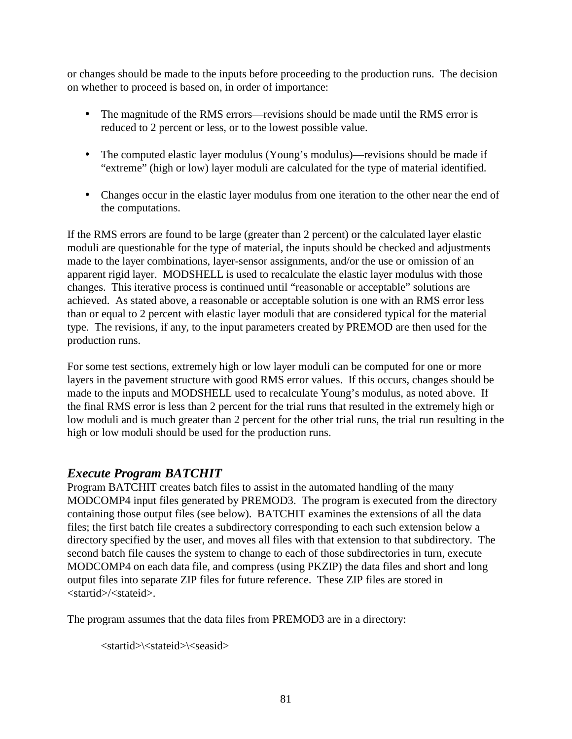or changes should be made to the inputs before proceeding to the production runs. The decision on whether to proceed is based on, in order of importance:

- The magnitude of the RMS errors—revisions should be made until the RMS error is reduced to 2 percent or less, or to the lowest possible value.
- The computed elastic layer modulus (Young's modulus)—revisions should be made if "extreme" (high or low) layer moduli are calculated for the type of material identified.
- Changes occur in the elastic layer modulus from one iteration to the other near the end of the computations.

If the RMS errors are found to be large (greater than 2 percent) or the calculated layer elastic moduli are questionable for the type of material, the inputs should be checked and adjustments made to the layer combinations, layer-sensor assignments, and/or the use or omission of an apparent rigid layer. MODSHELL is used to recalculate the elastic layer modulus with those changes. This iterative process is continued until "reasonable or acceptable" solutions are achieved. As stated above, a reasonable or acceptable solution is one with an RMS error less than or equal to 2 percent with elastic layer moduli that are considered typical for the material type. The revisions, if any, to the input parameters created by PREMOD are then used for the production runs.

For some test sections, extremely high or low layer moduli can be computed for one or more layers in the pavement structure with good RMS error values. If this occurs, changes should be made to the inputs and MODSHELL used to recalculate Young's modulus, as noted above. If the final RMS error is less than 2 percent for the trial runs that resulted in the extremely high or low moduli and is much greater than 2 percent for the other trial runs, the trial run resulting in the high or low moduli should be used for the production runs.

### *Execute Program BATCHIT*

Program BATCHIT creates batch files to assist in the automated handling of the many MODCOMP4 input files generated by PREMOD3. The program is executed from the directory containing those output files (see below). BATCHIT examines the extensions of all the data files; the first batch file creates a subdirectory corresponding to each such extension below a directory specified by the user, and moves all files with that extension to that subdirectory. The second batch file causes the system to change to each of those subdirectories in turn, execute MODCOMP4 on each data file, and compress (using PKZIP) the data files and short and long output files into separate ZIP files for future reference. These ZIP files are stored in <startid>/<stateid>.

The program assumes that the data files from PREMOD3 are in a directory:

```
<startid>\<stateid>\<seasid>
```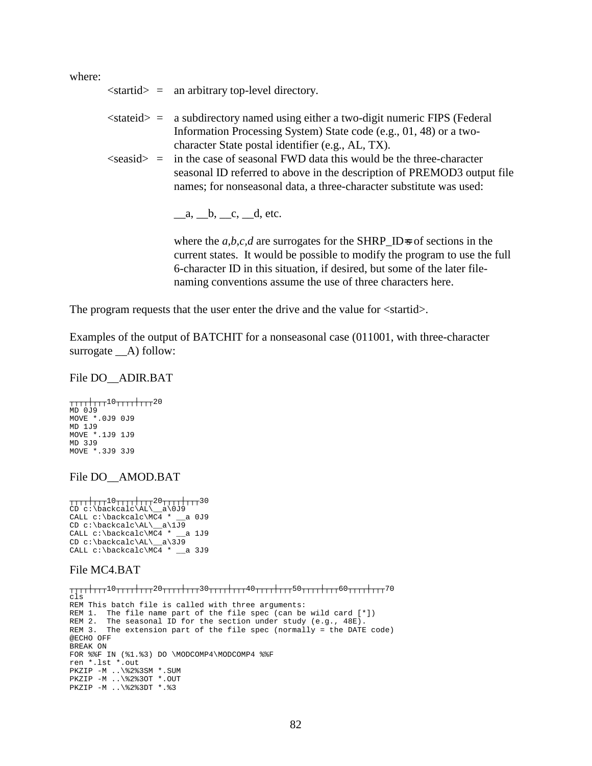where:

&lt;startid&gt; = an arbitrary top-level directory.

&lt;stateid&gt; = a subdirectory named using either a two-digit numeric FIPS (Federal Information Processing System) State code (e.g., 01, 48) or a two-character State postal identifier (e.g., AL, TX).

&lt;seasid&gt; = in the case of seasonal FWD data this would be the three-character seasonal ID referred to above in the description of PREMOD3 output file names; for nonseasonal data, a three-character substitute was used:

__a, __b, __c, __d, etc.

where the *a,b,c,d* are surrogates for the SHRP_ID=s of sections in the current states. It would be possible to modify the program to use the full 6-character ID in this situation, if desired, but some of the later file-naming conventions assume the use of three characters here.

The program requests that the user enter the drive and the value for &lt;startid&gt;.

Examples of the output of BATCHIT for a nonseasonal case (011001, with three-character surrogate __A) follow:

File DO__ADIR.BAT

```
┬┬┬┬┼┬┬┬┬10┬┬┬┬┼┬┬┬┬20
MD 0J9
MOVE *.0J9 0J9
MD 1J9
MOVE *.1J9 1J9
MD 3J9
MOVE *.3J9 3J9
```

File DO__AMOD.BAT

```
┬┬┬┬┼┬┬┬┬10┬┬┬┬┼┬┬┬┬20┬┬┬┬┼┬┬┬┬30
CD c:\backcalc\AL\__a\0J9
CALL c:\backcalc\MC4 * __a 0J9
CD c:\backcalc\AL\__a\1J9
CALL c:\backcalc\MC4 * __a 1J9
CD c:\backcalc\AL\__a\3J9
CALL c:\backcalc\MC4 * __a 3J9
```

File MC4.BAT

```
┬┬┬┬┼┬┬┬┬10┬┬┬┬┼┬┬┬┬20┬┬┬┬┼┬┬┬┬30┬┬┬┬┼┬┬┬┬40┬┬┬┬┼┬┬┬┬50┬┬┬┬┼┬┬┬┬60┬┬┬┬┼┬┬┬┬70
cls
REM This batch file is called with three arguments:
REM 1.  The file name part of the file spec (can be wild card [*])
REM 2.  The seasonal ID for the section under study (e.g., 48E).
REM 3.  The extension part of the file spec (normally = the DATE code)
@ECHO OFF
BREAK ON
FOR %%F IN (%1.%3) DO \MODCOMP4\MODCOMP4 %%F
ren *.lst *.out
PKZIP -M ..\%2%3SM *.SUM
PKZIP -M ..\%2%3OT *.OUT
PKZIP -M ..\%2%3DT *.%3
```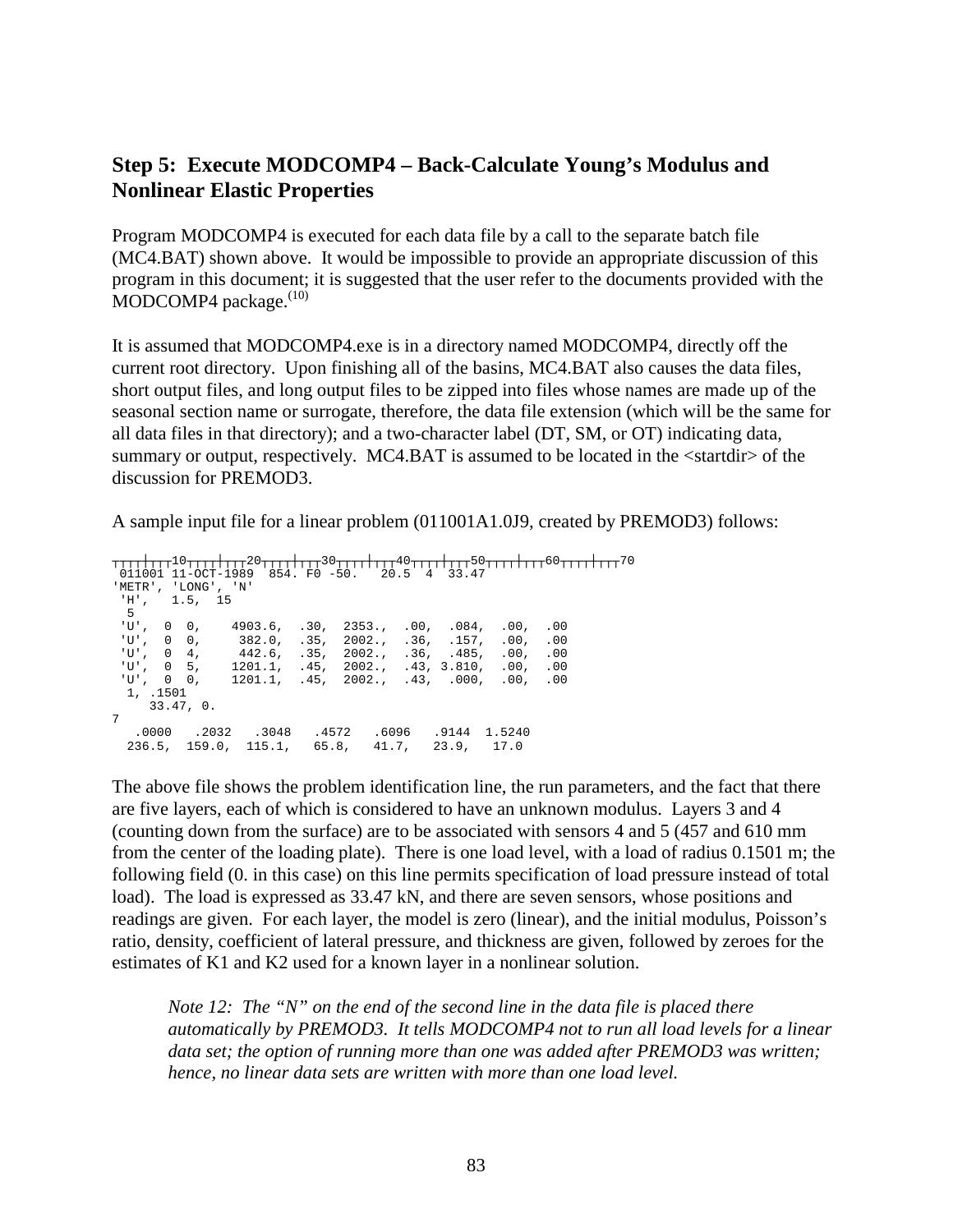## Step 5: Execute MODCOMP4 – Back-Calculate Young's Modulus and Nonlinear Elastic Properties

Program MODCOMP4 is executed for each data file by a call to the separate batch file (MC4.BAT) shown above. It would be impossible to provide an appropriate discussion of this program in this document; it is suggested that the user refer to the documents provided with the MODCOMP4 package.(10)

It is assumed that MODCOMP4.exe is in a directory named MODCOMP4, directly off the current root directory. Upon finishing all of the basins, MC4.BAT also causes the data files, short output files, and long output files to be zipped into files whose names are made up of the seasonal section name or surrogate, therefore, the data file extension (which will be the same for all data files in that directory); and a two-character label (DT, SM, or OT) indicating data, summary or output, respectively. MC4.BAT is assumed to be located in the <startdir> of the discussion for PREMOD3.

A sample input file for a linear problem (011001A1.0J9, created by PREMOD3) follows:

```
┬┬┬┬┼┬┬┬┬10┬┬┬┬┼┬┬┬┬20┬┬┬┬┼┬┬┬┬30┬┬┬┬┼┬┬┬┬40┬┬┬┬┼┬┬┬┬50┬┬┬┬┼┬┬┬┬60┬┬┬┬┼┬┬┬┬70
 011001 11-OCT-1989  854. F0 -50.   20.5  4  33.47
'METR', 'LONG', 'N'
 'H',   1.5,  15
  5
 'U',  0  0,    4903.6,  .30,  2353.,  .00,  .084,  .00,  .00
 'U',  0  0,     382.0,  .35,  2002.,  .36,  .157,  .00,  .00
 'U',  0  4,     442.6,  .35,  2002.,  .36,  .485,  .00,  .00
 'U',  0  5,    1201.1,  .45,  2002.,  .43, 3.810,  .00,  .00
 'U',  0  0,    1201.1,  .45,  2002.,  .43,  .000,  .00,  .00
  1, .1501
     33.47, 0.
7
   .0000   .2032   .3048   .4572   .6096   .9144  1.5240
  236.5,  159.0,  115.1,   65.8,   41.7,   23.9,   17.0
```

The above file shows the problem identification line, the run parameters, and the fact that there are five layers, each of which is considered to have an unknown modulus. Layers 3 and 4 (counting down from the surface) are to be associated with sensors 4 and 5 (457 and 610 mm from the center of the loading plate). There is one load level, with a load of radius 0.1501 m; the following field (0. in this case) on this line permits specification of load pressure instead of total load). The load is expressed as 33.47 kN, and there are seven sensors, whose positions and readings are given. For each layer, the model is zero (linear), and the initial modulus, Poisson's ratio, density, coefficient of lateral pressure, and thickness are given, followed by zeroes for the estimates of K1 and K2 used for a known layer in a nonlinear solution.

> *Note 12: The "N" on the end of the second line in the data file is placed there automatically by PREMOD3. It tells MODCOMP4 not to run all load levels for a linear data set; the option of running more than one was added after PREMOD3 was written; hence, no linear data sets are written with more than one load level.*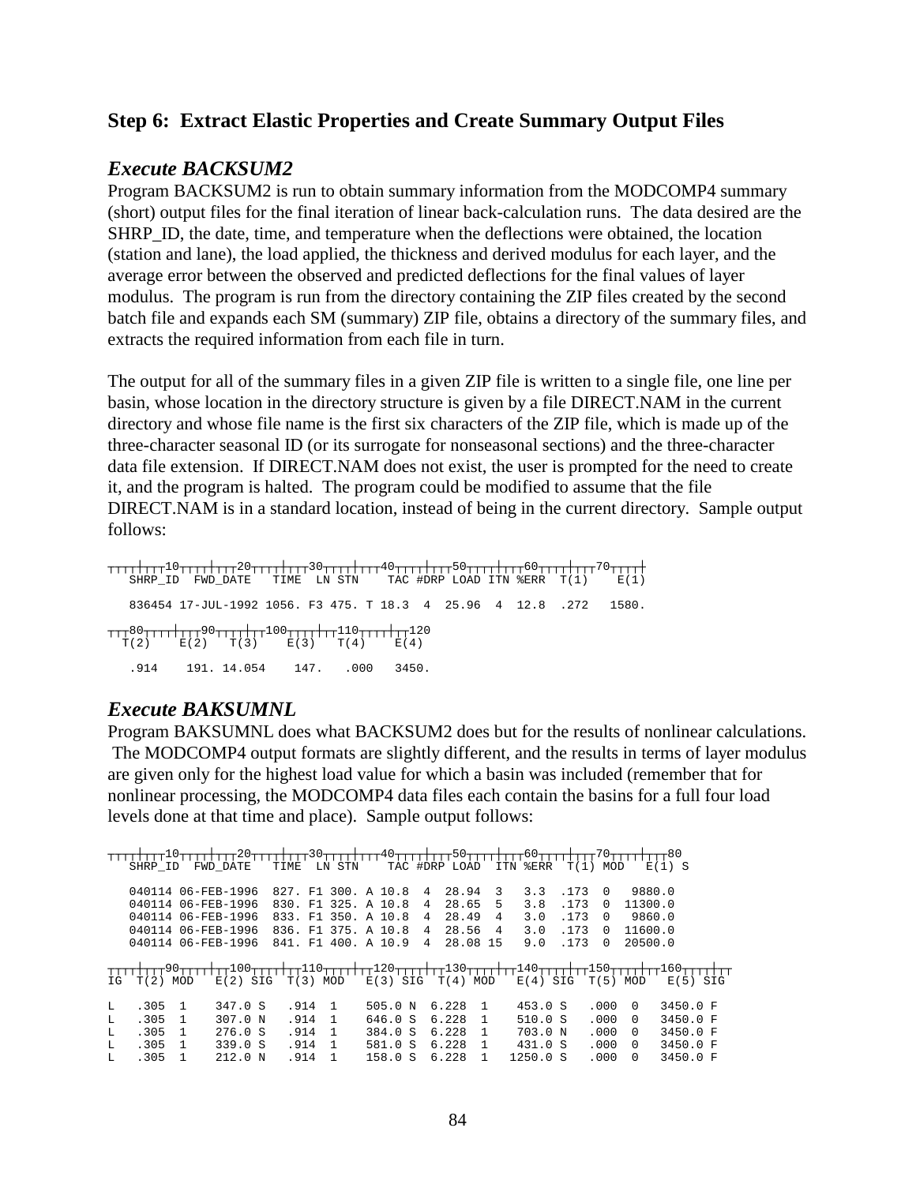## Step 6: Extract Elastic Properties and Create Summary Output Files

### *Execute BACKSUM2*

Program BACKSUM2 is run to obtain summary information from the MODCOMP4 summary (short) output files for the final iteration of linear back-calculation runs. The data desired are the SHRP_ID, the date, time, and temperature when the deflections were obtained, the location (station and lane), the load applied, the thickness and derived modulus for each layer, and the average error between the observed and predicted deflections for the final values of layer modulus. The program is run from the directory containing the ZIP files created by the second batch file and expands each SM (summary) ZIP file, obtains a directory of the summary files, and extracts the required information from each file in turn.

The output for all of the summary files in a given ZIP file is written to a single file, one line per basin, whose location in the directory structure is given by a file DIRECT.NAM in the current directory and whose file name is the first six characters of the ZIP file, which is made up of the three-character seasonal ID (or its surrogate for nonseasonal sections) and the three-character data file extension. If DIRECT.NAM does not exist, the user is prompted for the need to create it, and the program is halted. The program could be modified to assume that the file DIRECT.NAM is in a standard location, instead of being in the current directory. Sample output follows:

```
┬┬┬┬┼┬┬┬┬10┬┬┬┬┼┬┬┬┬20┬┬┬┬┼┬┬┬┬30┬┬┬┬┼┬┬┬┬40┬┬┬┬┼┬┬┬┬50┬┬┬┬┼┬┬┬┬60┬┬┬┬┼┬┬┬┬70┬┬┬┬┼
   SHRP_ID  FWD_DATE   TIME  LN STN    TAC #DRP LOAD ITN %ERR  T(1)    E(1)

   836454 17-JUL-1992 1056. F3 475. T 18.3  4  25.96  4  12.8  .272   1580.

┬┬┬80┬┬┬┬┼┬┬┬┬90┬┬┬┬┼┬┬┬100┬┬┬┬┼┬┬┬110┬┬┬┬┼┬┬┬120
  T(2)    E(2)   T(3)    E(3)   T(4)    E(4)

   .914    191. 14.054    147.   .000   3450.
```

### *Execute BAKSUMNL*

Program BAKSUMNL does what BACKSUM2 does but for the results of nonlinear calculations. The MODCOMP4 output formats are slightly different, and the results in terms of layer modulus are given only for the highest load value for which a basin was included (remember that for nonlinear processing, the MODCOMP4 data files each contain the basins for a full four load levels done at that time and place). Sample output follows:

```
┬┬┬┬┼┬┬┬┬10┬┬┬┬┼┬┬┬┬20┬┬┬┬┼┬┬┬┬30┬┬┬┬┼┬┬┬┬40┬┬┬┬┼┬┬┬┬50┬┬┬┬┼┬┬┬┬60┬┬┬┬┼┬┬┬┬70┬┬┬┬┼┬┬┬80
   SHRP_ID  FWD_DATE   TIME  LN STN    TAC #DRP LOAD  ITN %ERR  T(1) MOD   E(1) S

   040114 06-FEB-1996  827. F1 300. A 10.8  4  28.94  3   3.3  .173  0   9880.0
   040114 06-FEB-1996  830. F1 325. A 10.8  4  28.65  5   3.8  .173  0  11300.0
   040114 06-FEB-1996  833. F1 350. A 10.8  4  28.49  4   3.0  .173  0   9860.0
   040114 06-FEB-1996  836. F1 375. A 10.8  4  28.56  4   3.0  .173  0  11600.0
   040114 06-FEB-1996  841. F1 400. A 10.9  4  28.08 15   9.0  .173  0  20500.0

┬┬┬┬┼┬┬┬┬90┬┬┬┬┼┬┬┬100┬┬┬┬┼┬┬┬110┬┬┬┬┼┬┬┬120┬┬┬┬┼┬┬┬130┬┬┬┬┼┬┬┬140┬┬┬┬┼┬┬┬150┬┬┬┬┼┬┬┬160┬┬┬┬┼┬┬
IG  T(2) MOD   E(2) SIG  T(3) MOD   E(3) SIG  T(4) MOD   E(4) SIG  T(5) MOD   E(5) SIG

L   .305  1    347.0 S   .914  1    505.0 N  6.228  1    453.0 S   .000  0   3450.0 F
L   .305  1    307.0 N   .914  1    646.0 S  6.228  1    510.0 S   .000  0   3450.0 F
L   .305  1    276.0 S   .914  1    384.0 S  6.228  1    703.0 N   .000  0   3450.0 F
L   .305  1    339.0 S   .914  1    581.0 S  6.228  1    431.0 S   .000  0   3450.0 F
L   .305  1    212.0 N   .914  1    158.0 S  6.228  1   1250.0 S   .000  0   3450.0 F
```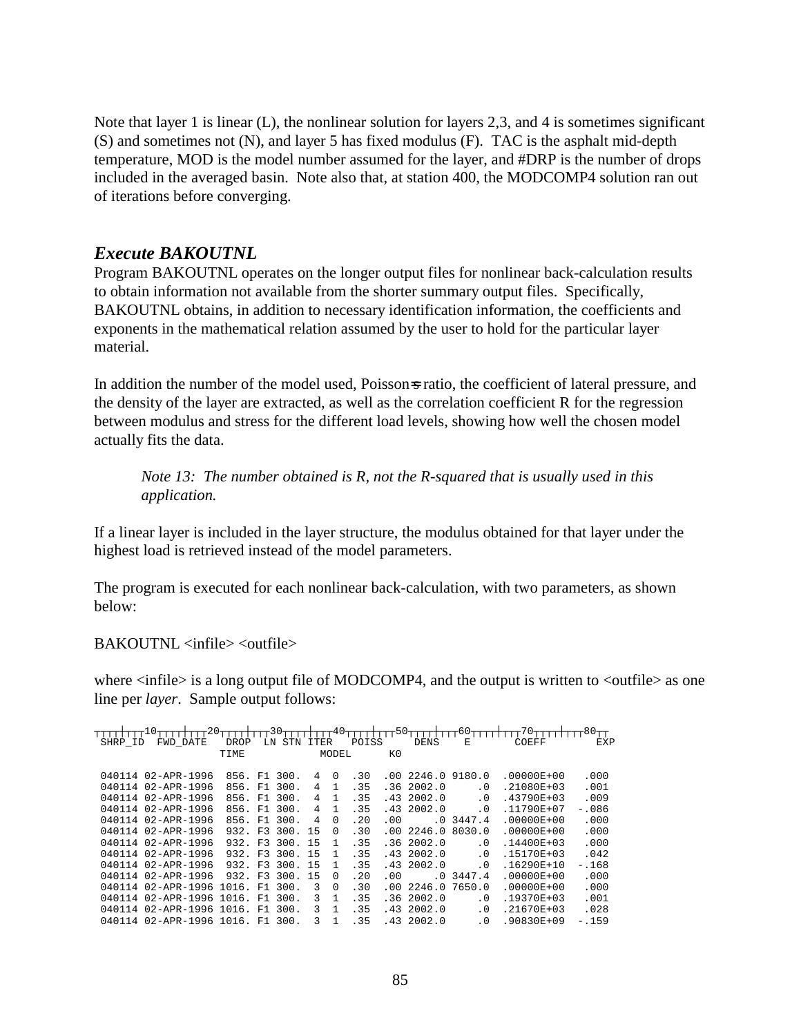Note that layer 1 is linear (L), the nonlinear solution for layers 2,3, and 4 is sometimes significant (S) and sometimes not (N), and layer 5 has fixed modulus (F). TAC is the asphalt mid-depth temperature, MOD is the model number assumed for the layer, and #DRP is the number of drops included in the averaged basin. Note also that, at station 400, the MODCOMP4 solution ran out of iterations before converging.

## *Execute BAKOUTNL*

Program BAKOUTNL operates on the longer output files for nonlinear back-calculation results to obtain information not available from the shorter summary output files. Specifically, BAKOUTNL obtains, in addition to necessary identification information, the coefficients and exponents in the mathematical relation assumed by the user to hold for the particular layer material.

In addition the number of the model used, Poisson=s ratio, the coefficient of lateral pressure, and the density of the layer are extracted, as well as the correlation coefficient R for the regression between modulus and stress for the different load levels, showing how well the chosen model actually fits the data.

> *Note 13: The number obtained is R, not the R-squared that is usually used in this application.*

If a linear layer is included in the layer structure, the modulus obtained for that layer under the highest load is retrieved instead of the model parameters.

The program is executed for each nonlinear back-calculation, with two parameters, as shown below:

BAKOUTNL <infile> <outfile>

where <infile> is a long output file of MODCOMP4, and the output is written to <outfile> as one line per *layer*. Sample output follows:

```
┬┬┬┬┼┬┬┬┬10┬┬┬┬┼┬┬┬┬20┬┬┬┬┼┬┬┬┬30┬┬┬┬┼┬┬┬┬40┬┬┬┬┼┬┬┬┬50┬┬┬┬┼┬┬┬┬60┬┬┬┬┼┬┬┬┬70┬┬┬┬┼┬┬┬┬80┬┬
 SHRP_ID  FWD_DATE   DROP  LN STN ITER   POISS     DENS    E       COEFF        EXP
                     TIME            MODEL      K0

 040114 02-APR-1996  856. F1 300.  4  0  .30  .00 2246.0 9180.0  .00000E+00   .000
 040114 02-APR-1996  856. F1 300.  4  1  .35  .36 2002.0     .0  .21080E+03   .001
 040114 02-APR-1996  856. F1 300.  4  1  .35  .43 2002.0     .0  .43790E+03   .009
 040114 02-APR-1996  856. F1 300.  4  1  .35  .43 2002.0     .0  .11790E+07  -.086
 040114 02-APR-1996  856. F1 300.  4  0  .20  .00      .0 3447.4  .00000E+00   .000
 040114 02-APR-1996  932. F3 300. 15  0  .30  .00 2246.0 8030.0  .00000E+00   .000
 040114 02-APR-1996  932. F3 300. 15  1  .35  .36 2002.0     .0  .14400E+03   .000
 040114 02-APR-1996  932. F3 300. 15  1  .35  .43 2002.0     .0  .15170E+03   .042
 040114 02-APR-1996  932. F3 300. 15  1  .35  .43 2002.0     .0  .16290E+10  -.168
 040114 02-APR-1996  932. F3 300. 15  0  .20  .00      .0 3447.4  .00000E+00   .000
 040114 02-APR-1996 1016. F1 300.  3  0  .30  .00 2246.0 7650.0  .00000E+00   .000
 040114 02-APR-1996 1016. F1 300.  3  1  .35  .36 2002.0     .0  .19370E+03   .001
 040114 02-APR-1996 1016. F1 300.  3  1  .35  .43 2002.0     .0  .21670E+03   .028
 040114 02-APR-1996 1016. F1 300.  3  1  .35  .43 2002.0     .0  .90830E+09  -.159
```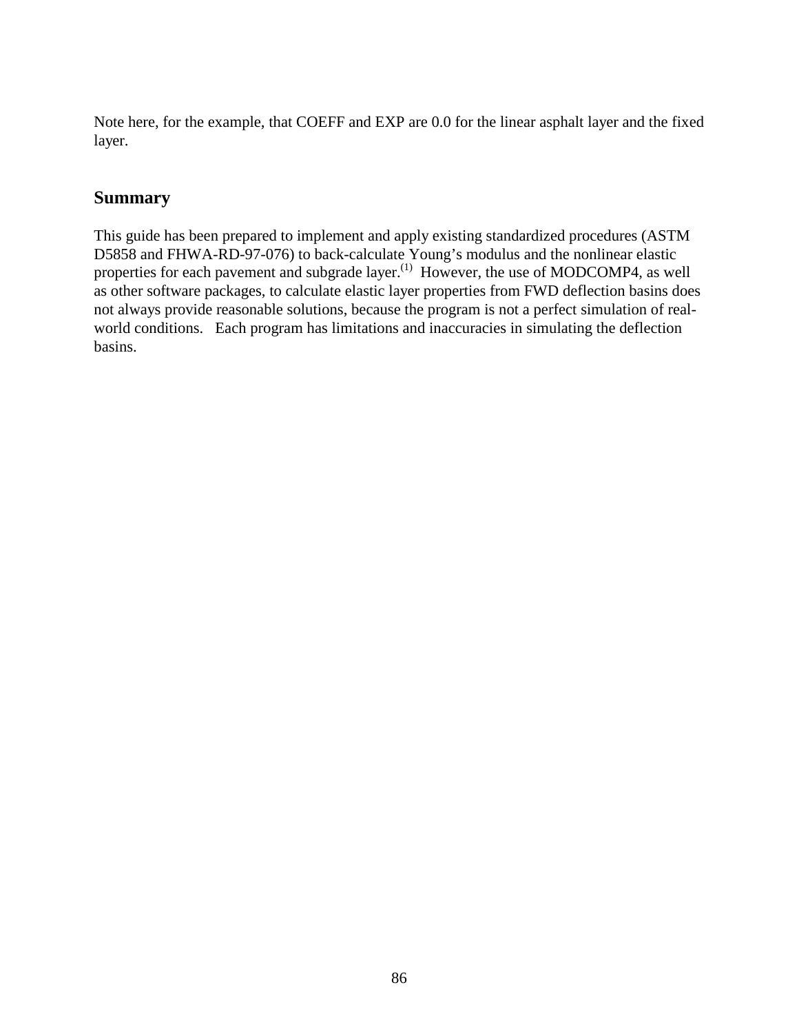Note here, for the example, that COEFF and EXP are 0.0 for the linear asphalt layer and the fixed layer.

## Summary

This guide has been prepared to implement and apply existing standardized procedures (ASTM D5858 and FHWA-RD-97-076) to back-calculate Young's modulus and the nonlinear elastic properties for each pavement and subgrade layer.[1] However, the use of MODCOMP4, as well as other software packages, to calculate elastic layer properties from FWD deflection basins does not always provide reasonable solutions, because the program is not a perfect simulation of real-world conditions. Each program has limitations and inaccuracies in simulating the deflection basins.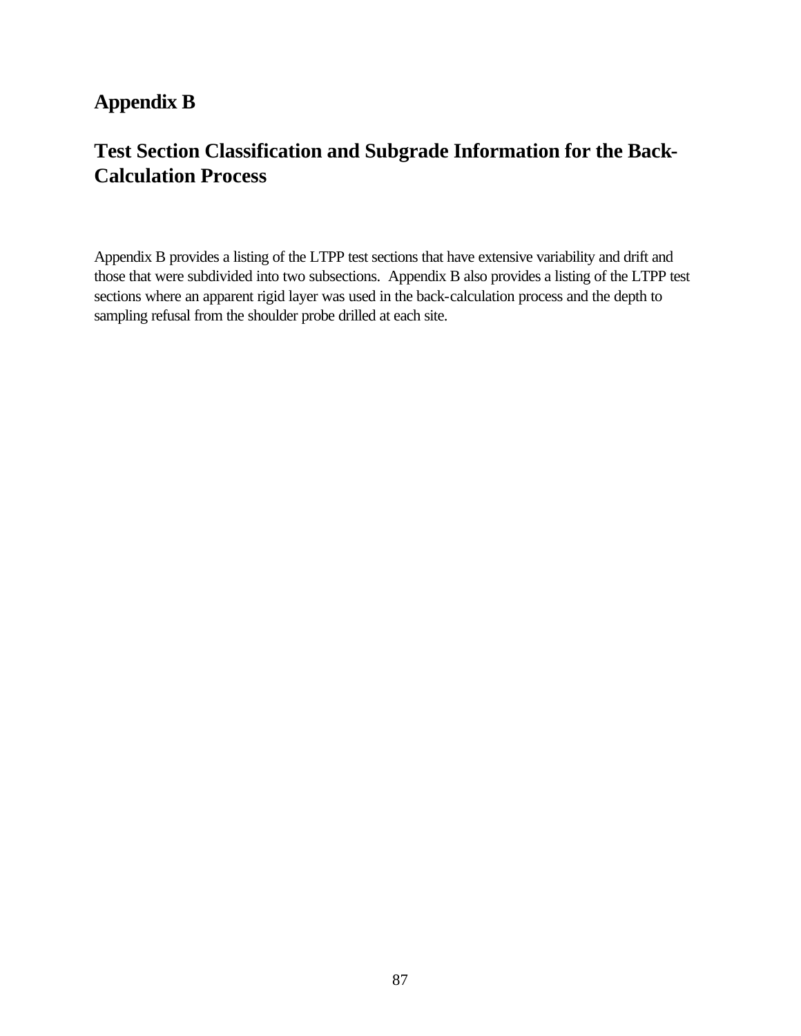# Appendix B

## Test Section Classification and Subgrade Information for the Back-Calculation Process

Appendix B provides a listing of the LTPP test sections that have extensive variability and drift and those that were subdivided into two subsections. Appendix B also provides a listing of the LTPP test sections where an apparent rigid layer was used in the back-calculation process and the depth to sampling refusal from the shoulder probe drilled at each site.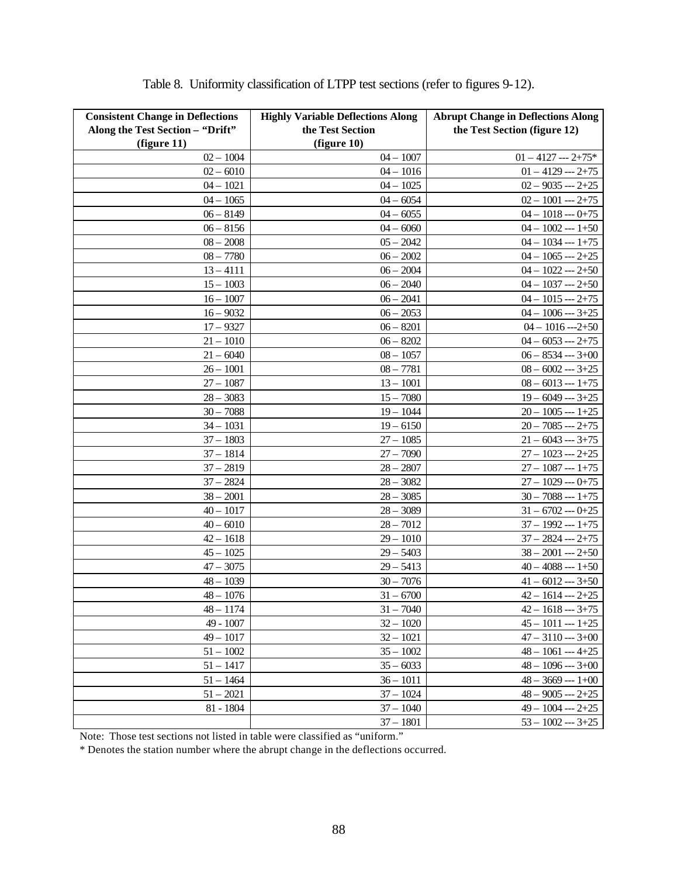Table 8. Uniformity classification of LTPP test sections (refer to figures 9-12).

| Consistent Change in Deflections Along the Test Section – "Drift" (figure 11) | Highly Variable Deflections Along the Test Section (figure 10) | Abrupt Change in Deflections Along the Test Section (figure 12) |
|---|---|---|
| 02 – 1004 | 04 – 1007 | 01 – 4127 --- 2+75* |
| 02 – 6010 | 04 – 1016 | 01 – 4129 --- 2+75 |
| 04 – 1021 | 04 – 1025 | 02 – 9035 --- 2+25 |
| 04 – 1065 | 04 – 6054 | 02 – 1001 --- 2+75 |
| 06 – 8149 | 04 – 6055 | 04 – 1018 --- 0+75 |
| 06 – 8156 | 04 – 6060 | 04 – 1002 --- 1+50 |
| 08 – 2008 | 05 – 2042 | 04 – 1034 --- 1+75 |
| 08 – 7780 | 06 – 2002 | 04 – 1065 --- 2+25 |
| 13 – 4111 | 06 – 2004 | 04 – 1022 --- 2+50 |
| 15 – 1003 | 06 – 2040 | 04 – 1037 --- 2+50 |
| 16 – 1007 | 06 – 2041 | 04 – 1015 --- 2+75 |
| 16 – 9032 | 06 – 2053 | 04 – 1006 --- 3+25 |
| 17 – 9327 | 06 – 8201 | 04 – 1016 ---2+50 |
| 21 – 1010 | 06 – 8202 | 04 – 6053 --- 2+75 |
| 21 – 6040 | 08 – 1057 | 06 – 8534 --- 3+00 |
| 26 – 1001 | 08 – 7781 | 08 – 6002 --- 3+25 |
| 27 – 1087 | 13 – 1001 | 08 – 6013 --- 1+75 |
| 28 – 3083 | 15 – 7080 | 19 – 6049 --- 3+25 |
| 30 – 7088 | 19 – 1044 | 20 – 1005 --- 1+25 |
| 34 – 1031 | 19 – 6150 | 20 – 7085 --- 2+75 |
| 37 – 1803 | 27 – 1085 | 21 – 6043 --- 3+75 |
| 37 – 1814 | 27 – 7090 | 27 – 1023 --- 2+25 |
| 37 – 2819 | 28 – 2807 | 27 – 1087 --- 1+75 |
| 37 – 2824 | 28 – 3082 | 27 – 1029 --- 0+75 |
| 38 – 2001 | 28 – 3085 | 30 – 7088 --- 1+75 |
| 40 – 1017 | 28 – 3089 | 31 – 6702 --- 0+25 |
| 40 – 6010 | 28 – 7012 | 37 – 1992 --- 1+75 |
| 42 – 1618 | 29 – 1010 | 37 – 2824 --- 2+75 |
| 45 – 1025 | 29 – 5403 | 38 – 2001 --- 2+50 |
| 47 – 3075 | 29 – 5413 | 40 – 4088 --- 1+50 |
| 48 – 1039 | 30 – 7076 | 41 – 6012 --- 3+50 |
| 48 – 1076 | 31 – 6700 | 42 – 1614 --- 2+25 |
| 48 – 1174 | 31 – 7040 | 42 – 1618 --- 3+75 |
| 49 - 1007 | 32 – 1020 | 45 – 1011 --- 1+25 |
| 49 – 1017 | 32 – 1021 | 47 – 3110 --- 3+00 |
| 51 – 1002 | 35 – 1002 | 48 – 1061 --- 4+25 |
| 51 – 1417 | 35 – 6033 | 48 – 1096 --- 3+00 |
| 51 – 1464 | 36 – 1011 | 48 – 3669 --- 1+00 |
| 51 – 2021 | 37 – 1024 | 48 – 9005 --- 2+25 |
| 81 - 1804 | 37 – 1040 | 49 – 1004 --- 2+25 |
| | 37 – 1801 | 53 – 1002 --- 3+25 |

Note: Those test sections not listed in table were classified as "uniform."

\* Denotes the station number where the abrupt change in the deflections occurred.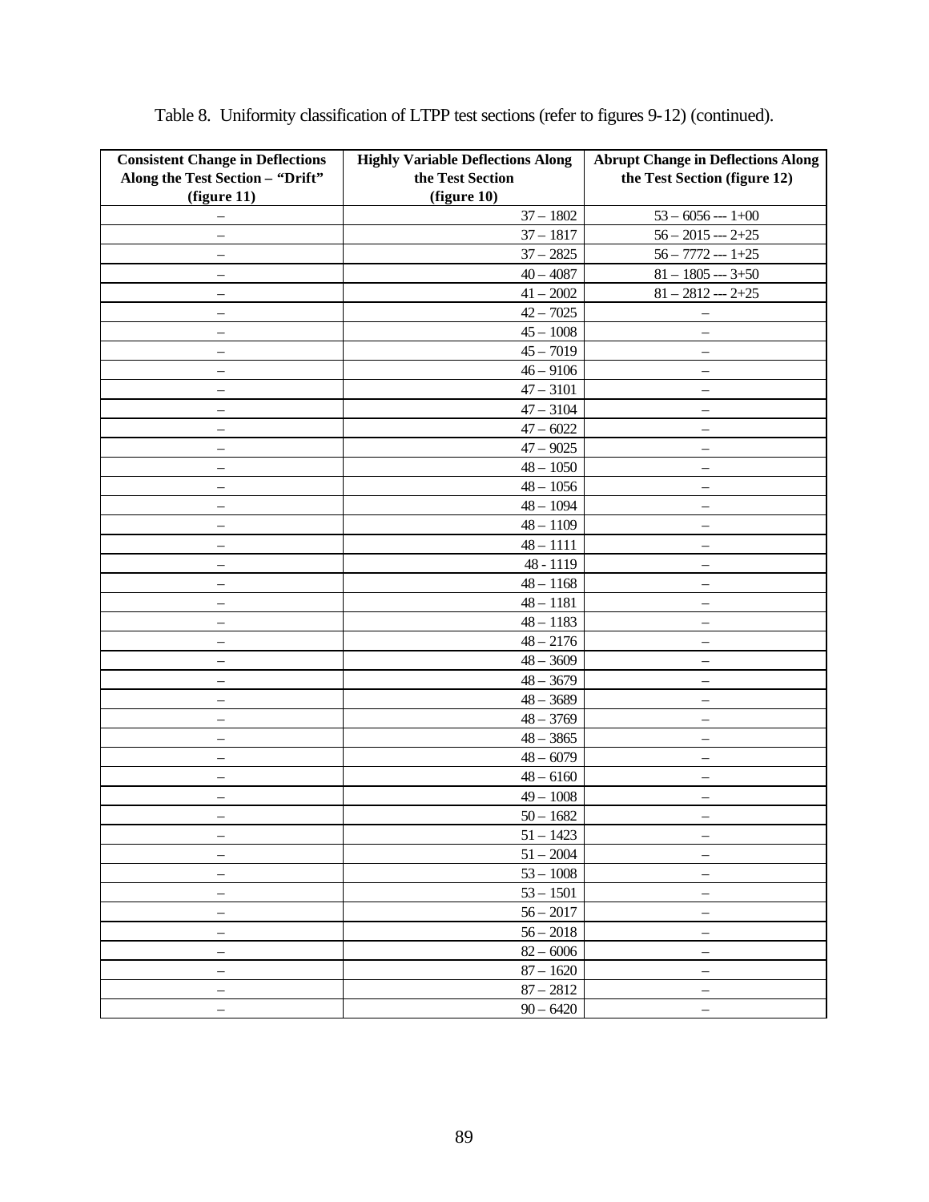Table 8. Uniformity classification of LTPP test sections (refer to figures 9-12) (continued).

| Consistent Change in Deflections Along the Test Section – "Drift" (figure 11) | Highly Variable Deflections Along the Test Section (figure 10) | Abrupt Change in Deflections Along the Test Section (figure 12) |
|---|---|---|
| – | 37 – 1802 | 53 – 6056 --- 1+00 |
| – | 37 – 1817 | 56 – 2015 --- 2+25 |
| – | 37 – 2825 | 56 – 7772 --- 1+25 |
| – | 40 – 4087 | 81 – 1805 --- 3+50 |
| – | 41 – 2002 | 81 – 2812 --- 2+25 |
| – | 42 – 7025 | – |
| – | 45 – 1008 | – |
| – | 45 – 7019 | – |
| – | 46 – 9106 | – |
| – | 47 – 3101 | – |
| – | 47 – 3104 | – |
| – | 47 – 6022 | – |
| – | 47 – 9025 | – |
| – | 48 – 1050 | – |
| – | 48 – 1056 | – |
| – | 48 – 1094 | – |
| – | 48 – 1109 | – |
| – | 48 – 1111 | – |
| – | 48 - 1119 | – |
| – | 48 – 1168 | – |
| – | 48 – 1181 | – |
| – | 48 – 1183 | – |
| – | 48 – 2176 | – |
| – | 48 – 3609 | – |
| – | 48 – 3679 | – |
| – | 48 – 3689 | – |
| – | 48 – 3769 | – |
| – | 48 – 3865 | – |
| – | 48 – 6079 | – |
| – | 48 – 6160 | – |
| – | 49 – 1008 | – |
| – | 50 – 1682 | – |
| – | 51 – 1423 | – |
| – | 51 – 2004 | – |
| – | 53 – 1008 | – |
| – | 53 – 1501 | – |
| – | 56 – 2017 | – |
| – | 56 – 2018 | – |
| – | 82 – 6006 | – |
| – | 87 – 1620 | – |
| – | 87 – 2812 | – |
| – | 90 – 6420 | – |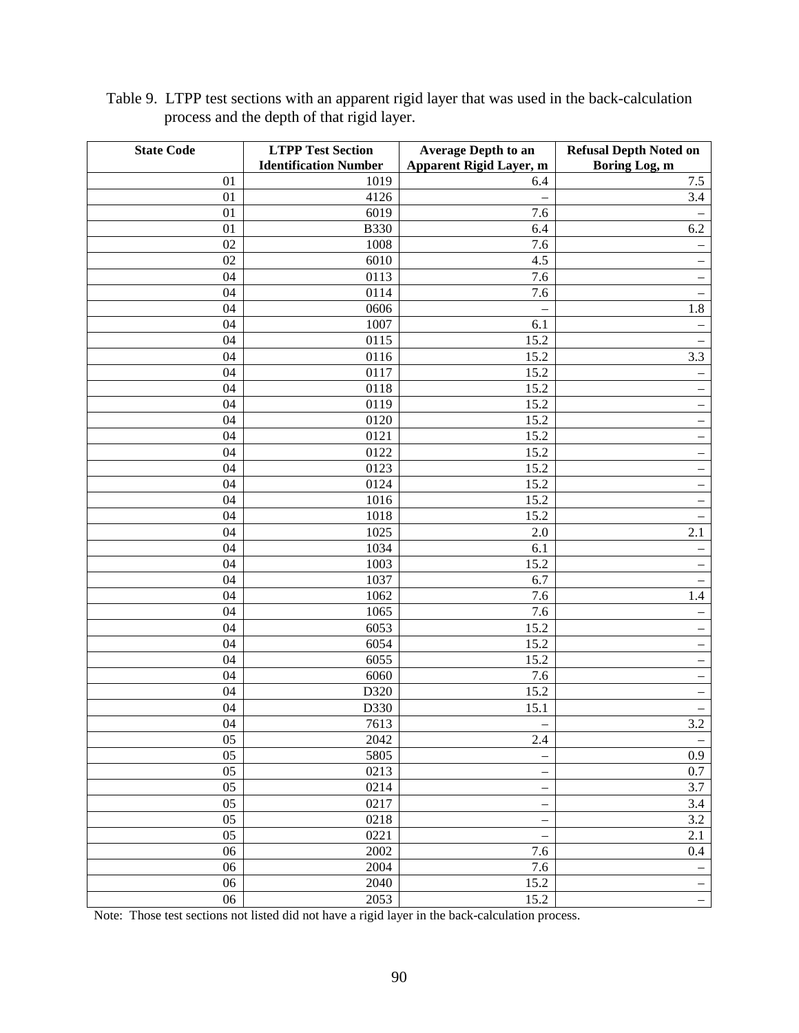Table 9. LTPP test sections with an apparent rigid layer that was used in the back-calculation process and the depth of that rigid layer.

| State Code | LTPP Test Section Identification Number | Average Depth to an Apparent Rigid Layer, m | Refusal Depth Noted on Boring Log, m |
|---|---|---|---|
| 01 | 1019 | 6.4 | 7.5 |
| 01 | 4126 | – | 3.4 |
| 01 | 6019 | 7.6 | – |
| 01 | B330 | 6.4 | 6.2 |
| 02 | 1008 | 7.6 | – |
| 02 | 6010 | 4.5 | – |
| 04 | 0113 | 7.6 | – |
| 04 | 0114 | 7.6 | – |
| 04 | 0606 | – | 1.8 |
| 04 | 1007 | 6.1 | – |
| 04 | 0115 | 15.2 | – |
| 04 | 0116 | 15.2 | 3.3 |
| 04 | 0117 | 15.2 | – |
| 04 | 0118 | 15.2 | – |
| 04 | 0119 | 15.2 | – |
| 04 | 0120 | 15.2 | – |
| 04 | 0121 | 15.2 | – |
| 04 | 0122 | 15.2 | – |
| 04 | 0123 | 15.2 | – |
| 04 | 0124 | 15.2 | – |
| 04 | 1016 | 15.2 | – |
| 04 | 1018 | 15.2 | – |
| 04 | 1025 | 2.0 | 2.1 |
| 04 | 1034 | 6.1 | – |
| 04 | 1003 | 15.2 | – |
| 04 | 1037 | 6.7 | – |
| 04 | 1062 | 7.6 | 1.4 |
| 04 | 1065 | 7.6 | – |
| 04 | 6053 | 15.2 | – |
| 04 | 6054 | 15.2 | – |
| 04 | 6055 | 15.2 | – |
| 04 | 6060 | 7.6 | – |
| 04 | D320 | 15.2 | – |
| 04 | D330 | 15.1 | – |
| 04 | 7613 | – | 3.2 |
| 05 | 2042 | 2.4 | – |
| 05 | 5805 | – | 0.9 |
| 05 | 0213 | – | 0.7 |
| 05 | 0214 | – | 3.7 |
| 05 | 0217 | – | 3.4 |
| 05 | 0218 | – | 3.2 |
| 05 | 0221 | – | 2.1 |
| 06 | 2002 | 7.6 | 0.4 |
| 06 | 2004 | 7.6 | – |
| 06 | 2040 | 15.2 | – |
| 06 | 2053 | 15.2 | – |

Note: Those test sections not listed did not have a rigid layer in the back-calculation process.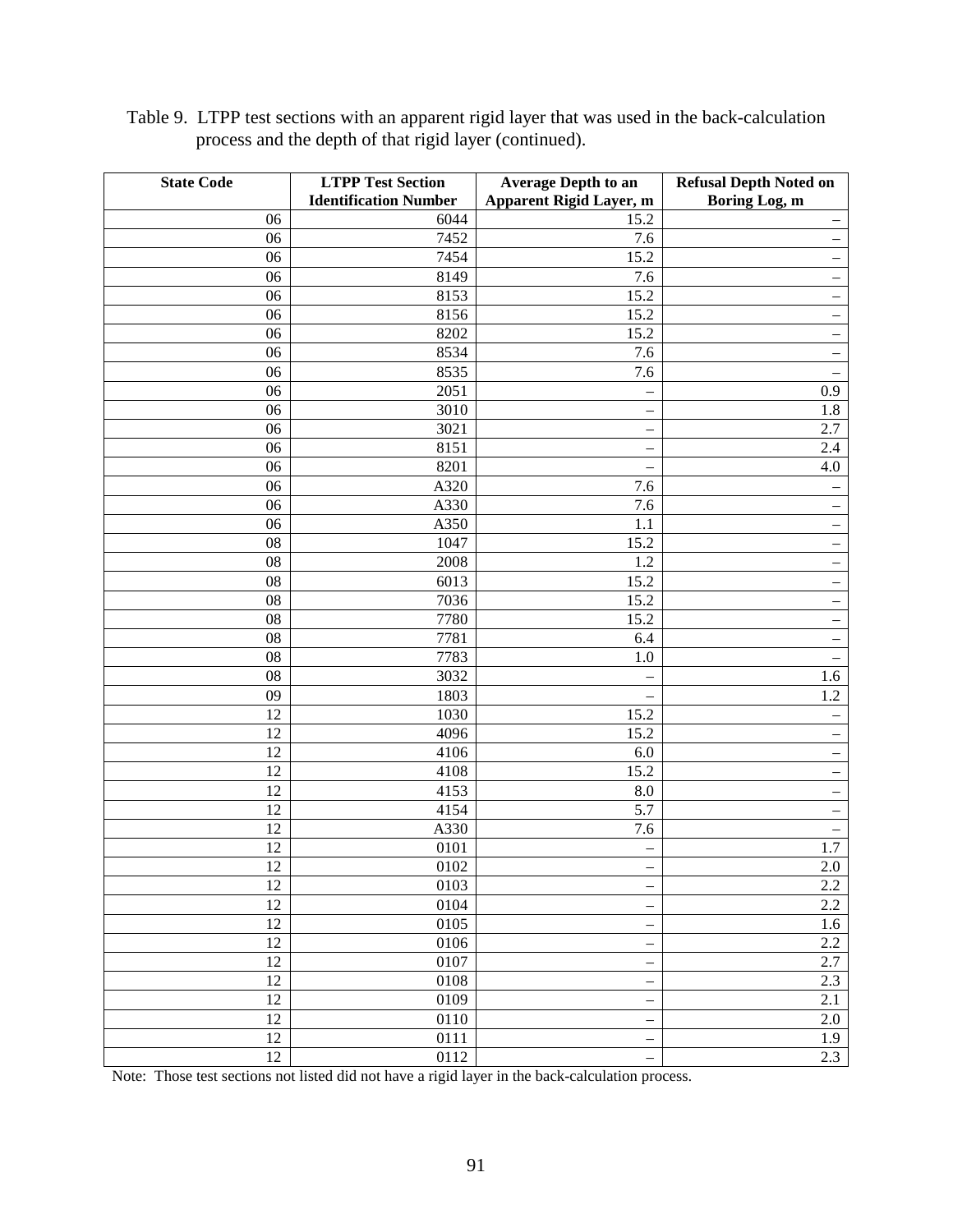Table 9. LTPP test sections with an apparent rigid layer that was used in the back-calculation process and the depth of that rigid layer (continued).

| State Code | LTPP Test Section Identification Number | Average Depth to an Apparent Rigid Layer, m | Refusal Depth Noted on Boring Log, m |
|---|---|---|---|
| 06 | 6044 | 15.2 | – |
| 06 | 7452 | 7.6 | – |
| 06 | 7454 | 15.2 | – |
| 06 | 8149 | 7.6 | – |
| 06 | 8153 | 15.2 | – |
| 06 | 8156 | 15.2 | – |
| 06 | 8202 | 15.2 | – |
| 06 | 8534 | 7.6 | – |
| 06 | 8535 | 7.6 | – |
| 06 | 2051 | – | 0.9 |
| 06 | 3010 | – | 1.8 |
| 06 | 3021 | – | 2.7 |
| 06 | 8151 | – | 2.4 |
| 06 | 8201 | – | 4.0 |
| 06 | A320 | 7.6 | – |
| 06 | A330 | 7.6 | – |
| 06 | A350 | 1.1 | – |
| 08 | 1047 | 15.2 | – |
| 08 | 2008 | 1.2 | – |
| 08 | 6013 | 15.2 | – |
| 08 | 7036 | 15.2 | – |
| 08 | 7780 | 15.2 | – |
| 08 | 7781 | 6.4 | – |
| 08 | 7783 | 1.0 | – |
| 08 | 3032 | – | 1.6 |
| 09 | 1803 | – | 1.2 |
| 12 | 1030 | 15.2 | – |
| 12 | 4096 | 15.2 | – |
| 12 | 4106 | 6.0 | – |
| 12 | 4108 | 15.2 | – |
| 12 | 4153 | 8.0 | – |
| 12 | 4154 | 5.7 | – |
| 12 | A330 | 7.6 | – |
| 12 | 0101 | – | 1.7 |
| 12 | 0102 | – | 2.0 |
| 12 | 0103 | – | 2.2 |
| 12 | 0104 | – | 2.2 |
| 12 | 0105 | – | 1.6 |
| 12 | 0106 | – | 2.2 |
| 12 | 0107 | – | 2.7 |
| 12 | 0108 | – | 2.3 |
| 12 | 0109 | – | 2.1 |
| 12 | 0110 | – | 2.0 |
| 12 | 0111 | – | 1.9 |
| 12 | 0112 | – | 2.3 |

Note: Those test sections not listed did not have a rigid layer in the back-calculation process.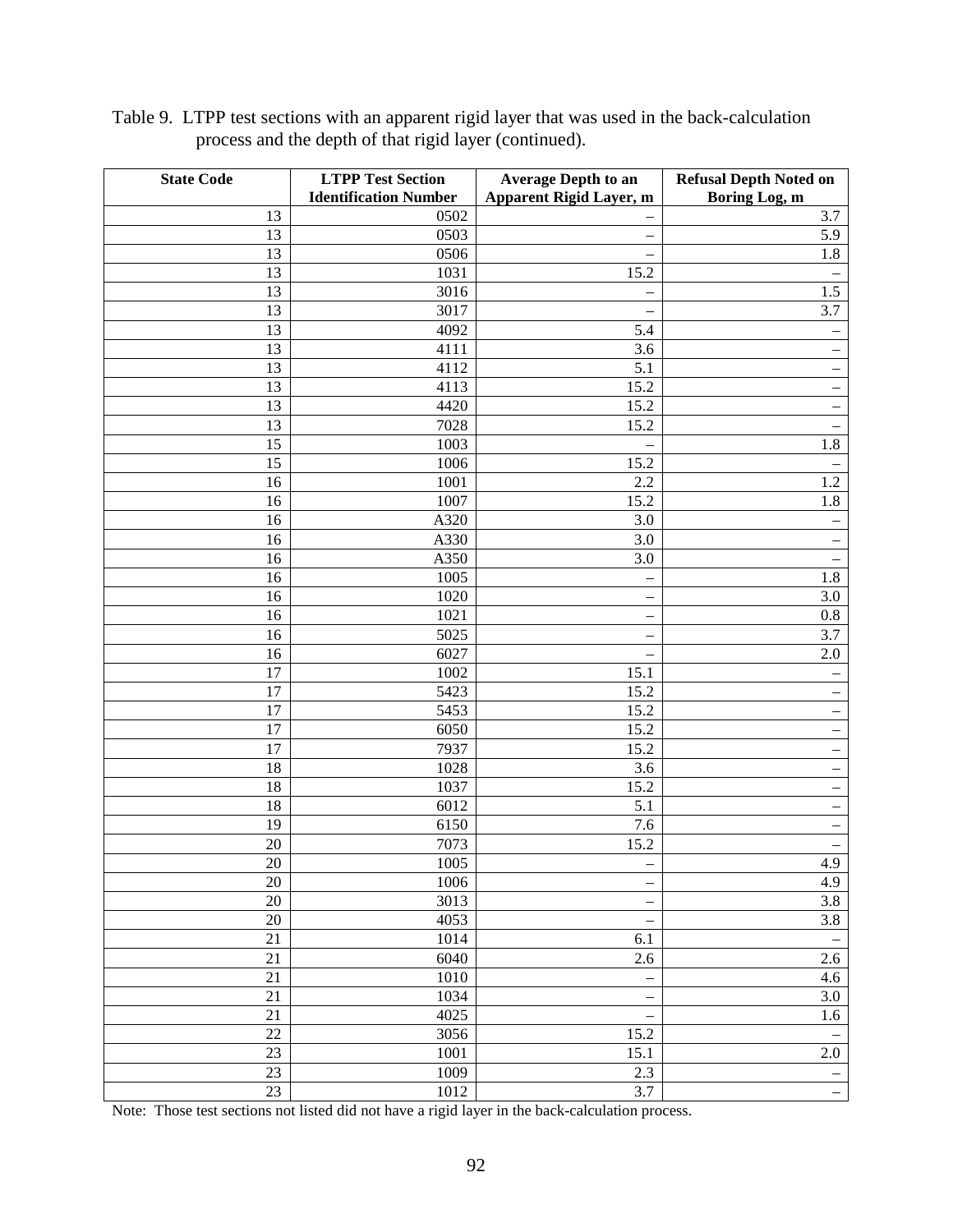Table 9. LTPP test sections with an apparent rigid layer that was used in the back-calculation process and the depth of that rigid layer (continued).

| State Code | LTPP Test Section Identification Number | Average Depth to an Apparent Rigid Layer, m | Refusal Depth Noted on Boring Log, m |
|---|---|---|---|
| 13 | 0502 | – | 3.7 |
| 13 | 0503 | – | 5.9 |
| 13 | 0506 | – | 1.8 |
| 13 | 1031 | 15.2 | – |
| 13 | 3016 | – | 1.5 |
| 13 | 3017 | – | 3.7 |
| 13 | 4092 | 5.4 | – |
| 13 | 4111 | 3.6 | – |
| 13 | 4112 | 5.1 | – |
| 13 | 4113 | 15.2 | – |
| 13 | 4420 | 15.2 | – |
| 13 | 7028 | 15.2 | – |
| 15 | 1003 | – | 1.8 |
| 15 | 1006 | 15.2 | – |
| 16 | 1001 | 2.2 | 1.2 |
| 16 | 1007 | 15.2 | 1.8 |
| 16 | A320 | 3.0 | – |
| 16 | A330 | 3.0 | – |
| 16 | A350 | 3.0 | – |
| 16 | 1005 | – | 1.8 |
| 16 | 1020 | – | 3.0 |
| 16 | 1021 | – | 0.8 |
| 16 | 5025 | – | 3.7 |
| 16 | 6027 | – | 2.0 |
| 17 | 1002 | 15.1 | – |
| 17 | 5423 | 15.2 | – |
| 17 | 5453 | 15.2 | – |
| 17 | 6050 | 15.2 | – |
| 17 | 7937 | 15.2 | – |
| 18 | 1028 | 3.6 | – |
| 18 | 1037 | 15.2 | – |
| 18 | 6012 | 5.1 | – |
| 19 | 6150 | 7.6 | – |
| 20 | 7073 | 15.2 | – |
| 20 | 1005 | – | 4.9 |
| 20 | 1006 | – | 4.9 |
| 20 | 3013 | – | 3.8 |
| 20 | 4053 | – | 3.8 |
| 21 | 1014 | 6.1 | – |
| 21 | 6040 | 2.6 | 2.6 |
| 21 | 1010 | – | 4.6 |
| 21 | 1034 | – | 3.0 |
| 21 | 4025 | – | 1.6 |
| 22 | 3056 | 15.2 | – |
| 23 | 1001 | 15.1 | 2.0 |
| 23 | 1009 | 2.3 | – |
| 23 | 1012 | 3.7 | – |

Note: Those test sections not listed did not have a rigid layer in the back-calculation process.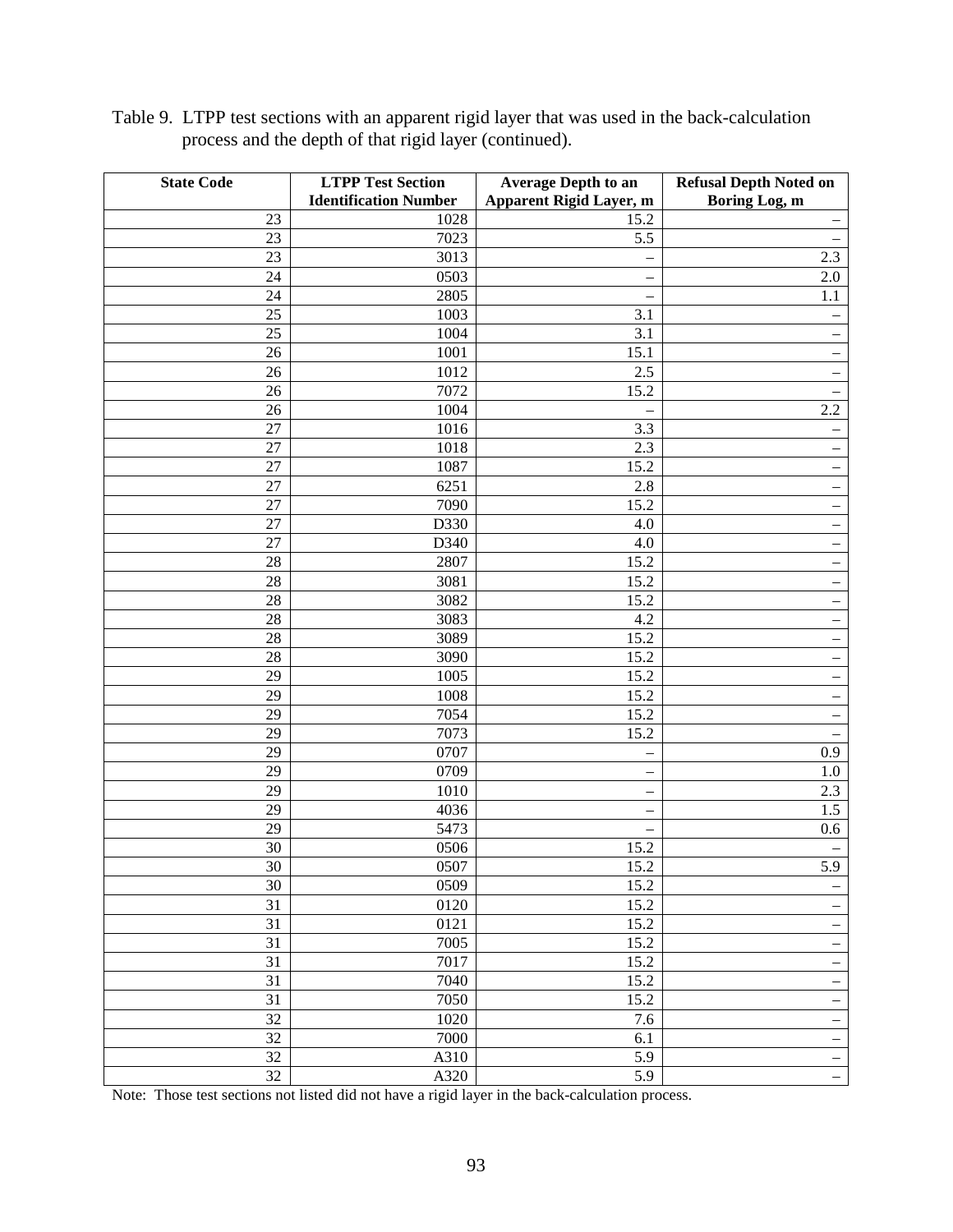Table 9. LTPP test sections with an apparent rigid layer that was used in the back-calculation process and the depth of that rigid layer (continued).

| State Code | LTPP Test Section Identification Number | Average Depth to an Apparent Rigid Layer, m | Refusal Depth Noted on Boring Log, m |
|---|---|---|---|
| 23 | 1028 | 15.2 | – |
| 23 | 7023 | 5.5 | – |
| 23 | 3013 | – | 2.3 |
| 24 | 0503 | – | 2.0 |
| 24 | 2805 | – | 1.1 |
| 25 | 1003 | 3.1 | – |
| 25 | 1004 | 3.1 | – |
| 26 | 1001 | 15.1 | – |
| 26 | 1012 | 2.5 | – |
| 26 | 7072 | 15.2 | – |
| 26 | 1004 | – | 2.2 |
| 27 | 1016 | 3.3 | – |
| 27 | 1018 | 2.3 | – |
| 27 | 1087 | 15.2 | – |
| 27 | 6251 | 2.8 | – |
| 27 | 7090 | 15.2 | – |
| 27 | D330 | 4.0 | – |
| 27 | D340 | 4.0 | – |
| 28 | 2807 | 15.2 | – |
| 28 | 3081 | 15.2 | – |
| 28 | 3082 | 15.2 | – |
| 28 | 3083 | 4.2 | – |
| 28 | 3089 | 15.2 | – |
| 28 | 3090 | 15.2 | – |
| 29 | 1005 | 15.2 | – |
| 29 | 1008 | 15.2 | – |
| 29 | 7054 | 15.2 | – |
| 29 | 7073 | 15.2 | – |
| 29 | 0707 | – | 0.9 |
| 29 | 0709 | – | 1.0 |
| 29 | 1010 | – | 2.3 |
| 29 | 4036 | – | 1.5 |
| 29 | 5473 | – | 0.6 |
| 30 | 0506 | 15.2 | – |
| 30 | 0507 | 15.2 | 5.9 |
| 30 | 0509 | 15.2 | – |
| 31 | 0120 | 15.2 | – |
| 31 | 0121 | 15.2 | – |
| 31 | 7005 | 15.2 | – |
| 31 | 7017 | 15.2 | – |
| 31 | 7040 | 15.2 | – |
| 31 | 7050 | 15.2 | – |
| 32 | 1020 | 7.6 | – |
| 32 | 7000 | 6.1 | – |
| 32 | A310 | 5.9 | – |
| 32 | A320 | 5.9 | – |

Note: Those test sections not listed did not have a rigid layer in the back-calculation process.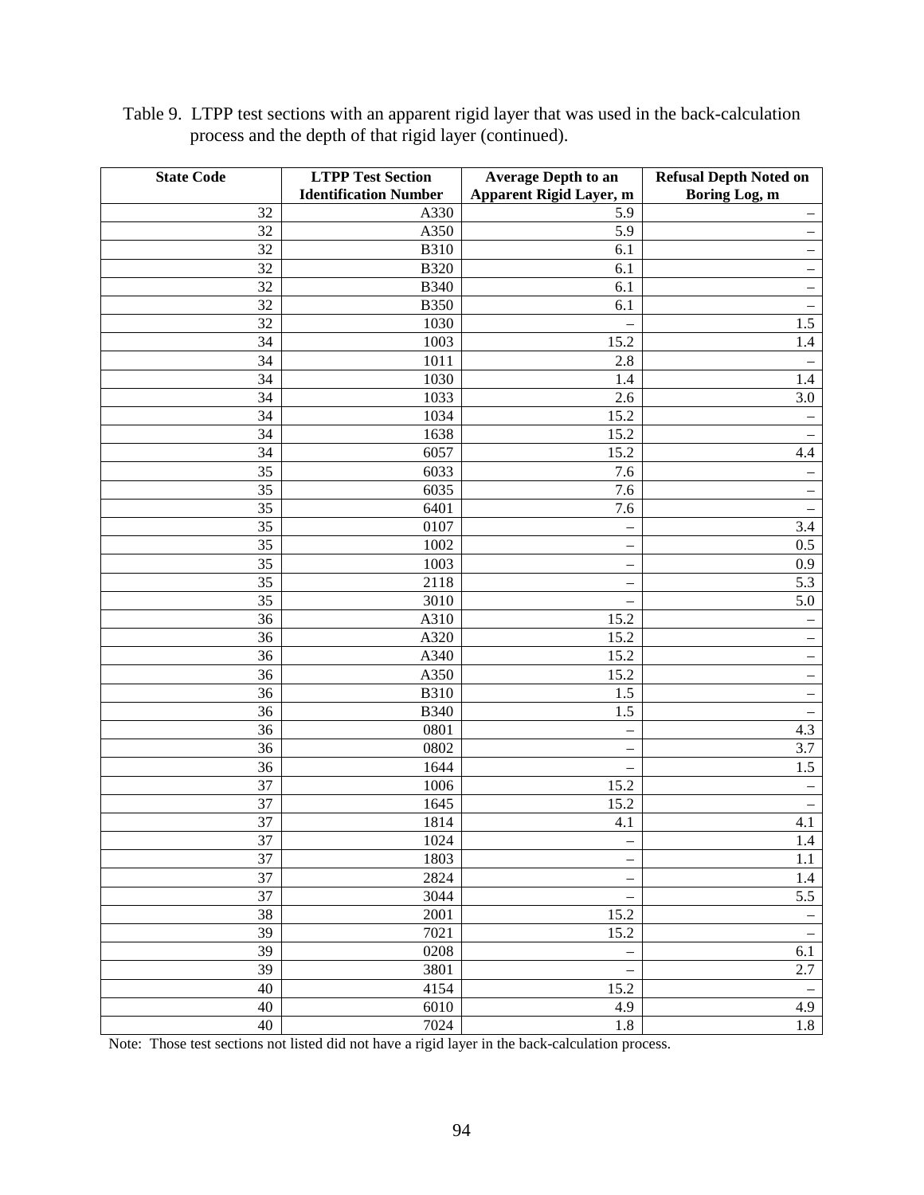Table 9. LTPP test sections with an apparent rigid layer that was used in the back-calculation process and the depth of that rigid layer (continued).

| State Code | LTPP Test Section Identification Number | Average Depth to an Apparent Rigid Layer, m | Refusal Depth Noted on Boring Log, m |
|---|---|---|---|
| 32 | A330 | 5.9 | – |
| 32 | A350 | 5.9 | – |
| 32 | B310 | 6.1 | – |
| 32 | B320 | 6.1 | – |
| 32 | B340 | 6.1 | – |
| 32 | B350 | 6.1 | – |
| 32 | 1030 | – | 1.5 |
| 34 | 1003 | 15.2 | 1.4 |
| 34 | 1011 | 2.8 | – |
| 34 | 1030 | 1.4 | 1.4 |
| 34 | 1033 | 2.6 | 3.0 |
| 34 | 1034 | 15.2 | – |
| 34 | 1638 | 15.2 | – |
| 34 | 6057 | 15.2 | 4.4 |
| 35 | 6033 | 7.6 | – |
| 35 | 6035 | 7.6 | – |
| 35 | 6401 | 7.6 | – |
| 35 | 0107 | – | 3.4 |
| 35 | 1002 | – | 0.5 |
| 35 | 1003 | – | 0.9 |
| 35 | 2118 | – | 5.3 |
| 35 | 3010 | – | 5.0 |
| 36 | A310 | 15.2 | – |
| 36 | A320 | 15.2 | – |
| 36 | A340 | 15.2 | – |
| 36 | A350 | 15.2 | – |
| 36 | B310 | 1.5 | – |
| 36 | B340 | 1.5 | – |
| 36 | 0801 | – | 4.3 |
| 36 | 0802 | – | 3.7 |
| 36 | 1644 | – | 1.5 |
| 37 | 1006 | 15.2 | – |
| 37 | 1645 | 15.2 | – |
| 37 | 1814 | 4.1 | 4.1 |
| 37 | 1024 | – | 1.4 |
| 37 | 1803 | – | 1.1 |
| 37 | 2824 | – | 1.4 |
| 37 | 3044 | – | 5.5 |
| 38 | 2001 | 15.2 | – |
| 39 | 7021 | 15.2 | – |
| 39 | 0208 | – | 6.1 |
| 39 | 3801 | – | 2.7 |
| 40 | 4154 | 15.2 | – |
| 40 | 6010 | 4.9 | 4.9 |
| 40 | 7024 | 1.8 | 1.8 |

Note: Those test sections not listed did not have a rigid layer in the back-calculation process.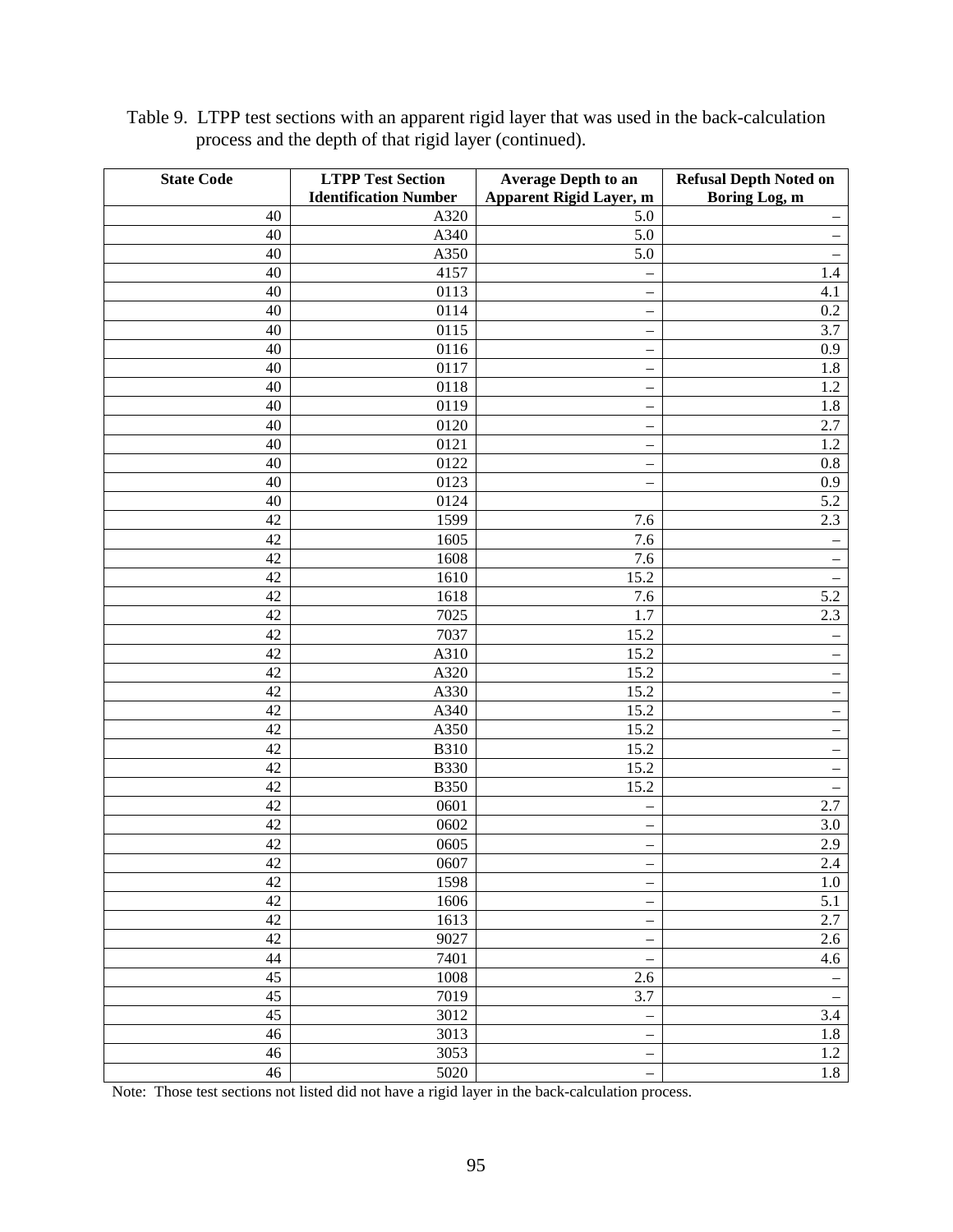Table 9. LTPP test sections with an apparent rigid layer that was used in the back-calculation process and the depth of that rigid layer (continued).

| State Code | LTPP Test Section Identification Number | Average Depth to an Apparent Rigid Layer, m | Refusal Depth Noted on Boring Log, m |
|---|---|---|---|
| 40 | A320 | 5.0 | – |
| 40 | A340 | 5.0 | – |
| 40 | A350 | 5.0 | – |
| 40 | 4157 | – | 1.4 |
| 40 | 0113 | – | 4.1 |
| 40 | 0114 | – | 0.2 |
| 40 | 0115 | – | 3.7 |
| 40 | 0116 | – | 0.9 |
| 40 | 0117 | – | 1.8 |
| 40 | 0118 | – | 1.2 |
| 40 | 0119 | – | 1.8 |
| 40 | 0120 | – | 2.7 |
| 40 | 0121 | – | 1.2 |
| 40 | 0122 | – | 0.8 |
| 40 | 0123 | – | 0.9 |
| 40 | 0124 | | 5.2 |
| 42 | 1599 | 7.6 | 2.3 |
| 42 | 1605 | 7.6 | – |
| 42 | 1608 | 7.6 | – |
| 42 | 1610 | 15.2 | – |
| 42 | 1618 | 7.6 | 5.2 |
| 42 | 7025 | 1.7 | 2.3 |
| 42 | 7037 | 15.2 | – |
| 42 | A310 | 15.2 | – |
| 42 | A320 | 15.2 | – |
| 42 | A330 | 15.2 | – |
| 42 | A340 | 15.2 | – |
| 42 | A350 | 15.2 | – |
| 42 | B310 | 15.2 | – |
| 42 | B330 | 15.2 | – |
| 42 | B350 | 15.2 | – |
| 42 | 0601 | – | 2.7 |
| 42 | 0602 | – | 3.0 |
| 42 | 0605 | – | 2.9 |
| 42 | 0607 | – | 2.4 |
| 42 | 1598 | – | 1.0 |
| 42 | 1606 | – | 5.1 |
| 42 | 1613 | – | 2.7 |
| 42 | 9027 | – | 2.6 |
| 44 | 7401 | – | 4.6 |
| 45 | 1008 | 2.6 | – |
| 45 | 7019 | 3.7 | – |
| 45 | 3012 | – | 3.4 |
| 46 | 3013 | – | 1.8 |
| 46 | 3053 | – | 1.2 |
| 46 | 5020 | – | 1.8 |

Note: Those test sections not listed did not have a rigid layer in the back-calculation process.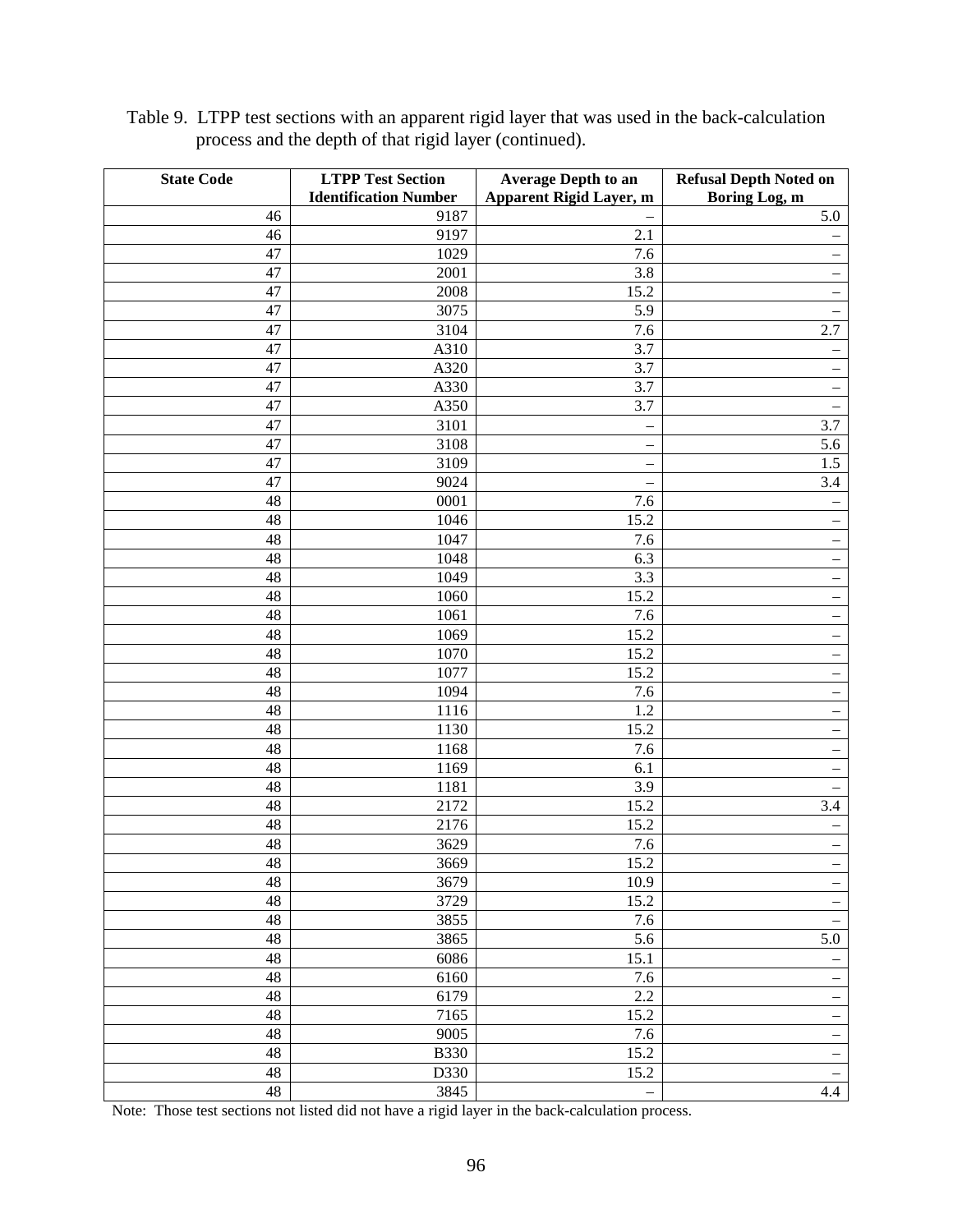Table 9. LTPP test sections with an apparent rigid layer that was used in the back-calculation process and the depth of that rigid layer (continued).

| State Code | LTPP Test Section Identification Number | Average Depth to an Apparent Rigid Layer, m | Refusal Depth Noted on Boring Log, m |
|---|---|---|---|
| 46 | 9187 | – | 5.0 |
| 46 | 9197 | 2.1 | – |
| 47 | 1029 | 7.6 | – |
| 47 | 2001 | 3.8 | – |
| 47 | 2008 | 15.2 | – |
| 47 | 3075 | 5.9 | – |
| 47 | 3104 | 7.6 | 2.7 |
| 47 | A310 | 3.7 | – |
| 47 | A320 | 3.7 | – |
| 47 | A330 | 3.7 | – |
| 47 | A350 | 3.7 | – |
| 47 | 3101 | – | 3.7 |
| 47 | 3108 | – | 5.6 |
| 47 | 3109 | – | 1.5 |
| 47 | 9024 | – | 3.4 |
| 48 | 0001 | 7.6 | – |
| 48 | 1046 | 15.2 | – |
| 48 | 1047 | 7.6 | – |
| 48 | 1048 | 6.3 | – |
| 48 | 1049 | 3.3 | – |
| 48 | 1060 | 15.2 | – |
| 48 | 1061 | 7.6 | – |
| 48 | 1069 | 15.2 | – |
| 48 | 1070 | 15.2 | – |
| 48 | 1077 | 15.2 | – |
| 48 | 1094 | 7.6 | – |
| 48 | 1116 | 1.2 | – |
| 48 | 1130 | 15.2 | – |
| 48 | 1168 | 7.6 | – |
| 48 | 1169 | 6.1 | – |
| 48 | 1181 | 3.9 | – |
| 48 | 2172 | 15.2 | 3.4 |
| 48 | 2176 | 15.2 | – |
| 48 | 3629 | 7.6 | – |
| 48 | 3669 | 15.2 | – |
| 48 | 3679 | 10.9 | – |
| 48 | 3729 | 15.2 | – |
| 48 | 3855 | 7.6 | – |
| 48 | 3865 | 5.6 | 5.0 |
| 48 | 6086 | 15.1 | – |
| 48 | 6160 | 7.6 | – |
| 48 | 6179 | 2.2 | – |
| 48 | 7165 | 15.2 | – |
| 48 | 9005 | 7.6 | – |
| 48 | B330 | 15.2 | – |
| 48 | D330 | 15.2 | – |
| 48 | 3845 | – | 4.4 |

Note: Those test sections not listed did not have a rigid layer in the back-calculation process.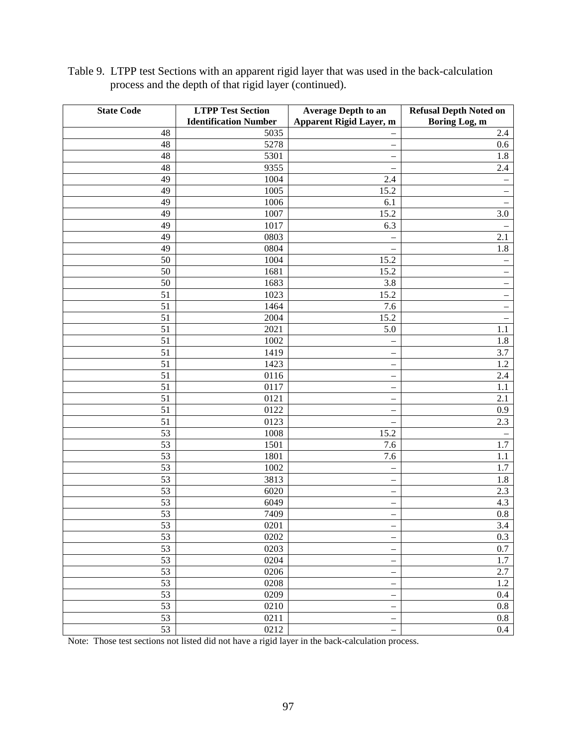Table 9. LTPP test Sections with an apparent rigid layer that was used in the back-calculation process and the depth of that rigid layer (continued).

| State Code | LTPP Test Section Identification Number | Average Depth to an Apparent Rigid Layer, m | Refusal Depth Noted on Boring Log, m |
|---|---|---|---|
| 48 | 5035 | – | 2.4 |
| 48 | 5278 | – | 0.6 |
| 48 | 5301 | – | 1.8 |
| 48 | 9355 | – | 2.4 |
| 49 | 1004 | 2.4 | – |
| 49 | 1005 | 15.2 | – |
| 49 | 1006 | 6.1 | – |
| 49 | 1007 | 15.2 | 3.0 |
| 49 | 1017 | 6.3 | – |
| 49 | 0803 | – | 2.1 |
| 49 | 0804 | – | 1.8 |
| 50 | 1004 | 15.2 | – |
| 50 | 1681 | 15.2 | – |
| 50 | 1683 | 3.8 | – |
| 51 | 1023 | 15.2 | – |
| 51 | 1464 | 7.6 | – |
| 51 | 2004 | 15.2 | – |
| 51 | 2021 | 5.0 | 1.1 |
| 51 | 1002 | – | 1.8 |
| 51 | 1419 | – | 3.7 |
| 51 | 1423 | – | 1.2 |
| 51 | 0116 | – | 2.4 |
| 51 | 0117 | – | 1.1 |
| 51 | 0121 | – | 2.1 |
| 51 | 0122 | – | 0.9 |
| 51 | 0123 | – | 2.3 |
| 53 | 1008 | 15.2 | – |
| 53 | 1501 | 7.6 | 1.7 |
| 53 | 1801 | 7.6 | 1.1 |
| 53 | 1002 | – | 1.7 |
| 53 | 3813 | – | 1.8 |
| 53 | 6020 | – | 2.3 |
| 53 | 6049 | – | 4.3 |
| 53 | 7409 | – | 0.8 |
| 53 | 0201 | – | 3.4 |
| 53 | 0202 | – | 0.3 |
| 53 | 0203 | – | 0.7 |
| 53 | 0204 | – | 1.7 |
| 53 | 0206 | – | 2.7 |
| 53 | 0208 | – | 1.2 |
| 53 | 0209 | – | 0.4 |
| 53 | 0210 | – | 0.8 |
| 53 | 0211 | – | 0.8 |
| 53 | 0212 | – | 0.4 |

Note: Those test sections not listed did not have a rigid layer in the back-calculation process.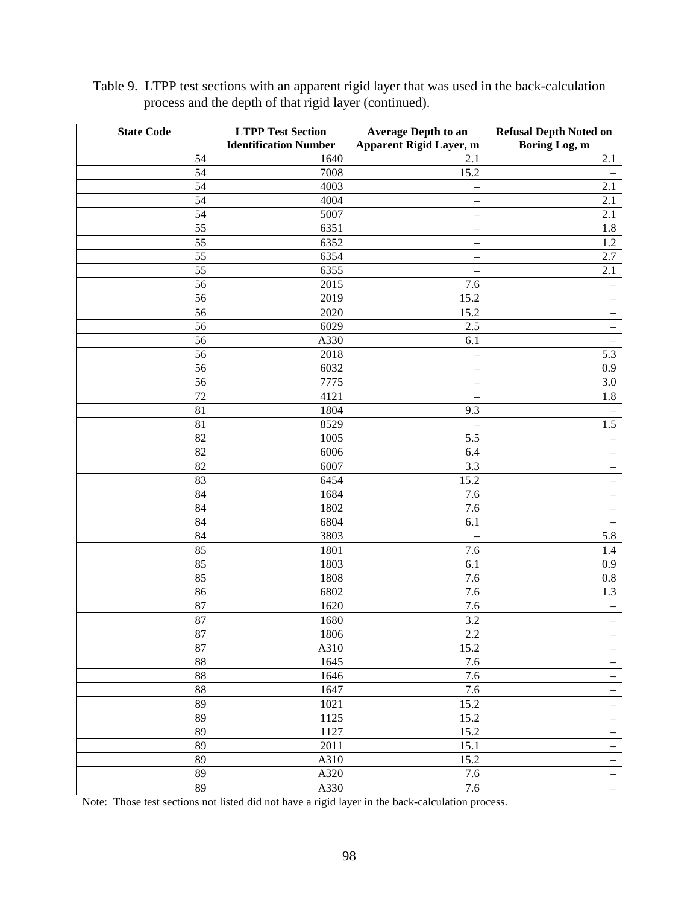Table 9. LTPP test sections with an apparent rigid layer that was used in the back-calculation process and the depth of that rigid layer (continued).

| State Code | LTPP Test Section Identification Number | Average Depth to an Apparent Rigid Layer, m | Refusal Depth Noted on Boring Log, m |
|---|---|---|---|
| 54 | 1640 | 2.1 | 2.1 |
| 54 | 7008 | 15.2 | – |
| 54 | 4003 | – | 2.1 |
| 54 | 4004 | – | 2.1 |
| 54 | 5007 | – | 2.1 |
| 55 | 6351 | – | 1.8 |
| 55 | 6352 | – | 1.2 |
| 55 | 6354 | – | 2.7 |
| 55 | 6355 | – | 2.1 |
| 56 | 2015 | 7.6 | – |
| 56 | 2019 | 15.2 | – |
| 56 | 2020 | 15.2 | – |
| 56 | 6029 | 2.5 | – |
| 56 | A330 | 6.1 | – |
| 56 | 2018 | – | 5.3 |
| 56 | 6032 | – | 0.9 |
| 56 | 7775 | – | 3.0 |
| 72 | 4121 | – | 1.8 |
| 81 | 1804 | 9.3 | – |
| 81 | 8529 | – | 1.5 |
| 82 | 1005 | 5.5 | – |
| 82 | 6006 | 6.4 | – |
| 82 | 6007 | 3.3 | – |
| 83 | 6454 | 15.2 | – |
| 84 | 1684 | 7.6 | – |
| 84 | 1802 | 7.6 | – |
| 84 | 6804 | 6.1 | – |
| 84 | 3803 | – | 5.8 |
| 85 | 1801 | 7.6 | 1.4 |
| 85 | 1803 | 6.1 | 0.9 |
| 85 | 1808 | 7.6 | 0.8 |
| 86 | 6802 | 7.6 | 1.3 |
| 87 | 1620 | 7.6 | – |
| 87 | 1680 | 3.2 | – |
| 87 | 1806 | 2.2 | – |
| 87 | A310 | 15.2 | – |
| 88 | 1645 | 7.6 | – |
| 88 | 1646 | 7.6 | – |
| 88 | 1647 | 7.6 | – |
| 89 | 1021 | 15.2 | – |
| 89 | 1125 | 15.2 | – |
| 89 | 1127 | 15.2 | – |
| 89 | 2011 | 15.1 | – |
| 89 | A310 | 15.2 | – |
| 89 | A320 | 7.6 | – |
| 89 | A330 | 7.6 | – |

Note: Those test sections not listed did not have a rigid layer in the back-calculation process.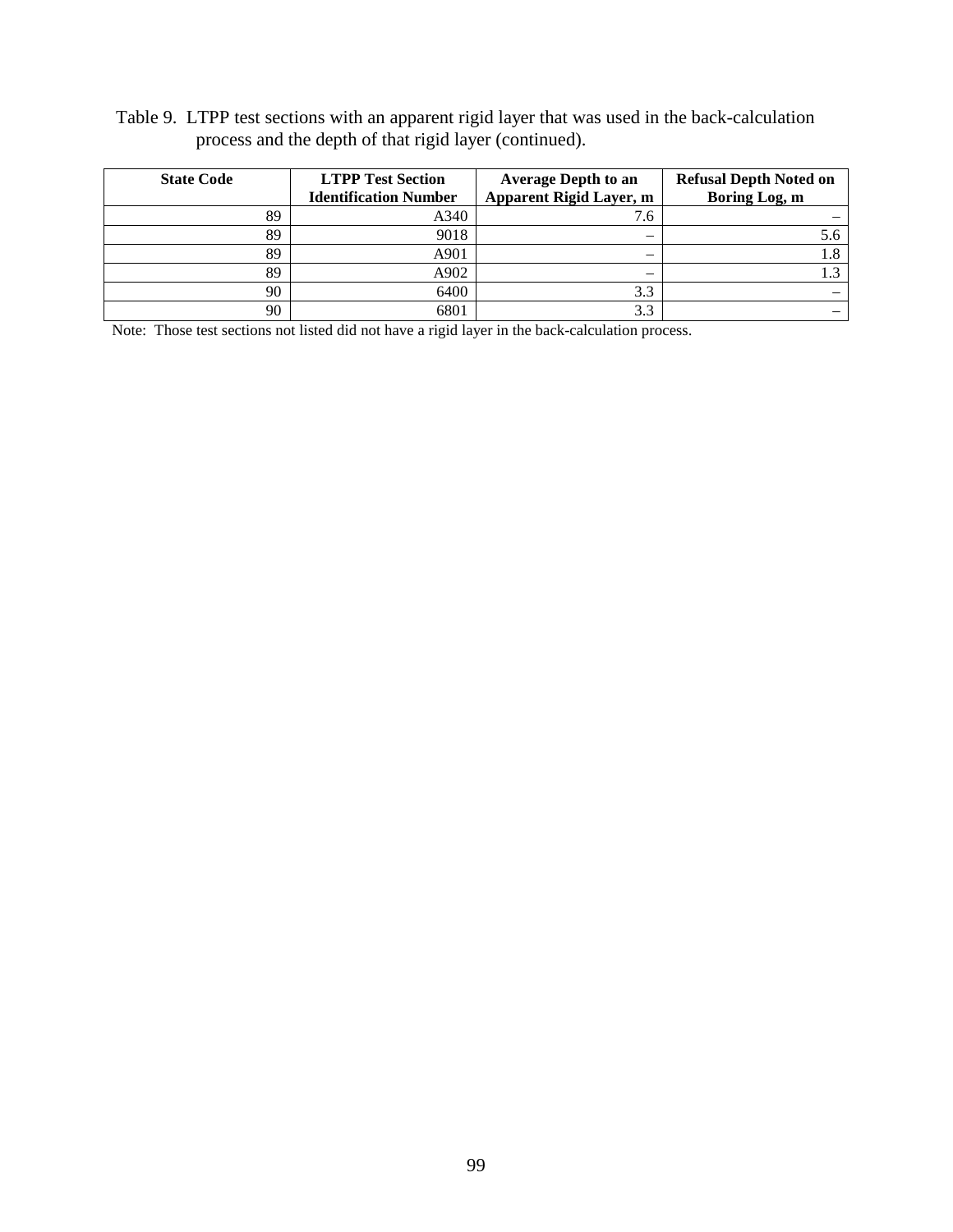Table 9. LTPP test sections with an apparent rigid layer that was used in the back-calculation process and the depth of that rigid layer (continued).

| State Code | LTPP Test Section Identification Number | Average Depth to an Apparent Rigid Layer, m | Refusal Depth Noted on Boring Log, m |
|---|---|---|---|
| 89 | A340 | 7.6 | – |
| 89 | 9018 | – | 5.6 |
| 89 | A901 | – | 1.8 |
| 89 | A902 | – | 1.3 |
| 90 | 6400 | 3.3 | – |
| 90 | 6801 | 3.3 | – |

Note: Those test sections not listed did not have a rigid layer in the back-calculation process.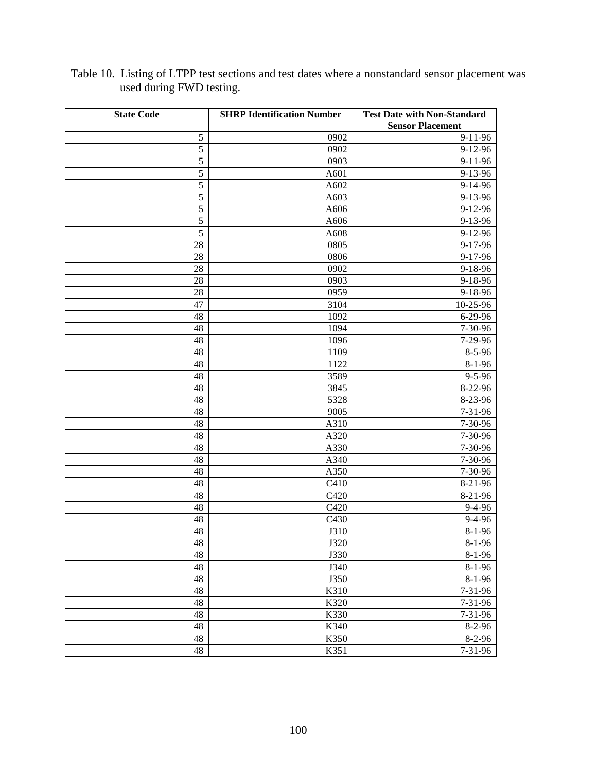Table 10. Listing of LTPP test sections and test dates where a nonstandard sensor placement was used during FWD testing.

| State Code | SHRP Identification Number | Test Date with Non-Standard Sensor Placement |
|---:|---:|---:|
| 5 | 0902 | 9-11-96 |
| 5 | 0902 | 9-12-96 |
| 5 | 0903 | 9-11-96 |
| 5 | A601 | 9-13-96 |
| 5 | A602 | 9-14-96 |
| 5 | A603 | 9-13-96 |
| 5 | A606 | 9-12-96 |
| 5 | A606 | 9-13-96 |
| 5 | A608 | 9-12-96 |
| 28 | 0805 | 9-17-96 |
| 28 | 0806 | 9-17-96 |
| 28 | 0902 | 9-18-96 |
| 28 | 0903 | 9-18-96 |
| 28 | 0959 | 9-18-96 |
| 47 | 3104 | 10-25-96 |
| 48 | 1092 | 6-29-96 |
| 48 | 1094 | 7-30-96 |
| 48 | 1096 | 7-29-96 |
| 48 | 1109 | 8-5-96 |
| 48 | 1122 | 8-1-96 |
| 48 | 3589 | 9-5-96 |
| 48 | 3845 | 8-22-96 |
| 48 | 5328 | 8-23-96 |
| 48 | 9005 | 7-31-96 |
| 48 | A310 | 7-30-96 |
| 48 | A320 | 7-30-96 |
| 48 | A330 | 7-30-96 |
| 48 | A340 | 7-30-96 |
| 48 | A350 | 7-30-96 |
| 48 | C410 | 8-21-96 |
| 48 | C420 | 8-21-96 |
| 48 | C420 | 9-4-96 |
| 48 | C430 | 9-4-96 |
| 48 | J310 | 8-1-96 |
| 48 | J320 | 8-1-96 |
| 48 | J330 | 8-1-96 |
| 48 | J340 | 8-1-96 |
| 48 | J350 | 8-1-96 |
| 48 | K310 | 7-31-96 |
| 48 | K320 | 7-31-96 |
| 48 | K330 | 7-31-96 |
| 48 | K340 | 8-2-96 |
| 48 | K350 | 8-2-96 |
| 48 | K351 | 7-31-96 |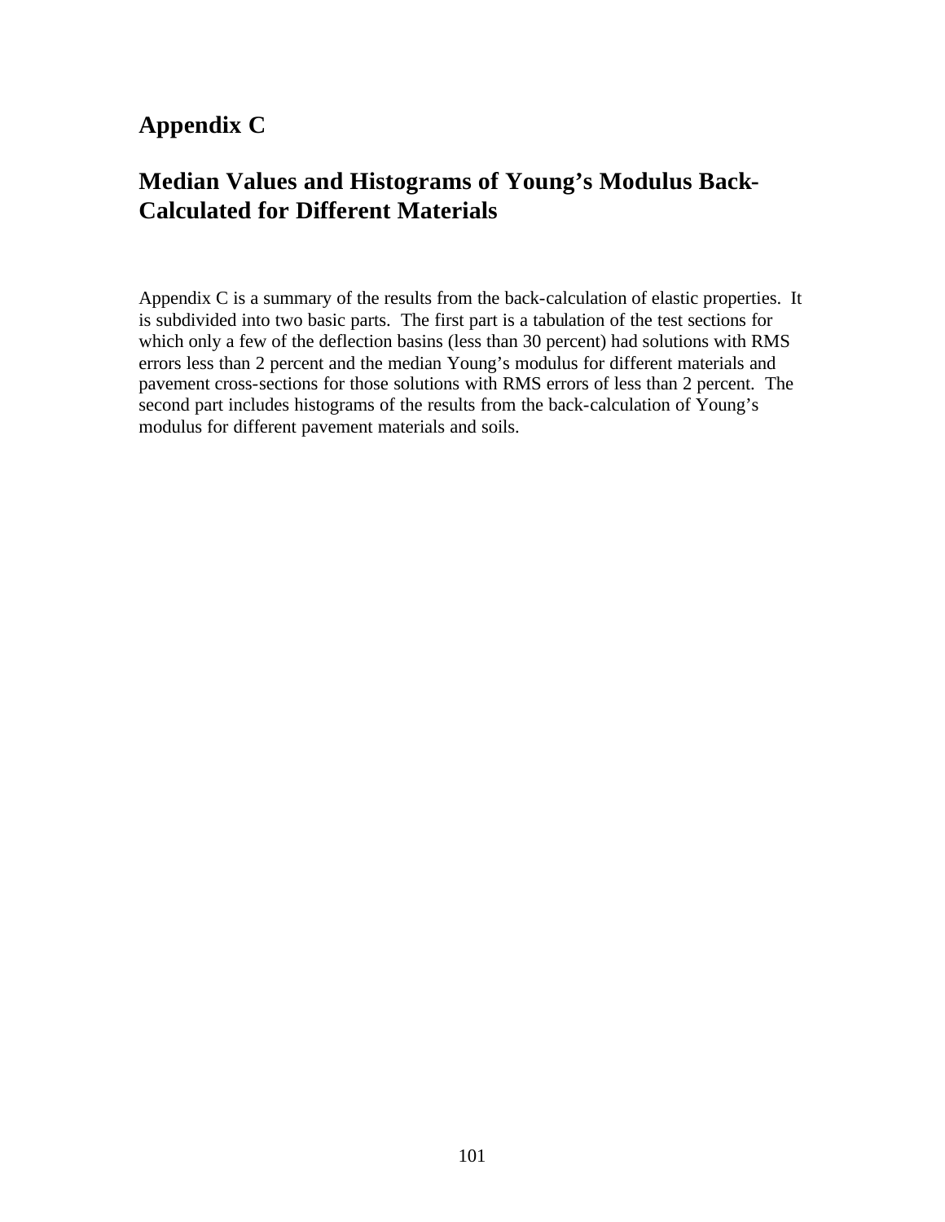# Appendix C

## Median Values and Histograms of Young's Modulus Back-Calculated for Different Materials

Appendix C is a summary of the results from the back-calculation of elastic properties. It is subdivided into two basic parts. The first part is a tabulation of the test sections for which only a few of the deflection basins (less than 30 percent) had solutions with RMS errors less than 2 percent and the median Young's modulus for different materials and pavement cross-sections for those solutions with RMS errors of less than 2 percent. The second part includes histograms of the results from the back-calculation of Young's modulus for different pavement materials and soils.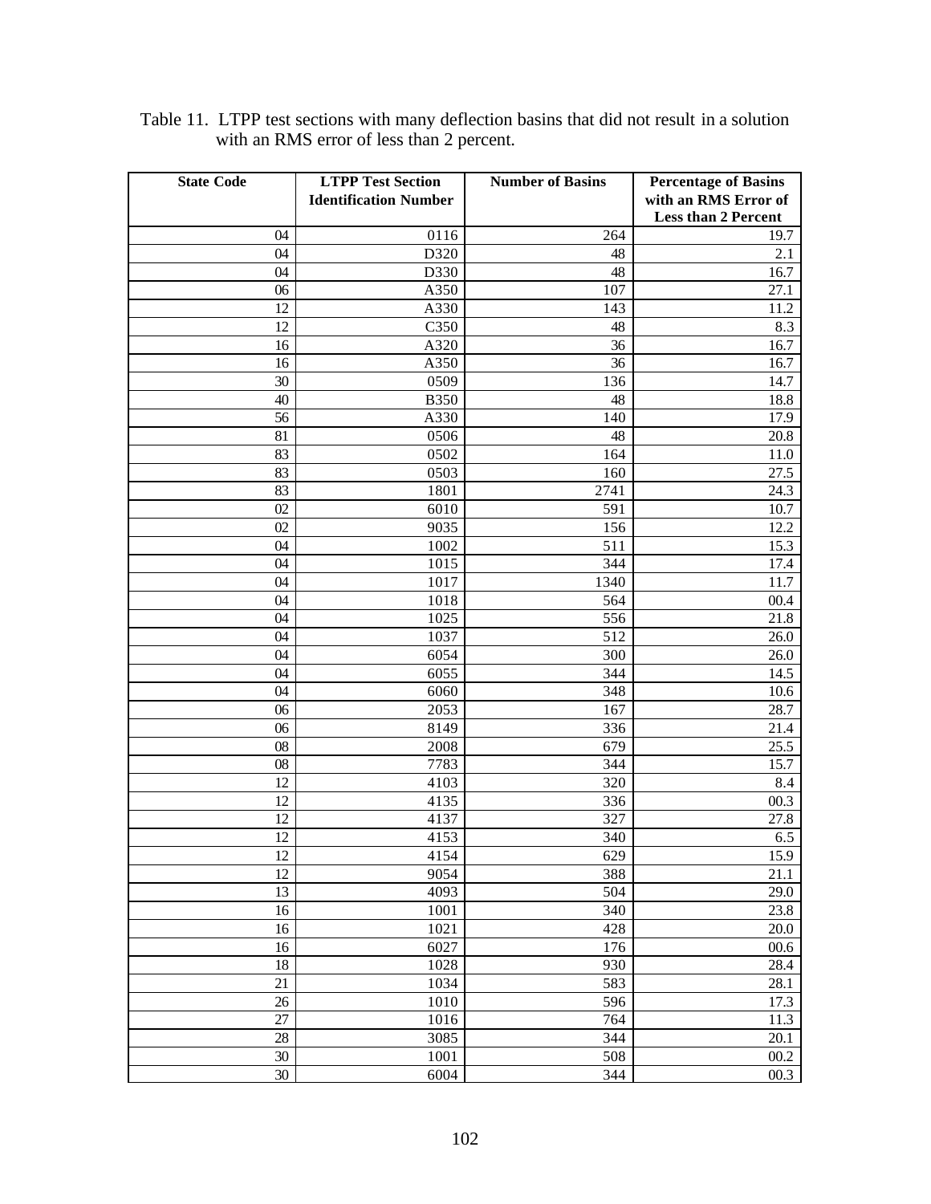Table 11. LTPP test sections with many deflection basins that did not result in a solution with an RMS error of less than 2 percent.

| State Code | LTPP Test Section Identification Number | Number of Basins | Percentage of Basins with an RMS Error of Less than 2 Percent |
|---|---|---|---|
| 04 | 0116 | 264 | 19.7 |
| 04 | D320 | 48 | 2.1 |
| 04 | D330 | 48 | 16.7 |
| 06 | A350 | 107 | 27.1 |
| 12 | A330 | 143 | 11.2 |
| 12 | C350 | 48 | 8.3 |
| 16 | A320 | 36 | 16.7 |
| 16 | A350 | 36 | 16.7 |
| 30 | 0509 | 136 | 14.7 |
| 40 | B350 | 48 | 18.8 |
| 56 | A330 | 140 | 17.9 |
| 81 | 0506 | 48 | 20.8 |
| 83 | 0502 | 164 | 11.0 |
| 83 | 0503 | 160 | 27.5 |
| 83 | 1801 | 2741 | 24.3 |
| 02 | 6010 | 591 | 10.7 |
| 02 | 9035 | 156 | 12.2 |
| 04 | 1002 | 511 | 15.3 |
| 04 | 1015 | 344 | 17.4 |
| 04 | 1017 | 1340 | 11.7 |
| 04 | 1018 | 564 | 00.4 |
| 04 | 1025 | 556 | 21.8 |
| 04 | 1037 | 512 | 26.0 |
| 04 | 6054 | 300 | 26.0 |
| 04 | 6055 | 344 | 14.5 |
| 04 | 6060 | 348 | 10.6 |
| 06 | 2053 | 167 | 28.7 |
| 06 | 8149 | 336 | 21.4 |
| 08 | 2008 | 679 | 25.5 |
| 08 | 7783 | 344 | 15.7 |
| 12 | 4103 | 320 | 8.4 |
| 12 | 4135 | 336 | 00.3 |
| 12 | 4137 | 327 | 27.8 |
| 12 | 4153 | 340 | 6.5 |
| 12 | 4154 | 629 | 15.9 |
| 12 | 9054 | 388 | 21.1 |
| 13 | 4093 | 504 | 29.0 |
| 16 | 1001 | 340 | 23.8 |
| 16 | 1021 | 428 | 20.0 |
| 16 | 6027 | 176 | 00.6 |
| 18 | 1028 | 930 | 28.4 |
| 21 | 1034 | 583 | 28.1 |
| 26 | 1010 | 596 | 17.3 |
| 27 | 1016 | 764 | 11.3 |
| 28 | 3085 | 344 | 20.1 |
| 30 | 1001 | 508 | 00.2 |
| 30 | 6004 | 344 | 00.3 |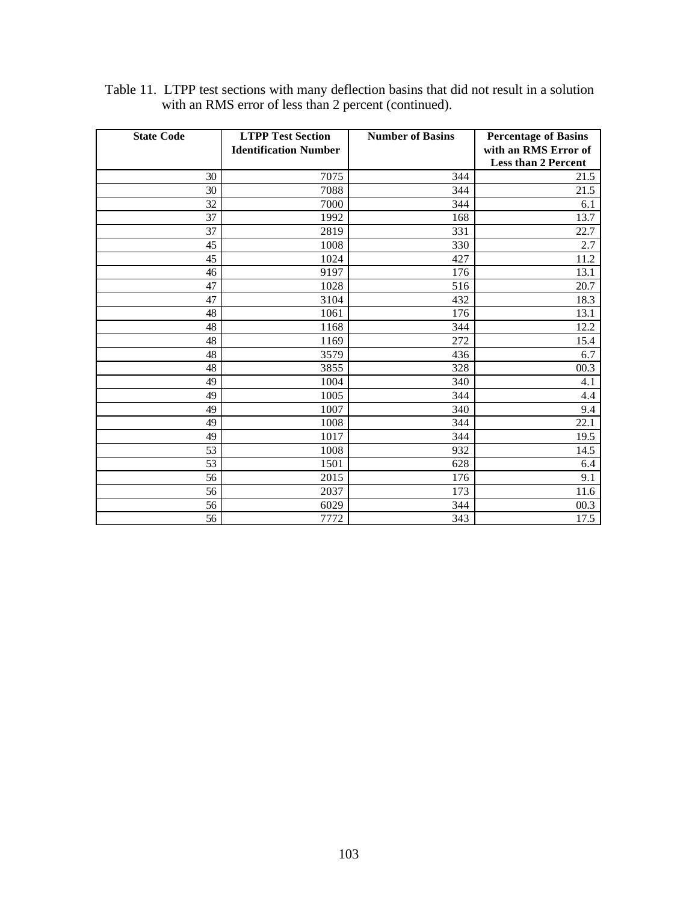Table 11. LTPP test sections with many deflection basins that did not result in a solution with an RMS error of less than 2 percent (continued).

| State Code | LTPP Test Section Identification Number | Number of Basins | Percentage of Basins with an RMS Error of Less than 2 Percent |
|---|---|---|---|
| 30 | 7075 | 344 | 21.5 |
| 30 | 7088 | 344 | 21.5 |
| 32 | 7000 | 344 | 6.1 |
| 37 | 1992 | 168 | 13.7 |
| 37 | 2819 | 331 | 22.7 |
| 45 | 1008 | 330 | 2.7 |
| 45 | 1024 | 427 | 11.2 |
| 46 | 9197 | 176 | 13.1 |
| 47 | 1028 | 516 | 20.7 |
| 47 | 3104 | 432 | 18.3 |
| 48 | 1061 | 176 | 13.1 |
| 48 | 1168 | 344 | 12.2 |
| 48 | 1169 | 272 | 15.4 |
| 48 | 3579 | 436 | 6.7 |
| 48 | 3855 | 328 | 00.3 |
| 49 | 1004 | 340 | 4.1 |
| 49 | 1005 | 344 | 4.4 |
| 49 | 1007 | 340 | 9.4 |
| 49 | 1008 | 344 | 22.1 |
| 49 | 1017 | 344 | 19.5 |
| 53 | 1008 | 932 | 14.5 |
| 53 | 1501 | 628 | 6.4 |
| 56 | 2015 | 176 | 9.1 |
| 56 | 2037 | 173 | 11.6 |
| 56 | 6029 | 344 | 00.3 |
| 56 | 7772 | 343 | 17.5 |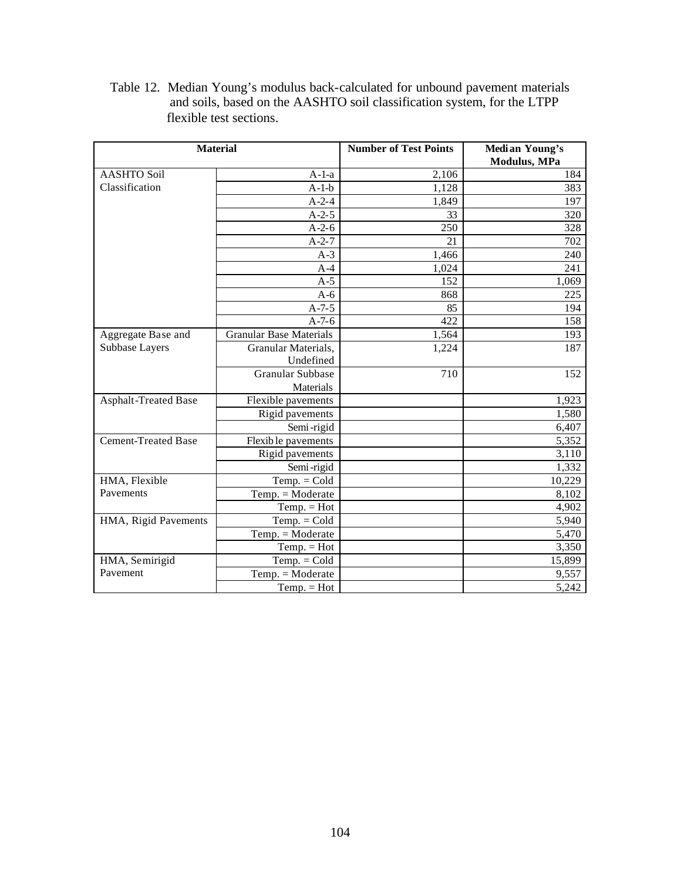Table 12. Median Young's modulus back-calculated for unbound pavement materials and soils, based on the AASHTO soil classification system, for the LTPP flexible test sections.

| Material | | Number of Test Points | Median Young's Modulus, MPa |
|---|---|---|---|
| AASHTO Soil Classification | A-1-a | 2,106 | 184 |
| | A-1-b | 1,128 | 383 |
| | A-2-4 | 1,849 | 197 |
| | A-2-5 | 33 | 320 |
| | A-2-6 | 250 | 328 |
| | A-2-7 | 21 | 702 |
| | A-3 | 1,466 | 240 |
| | A-4 | 1,024 | 241 |
| | A-5 | 152 | 1,069 |
| | A-6 | 868 | 225 |
| | A-7-5 | 85 | 194 |
| | A-7-6 | 422 | 158 |
| Aggregate Base and Subbase Layers | Granular Base Materials | 1,564 | 193 |
| | Granular Materials, Undefined | 1,224 | 187 |
| | Granular Subbase Materials | 710 | 152 |
| Asphalt-Treated Base | Flexible pavements | | 1,923 |
| | Rigid pavements | | 1,580 |
| | Semi-rigid | | 6,407 |
| Cement-Treated Base | Flexible pavements | | 5,352 |
| | Rigid pavements | | 3,110 |
| | Semi-rigid | | 1,332 |
| HMA, Flexible Pavements | Temp. = Cold | | 10,229 |
| | Temp. = Moderate | | 8,102 |
| | Temp. = Hot | | 4,902 |
| HMA, Rigid Pavements | Temp. = Cold | | 5,940 |
| | Temp. = Moderate | | 5,470 |
| | Temp. = Hot | | 3,350 |
| HMA, Semirigid Pavement | Temp. = Cold | | 15,899 |
| | Temp. = Moderate | | 9,557 |
| | Temp. = Hot | | 5,242 |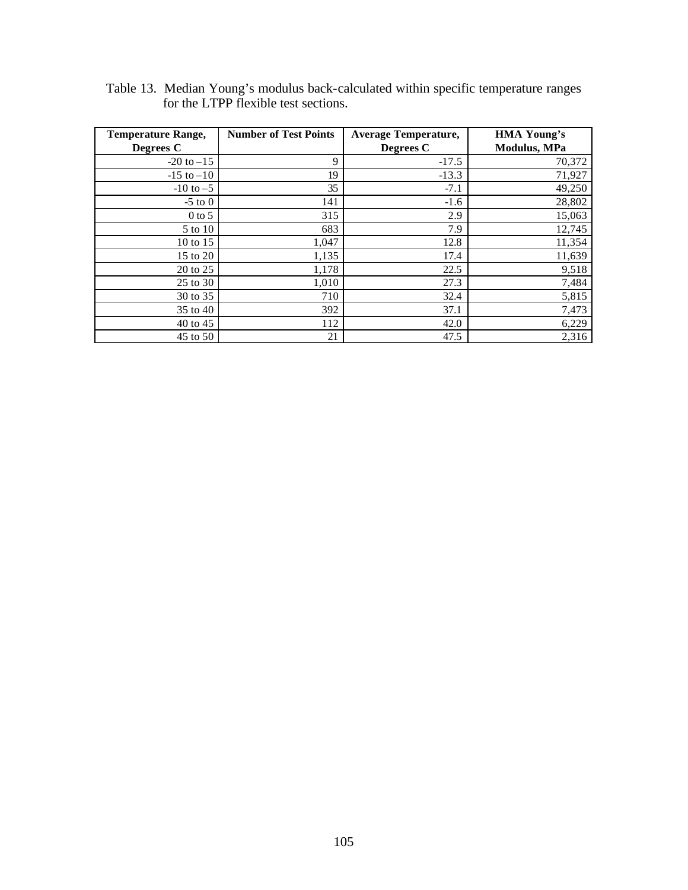Table 13. Median Young's modulus back-calculated within specific temperature ranges for the LTPP flexible test sections.

| Temperature Range, Degrees C | Number of Test Points | Average Temperature, Degrees C | HMA Young's Modulus, MPa |
|---|---|---|---|
| -20 to –15 | 9 | -17.5 | 70,372 |
| -15 to –10 | 19 | -13.3 | 71,927 |
| -10 to –5 | 35 | -7.1 | 49,250 |
| -5 to 0 | 141 | -1.6 | 28,802 |
| 0 to 5 | 315 | 2.9 | 15,063 |
| 5 to 10 | 683 | 7.9 | 12,745 |
| 10 to 15 | 1,047 | 12.8 | 11,354 |
| 15 to 20 | 1,135 | 17.4 | 11,639 |
| 20 to 25 | 1,178 | 22.5 | 9,518 |
| 25 to 30 | 1,010 | 27.3 | 7,484 |
| 30 to 35 | 710 | 32.4 | 5,815 |
| 35 to 40 | 392 | 37.1 | 7,473 |
| 40 to 45 | 112 | 42.0 | 6,229 |
| 45 to 50 | 21 | 47.5 | 2,316 |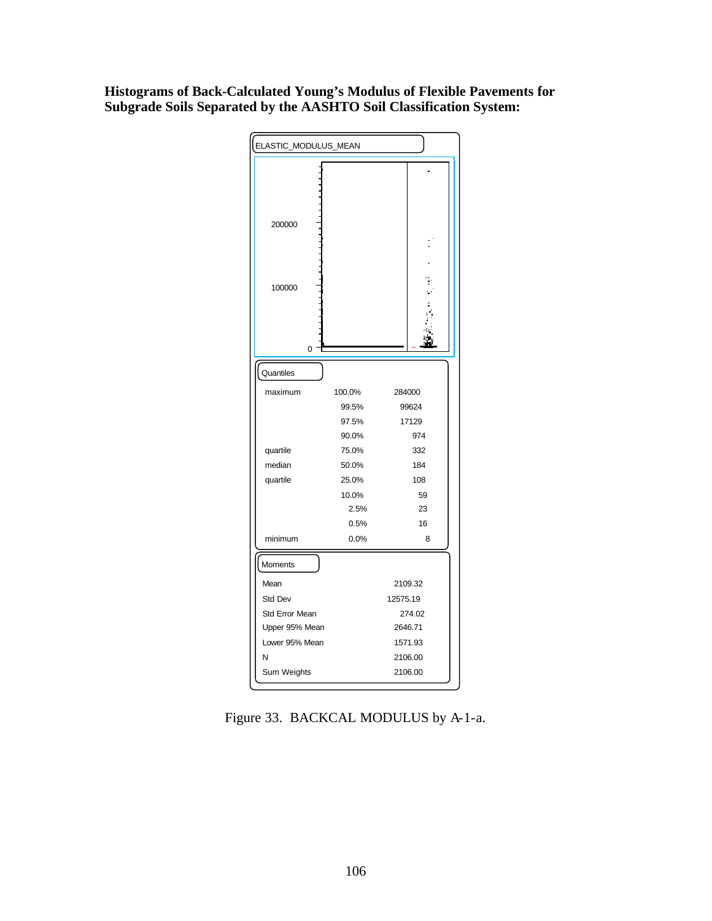**Histograms of Back-Calculated Young's Modulus of Flexible Pavements for Subgrade Soils Separated by the AASHTO Soil Classification System:**

ELASTIC_MODULUS_MEAN

Quantiles

| | | |
|---|---|---|
| maximum | 100.0% | 284000 |
| | 99.5% | 99624 |
| | 97.5% | 17129 |
| | 90.0% | 974 |
| quartile | 75.0% | 332 |
| median | 50.0% | 184 |
| quartile | 25.0% | 108 |
| | 10.0% | 59 |
| | 2.5% | 23 |
| | 0.5% | 16 |
| minimum | 0.0% | 8 |

Moments

| | |
|---|---|
| Mean | 2109.32 |
| Std Dev | 12575.19 |
| Std Error Mean | 274.02 |
| Upper 95% Mean | 2646.71 |
| Lower 95% Mean | 1571.93 |
| N | 2106.00 |
| Sum Weights | 2106.00 |

Figure 33. BACKCAL MODULUS by A-1-a.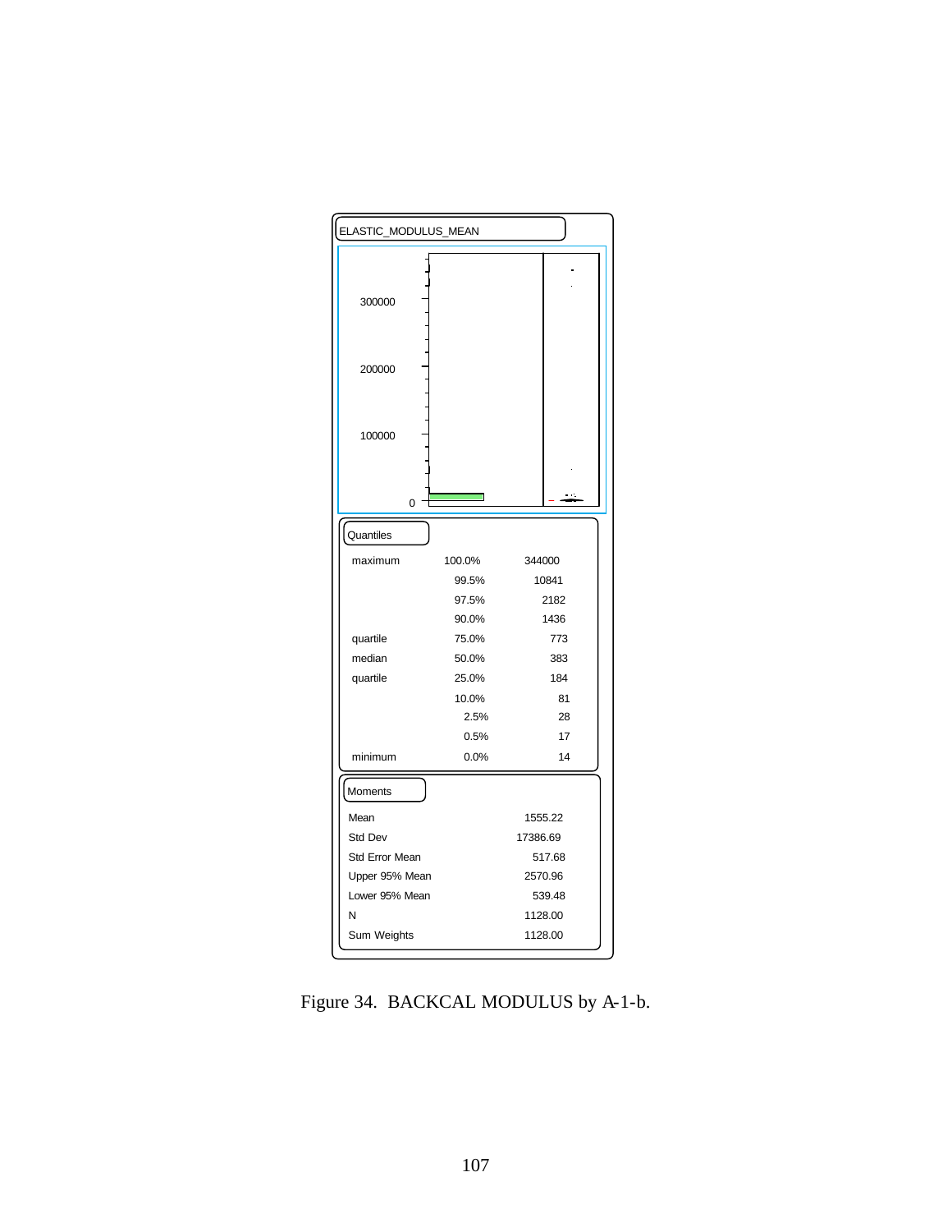ELASTIC_MODULUS_MEAN

**Quantiles**

| | | |
|---|---|---|
| maximum | 100.0% | 344000 |
| | 99.5% | 10841 |
| | 97.5% | 2182 |
| | 90.0% | 1436 |
| quartile | 75.0% | 773 |
| median | 50.0% | 383 |
| quartile | 25.0% | 184 |
| | 10.0% | 81 |
| | 2.5% | 28 |
| | 0.5% | 17 |
| minimum | 0.0% | 14 |

**Moments**

| | |
|---|---|
| Mean | 1555.22 |
| Std Dev | 17386.69 |
| Std Error Mean | 517.68 |
| Upper 95% Mean | 2570.96 |
| Lower 95% Mean | 539.48 |
| N | 1128.00 |
| Sum Weights | 1128.00 |

Figure 34. BACKCAL MODULUS by A-1-b.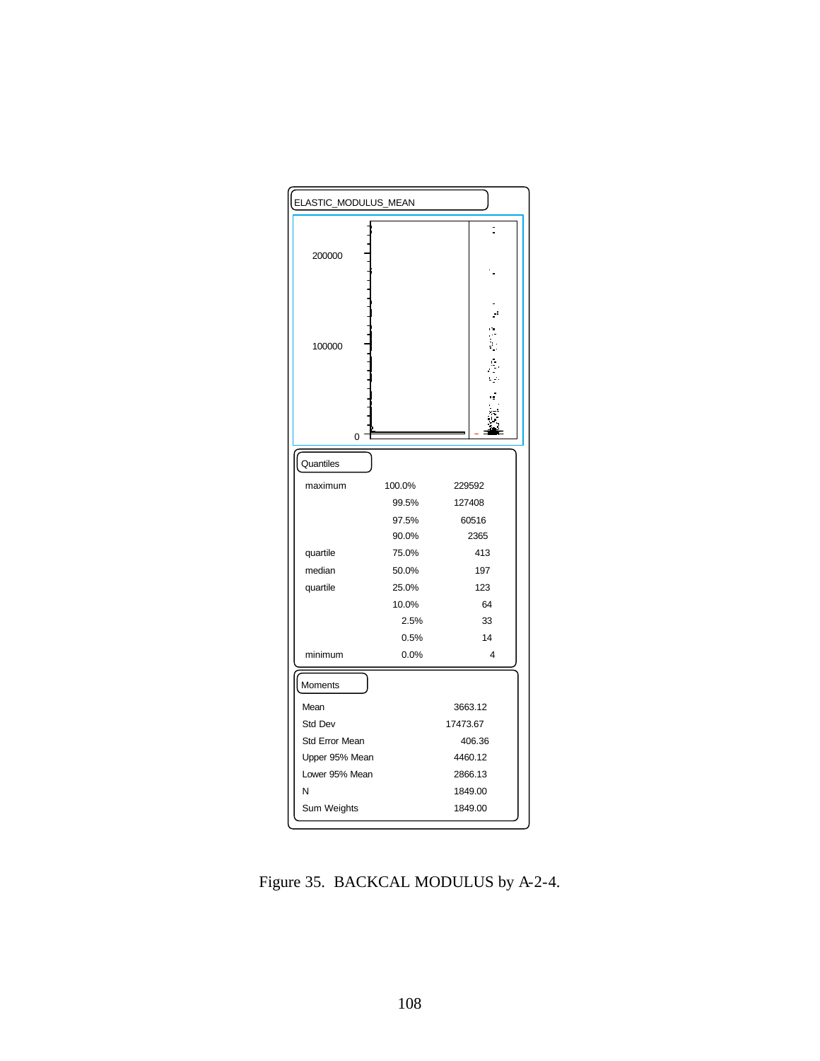ELASTIC_MODULUS_MEAN

Quantiles

| | | |
|---|---|---|
| maximum | 100.0% | 229592 |
| | 99.5% | 127408 |
| | 97.5% | 60516 |
| | 90.0% | 2365 |
| quartile | 75.0% | 413 |
| median | 50.0% | 197 |
| quartile | 25.0% | 123 |
| | 10.0% | 64 |
| | 2.5% | 33 |
| | 0.5% | 14 |
| minimum | 0.0% | 4 |

Moments

| | |
|---|---|
| Mean | 3663.12 |
| Std Dev | 17473.67 |
| Std Error Mean | 406.36 |
| Upper 95% Mean | 4460.12 |
| Lower 95% Mean | 2866.13 |
| N | 1849.00 |
| Sum Weights | 1849.00 |

Figure 35. BACKCAL MODULUS by A-2-4.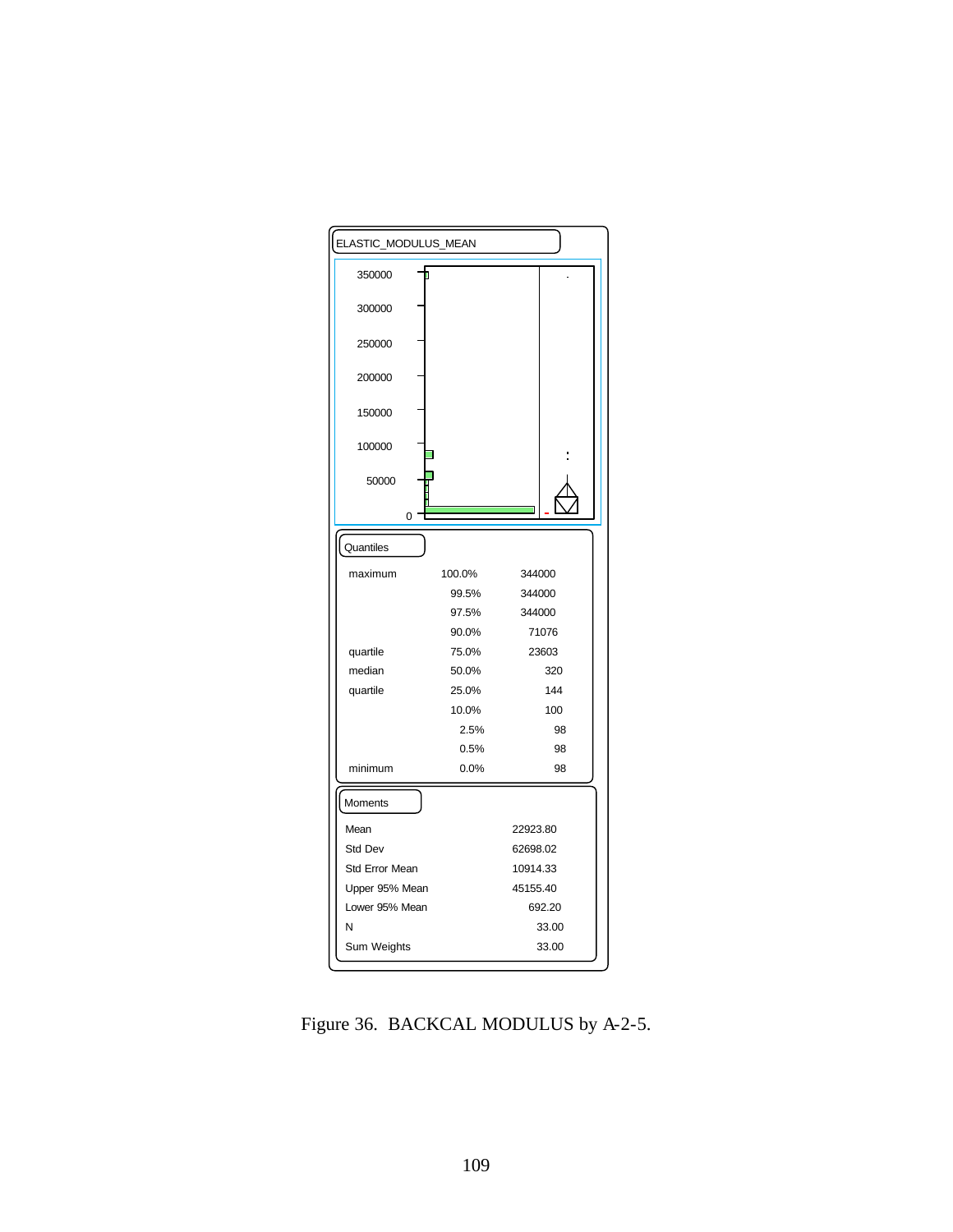ELASTIC_MODULUS_MEAN

**Quantiles**

| | | |
|---|---|---|
| maximum | 100.0% | 344000 |
| | 99.5% | 344000 |
| | 97.5% | 344000 |
| | 90.0% | 71076 |
| quartile | 75.0% | 23603 |
| median | 50.0% | 320 |
| quartile | 25.0% | 144 |
| | 10.0% | 100 |
| | 2.5% | 98 |
| | 0.5% | 98 |
| minimum | 0.0% | 98 |

**Moments**

| | |
|---|---|
| Mean | 22923.80 |
| Std Dev | 62698.02 |
| Std Error Mean | 10914.33 |
| Upper 95% Mean | 45155.40 |
| Lower 95% Mean | 692.20 |
| N | 33.00 |
| Sum Weights | 33.00 |

Figure 36. BACKCAL MODULUS by A-2-5.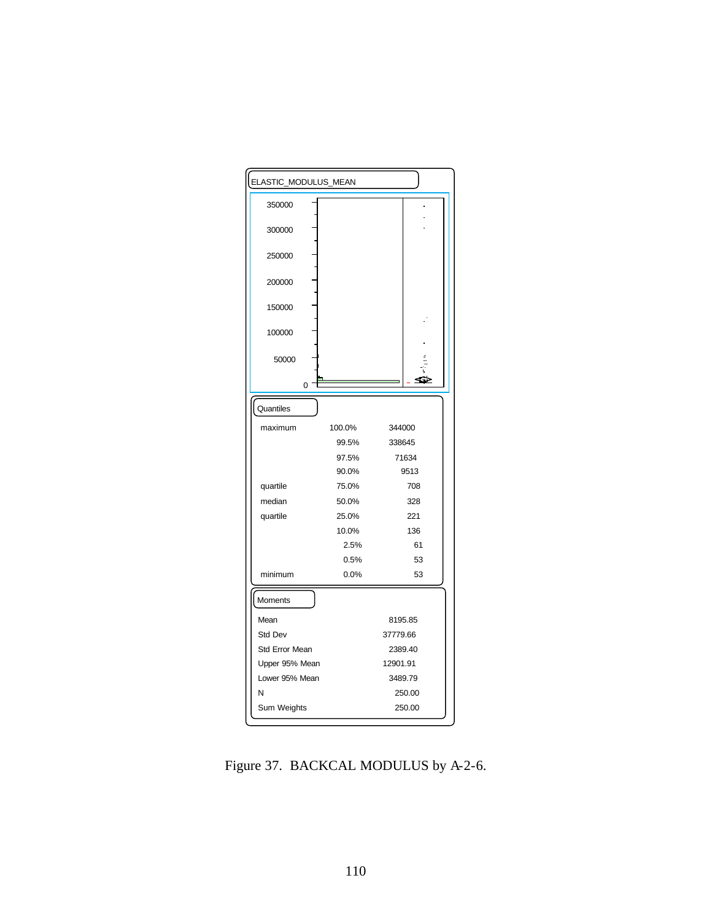ELASTIC_MODULUS_MEAN

**Quantiles**

| | | |
|---|---|---|
| maximum | 100.0% | 344000 |
| | 99.5% | 338645 |
| | 97.5% | 71634 |
| | 90.0% | 9513 |
| quartile | 75.0% | 708 |
| median | 50.0% | 328 |
| quartile | 25.0% | 221 |
| | 10.0% | 136 |
| | 2.5% | 61 |
| | 0.5% | 53 |
| minimum | 0.0% | 53 |

**Moments**

| | |
|---|---|
| Mean | 8195.85 |
| Std Dev | 37779.66 |
| Std Error Mean | 2389.40 |
| Upper 95% Mean | 12901.91 |
| Lower 95% Mean | 3489.79 |
| N | 250.00 |
| Sum Weights | 250.00 |

Figure 37. BACKCAL MODULUS by A-2-6.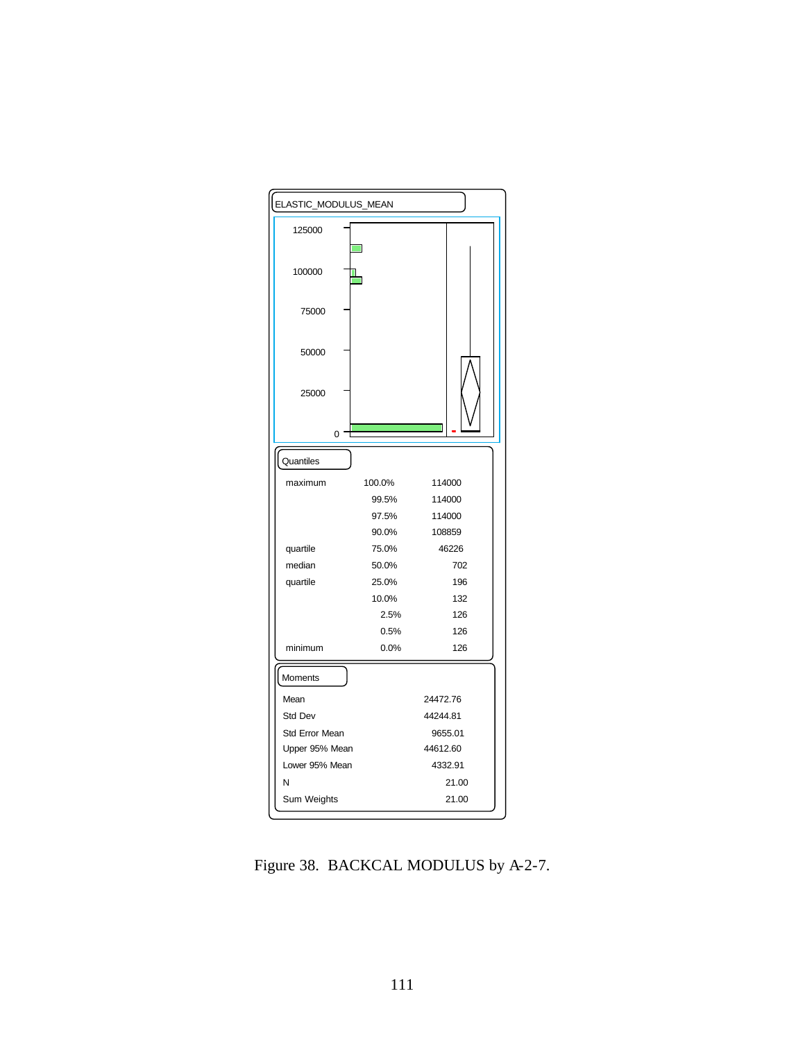ELASTIC_MODULUS_MEAN

Quantiles

| | | |
|---|---|---|
| maximum | 100.0% | 114000 |
| | 99.5% | 114000 |
| | 97.5% | 114000 |
| | 90.0% | 108859 |
| quartile | 75.0% | 46226 |
| median | 50.0% | 702 |
| quartile | 25.0% | 196 |
| | 10.0% | 132 |
| | 2.5% | 126 |
| | 0.5% | 126 |
| minimum | 0.0% | 126 |

Moments

| | |
|---|---|
| Mean | 24472.76 |
| Std Dev | 44244.81 |
| Std Error Mean | 9655.01 |
| Upper 95% Mean | 44612.60 |
| Lower 95% Mean | 4332.91 |
| N | 21.00 |
| Sum Weights | 21.00 |

Figure 38. BACKCAL MODULUS by A-2-7.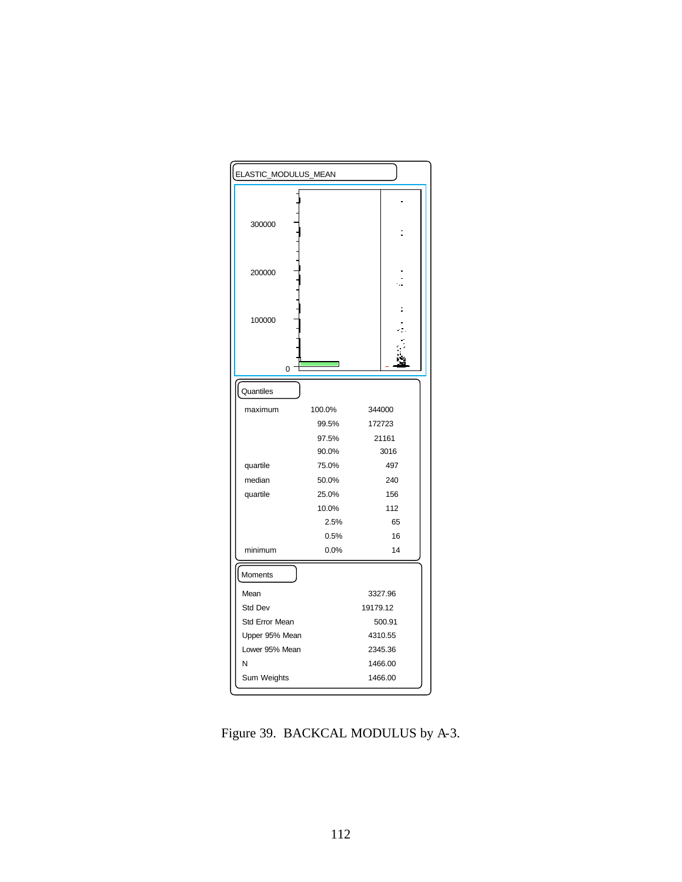ELASTIC_MODULUS_MEAN

**Quantiles**

| | | |
|---|---|---|
| maximum | 100.0% | 344000 |
| | 99.5% | 172723 |
| | 97.5% | 21161 |
| | 90.0% | 3016 |
| quartile | 75.0% | 497 |
| median | 50.0% | 240 |
| quartile | 25.0% | 156 |
| | 10.0% | 112 |
| | 2.5% | 65 |
| | 0.5% | 16 |
| minimum | 0.0% | 14 |

**Moments**

| | |
|---|---|
| Mean | 3327.96 |
| Std Dev | 19179.12 |
| Std Error Mean | 500.91 |
| Upper 95% Mean | 4310.55 |
| Lower 95% Mean | 2345.36 |
| N | 1466.00 |
| Sum Weights | 1466.00 |

Figure 39. BACKCAL MODULUS by A-3.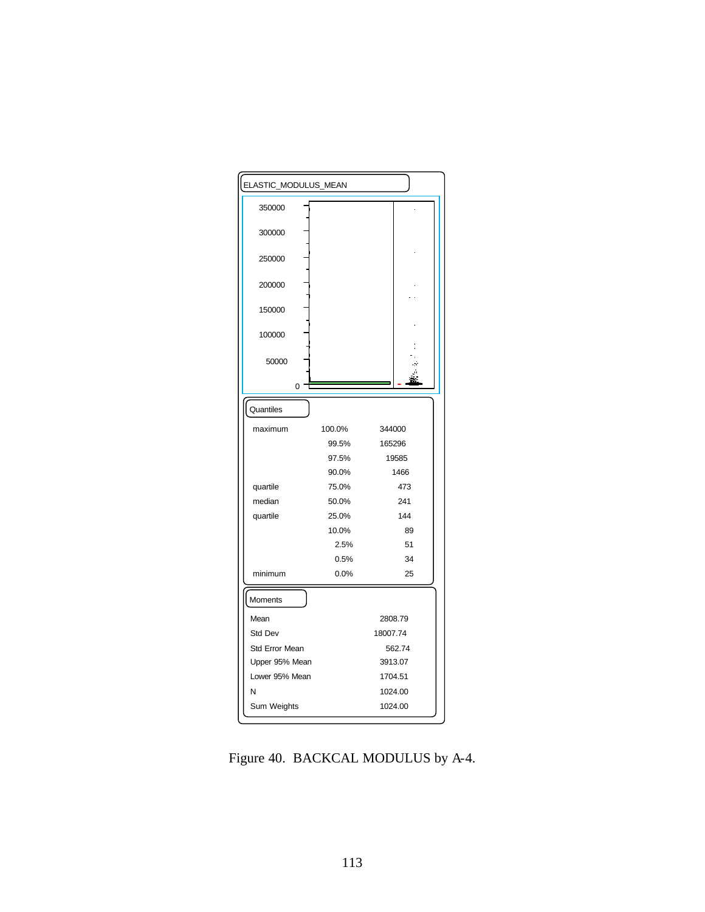ELASTIC_MODULUS_MEAN

**Quantiles**

| | | |
|---|---|---|
| maximum | 100.0% | 344000 |
| | 99.5% | 165296 |
| | 97.5% | 19585 |
| | 90.0% | 1466 |
| quartile | 75.0% | 473 |
| median | 50.0% | 241 |
| quartile | 25.0% | 144 |
| | 10.0% | 89 |
| | 2.5% | 51 |
| | 0.5% | 34 |
| minimum | 0.0% | 25 |

**Moments**

| | |
|---|---|
| Mean | 2808.79 |
| Std Dev | 18007.74 |
| Std Error Mean | 562.74 |
| Upper 95% Mean | 3913.07 |
| Lower 95% Mean | 1704.51 |
| N | 1024.00 |
| Sum Weights | 1024.00 |

Figure 40. BACKCAL MODULUS by A-4.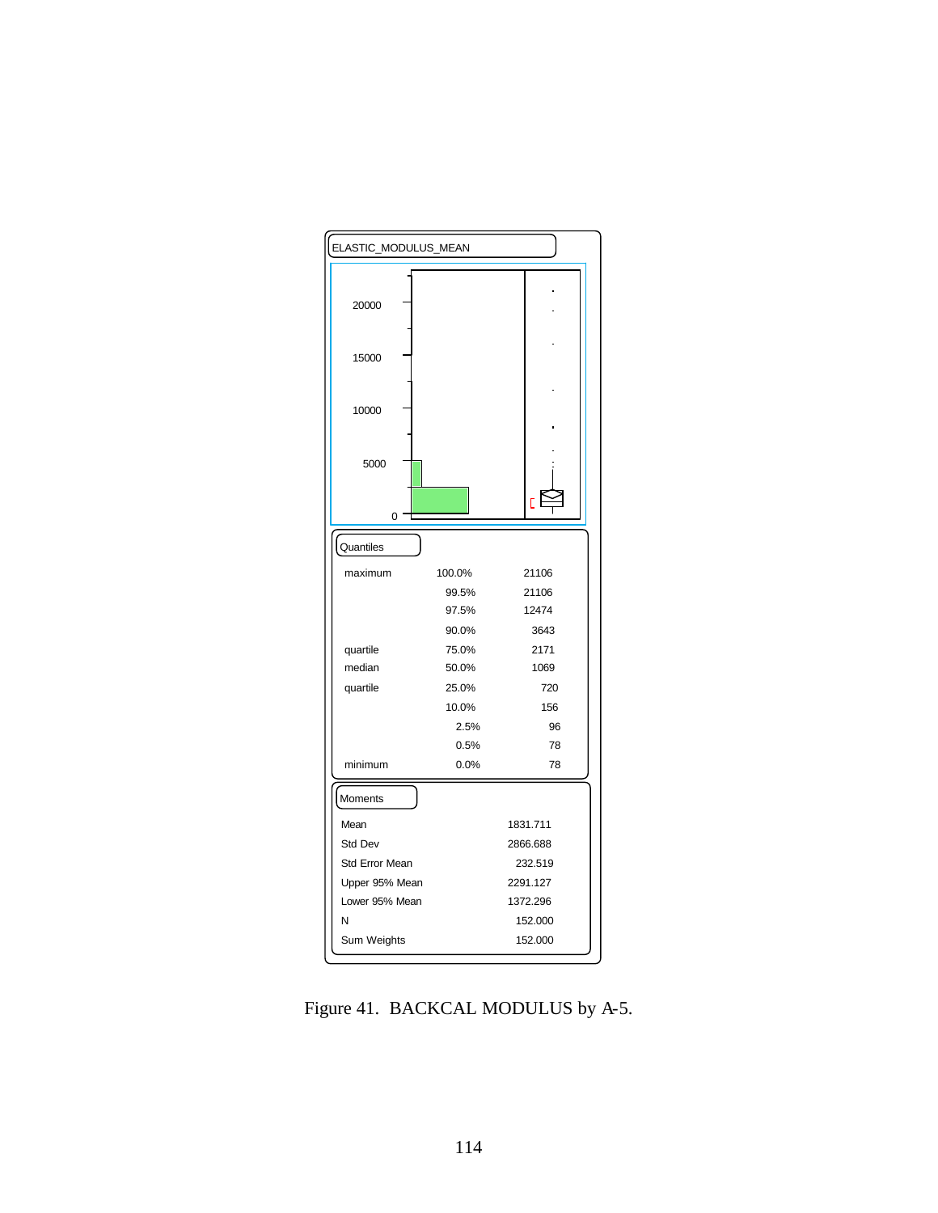ELASTIC_MODULUS_MEAN

Quantiles

| | | |
|---|---|---|
| maximum | 100.0% | 21106 |
| | 99.5% | 21106 |
| | 97.5% | 12474 |
| | 90.0% | 3643 |
| quartile | 75.0% | 2171 |
| median | 50.0% | 1069 |
| quartile | 25.0% | 720 |
| | 10.0% | 156 |
| | 2.5% | 96 |
| | 0.5% | 78 |
| minimum | 0.0% | 78 |

Moments

| | |
|---|---|
| Mean | 1831.711 |
| Std Dev | 2866.688 |
| Std Error Mean | 232.519 |
| Upper 95% Mean | 2291.127 |
| Lower 95% Mean | 1372.296 |
| N | 152.000 |
| Sum Weights | 152.000 |

Figure 41. BACKCAL MODULUS by A-5.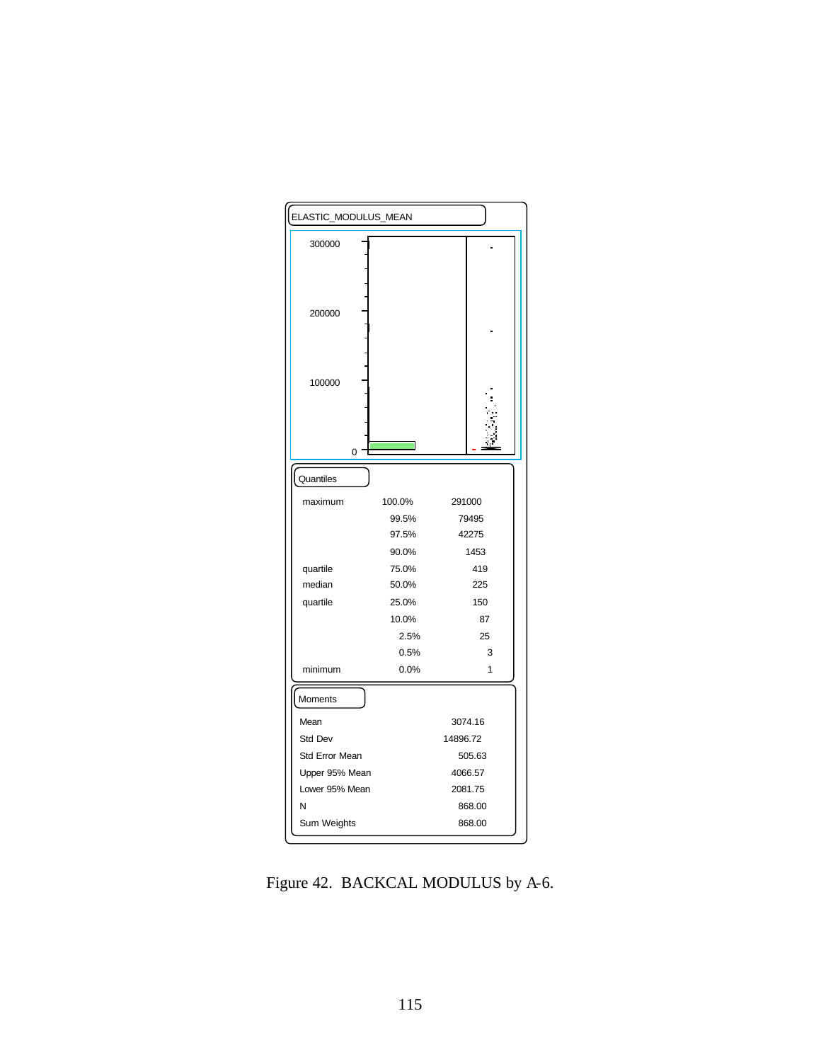ELASTIC_MODULUS_MEAN

300000

200000

100000

0

**Quantiles**

| | | |
|---|---|---|
| maximum | 100.0% | 291000 |
| | 99.5% | 79495 |
| | 97.5% | 42275 |
| | 90.0% | 1453 |
| quartile | 75.0% | 419 |
| median | 50.0% | 225 |
| quartile | 25.0% | 150 |
| | 10.0% | 87 |
| | 2.5% | 25 |
| | 0.5% | 3 |
| minimum | 0.0% | 1 |

**Moments**

| | |
|---|---|
| Mean | 3074.16 |
| Std Dev | 14896.72 |
| Std Error Mean | 505.63 |
| Upper 95% Mean | 4066.57 |
| Lower 95% Mean | 2081.75 |
| N | 868.00 |
| Sum Weights | 868.00 |

Figure 42. BACKCAL MODULUS by A-6.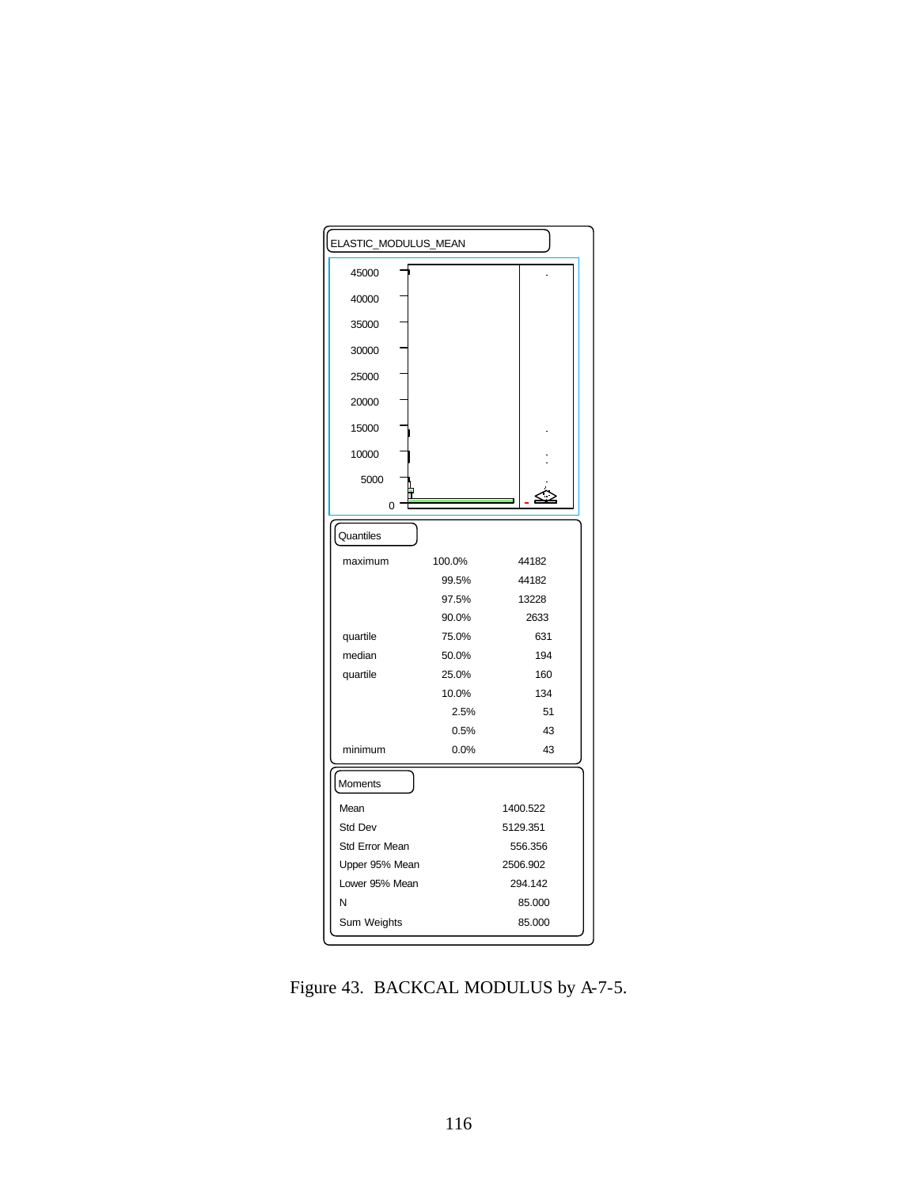ELASTIC_MODULUS_MEAN

45000
40000
35000
30000
25000
20000
15000
10000
5000
0

**Quantiles**

| | | |
|---|---|---|
| maximum | 100.0% | 44182 |
| | 99.5% | 44182 |
| | 97.5% | 13228 |
| | 90.0% | 2633 |
| quartile | 75.0% | 631 |
| median | 50.0% | 194 |
| quartile | 25.0% | 160 |
| | 10.0% | 134 |
| | 2.5% | 51 |
| | 0.5% | 43 |
| minimum | 0.0% | 43 |

**Moments**

| | |
|---|---|
| Mean | 1400.522 |
| Std Dev | 5129.351 |
| Std Error Mean | 556.356 |
| Upper 95% Mean | 2506.902 |
| Lower 95% Mean | 294.142 |
| N | 85.000 |
| Sum Weights | 85.000 |

Figure 43. BACKCAL MODULUS by A-7-5.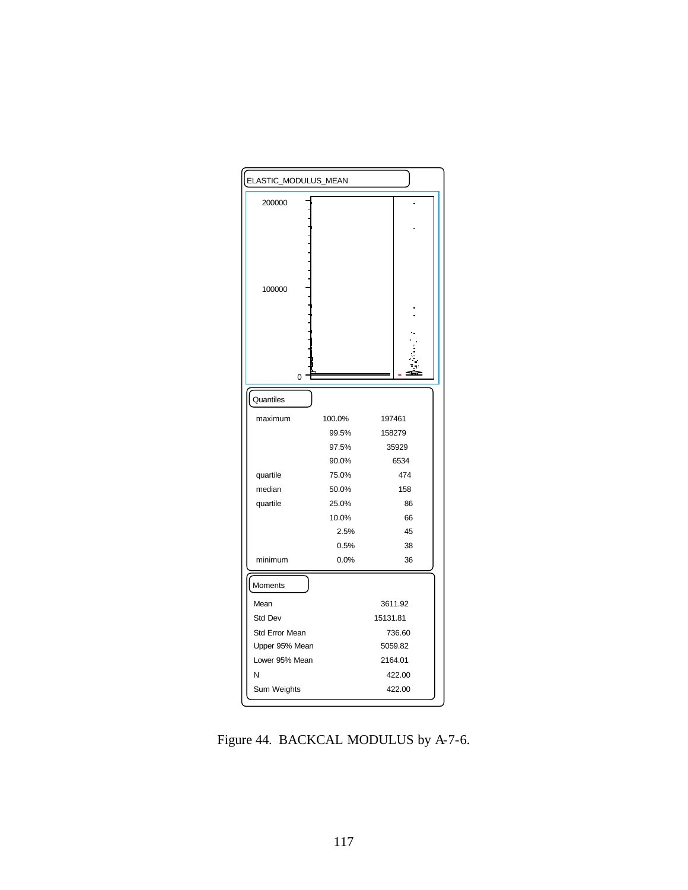ELASTIC_MODULUS_MEAN

**Quantiles**

| | | |
|---|---|---|
| maximum | 100.0% | 197461 |
| | 99.5% | 158279 |
| | 97.5% | 35929 |
| | 90.0% | 6534 |
| quartile | 75.0% | 474 |
| median | 50.0% | 158 |
| quartile | 25.0% | 86 |
| | 10.0% | 66 |
| | 2.5% | 45 |
| | 0.5% | 38 |
| minimum | 0.0% | 36 |

**Moments**

| | |
|---|---|
| Mean | 3611.92 |
| Std Dev | 15131.81 |
| Std Error Mean | 736.60 |
| Upper 95% Mean | 5059.82 |
| Lower 95% Mean | 2164.01 |
| N | 422.00 |
| Sum Weights | 422.00 |

Figure 44. BACKCAL MODULUS by A-7-6.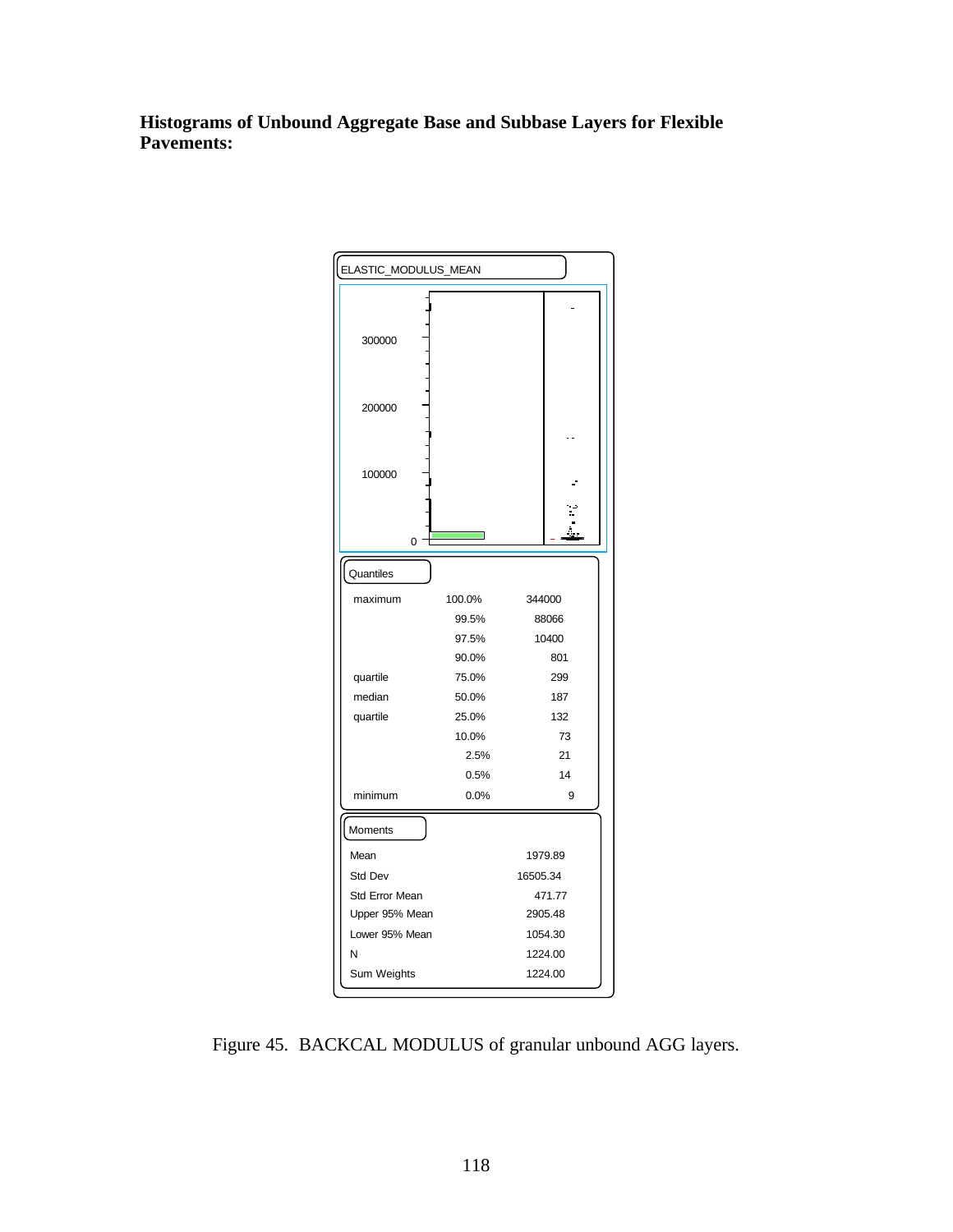**Histograms of Unbound Aggregate Base and Subbase Layers for Flexible Pavements:**

ELASTIC_MODULUS_MEAN

**Quantiles**

| | | |
|---|---|---|
| maximum | 100.0% | 344000 |
| | 99.5% | 88066 |
| | 97.5% | 10400 |
| | 90.0% | 801 |
| quartile | 75.0% | 299 |
| median | 50.0% | 187 |
| quartile | 25.0% | 132 |
| | 10.0% | 73 |
| | 2.5% | 21 |
| | 0.5% | 14 |
| minimum | 0.0% | 9 |

**Moments**

| | |
|---|---|
| Mean | 1979.89 |
| Std Dev | 16505.34 |
| Std Error Mean | 471.77 |
| Upper 95% Mean | 2905.48 |
| Lower 95% Mean | 1054.30 |
| N | 1224.00 |
| Sum Weights | 1224.00 |

Figure 45. BACKCAL MODULUS of granular unbound AGG layers.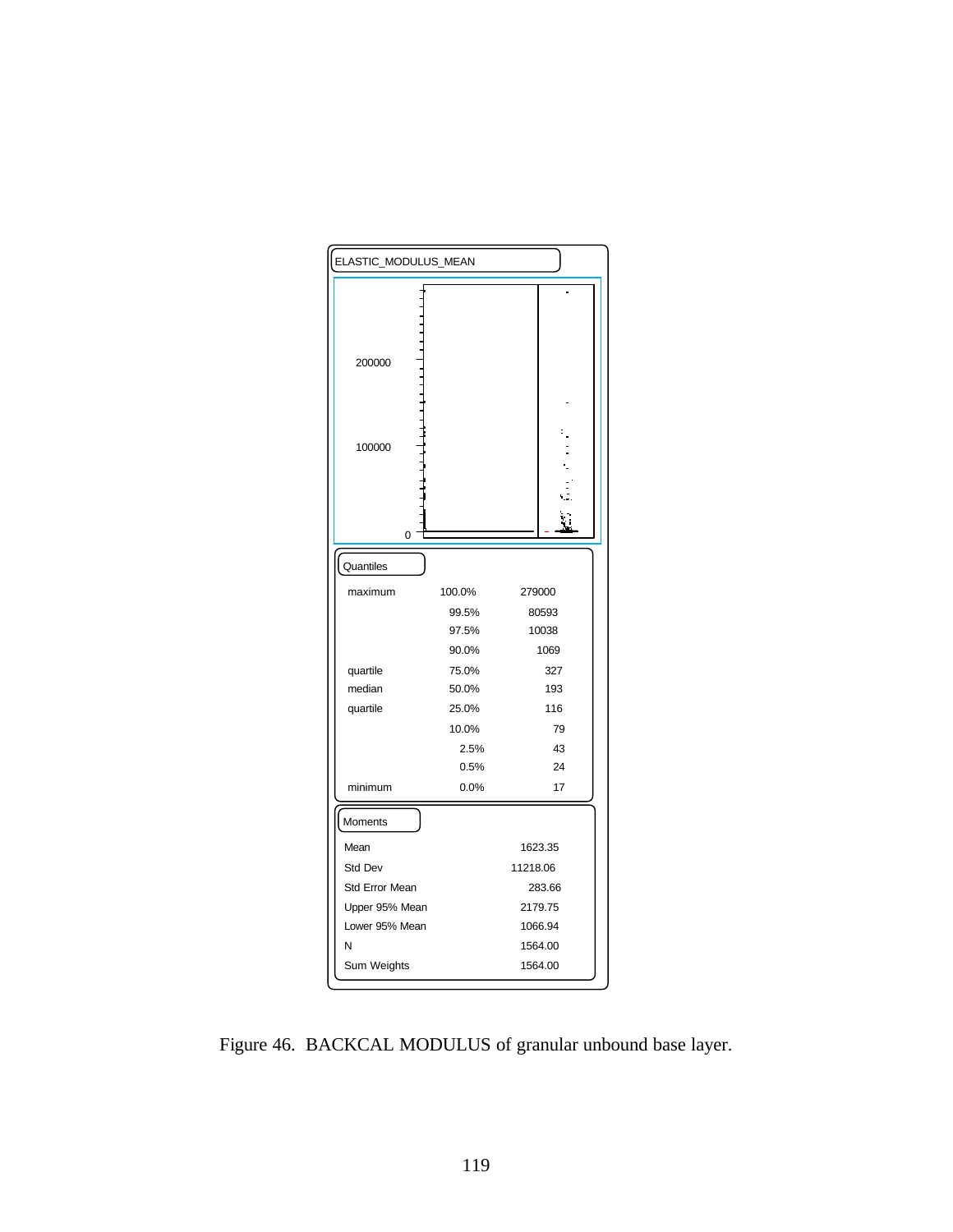ELASTIC_MODULUS_MEAN

**Quantiles**

| | | |
|---|---|---|
| maximum | 100.0% | 279000 |
| | 99.5% | 80593 |
| | 97.5% | 10038 |
| | 90.0% | 1069 |
| quartile | 75.0% | 327 |
| median | 50.0% | 193 |
| quartile | 25.0% | 116 |
| | 10.0% | 79 |
| | 2.5% | 43 |
| | 0.5% | 24 |
| minimum | 0.0% | 17 |

**Moments**

| | |
|---|---|
| Mean | 1623.35 |
| Std Dev | 11218.06 |
| Std Error Mean | 283.66 |
| Upper 95% Mean | 2179.75 |
| Lower 95% Mean | 1066.94 |
| N | 1564.00 |
| Sum Weights | 1564.00 |

Figure 46. BACKCAL MODULUS of granular unbound base layer.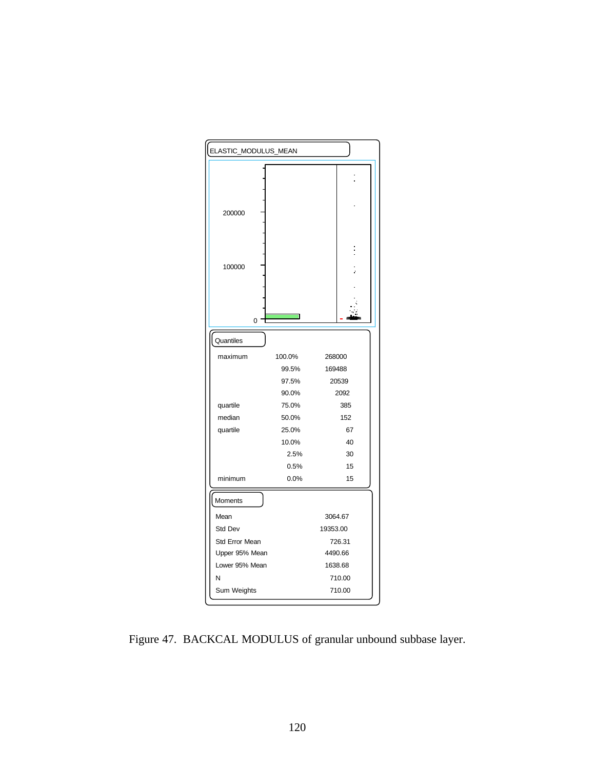ELASTIC_MODULUS_MEAN

**Quantiles**

| | | |
|---|---|---|
| maximum | 100.0% | 268000 |
| | 99.5% | 169488 |
| | 97.5% | 20539 |
| | 90.0% | 2092 |
| quartile | 75.0% | 385 |
| median | 50.0% | 152 |
| quartile | 25.0% | 67 |
| | 10.0% | 40 |
| | 2.5% | 30 |
| | 0.5% | 15 |
| minimum | 0.0% | 15 |

**Moments**

| | |
|---|---|
| Mean | 3064.67 |
| Std Dev | 19353.00 |
| Std Error Mean | 726.31 |
| Upper 95% Mean | 4490.66 |
| Lower 95% Mean | 1638.68 |
| N | 710.00 |
| Sum Weights | 710.00 |

Figure 47. BACKCAL MODULUS of granular unbound subbase layer.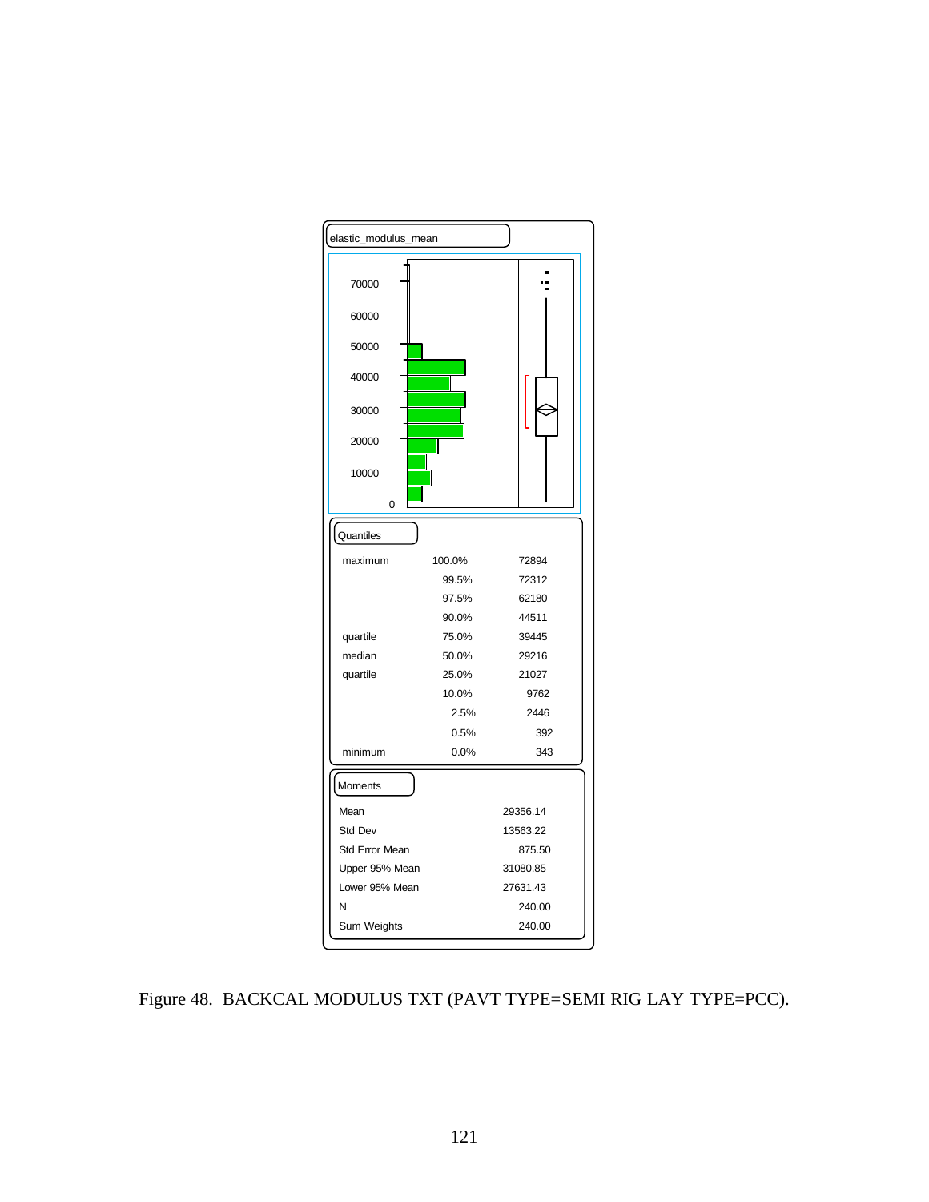elastic_modulus_mean

Quantiles

| | | |
|---|---|---|
| maximum | 100.0% | 72894 |
| | 99.5% | 72312 |
| | 97.5% | 62180 |
| | 90.0% | 44511 |
| quartile | 75.0% | 39445 |
| median | 50.0% | 29216 |
| quartile | 25.0% | 21027 |
| | 10.0% | 9762 |
| | 2.5% | 2446 |
| | 0.5% | 392 |
| minimum | 0.0% | 343 |

Moments

| | |
|---|---|
| Mean | 29356.14 |
| Std Dev | 13563.22 |
| Std Error Mean | 875.50 |
| Upper 95% Mean | 31080.85 |
| Lower 95% Mean | 27631.43 |
| N | 240.00 |
| Sum Weights | 240.00 |

Figure 48. BACKCAL MODULUS TXT (PAVT TYPE=SEMI RIG LAY TYPE=PCC).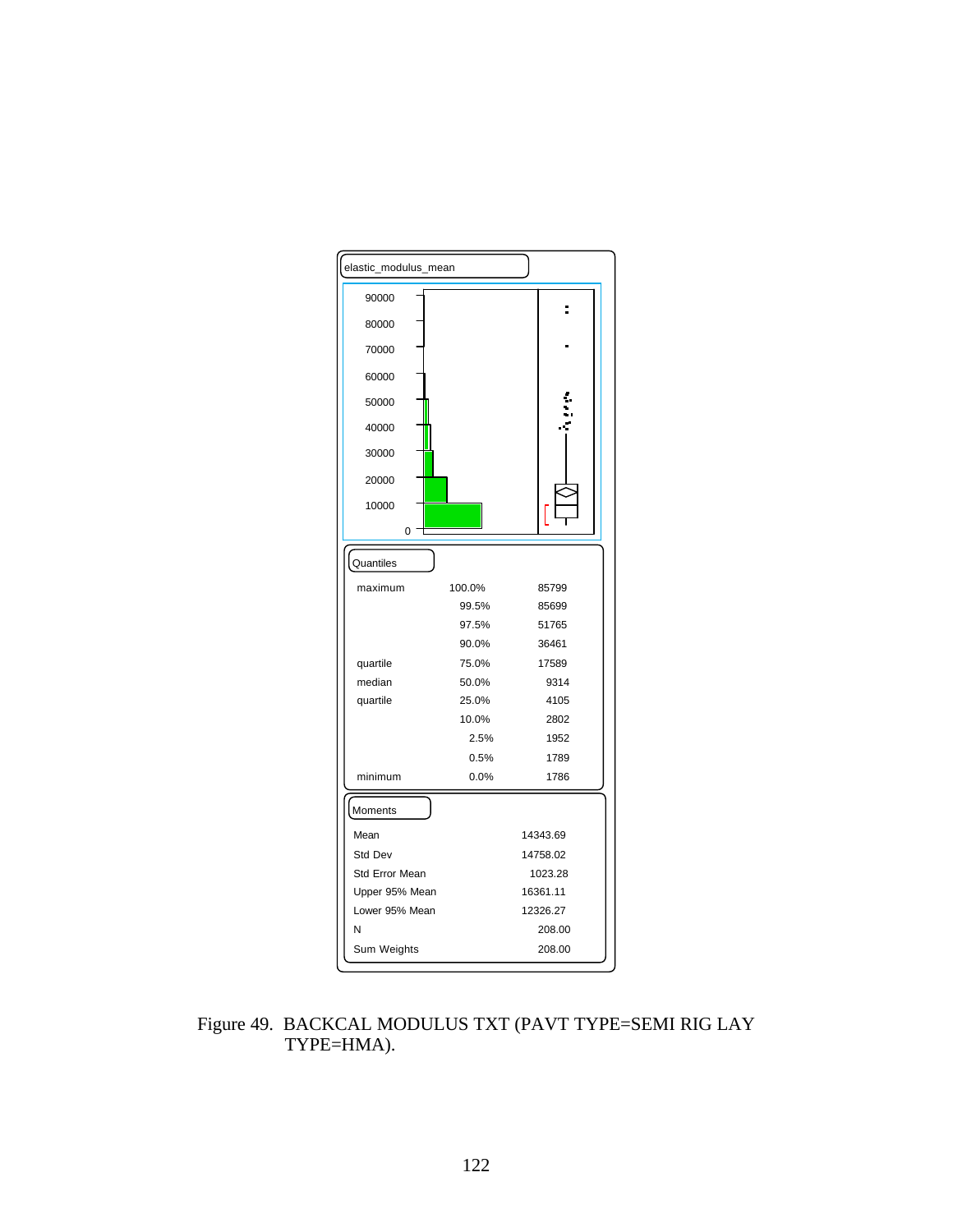elastic_modulus_mean

Quantiles

| | | |
|---|---|---|
| maximum | 100.0% | 85799 |
| | 99.5% | 85699 |
| | 97.5% | 51765 |
| | 90.0% | 36461 |
| quartile | 75.0% | 17589 |
| median | 50.0% | 9314 |
| quartile | 25.0% | 4105 |
| | 10.0% | 2802 |
| | 2.5% | 1952 |
| | 0.5% | 1789 |
| minimum | 0.0% | 1786 |

Moments

| | |
|---|---|
| Mean | 14343.69 |
| Std Dev | 14758.02 |
| Std Error Mean | 1023.28 |
| Upper 95% Mean | 16361.11 |
| Lower 95% Mean | 12326.27 |
| N | 208.00 |
| Sum Weights | 208.00 |

Figure 49. BACKCAL MODULUS TXT (PAVT TYPE=SEMI RIG LAY TYPE=HMA).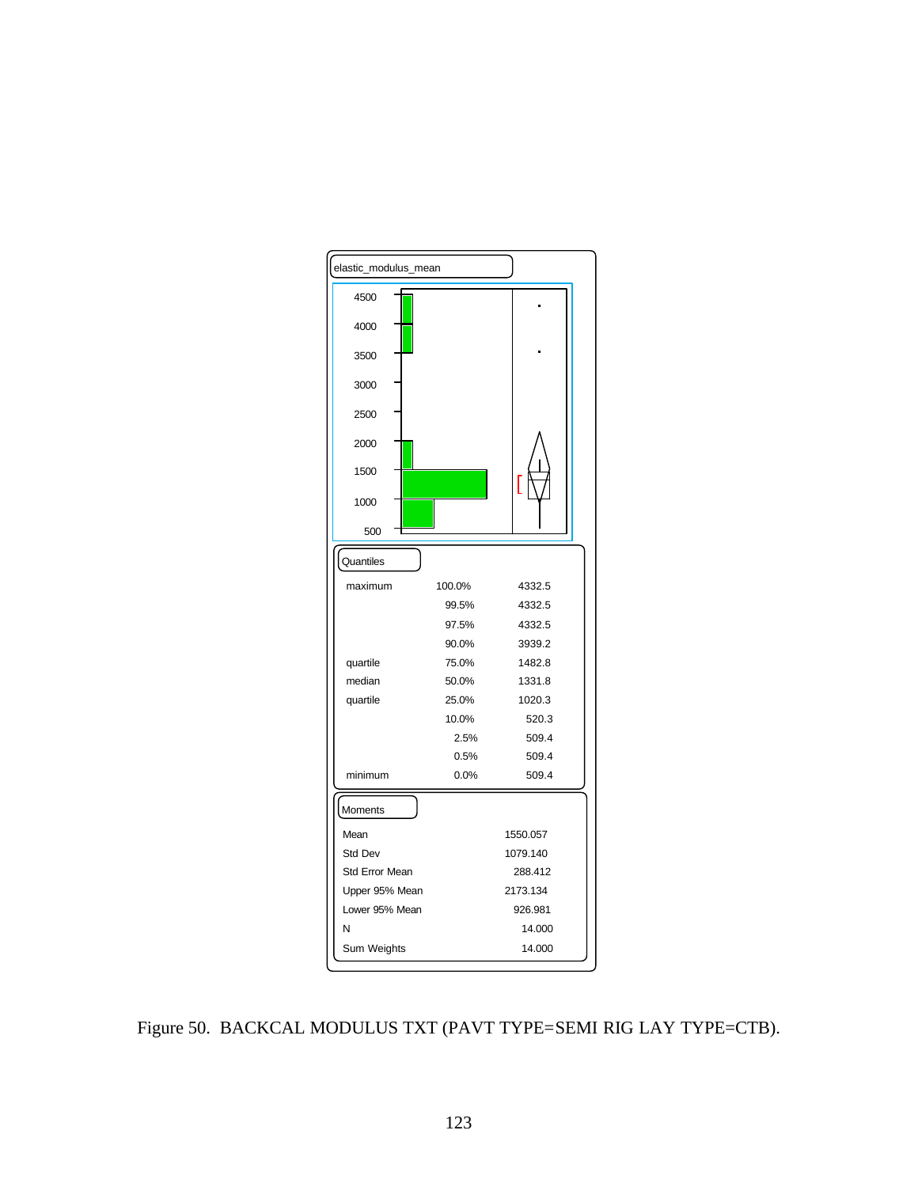elastic_modulus_mean

Quantiles

| | | |
|---|---|---|
| maximum | 100.0% | 4332.5 |
| | 99.5% | 4332.5 |
| | 97.5% | 4332.5 |
| | 90.0% | 3939.2 |
| quartile | 75.0% | 1482.8 |
| median | 50.0% | 1331.8 |
| quartile | 25.0% | 1020.3 |
| | 10.0% | 520.3 |
| | 2.5% | 509.4 |
| | 0.5% | 509.4 |
| minimum | 0.0% | 509.4 |

Moments

| | |
|---|---|
| Mean | 1550.057 |
| Std Dev | 1079.140 |
| Std Error Mean | 288.412 |
| Upper 95% Mean | 2173.134 |
| Lower 95% Mean | 926.981 |
| N | 14.000 |
| Sum Weights | 14.000 |

Figure 50. BACKCAL MODULUS TXT (PAVT TYPE=SEMI RIG LAY TYPE=CTB).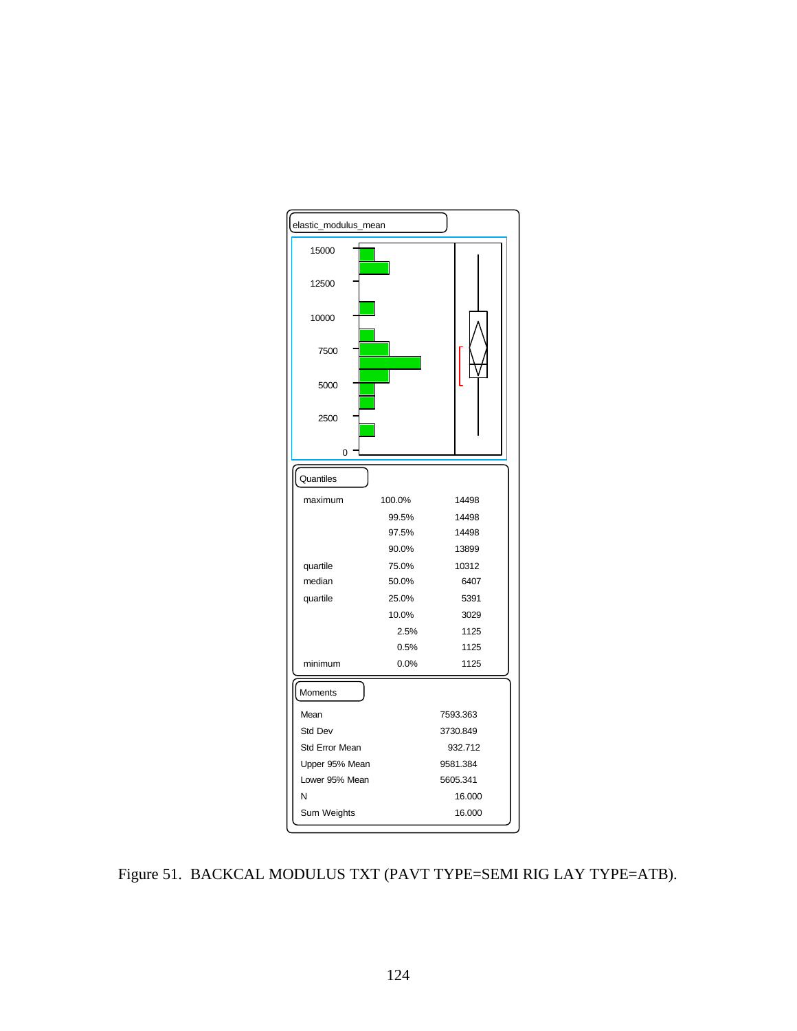elastic_modulus_mean

**Quantiles**

| | | |
|---|---|---|
| maximum | 100.0% | 14498 |
| | 99.5% | 14498 |
| | 97.5% | 14498 |
| | 90.0% | 13899 |
| quartile | 75.0% | 10312 |
| median | 50.0% | 6407 |
| quartile | 25.0% | 5391 |
| | 10.0% | 3029 |
| | 2.5% | 1125 |
| | 0.5% | 1125 |
| minimum | 0.0% | 1125 |

**Moments**

| | |
|---|---|
| Mean | 7593.363 |
| Std Dev | 3730.849 |
| Std Error Mean | 932.712 |
| Upper 95% Mean | 9581.384 |
| Lower 95% Mean | 5605.341 |
| N | 16.000 |
| Sum Weights | 16.000 |

Figure 51. BACKCAL MODULUS TXT (PAVT TYPE=SEMI RIG LAY TYPE=ATB).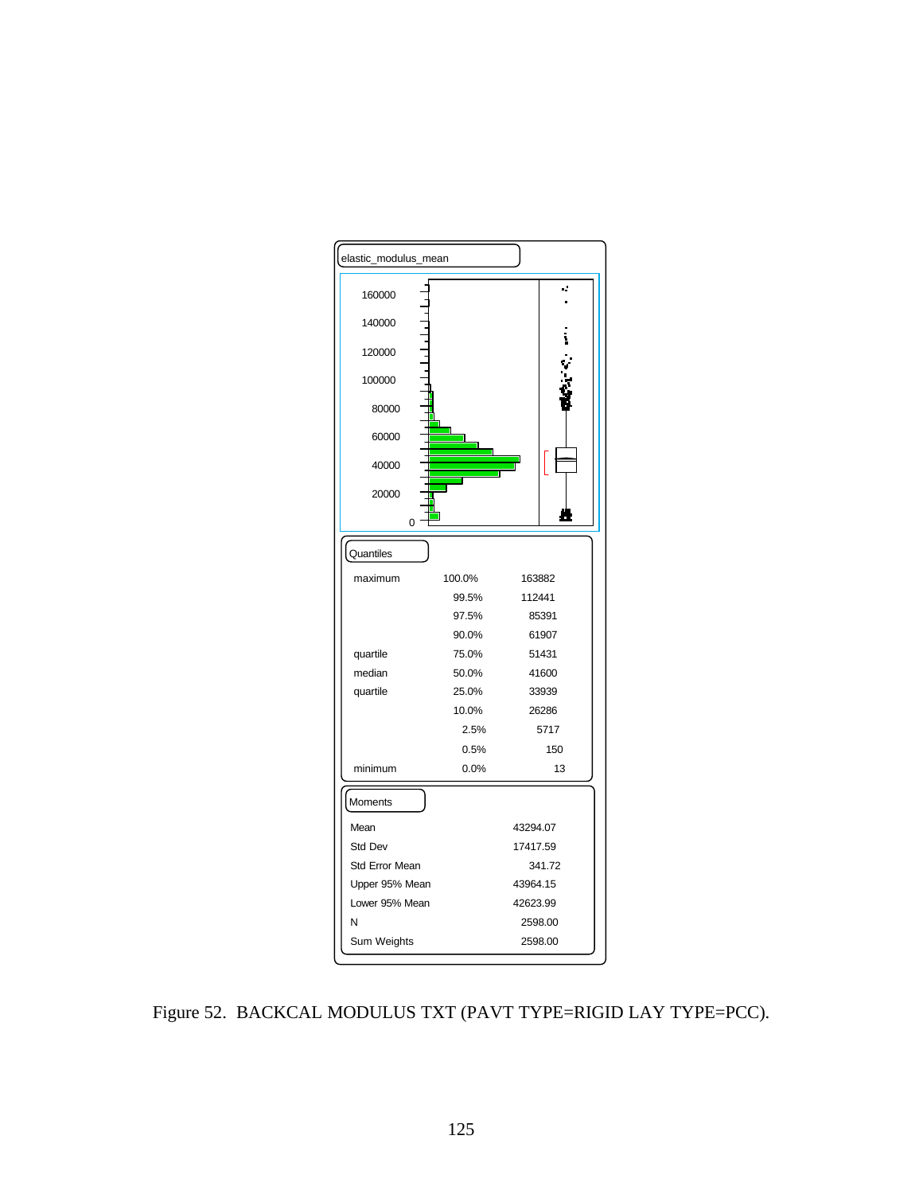elastic_modulus_mean

Quantiles

| | | |
|---|---|---|
| maximum | 100.0% | 163882 |
| | 99.5% | 112441 |
| | 97.5% | 85391 |
| | 90.0% | 61907 |
| quartile | 75.0% | 51431 |
| median | 50.0% | 41600 |
| quartile | 25.0% | 33939 |
| | 10.0% | 26286 |
| | 2.5% | 5717 |
| | 0.5% | 150 |
| minimum | 0.0% | 13 |

Moments

| | |
|---|---|
| Mean | 43294.07 |
| Std Dev | 17417.59 |
| Std Error Mean | 341.72 |
| Upper 95% Mean | 43964.15 |
| Lower 95% Mean | 42623.99 |
| N | 2598.00 |
| Sum Weights | 2598.00 |

Figure 52. BACKCAL MODULUS TXT (PAVT TYPE=RIGID LAY TYPE=PCC).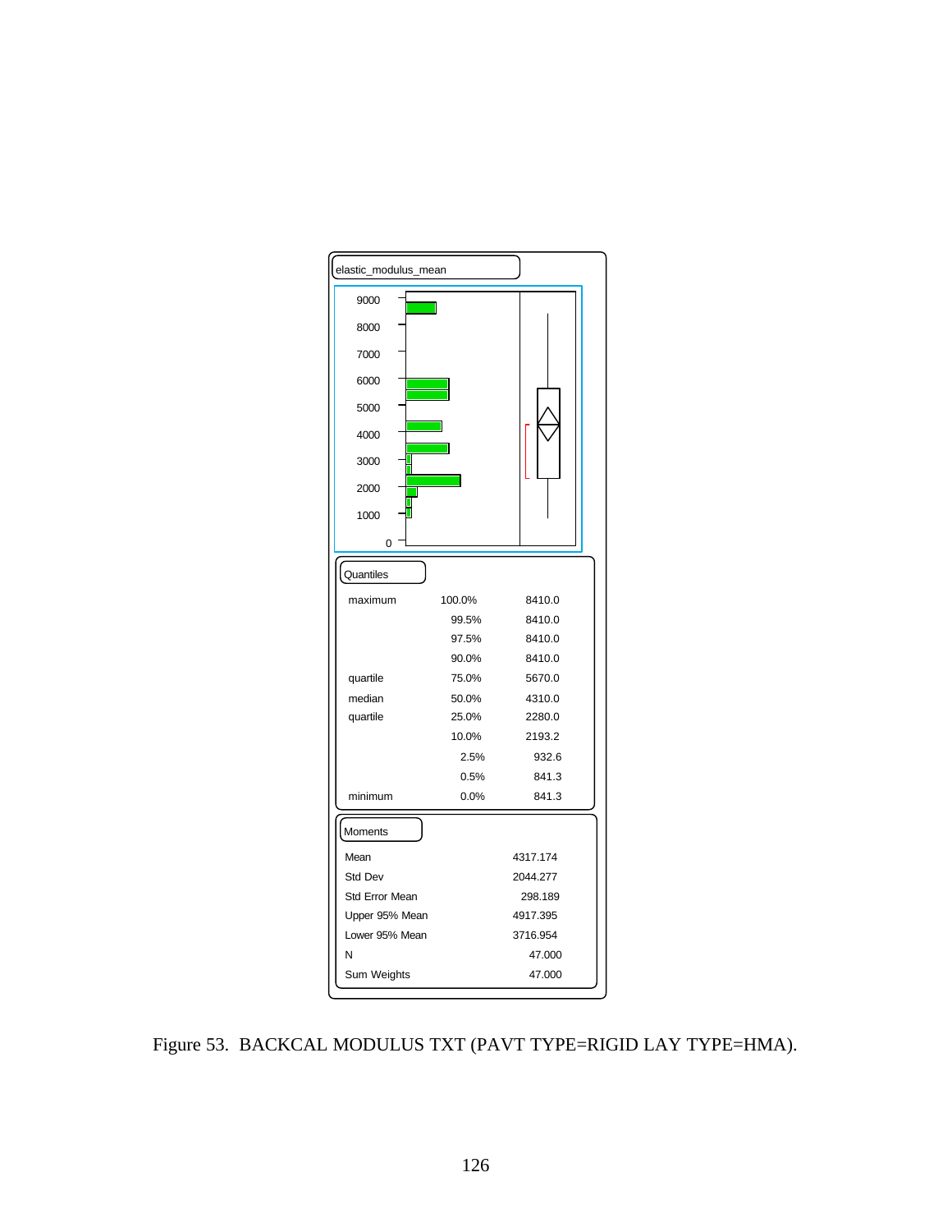elastic_modulus_mean

Quantiles

| | | |
|---|---|---|
| maximum | 100.0% | 8410.0 |
| | 99.5% | 8410.0 |
| | 97.5% | 8410.0 |
| | 90.0% | 8410.0 |
| quartile | 75.0% | 5670.0 |
| median | 50.0% | 4310.0 |
| quartile | 25.0% | 2280.0 |
| | 10.0% | 2193.2 |
| | 2.5% | 932.6 |
| | 0.5% | 841.3 |
| minimum | 0.0% | 841.3 |

Moments

| | |
|---|---|
| Mean | 4317.174 |
| Std Dev | 2044.277 |
| Std Error Mean | 298.189 |
| Upper 95% Mean | 4917.395 |
| Lower 95% Mean | 3716.954 |
| N | 47.000 |
| Sum Weights | 47.000 |

Figure 53. BACKCAL MODULUS TXT (PAVT TYPE=RIGID LAY TYPE=HMA).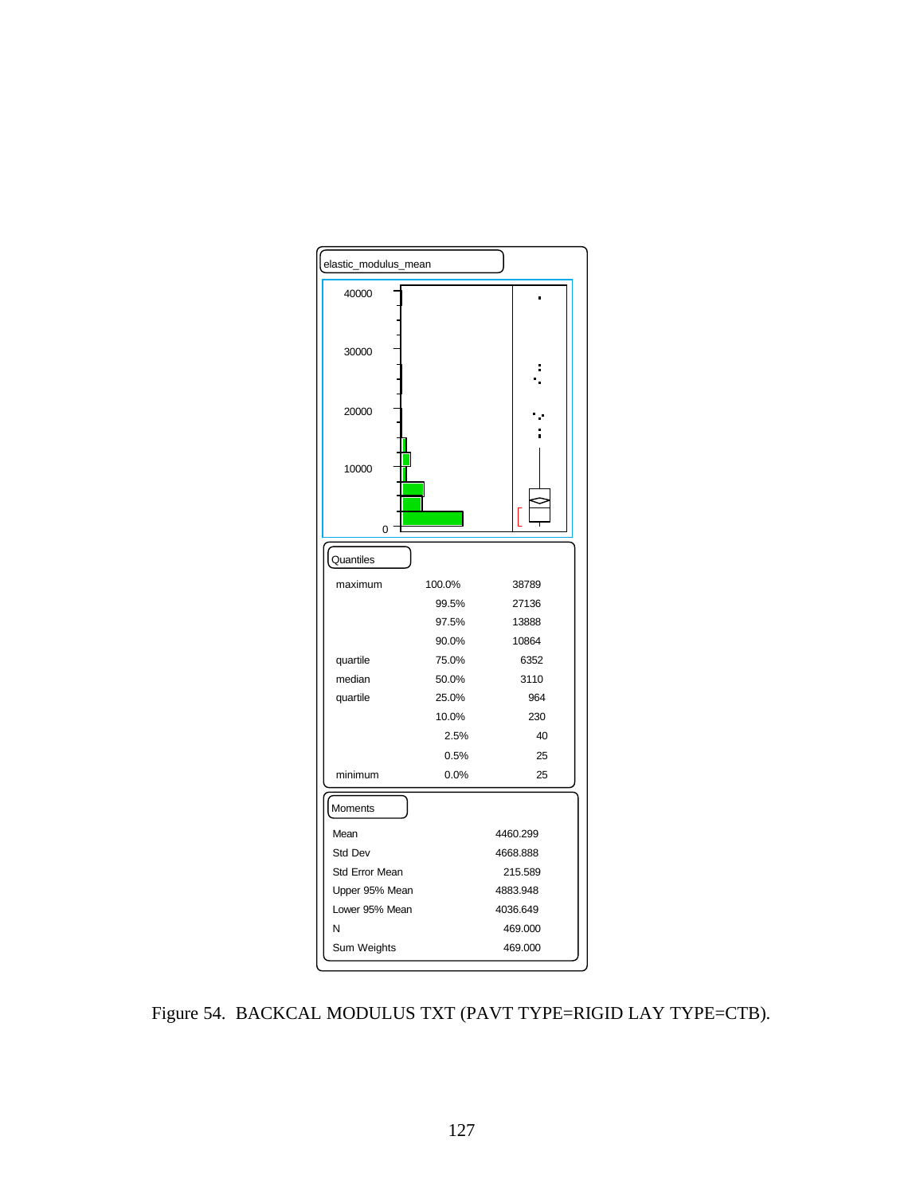elastic_modulus_mean

**Quantiles**

| | | |
|---|---|---|
| maximum | 100.0% | 38789 |
| | 99.5% | 27136 |
| | 97.5% | 13888 |
| | 90.0% | 10864 |
| quartile | 75.0% | 6352 |
| median | 50.0% | 3110 |
| quartile | 25.0% | 964 |
| | 10.0% | 230 |
| | 2.5% | 40 |
| | 0.5% | 25 |
| minimum | 0.0% | 25 |

**Moments**

| | |
|---|---|
| Mean | 4460.299 |
| Std Dev | 4668.888 |
| Std Error Mean | 215.589 |
| Upper 95% Mean | 4883.948 |
| Lower 95% Mean | 4036.649 |
| N | 469.000 |
| Sum Weights | 469.000 |

Figure 54. BACKCAL MODULUS TXT (PAVT TYPE=RIGID LAY TYPE=CTB).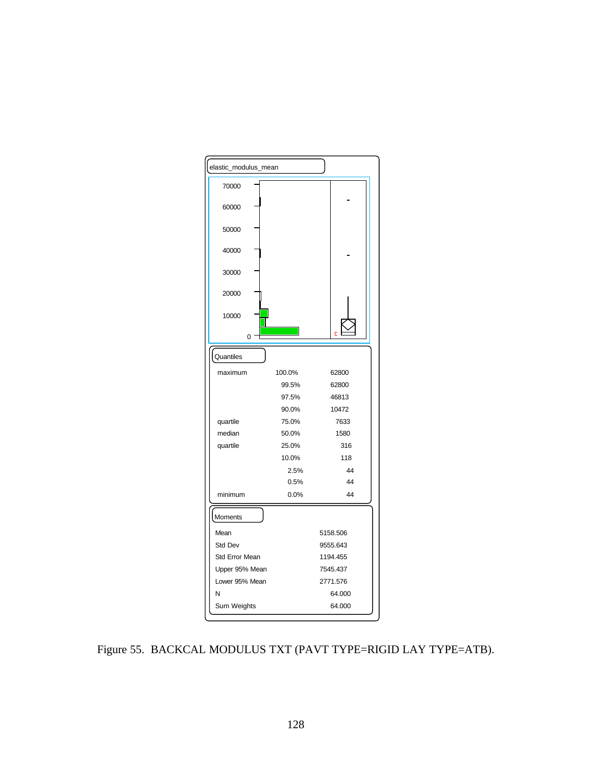elastic_modulus_mean

**Quantiles**

| | | |
|---|---|---|
| maximum | 100.0% | 62800 |
| | 99.5% | 62800 |
| | 97.5% | 46813 |
| | 90.0% | 10472 |
| quartile | 75.0% | 7633 |
| median | 50.0% | 1580 |
| quartile | 25.0% | 316 |
| | 10.0% | 118 |
| | 2.5% | 44 |
| | 0.5% | 44 |
| minimum | 0.0% | 44 |

**Moments**

| | |
|---|---|
| Mean | 5158.506 |
| Std Dev | 9555.643 |
| Std Error Mean | 1194.455 |
| Upper 95% Mean | 7545.437 |
| Lower 95% Mean | 2771.576 |
| N | 64.000 |
| Sum Weights | 64.000 |

Figure 55. BACKCAL MODULUS TXT (PAVT TYPE=RIGID LAY TYPE=ATB).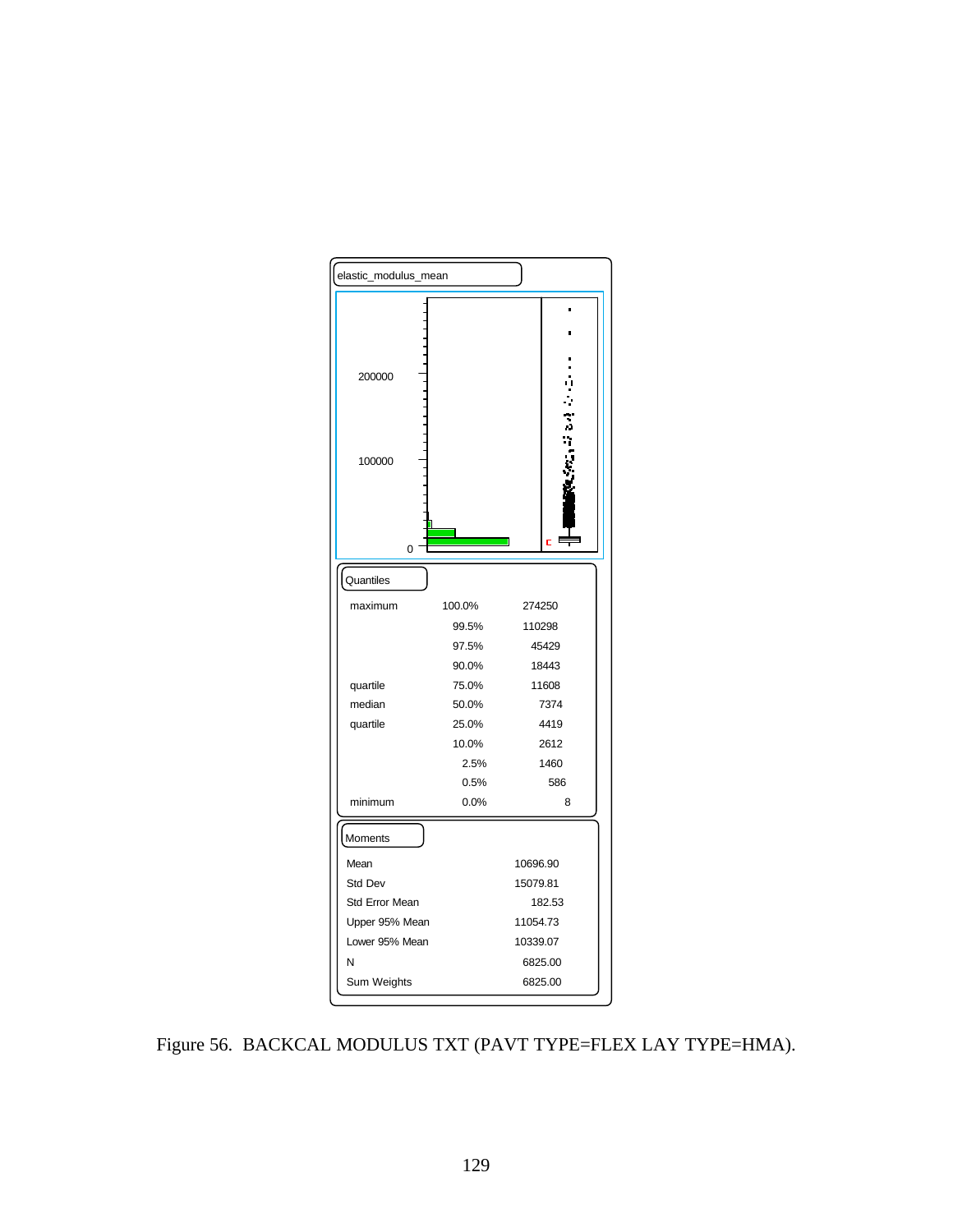elastic_modulus_mean

**Quantiles**

| | | |
|---|---|---|
| maximum | 100.0% | 274250 |
| | 99.5% | 110298 |
| | 97.5% | 45429 |
| | 90.0% | 18443 |
| quartile | 75.0% | 11608 |
| median | 50.0% | 7374 |
| quartile | 25.0% | 4419 |
| | 10.0% | 2612 |
| | 2.5% | 1460 |
| | 0.5% | 586 |
| minimum | 0.0% | 8 |

**Moments**

| | |
|---|---|
| Mean | 10696.90 |
| Std Dev | 15079.81 |
| Std Error Mean | 182.53 |
| Upper 95% Mean | 11054.73 |
| Lower 95% Mean | 10339.07 |
| N | 6825.00 |
| Sum Weights | 6825.00 |

Figure 56. BACKCAL MODULUS TXT (PAVT TYPE=FLEX LAY TYPE=HMA).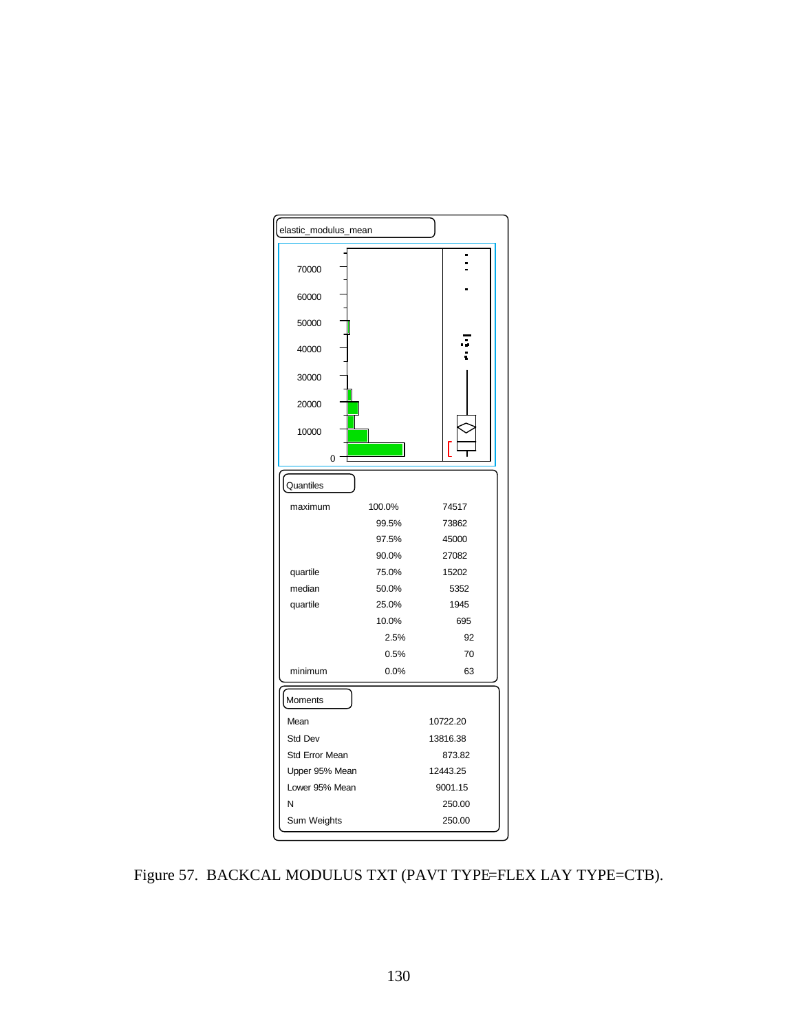elastic_modulus_mean

Quantiles

| | | |
|---|---|---|
| maximum | 100.0% | 74517 |
| | 99.5% | 73862 |
| | 97.5% | 45000 |
| | 90.0% | 27082 |
| quartile | 75.0% | 15202 |
| median | 50.0% | 5352 |
| quartile | 25.0% | 1945 |
| | 10.0% | 695 |
| | 2.5% | 92 |
| | 0.5% | 70 |
| minimum | 0.0% | 63 |

Moments

| | |
|---|---|
| Mean | 10722.20 |
| Std Dev | 13816.38 |
| Std Error Mean | 873.82 |
| Upper 95% Mean | 12443.25 |
| Lower 95% Mean | 9001.15 |
| N | 250.00 |
| Sum Weights | 250.00 |

Figure 57. BACKCAL MODULUS TXT (PAVT TYPE=FLEX LAY TYPE=CTB).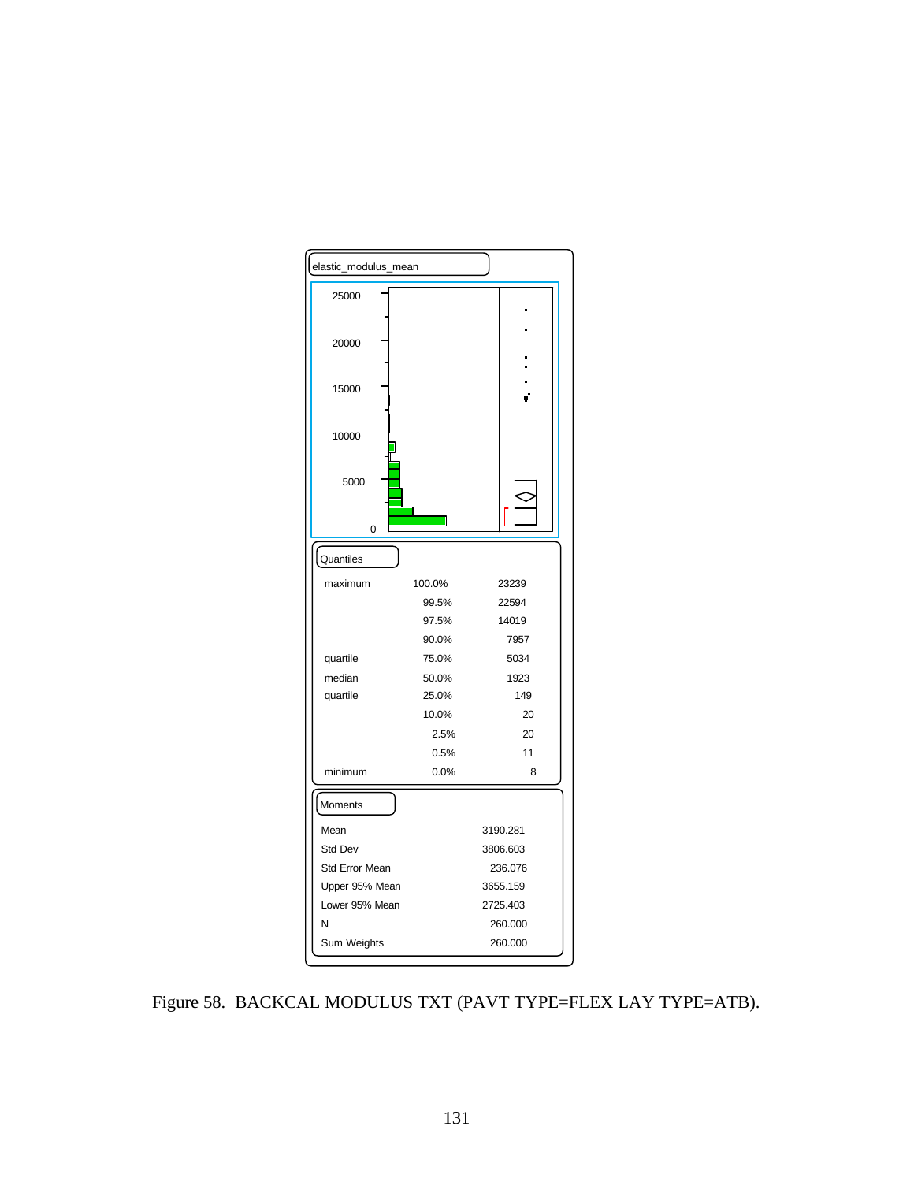elastic_modulus_mean

### Quantiles

| | | |
|---|---|---|
| maximum | 100.0% | 23239 |
| | 99.5% | 22594 |
| | 97.5% | 14019 |
| | 90.0% | 7957 |
| quartile | 75.0% | 5034 |
| median | 50.0% | 1923 |
| quartile | 25.0% | 149 |
| | 10.0% | 20 |
| | 2.5% | 20 |
| | 0.5% | 11 |
| minimum | 0.0% | 8 |

### Moments

| | |
|---|---|
| Mean | 3190.281 |
| Std Dev | 3806.603 |
| Std Error Mean | 236.076 |
| Upper 95% Mean | 3655.159 |
| Lower 95% Mean | 2725.403 |
| N | 260.000 |
| Sum Weights | 260.000 |

Figure 58. BACKCAL MODULUS TXT (PAVT TYPE=FLEX LAY TYPE=ATB).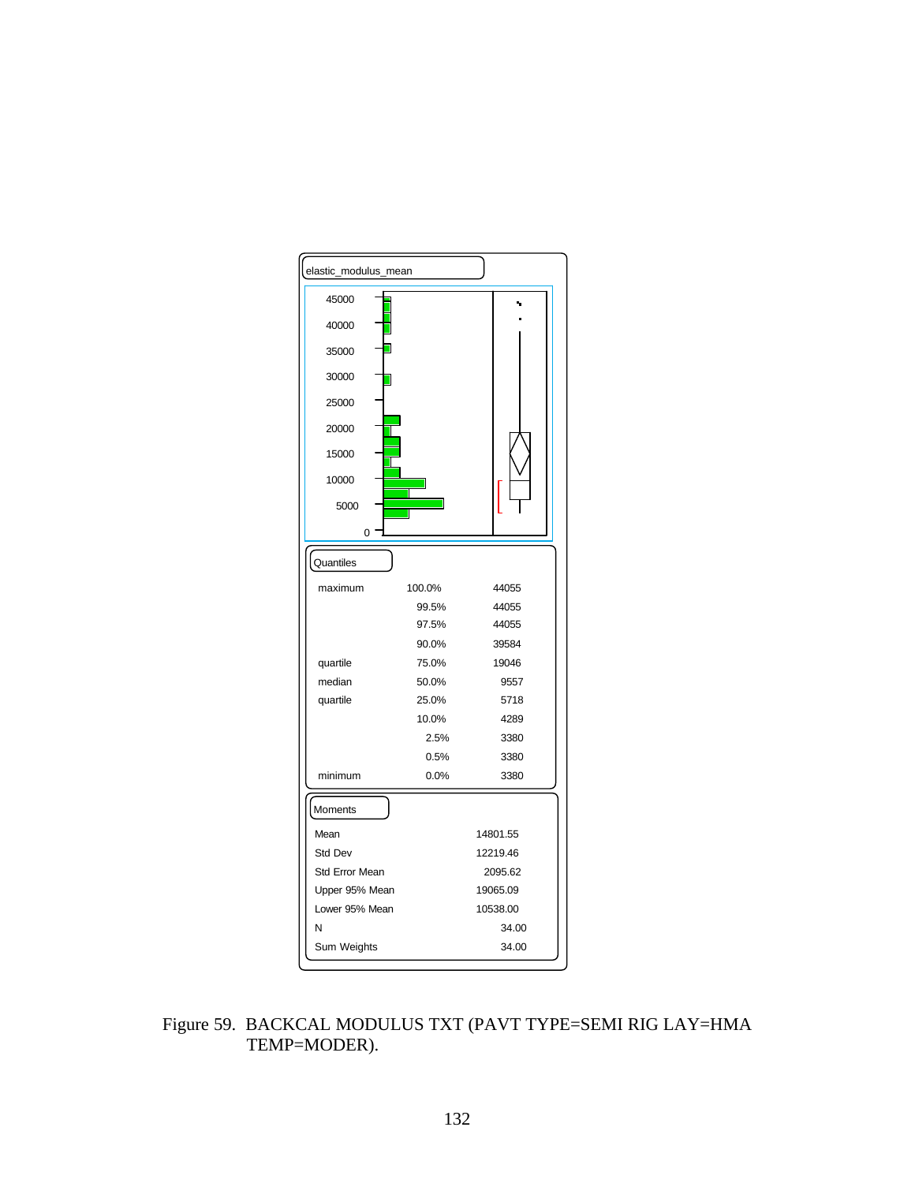elastic_modulus_mean

Quantiles

| | | |
|---|---|---|
| maximum | 100.0% | 44055 |
| | 99.5% | 44055 |
| | 97.5% | 44055 |
| | 90.0% | 39584 |
| quartile | 75.0% | 19046 |
| median | 50.0% | 9557 |
| quartile | 25.0% | 5718 |
| | 10.0% | 4289 |
| | 2.5% | 3380 |
| | 0.5% | 3380 |
| minimum | 0.0% | 3380 |

Moments

| | |
|---|---|
| Mean | 14801.55 |
| Std Dev | 12219.46 |
| Std Error Mean | 2095.62 |
| Upper 95% Mean | 19065.09 |
| Lower 95% Mean | 10538.00 |
| N | 34.00 |
| Sum Weights | 34.00 |

Figure 59. BACKCAL MODULUS TXT (PAVT TYPE=SEMI RIG LAY=HMA TEMP=MODER).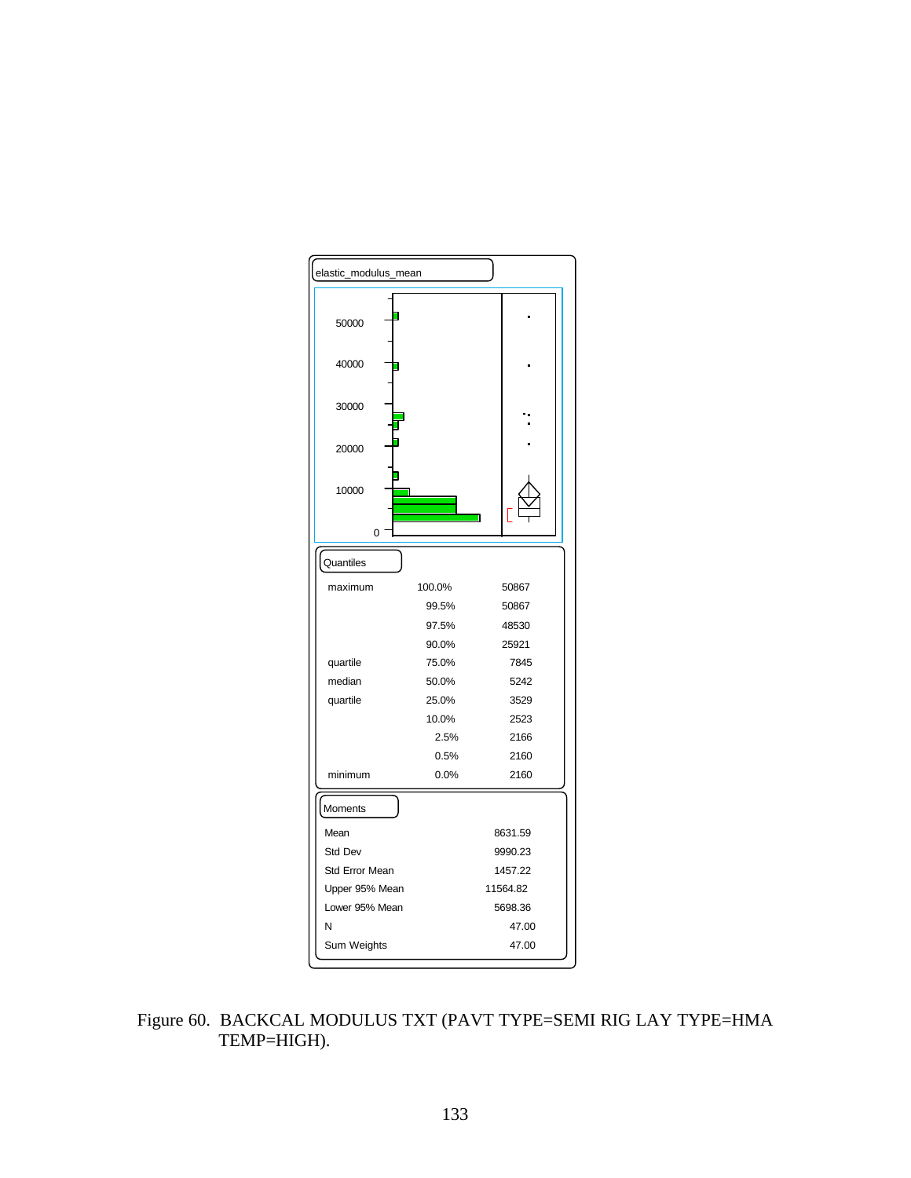elastic_modulus_mean

Quantiles

| | | |
|---|---|---|
| maximum | 100.0% | 50867 |
| | 99.5% | 50867 |
| | 97.5% | 48530 |
| | 90.0% | 25921 |
| quartile | 75.0% | 7845 |
| median | 50.0% | 5242 |
| quartile | 25.0% | 3529 |
| | 10.0% | 2523 |
| | 2.5% | 2166 |
| | 0.5% | 2160 |
| minimum | 0.0% | 2160 |

Moments

| | |
|---|---|
| Mean | 8631.59 |
| Std Dev | 9990.23 |
| Std Error Mean | 1457.22 |
| Upper 95% Mean | 11564.82 |
| Lower 95% Mean | 5698.36 |
| N | 47.00 |
| Sum Weights | 47.00 |

Figure 60. BACKCAL MODULUS TXT (PAVT TYPE=SEMI RIG LAY TYPE=HMA TEMP=HIGH).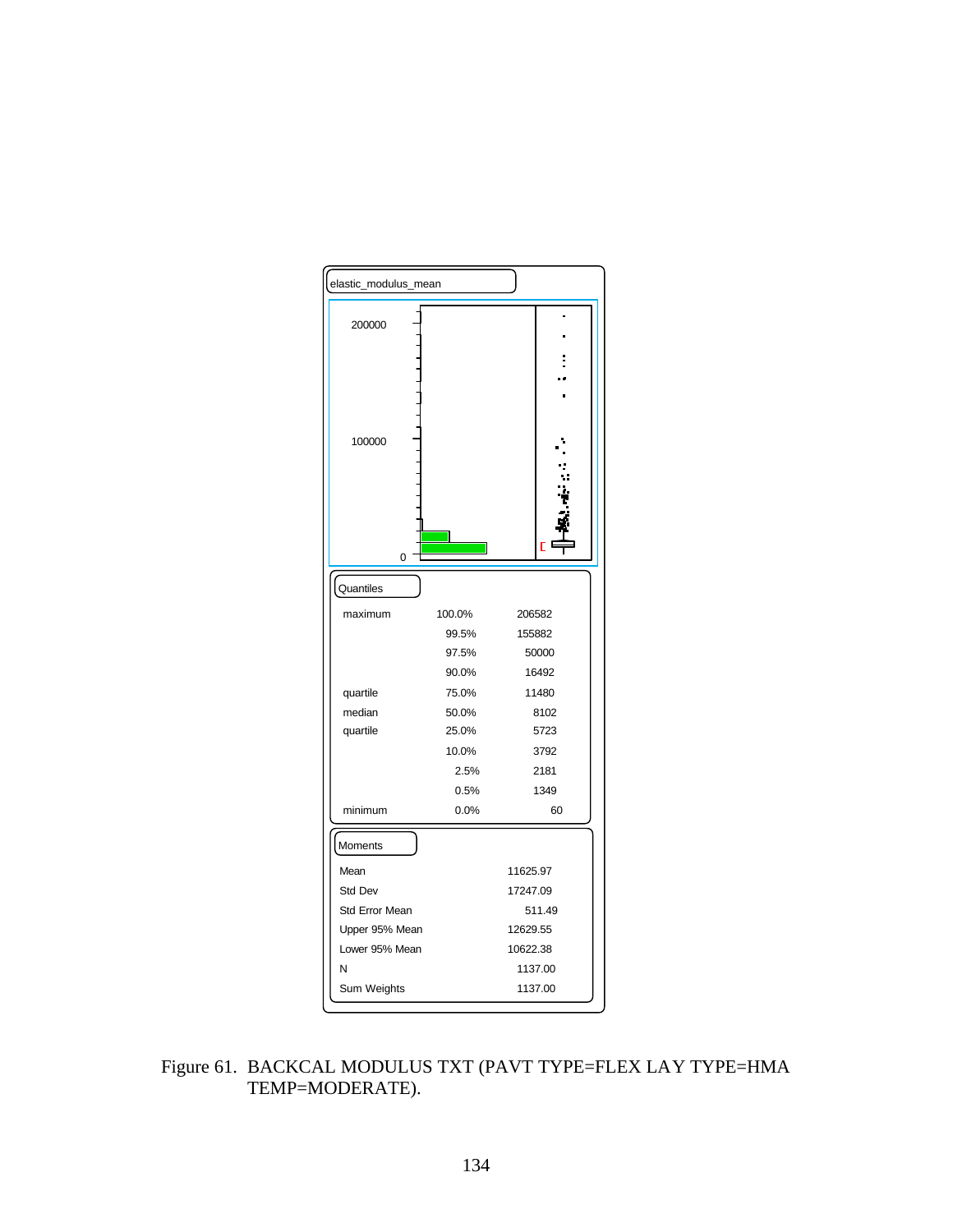elastic_modulus_mean

### Quantiles

| | | |
|---|---|---|
| maximum | 100.0% | 206582 |
| | 99.5% | 155882 |
| | 97.5% | 50000 |
| | 90.0% | 16492 |
| quartile | 75.0% | 11480 |
| median | 50.0% | 8102 |
| quartile | 25.0% | 5723 |
| | 10.0% | 3792 |
| | 2.5% | 2181 |
| | 0.5% | 1349 |
| minimum | 0.0% | 60 |

### Moments

| | |
|---|---|
| Mean | 11625.97 |
| Std Dev | 17247.09 |
| Std Error Mean | 511.49 |
| Upper 95% Mean | 12629.55 |
| Lower 95% Mean | 10622.38 |
| N | 1137.00 |
| Sum Weights | 1137.00 |

Figure 61. BACKCAL MODULUS TXT (PAVT TYPE=FLEX LAY TYPE=HMA TEMP=MODERATE).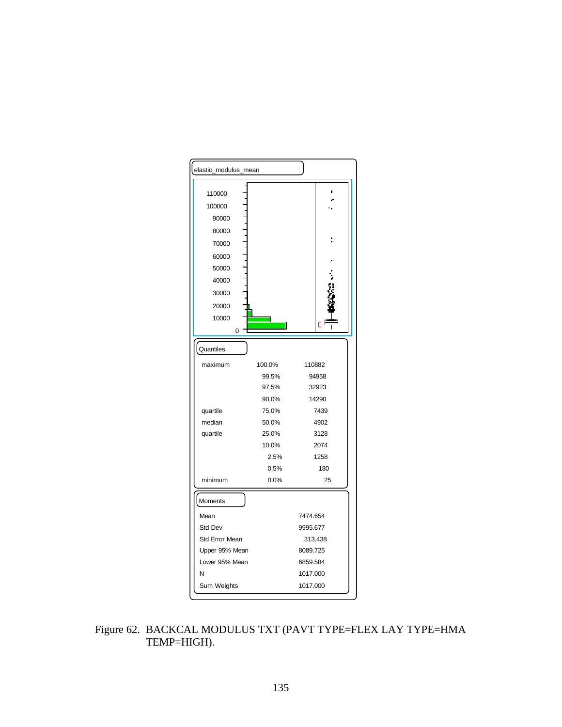elastic_modulus_mean

Quantiles

| | | |
|---|---|---|
| maximum | 100.0% | 110882 |
| | 99.5% | 94958 |
| | 97.5% | 32923 |
| | 90.0% | 14290 |
| quartile | 75.0% | 7439 |
| median | 50.0% | 4902 |
| quartile | 25.0% | 3128 |
| | 10.0% | 2074 |
| | 2.5% | 1258 |
| | 0.5% | 180 |
| minimum | 0.0% | 25 |

Moments

| | |
|---|---|
| Mean | 7474.654 |
| Std Dev | 9995.677 |
| Std Error Mean | 313.438 |
| Upper 95% Mean | 8089.725 |
| Lower 95% Mean | 6859.584 |
| N | 1017.000 |
| Sum Weights | 1017.000 |

Figure 62. BACKCAL MODULUS TXT (PAVT TYPE=FLEX LAY TYPE=HMA TEMP=HIGH).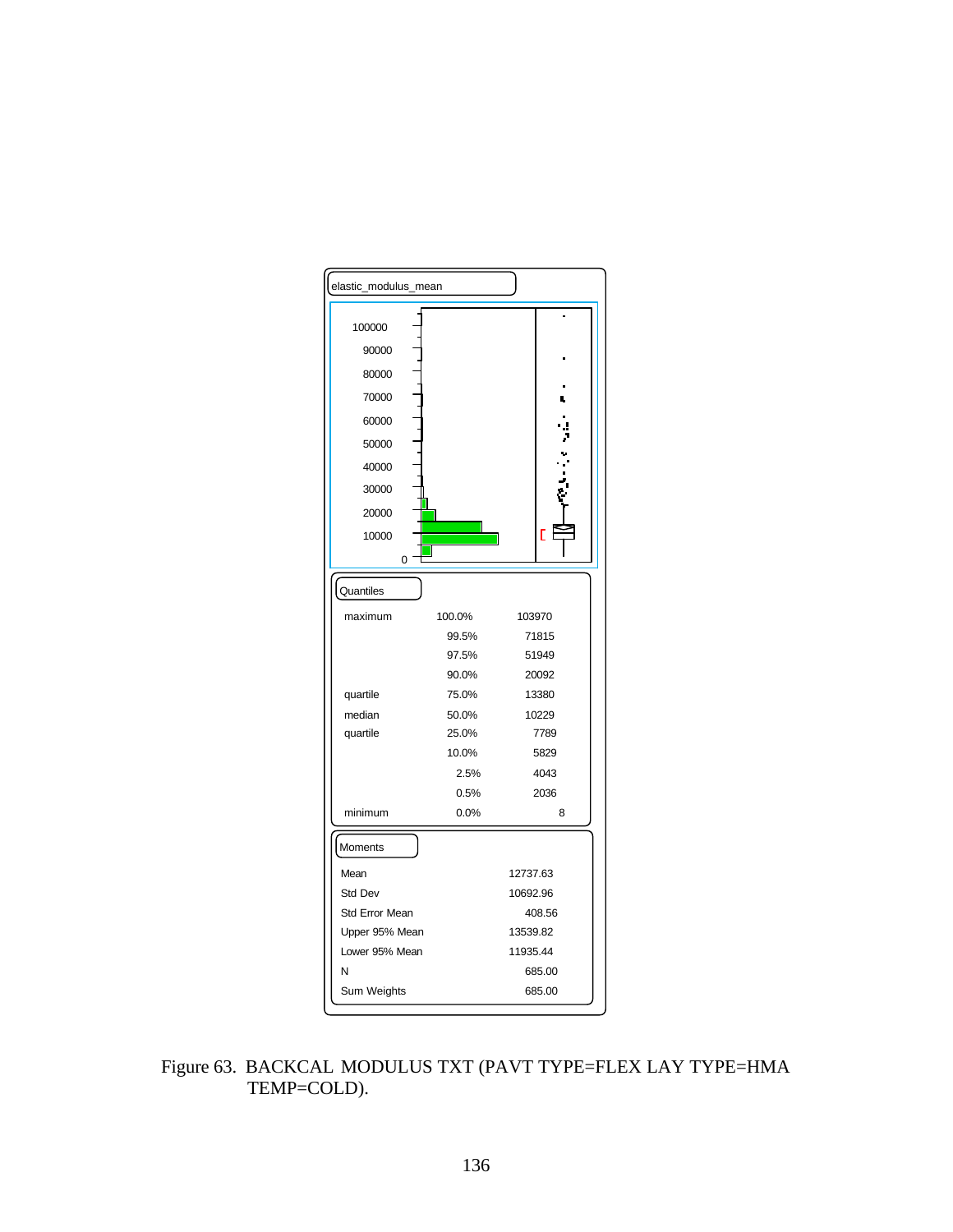elastic_modulus_mean

100000
90000
80000
70000
60000
50000
40000
30000
20000
10000
0

Quantiles

| | | |
|---|---|---|
| maximum | 100.0% | 103970 |
| | 99.5% | 71815 |
| | 97.5% | 51949 |
| | 90.0% | 20092 |
| quartile | 75.0% | 13380 |
| median | 50.0% | 10229 |
| quartile | 25.0% | 7789 |
| | 10.0% | 5829 |
| | 2.5% | 4043 |
| | 0.5% | 2036 |
| minimum | 0.0% | 8 |

Moments

| | |
|---|---|
| Mean | 12737.63 |
| Std Dev | 10692.96 |
| Std Error Mean | 408.56 |
| Upper 95% Mean | 13539.82 |
| Lower 95% Mean | 11935.44 |
| N | 685.00 |
| Sum Weights | 685.00 |

Figure 63. BACKCAL MODULUS TXT (PAVT TYPE=FLEX LAY TYPE=HMA TEMP=COLD).